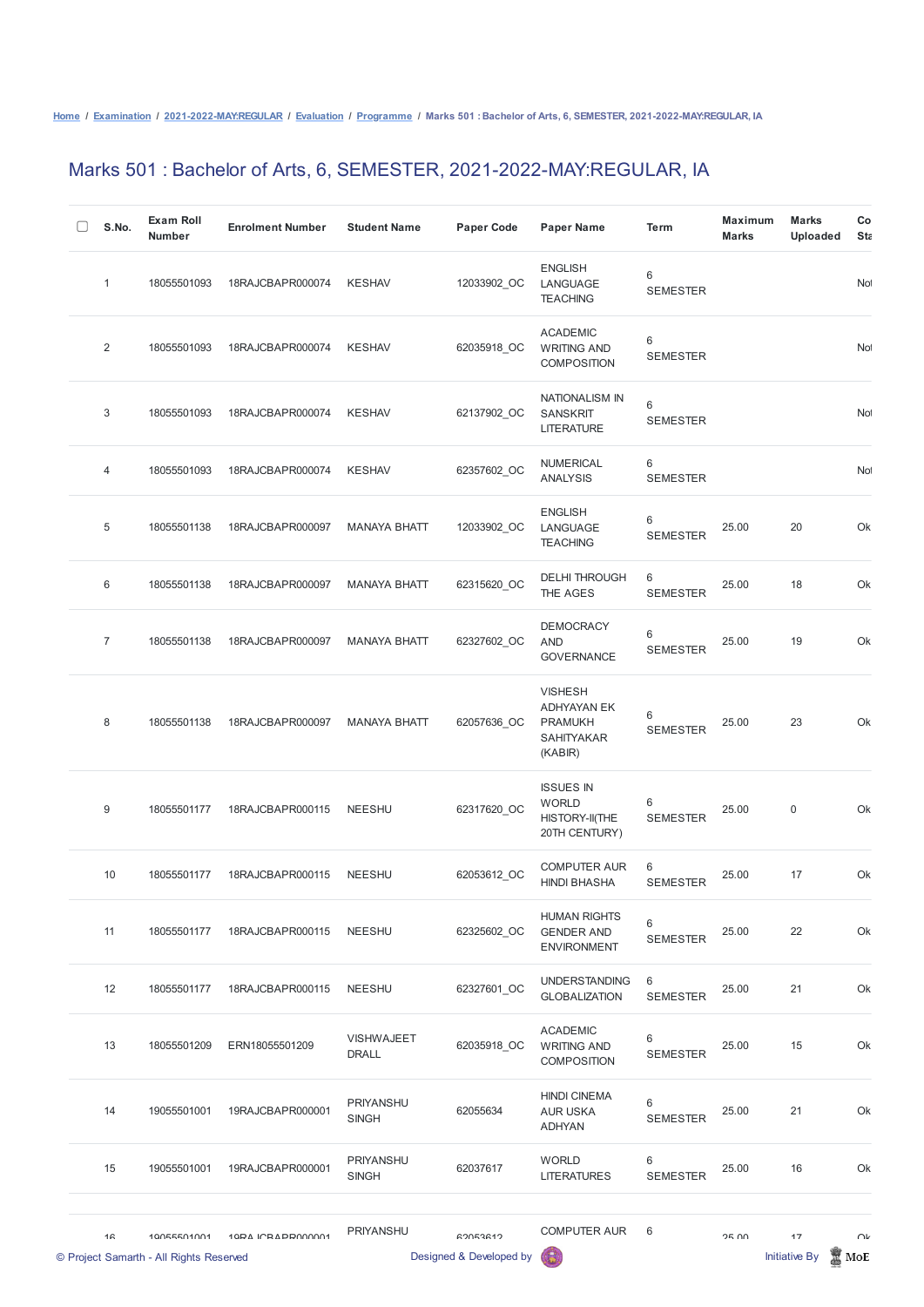Home / Examination / 2021-2022-MAY:REGULAR / Evaluation / Programme / Marks 501 : Bachelor of Arts, 6, SEMESTER, 2021-2022-MAY:REGULAR, IA

# Marks 501 : Bachelor of Arts, 6, SEMESTER, 2021-2022-MAY:REGULAR, IA

| S.No. | Exam Roll Number | Enrolment Number | Student Name | Paper Code | Paper Name | Term | Maximum Marks | Marks Uploaded | Co Sta |
|---|---|---|---|---|---|---|---|---|---|
| 1 | 18055501093 | 18RAJCBAPR000074 | KESHAV | 12033902_OC | ENGLISH LANGUAGE TEACHING | 6 SEMESTER | | | Not |
| 2 | 18055501093 | 18RAJCBAPR000074 | KESHAV | 62035918_OC | ACADEMIC WRITING AND COMPOSITION | 6 SEMESTER | | | Not |
| 3 | 18055501093 | 18RAJCBAPR000074 | KESHAV | 62137902_OC | NATIONALISM IN SANSKRIT LITERATURE | 6 SEMESTER | | | Not |
| 4 | 18055501093 | 18RAJCBAPR000074 | KESHAV | 62357602_OC | NUMERICAL ANALYSIS | 6 SEMESTER | | | Not |
| 5 | 18055501138 | 18RAJCBAPR000097 | MANAYA BHATT | 12033902_OC | ENGLISH LANGUAGE TEACHING | 6 SEMESTER | 25.00 | 20 | Ok |
| 6 | 18055501138 | 18RAJCBAPR000097 | MANAYA BHATT | 62315620_OC | DELHI THROUGH THE AGES | 6 SEMESTER | 25.00 | 18 | Ok |
| 7 | 18055501138 | 18RAJCBAPR000097 | MANAYA BHATT | 62327602_OC | DEMOCRACY AND GOVERNANCE | 6 SEMESTER | 25.00 | 19 | Ok |
| 8 | 18055501138 | 18RAJCBAPR000097 | MANAYA BHATT | 62057636_OC | VISHESH ADHYAYAN EK PRAMUKH SAHITYAKAR (KABIR) | 6 SEMESTER | 25.00 | 23 | Ok |
| 9 | 18055501177 | 18RAJCBAPR000115 | NEESHU | 62317620_OC | ISSUES IN WORLD HISTORY-II(THE 20TH CENTURY) | 6 SEMESTER | 25.00 | 0 | Ok |
| 10 | 18055501177 | 18RAJCBAPR000115 | NEESHU | 62053612_OC | COMPUTER AUR HINDI BHASHA | 6 SEMESTER | 25.00 | 17 | Ok |
| 11 | 18055501177 | 18RAJCBAPR000115 | NEESHU | 62325602_OC | HUMAN RIGHTS GENDER AND ENVIRONMENT | 6 SEMESTER | 25.00 | 22 | Ok |
| 12 | 18055501177 | 18RAJCBAPR000115 | NEESHU | 62327601_OC | UNDERSTANDING GLOBALIZATION | 6 SEMESTER | 25.00 | 21 | Ok |
| 13 | 18055501209 | ERN18055501209 | VISHWAJEET DRALL | 62035918_OC | ACADEMIC WRITING AND COMPOSITION | 6 SEMESTER | 25.00 | 15 | Ok |
| 14 | 19055501001 | 19RAJCBAPR000001 | PRIYANSHU SINGH | 62055634 | HINDI CINEMA AUR USKA ADHYAN | 6 SEMESTER | 25.00 | 21 | Ok |
| 15 | 19055501001 | 19RAJCBAPR000001 | PRIYANSHU SINGH | 62037617 | WORLD LITERATURES | 6 SEMESTER | 25.00 | 16 | Ok |
| 16 | 19055501001 | 19RAJCBAPR000001 | PRIYANSHU | 62053612 | COMPUTER AUR | 6 | 25.00 | 17 | Ok |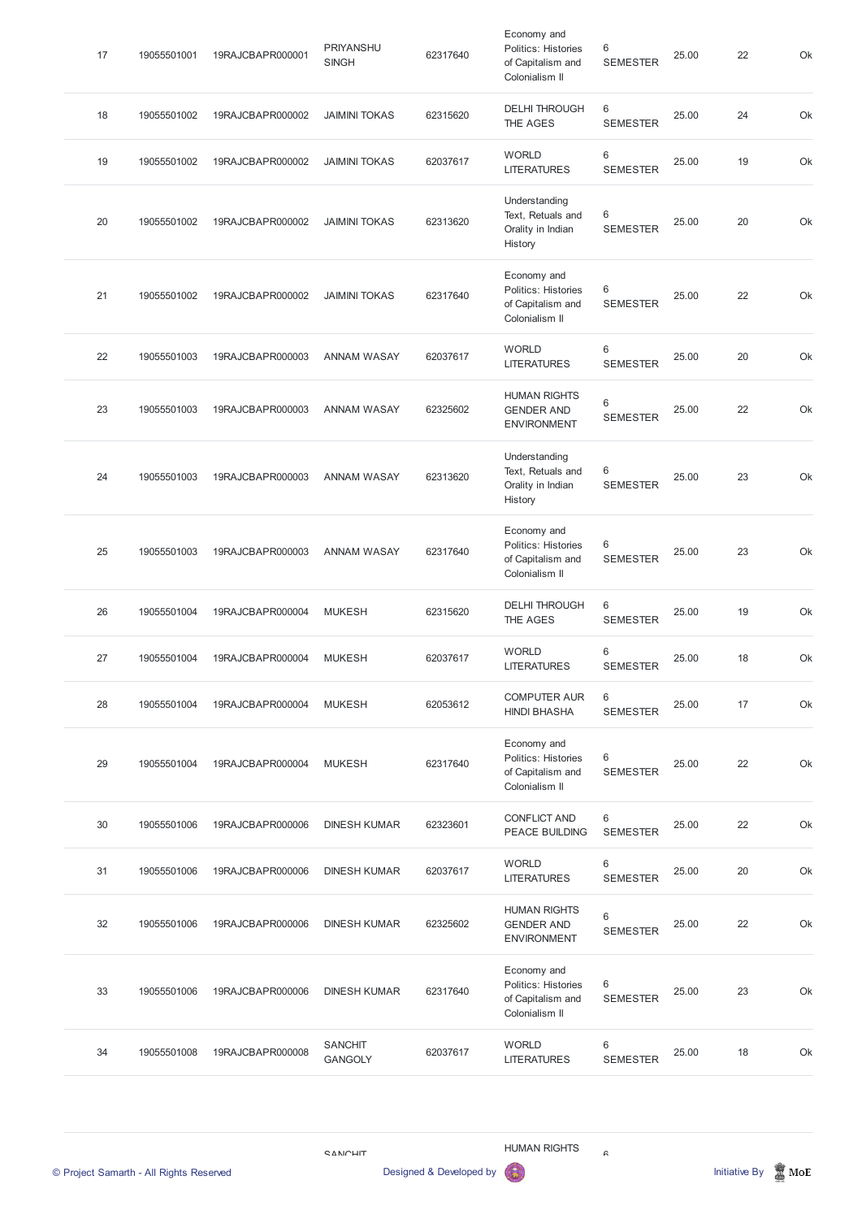| 17 | 19055501001 | 19RAJCBAPR000001 | PRIYANSHU SINGH | 62317640 | Economy and Politics: Histories of Capitalism and Colonialism II | 6 SEMESTER | 25.00 | 22 | Ok |
|---|---|---|---|---|---|---|---|---|---|
| 18 | 19055501002 | 19RAJCBAPR000002 | JAIMINI TOKAS | 62315620 | DELHI THROUGH THE AGES | 6 SEMESTER | 25.00 | 24 | Ok |
| 19 | 19055501002 | 19RAJCBAPR000002 | JAIMINI TOKAS | 62037617 | WORLD LITERATURES | 6 SEMESTER | 25.00 | 19 | Ok |
| 20 | 19055501002 | 19RAJCBAPR000002 | JAIMINI TOKAS | 62313620 | Understanding Text, Retuals and Orality in Indian History | 6 SEMESTER | 25.00 | 20 | Ok |
| 21 | 19055501002 | 19RAJCBAPR000002 | JAIMINI TOKAS | 62317640 | Economy and Politics: Histories of Capitalism and Colonialism II | 6 SEMESTER | 25.00 | 22 | Ok |
| 22 | 19055501003 | 19RAJCBAPR000003 | ANNAM WASAY | 62037617 | WORLD LITERATURES | 6 SEMESTER | 25.00 | 20 | Ok |
| 23 | 19055501003 | 19RAJCBAPR000003 | ANNAM WASAY | 62325602 | HUMAN RIGHTS GENDER AND ENVIRONMENT | 6 SEMESTER | 25.00 | 22 | Ok |
| 24 | 19055501003 | 19RAJCBAPR000003 | ANNAM WASAY | 62313620 | Understanding Text, Retuals and Orality in Indian History | 6 SEMESTER | 25.00 | 23 | Ok |
| 25 | 19055501003 | 19RAJCBAPR000003 | ANNAM WASAY | 62317640 | Economy and Politics: Histories of Capitalism and Colonialism II | 6 SEMESTER | 25.00 | 23 | Ok |
| 26 | 19055501004 | 19RAJCBAPR000004 | MUKESH | 62315620 | DELHI THROUGH THE AGES | 6 SEMESTER | 25.00 | 19 | Ok |
| 27 | 19055501004 | 19RAJCBAPR000004 | MUKESH | 62037617 | WORLD LITERATURES | 6 SEMESTER | 25.00 | 18 | Ok |
| 28 | 19055501004 | 19RAJCBAPR000004 | MUKESH | 62053612 | COMPUTER AUR HINDI BHASHA | 6 SEMESTER | 25.00 | 17 | Ok |
| 29 | 19055501004 | 19RAJCBAPR000004 | MUKESH | 62317640 | Economy and Politics: Histories of Capitalism and Colonialism II | 6 SEMESTER | 25.00 | 22 | Ok |
| 30 | 19055501006 | 19RAJCBAPR000006 | DINESH KUMAR | 62323601 | CONFLICT AND PEACE BUILDING | 6 SEMESTER | 25.00 | 22 | Ok |
| 31 | 19055501006 | 19RAJCBAPR000006 | DINESH KUMAR | 62037617 | WORLD LITERATURES | 6 SEMESTER | 25.00 | 20 | Ok |
| 32 | 19055501006 | 19RAJCBAPR000006 | DINESH KUMAR | 62325602 | HUMAN RIGHTS GENDER AND ENVIRONMENT | 6 SEMESTER | 25.00 | 22 | Ok |
| 33 | 19055501006 | 19RAJCBAPR000006 | DINESH KUMAR | 62317640 | Economy and Politics: Histories of Capitalism and Colonialism II | 6 SEMESTER | 25.00 | 23 | Ok |
| 34 | 19055501008 | 19RAJCBAPR000008 | SANCHIT GANGOLY | 62037617 | WORLD LITERATURES | 6 SEMESTER | 25.00 | 18 | Ok |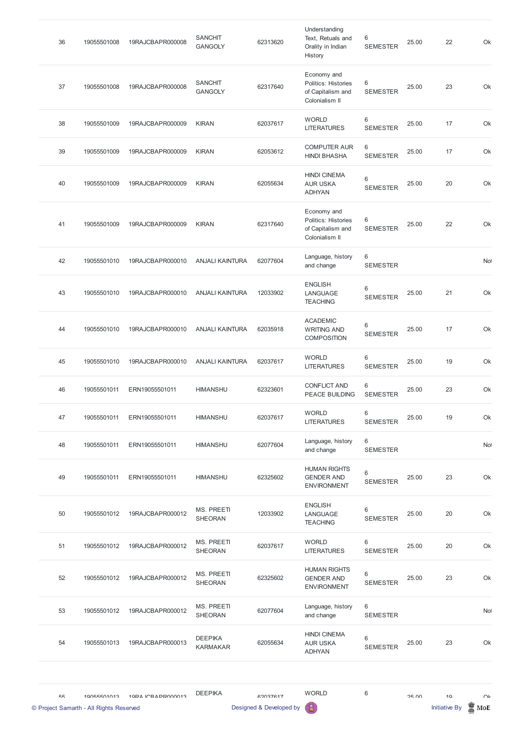| 36 | 19055501008 | 19RAJCBAPR000008 | SANCHIT GANGOLY | 62313620 | Understanding Text, Retuals and Orality in Indian History | 6 SEMESTER | 25.00 | 22 | Ok |
|---|---|---|---|---|---|---|---|---|---|
| 37 | 19055501008 | 19RAJCBAPR000008 | SANCHIT GANGOLY | 62317640 | Economy and Politics: Histories of Capitalism and Colonialism II | 6 SEMESTER | 25.00 | 23 | Ok |
| 38 | 19055501009 | 19RAJCBAPR000009 | KIRAN | 62037617 | WORLD LITERATURES | 6 SEMESTER | 25.00 | 17 | Ok |
| 39 | 19055501009 | 19RAJCBAPR000009 | KIRAN | 62053612 | COMPUTER AUR HINDI BHASHA | 6 SEMESTER | 25.00 | 17 | Ok |
| 40 | 19055501009 | 19RAJCBAPR000009 | KIRAN | 62055634 | HINDI CINEMA AUR USKA ADHYAN | 6 SEMESTER | 25.00 | 20 | Ok |
| 41 | 19055501009 | 19RAJCBAPR000009 | KIRAN | 62317640 | Economy and Politics: Histories of Capitalism and Colonialism II | 6 SEMESTER | 25.00 | 22 | Ok |
| 42 | 19055501010 | 19RAJCBAPR000010 | ANJALI KAINTURA | 62077604 | Language, history and change | 6 SEMESTER | | | Not |
| 43 | 19055501010 | 19RAJCBAPR000010 | ANJALI KAINTURA | 12033902 | ENGLISH LANGUAGE TEACHING | 6 SEMESTER | 25.00 | 21 | Ok |
| 44 | 19055501010 | 19RAJCBAPR000010 | ANJALI KAINTURA | 62035918 | ACADEMIC WRITING AND COMPOSITION | 6 SEMESTER | 25.00 | 17 | Ok |
| 45 | 19055501010 | 19RAJCBAPR000010 | ANJALI KAINTURA | 62037617 | WORLD LITERATURES | 6 SEMESTER | 25.00 | 19 | Ok |
| 46 | 19055501011 | ERN19055501011 | HIMANSHU | 62323601 | CONFLICT AND PEACE BUILDING | 6 SEMESTER | 25.00 | 23 | Ok |
| 47 | 19055501011 | ERN19055501011 | HIMANSHU | 62037617 | WORLD LITERATURES | 6 SEMESTER | 25.00 | 19 | Ok |
| 48 | 19055501011 | ERN19055501011 | HIMANSHU | 62077604 | Language, history and change | 6 SEMESTER | | | Not |
| 49 | 19055501011 | ERN19055501011 | HIMANSHU | 62325602 | HUMAN RIGHTS GENDER AND ENVIRONMENT | 6 SEMESTER | 25.00 | 23 | Ok |
| 50 | 19055501012 | 19RAJCBAPR000012 | MS. PREETI SHEORAN | 12033902 | ENGLISH LANGUAGE TEACHING | 6 SEMESTER | 25.00 | 20 | Ok |
| 51 | 19055501012 | 19RAJCBAPR000012 | MS. PREETI SHEORAN | 62037617 | WORLD LITERATURES | 6 SEMESTER | 25.00 | 20 | Ok |
| 52 | 19055501012 | 19RAJCBAPR000012 | MS. PREETI SHEORAN | 62325602 | HUMAN RIGHTS GENDER AND ENVIRONMENT | 6 SEMESTER | 25.00 | 23 | Ok |
| 53 | 19055501012 | 19RAJCBAPR000012 | MS. PREETI SHEORAN | 62077604 | Language, history and change | 6 SEMESTER | | | Not |
| 54 | 19055501013 | 19RAJCBAPR000013 | DEEPIKA KARMAKAR | 62055634 | HINDI CINEMA AUR USKA ADHYAN | 6 SEMESTER | 25.00 | 23 | Ok |
| 55 | 19055501013 | 19RAJCBAPR000013 | DEEPIKA | 62037617 | WORLD | 6 | 25.00 | 19 | Ok |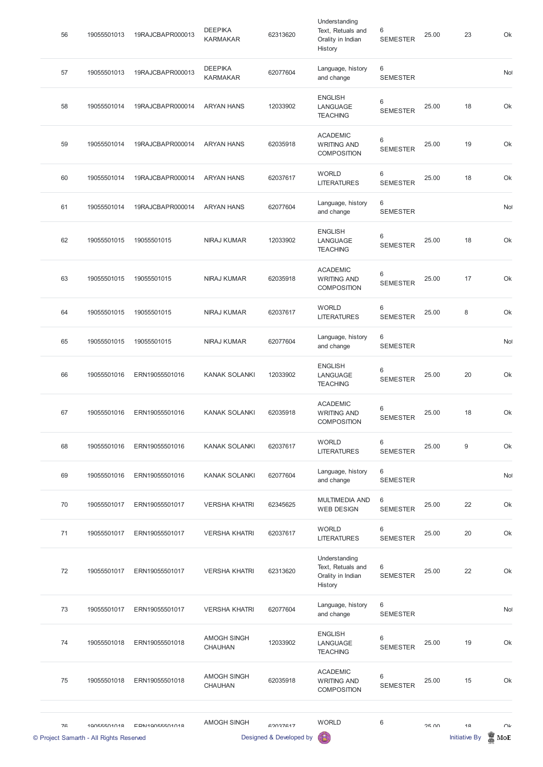| 56 | 19055501013 | 19RAJCBAPR000013 | DEEPIKA KARMAKAR | 62313620 | Understanding Text, Retuals and Orality in Indian History | 6 SEMESTER | 25.00 | 23 | Ok |
|---|---|---|---|---|---|---|---|---|---|
| 57 | 19055501013 | 19RAJCBAPR000013 | DEEPIKA KARMAKAR | 62077604 | Language, history and change | 6 SEMESTER | | | Not |
| 58 | 19055501014 | 19RAJCBAPR000014 | ARYAN HANS | 12033902 | ENGLISH LANGUAGE TEACHING | 6 SEMESTER | 25.00 | 18 | Ok |
| 59 | 19055501014 | 19RAJCBAPR000014 | ARYAN HANS | 62035918 | ACADEMIC WRITING AND COMPOSITION | 6 SEMESTER | 25.00 | 19 | Ok |
| 60 | 19055501014 | 19RAJCBAPR000014 | ARYAN HANS | 62037617 | WORLD LITERATURES | 6 SEMESTER | 25.00 | 18 | Ok |
| 61 | 19055501014 | 19RAJCBAPR000014 | ARYAN HANS | 62077604 | Language, history and change | 6 SEMESTER | | | Not |
| 62 | 19055501015 | 19055501015 | NIRAJ KUMAR | 12033902 | ENGLISH LANGUAGE TEACHING | 6 SEMESTER | 25.00 | 18 | Ok |
| 63 | 19055501015 | 19055501015 | NIRAJ KUMAR | 62035918 | ACADEMIC WRITING AND COMPOSITION | 6 SEMESTER | 25.00 | 17 | Ok |
| 64 | 19055501015 | 19055501015 | NIRAJ KUMAR | 62037617 | WORLD LITERATURES | 6 SEMESTER | 25.00 | 8 | Ok |
| 65 | 19055501015 | 19055501015 | NIRAJ KUMAR | 62077604 | Language, history and change | 6 SEMESTER | | | Not |
| 66 | 19055501016 | ERN19055501016 | KANAK SOLANKI | 12033902 | ENGLISH LANGUAGE TEACHING | 6 SEMESTER | 25.00 | 20 | Ok |
| 67 | 19055501016 | ERN19055501016 | KANAK SOLANKI | 62035918 | ACADEMIC WRITING AND COMPOSITION | 6 SEMESTER | 25.00 | 18 | Ok |
| 68 | 19055501016 | ERN19055501016 | KANAK SOLANKI | 62037617 | WORLD LITERATURES | 6 SEMESTER | 25.00 | 9 | Ok |
| 69 | 19055501016 | ERN19055501016 | KANAK SOLANKI | 62077604 | Language, history and change | 6 SEMESTER | | | Not |
| 70 | 19055501017 | ERN19055501017 | VERSHA KHATRI | 62345625 | MULTIMEDIA AND WEB DESIGN | 6 SEMESTER | 25.00 | 22 | Ok |
| 71 | 19055501017 | ERN19055501017 | VERSHA KHATRI | 62037617 | WORLD LITERATURES | 6 SEMESTER | 25.00 | 20 | Ok |
| 72 | 19055501017 | ERN19055501017 | VERSHA KHATRI | 62313620 | Understanding Text, Retuals and Orality in Indian History | 6 SEMESTER | 25.00 | 22 | Ok |
| 73 | 19055501017 | ERN19055501017 | VERSHA KHATRI | 62077604 | Language, history and change | 6 SEMESTER | | | Not |
| 74 | 19055501018 | ERN19055501018 | AMOGH SINGH CHAUHAN | 12033902 | ENGLISH LANGUAGE TEACHING | 6 SEMESTER | 25.00 | 19 | Ok |
| 75 | 19055501018 | ERN19055501018 | AMOGH SINGH CHAUHAN | 62035918 | ACADEMIC WRITING AND COMPOSITION | 6 SEMESTER | 25.00 | 15 | Ok |
| 76 | 19055501018 | ERN19055501018 | AMOGH SINGH | 62037617 | WORLD | 6 | 25.00 | 18 | Ok |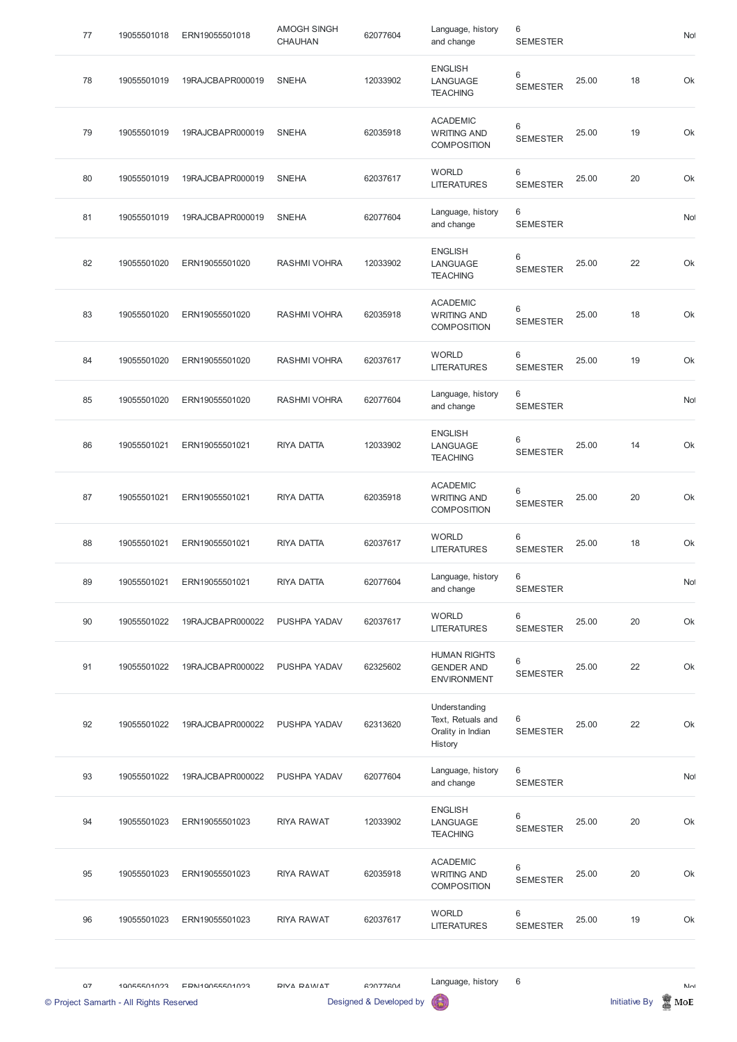| | | | | | | | | |
|---|---|---|---|---|---|---|---|---|
| 77 | 19055501018 | ERN19055501018 | AMOGH SINGH CHAUHAN | 62077604 | Language, history and change | 6 SEMESTER | | | Not |
| 78 | 19055501019 | 19RAJCBAPR000019 | SNEHA | 12033902 | ENGLISH LANGUAGE TEACHING | 6 SEMESTER | 25.00 | 18 | Ok |
| 79 | 19055501019 | 19RAJCBAPR000019 | SNEHA | 62035918 | ACADEMIC WRITING AND COMPOSITION | 6 SEMESTER | 25.00 | 19 | Ok |
| 80 | 19055501019 | 19RAJCBAPR000019 | SNEHA | 62037617 | WORLD LITERATURES | 6 SEMESTER | 25.00 | 20 | Ok |
| 81 | 19055501019 | 19RAJCBAPR000019 | SNEHA | 62077604 | Language, history and change | 6 SEMESTER | | | Not |
| 82 | 19055501020 | ERN19055501020 | RASHMI VOHRA | 12033902 | ENGLISH LANGUAGE TEACHING | 6 SEMESTER | 25.00 | 22 | Ok |
| 83 | 19055501020 | ERN19055501020 | RASHMI VOHRA | 62035918 | ACADEMIC WRITING AND COMPOSITION | 6 SEMESTER | 25.00 | 18 | Ok |
| 84 | 19055501020 | ERN19055501020 | RASHMI VOHRA | 62037617 | WORLD LITERATURES | 6 SEMESTER | 25.00 | 19 | Ok |
| 85 | 19055501020 | ERN19055501020 | RASHMI VOHRA | 62077604 | Language, history and change | 6 SEMESTER | | | Not |
| 86 | 19055501021 | ERN19055501021 | RIYA DATTA | 12033902 | ENGLISH LANGUAGE TEACHING | 6 SEMESTER | 25.00 | 14 | Ok |
| 87 | 19055501021 | ERN19055501021 | RIYA DATTA | 62035918 | ACADEMIC WRITING AND COMPOSITION | 6 SEMESTER | 25.00 | 20 | Ok |
| 88 | 19055501021 | ERN19055501021 | RIYA DATTA | 62037617 | WORLD LITERATURES | 6 SEMESTER | 25.00 | 18 | Ok |
| 89 | 19055501021 | ERN19055501021 | RIYA DATTA | 62077604 | Language, history and change | 6 SEMESTER | | | Not |
| 90 | 19055501022 | 19RAJCBAPR000022 | PUSHPA YADAV | 62037617 | WORLD LITERATURES | 6 SEMESTER | 25.00 | 20 | Ok |
| 91 | 19055501022 | 19RAJCBAPR000022 | PUSHPA YADAV | 62325602 | HUMAN RIGHTS GENDER AND ENVIRONMENT | 6 SEMESTER | 25.00 | 22 | Ok |
| 92 | 19055501022 | 19RAJCBAPR000022 | PUSHPA YADAV | 62313620 | Understanding Text, Retuals and Orality in Indian History | 6 SEMESTER | 25.00 | 22 | Ok |
| 93 | 19055501022 | 19RAJCBAPR000022 | PUSHPA YADAV | 62077604 | Language, history and change | 6 SEMESTER | | | Not |
| 94 | 19055501023 | ERN19055501023 | RIYA RAWAT | 12033902 | ENGLISH LANGUAGE TEACHING | 6 SEMESTER | 25.00 | 20 | Ok |
| 95 | 19055501023 | ERN19055501023 | RIYA RAWAT | 62035918 | ACADEMIC WRITING AND COMPOSITION | 6 SEMESTER | 25.00 | 20 | Ok |
| 96 | 19055501023 | ERN19055501023 | RIYA RAWAT | 62037617 | WORLD LITERATURES | 6 SEMESTER | 25.00 | 19 | Ok |
| 97 | 19055501023 | ERN19055501023 | RIYA RAWAT | 62077604 | Language, history | 6 | | | Not |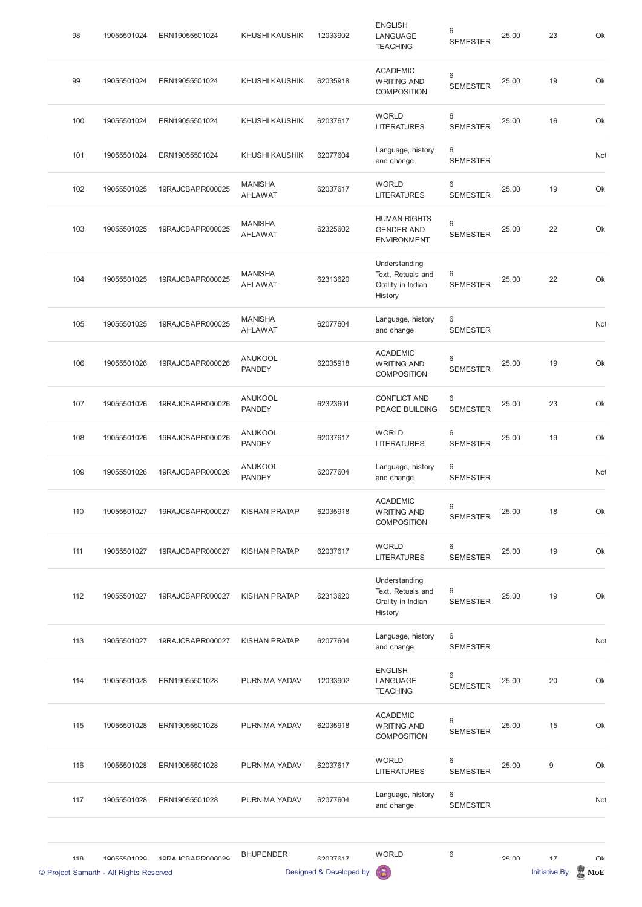| 98 | 19055501024 | ERN19055501024 | KHUSHI KAUSHIK | 12033902 | ENGLISH LANGUAGE TEACHING | 6 SEMESTER | 25.00 | 23 | Ok |
|---|---|---|---|---|---|---|---|---|---|
| 99 | 19055501024 | ERN19055501024 | KHUSHI KAUSHIK | 62035918 | ACADEMIC WRITING AND COMPOSITION | 6 SEMESTER | 25.00 | 19 | Ok |
| 100 | 19055501024 | ERN19055501024 | KHUSHI KAUSHIK | 62037617 | WORLD LITERATURES | 6 SEMESTER | 25.00 | 16 | Ok |
| 101 | 19055501024 | ERN19055501024 | KHUSHI KAUSHIK | 62077604 | Language, history and change | 6 SEMESTER | | | Not |
| 102 | 19055501025 | 19RAJCBAPR000025 | MANISHA AHLAWAT | 62037617 | WORLD LITERATURES | 6 SEMESTER | 25.00 | 19 | Ok |
| 103 | 19055501025 | 19RAJCBAPR000025 | MANISHA AHLAWAT | 62325602 | HUMAN RIGHTS GENDER AND ENVIRONMENT | 6 SEMESTER | 25.00 | 22 | Ok |
| 104 | 19055501025 | 19RAJCBAPR000025 | MANISHA AHLAWAT | 62313620 | Understanding Text, Retuals and Orality in Indian History | 6 SEMESTER | 25.00 | 22 | Ok |
| 105 | 19055501025 | 19RAJCBAPR000025 | MANISHA AHLAWAT | 62077604 | Language, history and change | 6 SEMESTER | | | Not |
| 106 | 19055501026 | 19RAJCBAPR000026 | ANUKOOL PANDEY | 62035918 | ACADEMIC WRITING AND COMPOSITION | 6 SEMESTER | 25.00 | 19 | Ok |
| 107 | 19055501026 | 19RAJCBAPR000026 | ANUKOOL PANDEY | 62323601 | CONFLICT AND PEACE BUILDING | 6 SEMESTER | 25.00 | 23 | Ok |
| 108 | 19055501026 | 19RAJCBAPR000026 | ANUKOOL PANDEY | 62037617 | WORLD LITERATURES | 6 SEMESTER | 25.00 | 19 | Ok |
| 109 | 19055501026 | 19RAJCBAPR000026 | ANUKOOL PANDEY | 62077604 | Language, history and change | 6 SEMESTER | | | Not |
| 110 | 19055501027 | 19RAJCBAPR000027 | KISHAN PRATAP | 62035918 | ACADEMIC WRITING AND COMPOSITION | 6 SEMESTER | 25.00 | 18 | Ok |
| 111 | 19055501027 | 19RAJCBAPR000027 | KISHAN PRATAP | 62037617 | WORLD LITERATURES | 6 SEMESTER | 25.00 | 19 | Ok |
| 112 | 19055501027 | 19RAJCBAPR000027 | KISHAN PRATAP | 62313620 | Understanding Text, Retuals and Orality in Indian History | 6 SEMESTER | 25.00 | 19 | Ok |
| 113 | 19055501027 | 19RAJCBAPR000027 | KISHAN PRATAP | 62077604 | Language, history and change | 6 SEMESTER | | | Not |
| 114 | 19055501028 | ERN19055501028 | PURNIMA YADAV | 12033902 | ENGLISH LANGUAGE TEACHING | 6 SEMESTER | 25.00 | 20 | Ok |
| 115 | 19055501028 | ERN19055501028 | PURNIMA YADAV | 62035918 | ACADEMIC WRITING AND COMPOSITION | 6 SEMESTER | 25.00 | 15 | Ok |
| 116 | 19055501028 | ERN19055501028 | PURNIMA YADAV | 62037617 | WORLD LITERATURES | 6 SEMESTER | 25.00 | 9 | Ok |
| 117 | 19055501028 | ERN19055501028 | PURNIMA YADAV | 62077604 | Language, history and change | 6 SEMESTER | | | Not |
| 118 | 19055501029 | 19RAJCBAPR000029 | BHUPENDER | 62037617 | WORLD | 6 | 25.00 | 17 | Ok |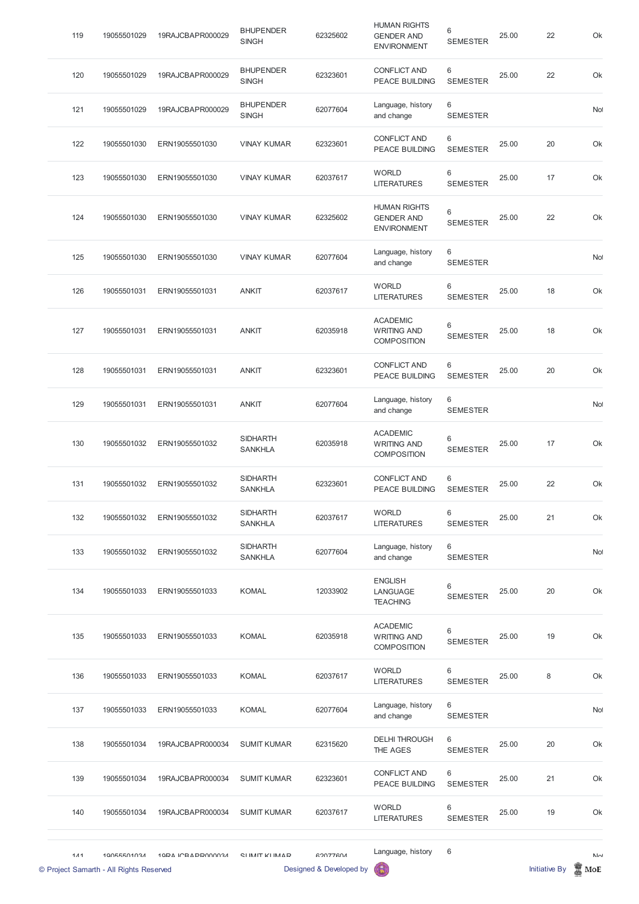| 119 | 19055501029 | 19RAJCBAPR000029 | BHUPENDER SINGH | 62325602 | HUMAN RIGHTS GENDER AND ENVIRONMENT | 6 SEMESTER | 25.00 | 22 | Ok |
|---|---|---|---|---|---|---|---|---|---|
| 120 | 19055501029 | 19RAJCBAPR000029 | BHUPENDER SINGH | 62323601 | CONFLICT AND PEACE BUILDING | 6 SEMESTER | 25.00 | 22 | Ok |
| 121 | 19055501029 | 19RAJCBAPR000029 | BHUPENDER SINGH | 62077604 | Language, history and change | 6 SEMESTER | | | Not |
| 122 | 19055501030 | ERN19055501030 | VINAY KUMAR | 62323601 | CONFLICT AND PEACE BUILDING | 6 SEMESTER | 25.00 | 20 | Ok |
| 123 | 19055501030 | ERN19055501030 | VINAY KUMAR | 62037617 | WORLD LITERATURES | 6 SEMESTER | 25.00 | 17 | Ok |
| 124 | 19055501030 | ERN19055501030 | VINAY KUMAR | 62325602 | HUMAN RIGHTS GENDER AND ENVIRONMENT | 6 SEMESTER | 25.00 | 22 | Ok |
| 125 | 19055501030 | ERN19055501030 | VINAY KUMAR | 62077604 | Language, history and change | 6 SEMESTER | | | Not |
| 126 | 19055501031 | ERN19055501031 | ANKIT | 62037617 | WORLD LITERATURES | 6 SEMESTER | 25.00 | 18 | Ok |
| 127 | 19055501031 | ERN19055501031 | ANKIT | 62035918 | ACADEMIC WRITING AND COMPOSITION | 6 SEMESTER | 25.00 | 18 | Ok |
| 128 | 19055501031 | ERN19055501031 | ANKIT | 62323601 | CONFLICT AND PEACE BUILDING | 6 SEMESTER | 25.00 | 20 | Ok |
| 129 | 19055501031 | ERN19055501031 | ANKIT | 62077604 | Language, history and change | 6 SEMESTER | | | Not |
| 130 | 19055501032 | ERN19055501032 | SIDHARTH SANKHLA | 62035918 | ACADEMIC WRITING AND COMPOSITION | 6 SEMESTER | 25.00 | 17 | Ok |
| 131 | 19055501032 | ERN19055501032 | SIDHARTH SANKHLA | 62323601 | CONFLICT AND PEACE BUILDING | 6 SEMESTER | 25.00 | 22 | Ok |
| 132 | 19055501032 | ERN19055501032 | SIDHARTH SANKHLA | 62037617 | WORLD LITERATURES | 6 SEMESTER | 25.00 | 21 | Ok |
| 133 | 19055501032 | ERN19055501032 | SIDHARTH SANKHLA | 62077604 | Language, history and change | 6 SEMESTER | | | Not |
| 134 | 19055501033 | ERN19055501033 | KOMAL | 12033902 | ENGLISH LANGUAGE TEACHING | 6 SEMESTER | 25.00 | 20 | Ok |
| 135 | 19055501033 | ERN19055501033 | KOMAL | 62035918 | ACADEMIC WRITING AND COMPOSITION | 6 SEMESTER | 25.00 | 19 | Ok |
| 136 | 19055501033 | ERN19055501033 | KOMAL | 62037617 | WORLD LITERATURES | 6 SEMESTER | 25.00 | 8 | Ok |
| 137 | 19055501033 | ERN19055501033 | KOMAL | 62077604 | Language, history and change | 6 SEMESTER | | | Not |
| 138 | 19055501034 | 19RAJCBAPR000034 | SUMIT KUMAR | 62315620 | DELHI THROUGH THE AGES | 6 SEMESTER | 25.00 | 20 | Ok |
| 139 | 19055501034 | 19RAJCBAPR000034 | SUMIT KUMAR | 62323601 | CONFLICT AND PEACE BUILDING | 6 SEMESTER | 25.00 | 21 | Ok |
| 140 | 19055501034 | 19RAJCBAPR000034 | SUMIT KUMAR | 62037617 | WORLD LITERATURES | 6 SEMESTER | 25.00 | 19 | Ok |
| 141 | 19055501034 | 19RAJCBAPR000034 | SUMIT KUMAR | 62077604 | Language, history | 6 | | | Not |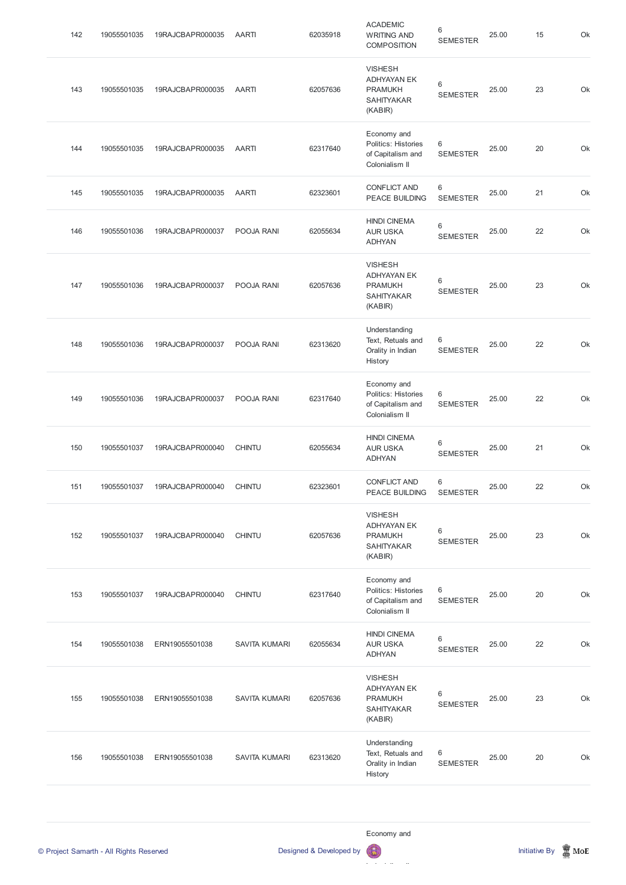| | | | | | | | | | |
|---|---|---|---|---|---|---|---|---|---|
| 142 | 19055501035 | 19RAJCBAPR000035 | AARTI | 62035918 | ACADEMIC WRITING AND COMPOSITION | 6 SEMESTER | 25.00 | 15 | Ok |
| 143 | 19055501035 | 19RAJCBAPR000035 | AARTI | 62057636 | VISHESH ADHYAYAN EK PRAMUKH SAHITYAKAR (KABIR) | 6 SEMESTER | 25.00 | 23 | Ok |
| 144 | 19055501035 | 19RAJCBAPR000035 | AARTI | 62317640 | Economy and Politics: Histories of Capitalism and Colonialism II | 6 SEMESTER | 25.00 | 20 | Ok |
| 145 | 19055501035 | 19RAJCBAPR000035 | AARTI | 62323601 | CONFLICT AND PEACE BUILDING | 6 SEMESTER | 25.00 | 21 | Ok |
| 146 | 19055501036 | 19RAJCBAPR000037 | POOJA RANI | 62055634 | HINDI CINEMA AUR USKA ADHYAN | 6 SEMESTER | 25.00 | 22 | Ok |
| 147 | 19055501036 | 19RAJCBAPR000037 | POOJA RANI | 62057636 | VISHESH ADHYAYAN EK PRAMUKH SAHITYAKAR (KABIR) | 6 SEMESTER | 25.00 | 23 | Ok |
| 148 | 19055501036 | 19RAJCBAPR000037 | POOJA RANI | 62313620 | Understanding Text, Retuals and Orality in Indian History | 6 SEMESTER | 25.00 | 22 | Ok |
| 149 | 19055501036 | 19RAJCBAPR000037 | POOJA RANI | 62317640 | Economy and Politics: Histories of Capitalism and Colonialism II | 6 SEMESTER | 25.00 | 22 | Ok |
| 150 | 19055501037 | 19RAJCBAPR000040 | CHINTU | 62055634 | HINDI CINEMA AUR USKA ADHYAN | 6 SEMESTER | 25.00 | 21 | Ok |
| 151 | 19055501037 | 19RAJCBAPR000040 | CHINTU | 62323601 | CONFLICT AND PEACE BUILDING | 6 SEMESTER | 25.00 | 22 | Ok |
| 152 | 19055501037 | 19RAJCBAPR000040 | CHINTU | 62057636 | VISHESH ADHYAYAN EK PRAMUKH SAHITYAKAR (KABIR) | 6 SEMESTER | 25.00 | 23 | Ok |
| 153 | 19055501037 | 19RAJCBAPR000040 | CHINTU | 62317640 | Economy and Politics: Histories of Capitalism and Colonialism II | 6 SEMESTER | 25.00 | 20 | Ok |
| 154 | 19055501038 | ERN19055501038 | SAVITA KUMARI | 62055634 | HINDI CINEMA AUR USKA ADHYAN | 6 SEMESTER | 25.00 | 22 | Ok |
| 155 | 19055501038 | ERN19055501038 | SAVITA KUMARI | 62057636 | VISHESH ADHYAYAN EK PRAMUKH SAHITYAKAR (KABIR) | 6 SEMESTER | 25.00 | 23 | Ok |
| 156 | 19055501038 | ERN19055501038 | SAVITA KUMARI | 62313620 | Understanding Text, Retuals and Orality in Indian History | 6 SEMESTER | 25.00 | 20 | Ok |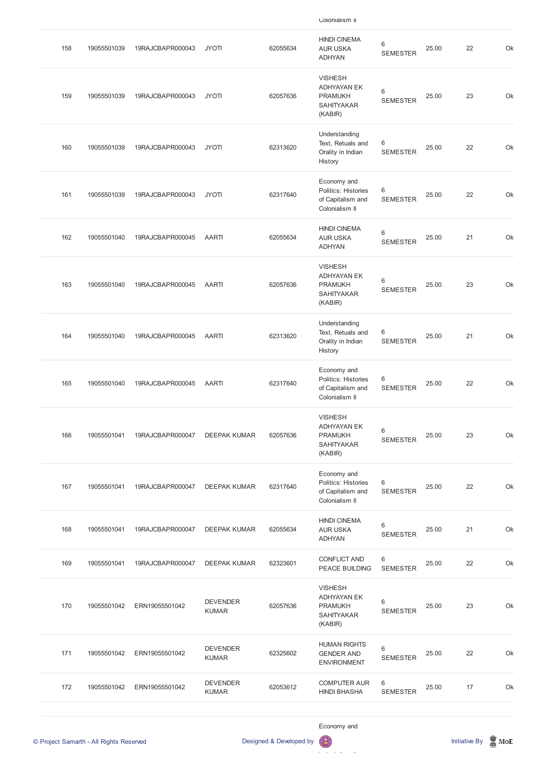| | | | | | Colonialism II | | | | |
|---|---|---|---|---|---|---|---|---|---|
| 158 | 19055501039 | 19RAJCBAPR000043 | JYOTI | 62055634 | HINDI CINEMA AUR USKA ADHYAN | 6 SEMESTER | 25.00 | 22 | Ok |
| 159 | 19055501039 | 19RAJCBAPR000043 | JYOTI | 62057636 | VISHESH ADHYAYAN EK PRAMUKH SAHITYAKAR (KABIR) | 6 SEMESTER | 25.00 | 23 | Ok |
| 160 | 19055501039 | 19RAJCBAPR000043 | JYOTI | 62313620 | Understanding Text, Retuals and Orality in Indian History | 6 SEMESTER | 25.00 | 22 | Ok |
| 161 | 19055501039 | 19RAJCBAPR000043 | JYOTI | 62317640 | Economy and Politics: Histories of Capitalism and Colonialism II | 6 SEMESTER | 25.00 | 22 | Ok |
| 162 | 19055501040 | 19RAJCBAPR000045 | AARTI | 62055634 | HINDI CINEMA AUR USKA ADHYAN | 6 SEMESTER | 25.00 | 21 | Ok |
| 163 | 19055501040 | 19RAJCBAPR000045 | AARTI | 62057636 | VISHESH ADHYAYAN EK PRAMUKH SAHITYAKAR (KABIR) | 6 SEMESTER | 25.00 | 23 | Ok |
| 164 | 19055501040 | 19RAJCBAPR000045 | AARTI | 62313620 | Understanding Text, Retuals and Orality in Indian History | 6 SEMESTER | 25.00 | 21 | Ok |
| 165 | 19055501040 | 19RAJCBAPR000045 | AARTI | 62317640 | Economy and Politics: Histories of Capitalism and Colonialism II | 6 SEMESTER | 25.00 | 22 | Ok |
| 166 | 19055501041 | 19RAJCBAPR000047 | DEEPAK KUMAR | 62057636 | VISHESH ADHYAYAN EK PRAMUKH SAHITYAKAR (KABIR) | 6 SEMESTER | 25.00 | 23 | Ok |
| 167 | 19055501041 | 19RAJCBAPR000047 | DEEPAK KUMAR | 62317640 | Economy and Politics: Histories of Capitalism and Colonialism II | 6 SEMESTER | 25.00 | 22 | Ok |
| 168 | 19055501041 | 19RAJCBAPR000047 | DEEPAK KUMAR | 62055634 | HINDI CINEMA AUR USKA ADHYAN | 6 SEMESTER | 25.00 | 21 | Ok |
| 169 | 19055501041 | 19RAJCBAPR000047 | DEEPAK KUMAR | 62323601 | CONFLICT AND PEACE BUILDING | 6 SEMESTER | 25.00 | 22 | Ok |
| 170 | 19055501042 | ERN19055501042 | DEVENDER KUMAR | 62057636 | VISHESH ADHYAYAN EK PRAMUKH SAHITYAKAR (KABIR) | 6 SEMESTER | 25.00 | 23 | Ok |
| 171 | 19055501042 | ERN19055501042 | DEVENDER KUMAR | 62325602 | HUMAN RIGHTS GENDER AND ENVIRONMENT | 6 SEMESTER | 25.00 | 22 | Ok |
| 172 | 19055501042 | ERN19055501042 | DEVENDER KUMAR | 62053612 | COMPUTER AUR HINDI BHASHA | 6 SEMESTER | 25.00 | 17 | Ok |
| | | | | | Economy and | | | | |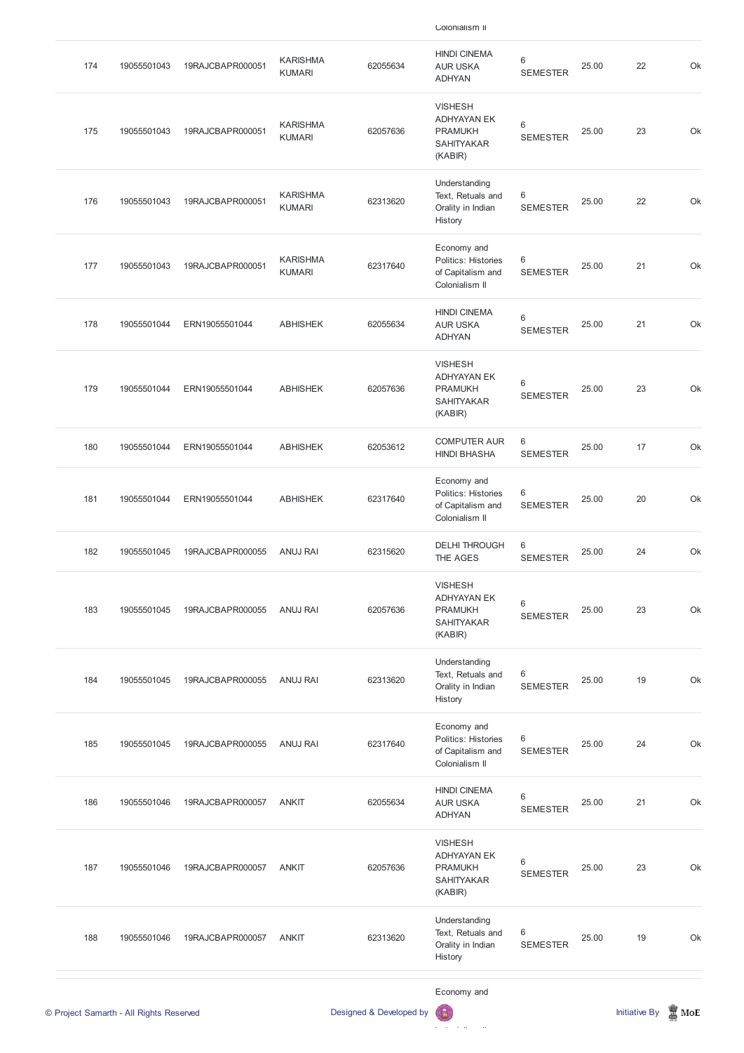| | | | | | Colonialism II | | | | |
|---|---|---|---|---|---|---|---|---|---|
| 174 | 19055501043 | 19RAJCBAPR000051 | KARISHMA KUMARI | 62055634 | HINDI CINEMA AUR USKA ADHYAN | 6 SEMESTER | 25.00 | 22 | Ok |
| 175 | 19055501043 | 19RAJCBAPR000051 | KARISHMA KUMARI | 62057636 | VISHESH ADHYAYAN EK PRAMUKH SAHITYAKAR (KABIR) | 6 SEMESTER | 25.00 | 23 | Ok |
| 176 | 19055501043 | 19RAJCBAPR000051 | KARISHMA KUMARI | 62313620 | Understanding Text, Retuals and Orality in Indian History | 6 SEMESTER | 25.00 | 22 | Ok |
| 177 | 19055501043 | 19RAJCBAPR000051 | KARISHMA KUMARI | 62317640 | Economy and Politics: Histories of Capitalism and Colonialism II | 6 SEMESTER | 25.00 | 21 | Ok |
| 178 | 19055501044 | ERN19055501044 | ABHISHEK | 62055634 | HINDI CINEMA AUR USKA ADHYAN | 6 SEMESTER | 25.00 | 21 | Ok |
| 179 | 19055501044 | ERN19055501044 | ABHISHEK | 62057636 | VISHESH ADHYAYAN EK PRAMUKH SAHITYAKAR (KABIR) | 6 SEMESTER | 25.00 | 23 | Ok |
| 180 | 19055501044 | ERN19055501044 | ABHISHEK | 62053612 | COMPUTER AUR HINDI BHASHA | 6 SEMESTER | 25.00 | 17 | Ok |
| 181 | 19055501044 | ERN19055501044 | ABHISHEK | 62317640 | Economy and Politics: Histories of Capitalism and Colonialism II | 6 SEMESTER | 25.00 | 20 | Ok |
| 182 | 19055501045 | 19RAJCBAPR000055 | ANUJ RAI | 62315620 | DELHI THROUGH THE AGES | 6 SEMESTER | 25.00 | 24 | Ok |
| 183 | 19055501045 | 19RAJCBAPR000055 | ANUJ RAI | 62057636 | VISHESH ADHYAYAN EK PRAMUKH SAHITYAKAR (KABIR) | 6 SEMESTER | 25.00 | 23 | Ok |
| 184 | 19055501045 | 19RAJCBAPR000055 | ANUJ RAI | 62313620 | Understanding Text, Retuals and Orality in Indian History | 6 SEMESTER | 25.00 | 19 | Ok |
| 185 | 19055501045 | 19RAJCBAPR000055 | ANUJ RAI | 62317640 | Economy and Politics: Histories of Capitalism and Colonialism II | 6 SEMESTER | 25.00 | 24 | Ok |
| 186 | 19055501046 | 19RAJCBAPR000057 | ANKIT | 62055634 | HINDI CINEMA AUR USKA ADHYAN | 6 SEMESTER | 25.00 | 21 | Ok |
| 187 | 19055501046 | 19RAJCBAPR000057 | ANKIT | 62057636 | VISHESH ADHYAYAN EK PRAMUKH SAHITYAKAR (KABIR) | 6 SEMESTER | 25.00 | 23 | Ok |
| 188 | 19055501046 | 19RAJCBAPR000057 | ANKIT | 62313620 | Understanding Text, Retuals and Orality in Indian History | 6 SEMESTER | 25.00 | 19 | Ok |
| | | | | | Economy and | | | | |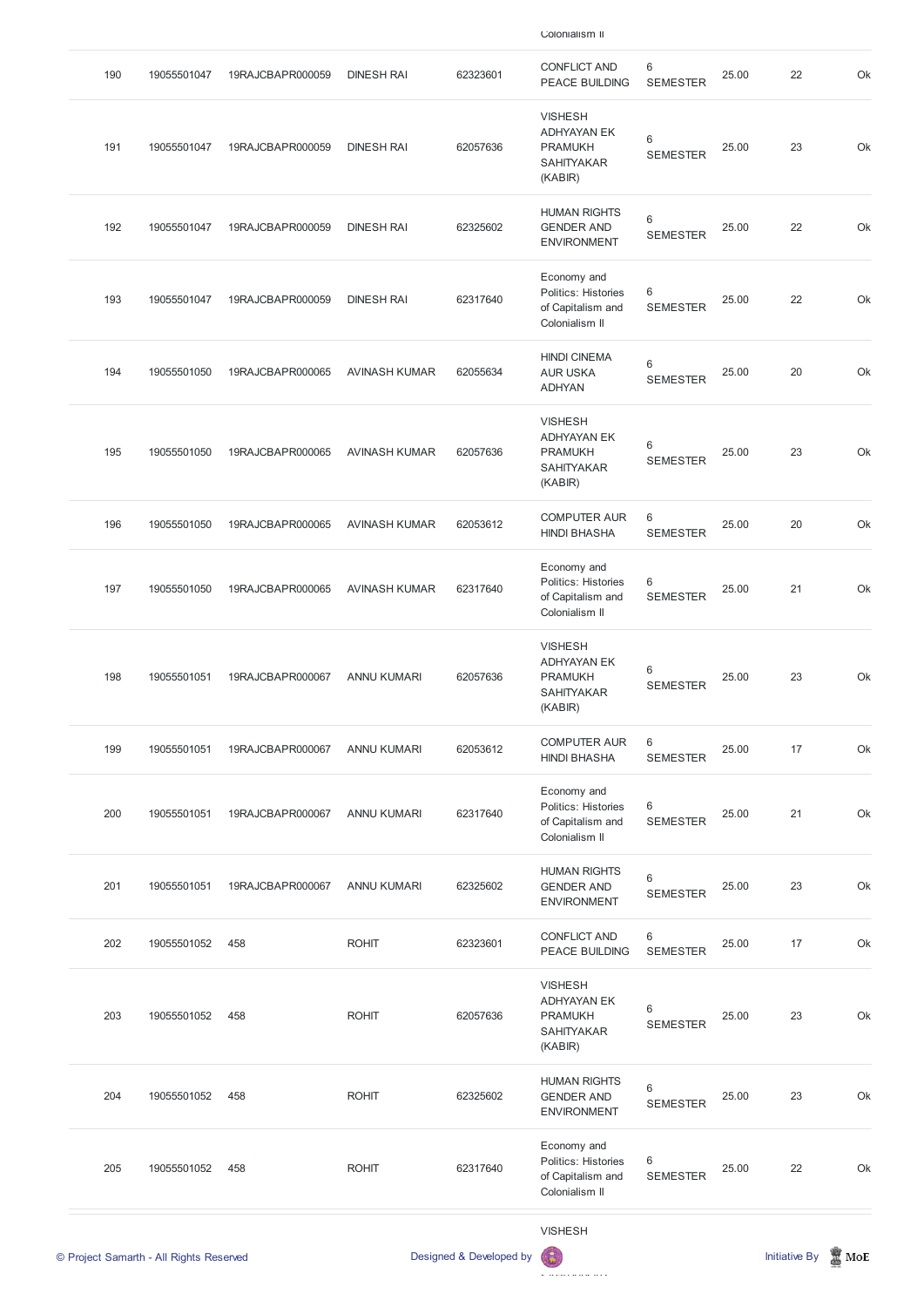| | | | | | | | | | |
|---|---|---|---|---|---|---|---|---|---|
| | | | | | Colonialism II | | | | |
| 190 | 19055501047 | 19RAJCBAPR000059 | DINESH RAI | 62323601 | CONFLICT AND PEACE BUILDING | 6 SEMESTER | 25.00 | 22 | Ok |
| 191 | 19055501047 | 19RAJCBAPR000059 | DINESH RAI | 62057636 | VISHESH ADHYAYAN EK PRAMUKH SAHITYAKAR (KABIR) | 6 SEMESTER | 25.00 | 23 | Ok |
| 192 | 19055501047 | 19RAJCBAPR000059 | DINESH RAI | 62325602 | HUMAN RIGHTS GENDER AND ENVIRONMENT | 6 SEMESTER | 25.00 | 22 | Ok |
| 193 | 19055501047 | 19RAJCBAPR000059 | DINESH RAI | 62317640 | Economy and Politics: Histories of Capitalism and Colonialism II | 6 SEMESTER | 25.00 | 22 | Ok |
| 194 | 19055501050 | 19RAJCBAPR000065 | AVINASH KUMAR | 62055634 | HINDI CINEMA AUR USKA ADHYAN | 6 SEMESTER | 25.00 | 20 | Ok |
| 195 | 19055501050 | 19RAJCBAPR000065 | AVINASH KUMAR | 62057636 | VISHESH ADHYAYAN EK PRAMUKH SAHITYAKAR (KABIR) | 6 SEMESTER | 25.00 | 23 | Ok |
| 196 | 19055501050 | 19RAJCBAPR000065 | AVINASH KUMAR | 62053612 | COMPUTER AUR HINDI BHASHA | 6 SEMESTER | 25.00 | 20 | Ok |
| 197 | 19055501050 | 19RAJCBAPR000065 | AVINASH KUMAR | 62317640 | Economy and Politics: Histories of Capitalism and Colonialism II | 6 SEMESTER | 25.00 | 21 | Ok |
| 198 | 19055501051 | 19RAJCBAPR000067 | ANNU KUMARI | 62057636 | VISHESH ADHYAYAN EK PRAMUKH SAHITYAKAR (KABIR) | 6 SEMESTER | 25.00 | 23 | Ok |
| 199 | 19055501051 | 19RAJCBAPR000067 | ANNU KUMARI | 62053612 | COMPUTER AUR HINDI BHASHA | 6 SEMESTER | 25.00 | 17 | Ok |
| 200 | 19055501051 | 19RAJCBAPR000067 | ANNU KUMARI | 62317640 | Economy and Politics: Histories of Capitalism and Colonialism II | 6 SEMESTER | 25.00 | 21 | Ok |
| 201 | 19055501051 | 19RAJCBAPR000067 | ANNU KUMARI | 62325602 | HUMAN RIGHTS GENDER AND ENVIRONMENT | 6 SEMESTER | 25.00 | 23 | Ok |
| 202 | 19055501052 | 458 | ROHIT | 62323601 | CONFLICT AND PEACE BUILDING | 6 SEMESTER | 25.00 | 17 | Ok |
| 203 | 19055501052 | 458 | ROHIT | 62057636 | VISHESH ADHYAYAN EK PRAMUKH SAHITYAKAR (KABIR) | 6 SEMESTER | 25.00 | 23 | Ok |
| 204 | 19055501052 | 458 | ROHIT | 62325602 | HUMAN RIGHTS GENDER AND ENVIRONMENT | 6 SEMESTER | 25.00 | 23 | Ok |
| 205 | 19055501052 | 458 | ROHIT | 62317640 | Economy and Politics: Histories of Capitalism and Colonialism II | 6 SEMESTER | 25.00 | 22 | Ok |
| | | | | | VISHESH | | | | |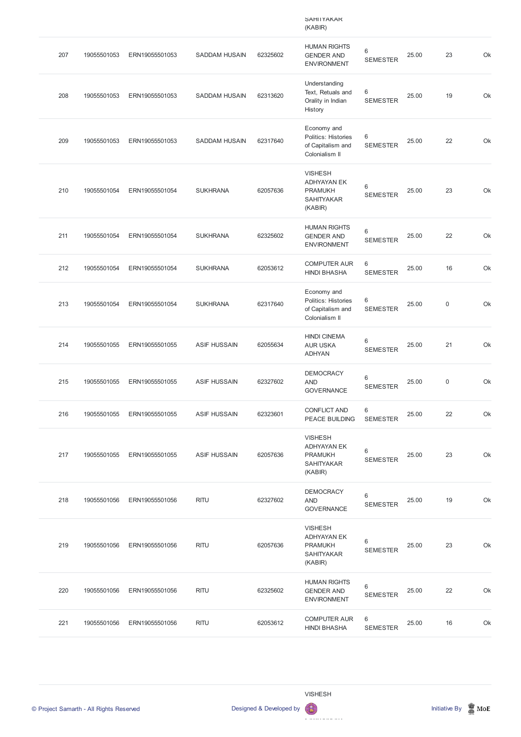| | | | | | SAHITYAKAR (KABIR) | | | | |
|---|---|---|---|---|---|---|---|---|---|
| 207 | 19055501053 | ERN19055501053 | SADDAM HUSAIN | 62325602 | HUMAN RIGHTS GENDER AND ENVIRONMENT | 6 SEMESTER | 25.00 | 23 | Ok |
| 208 | 19055501053 | ERN19055501053 | SADDAM HUSAIN | 62313620 | Understanding Text, Retuals and Orality in Indian History | 6 SEMESTER | 25.00 | 19 | Ok |
| 209 | 19055501053 | ERN19055501053 | SADDAM HUSAIN | 62317640 | Economy and Politics: Histories of Capitalism and Colonialism II | 6 SEMESTER | 25.00 | 22 | Ok |
| 210 | 19055501054 | ERN19055501054 | SUKHRANA | 62057636 | VISHESH ADHYAYAN EK PRAMUKH SAHITYAKAR (KABIR) | 6 SEMESTER | 25.00 | 23 | Ok |
| 211 | 19055501054 | ERN19055501054 | SUKHRANA | 62325602 | HUMAN RIGHTS GENDER AND ENVIRONMENT | 6 SEMESTER | 25.00 | 22 | Ok |
| 212 | 19055501054 | ERN19055501054 | SUKHRANA | 62053612 | COMPUTER AUR HINDI BHASHA | 6 SEMESTER | 25.00 | 16 | Ok |
| 213 | 19055501054 | ERN19055501054 | SUKHRANA | 62317640 | Economy and Politics: Histories of Capitalism and Colonialism II | 6 SEMESTER | 25.00 | 0 | Ok |
| 214 | 19055501055 | ERN19055501055 | ASIF HUSSAIN | 62055634 | HINDI CINEMA AUR USKA ADHYAN | 6 SEMESTER | 25.00 | 21 | Ok |
| 215 | 19055501055 | ERN19055501055 | ASIF HUSSAIN | 62327602 | DEMOCRACY AND GOVERNANCE | 6 SEMESTER | 25.00 | 0 | Ok |
| 216 | 19055501055 | ERN19055501055 | ASIF HUSSAIN | 62323601 | CONFLICT AND PEACE BUILDING | 6 SEMESTER | 25.00 | 22 | Ok |
| 217 | 19055501055 | ERN19055501055 | ASIF HUSSAIN | 62057636 | VISHESH ADHYAYAN EK PRAMUKH SAHITYAKAR (KABIR) | 6 SEMESTER | 25.00 | 23 | Ok |
| 218 | 19055501056 | ERN19055501056 | RITU | 62327602 | DEMOCRACY AND GOVERNANCE | 6 SEMESTER | 25.00 | 19 | Ok |
| 219 | 19055501056 | ERN19055501056 | RITU | 62057636 | VISHESH ADHYAYAN EK PRAMUKH SAHITYAKAR (KABIR) | 6 SEMESTER | 25.00 | 23 | Ok |
| 220 | 19055501056 | ERN19055501056 | RITU | 62325602 | HUMAN RIGHTS GENDER AND ENVIRONMENT | 6 SEMESTER | 25.00 | 22 | Ok |
| 221 | 19055501056 | ERN19055501056 | RITU | 62053612 | COMPUTER AUR HINDI BHASHA | 6 SEMESTER | 25.00 | 16 | Ok |
| | | | | | VISHESH | | | | |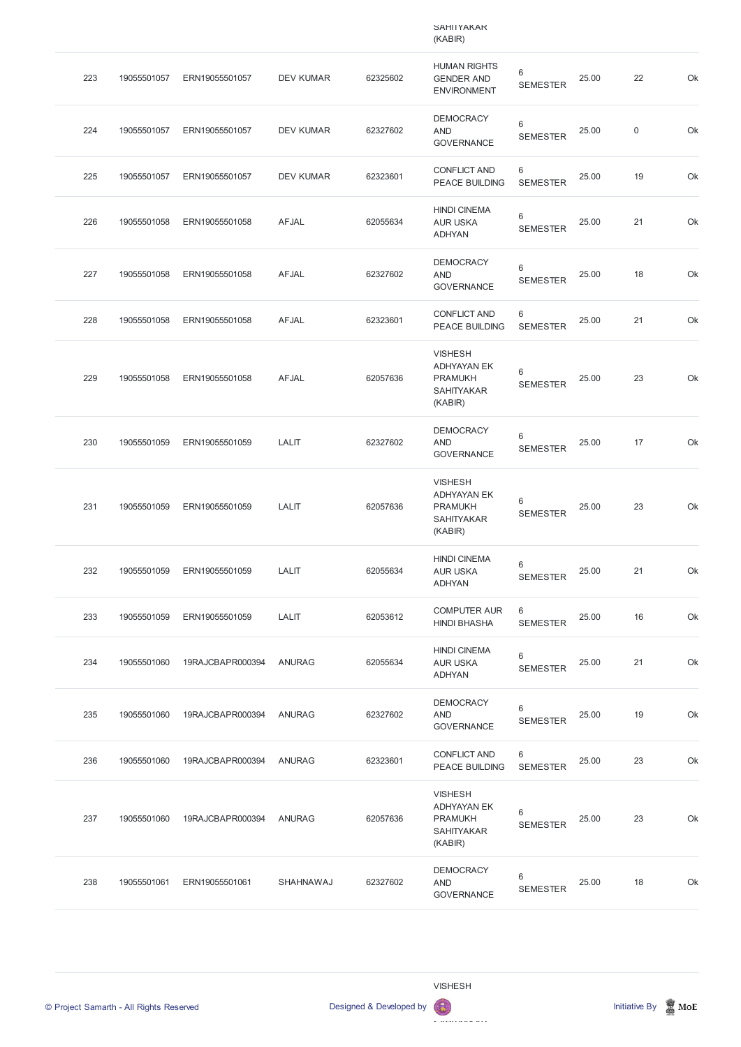| | | | | | SAHITYAKAR (KABIR) | | | | |
|---|---|---|---|---|---|---|---|---|---|
| 223 | 19055501057 | ERN19055501057 | DEV KUMAR | 62325602 | HUMAN RIGHTS GENDER AND ENVIRONMENT | 6 SEMESTER | 25.00 | 22 | Ok |
| 224 | 19055501057 | ERN19055501057 | DEV KUMAR | 62327602 | DEMOCRACY AND GOVERNANCE | 6 SEMESTER | 25.00 | 0 | Ok |
| 225 | 19055501057 | ERN19055501057 | DEV KUMAR | 62323601 | CONFLICT AND PEACE BUILDING | 6 SEMESTER | 25.00 | 19 | Ok |
| 226 | 19055501058 | ERN19055501058 | AFJAL | 62055634 | HINDI CINEMA AUR USKA ADHYAN | 6 SEMESTER | 25.00 | 21 | Ok |
| 227 | 19055501058 | ERN19055501058 | AFJAL | 62327602 | DEMOCRACY AND GOVERNANCE | 6 SEMESTER | 25.00 | 18 | Ok |
| 228 | 19055501058 | ERN19055501058 | AFJAL | 62323601 | CONFLICT AND PEACE BUILDING | 6 SEMESTER | 25.00 | 21 | Ok |
| 229 | 19055501058 | ERN19055501058 | AFJAL | 62057636 | VISHESH ADHYAYAN EK PRAMUKH SAHITYAKAR (KABIR) | 6 SEMESTER | 25.00 | 23 | Ok |
| 230 | 19055501059 | ERN19055501059 | LALIT | 62327602 | DEMOCRACY AND GOVERNANCE | 6 SEMESTER | 25.00 | 17 | Ok |
| 231 | 19055501059 | ERN19055501059 | LALIT | 62057636 | VISHESH ADHYAYAN EK PRAMUKH SAHITYAKAR (KABIR) | 6 SEMESTER | 25.00 | 23 | Ok |
| 232 | 19055501059 | ERN19055501059 | LALIT | 62055634 | HINDI CINEMA AUR USKA ADHYAN | 6 SEMESTER | 25.00 | 21 | Ok |
| 233 | 19055501059 | ERN19055501059 | LALIT | 62053612 | COMPUTER AUR HINDI BHASHA | 6 SEMESTER | 25.00 | 16 | Ok |
| 234 | 19055501060 | 19RAJCBAPR000394 | ANURAG | 62055634 | HINDI CINEMA AUR USKA ADHYAN | 6 SEMESTER | 25.00 | 21 | Ok |
| 235 | 19055501060 | 19RAJCBAPR000394 | ANURAG | 62327602 | DEMOCRACY AND GOVERNANCE | 6 SEMESTER | 25.00 | 19 | Ok |
| 236 | 19055501060 | 19RAJCBAPR000394 | ANURAG | 62323601 | CONFLICT AND PEACE BUILDING | 6 SEMESTER | 25.00 | 23 | Ok |
| 237 | 19055501060 | 19RAJCBAPR000394 | ANURAG | 62057636 | VISHESH ADHYAYAN EK PRAMUKH SAHITYAKAR (KABIR) | 6 SEMESTER | 25.00 | 23 | Ok |
| 238 | 19055501061 | ERN19055501061 | SHAHNAWAJ | 62327602 | DEMOCRACY AND GOVERNANCE | 6 SEMESTER | 25.00 | 18 | Ok |
| | | | | | VISHESH | | | | |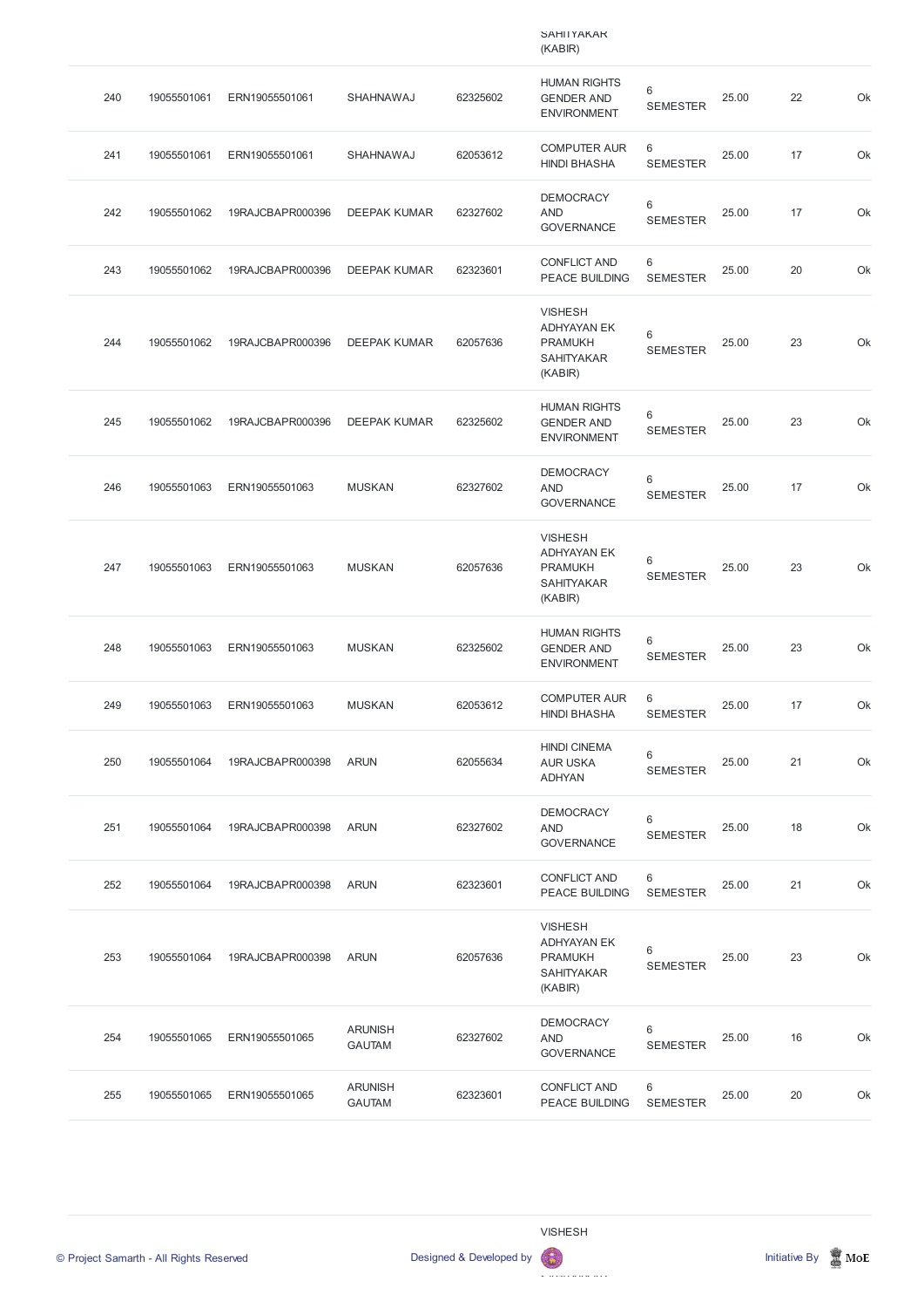| | | | | | SAHITYAKAR (KABIR) | | | | |
|---|---|---|---|---|---|---|---|---|---|
| 240 | 19055501061 | ERN19055501061 | SHAHNAWAJ | 62325602 | HUMAN RIGHTS GENDER AND ENVIRONMENT | 6 SEMESTER | 25.00 | 22 | Ok |
| 241 | 19055501061 | ERN19055501061 | SHAHNAWAJ | 62053612 | COMPUTER AUR HINDI BHASHA | 6 SEMESTER | 25.00 | 17 | Ok |
| 242 | 19055501062 | 19RAJCBAPR000396 | DEEPAK KUMAR | 62327602 | DEMOCRACY AND GOVERNANCE | 6 SEMESTER | 25.00 | 17 | Ok |
| 243 | 19055501062 | 19RAJCBAPR000396 | DEEPAK KUMAR | 62323601 | CONFLICT AND PEACE BUILDING | 6 SEMESTER | 25.00 | 20 | Ok |
| 244 | 19055501062 | 19RAJCBAPR000396 | DEEPAK KUMAR | 62057636 | VISHESH ADHYAYAN EK PRAMUKH SAHITYAKAR (KABIR) | 6 SEMESTER | 25.00 | 23 | Ok |
| 245 | 19055501062 | 19RAJCBAPR000396 | DEEPAK KUMAR | 62325602 | HUMAN RIGHTS GENDER AND ENVIRONMENT | 6 SEMESTER | 25.00 | 23 | Ok |
| 246 | 19055501063 | ERN19055501063 | MUSKAN | 62327602 | DEMOCRACY AND GOVERNANCE | 6 SEMESTER | 25.00 | 17 | Ok |
| 247 | 19055501063 | ERN19055501063 | MUSKAN | 62057636 | VISHESH ADHYAYAN EK PRAMUKH SAHITYAKAR (KABIR) | 6 SEMESTER | 25.00 | 23 | Ok |
| 248 | 19055501063 | ERN19055501063 | MUSKAN | 62325602 | HUMAN RIGHTS GENDER AND ENVIRONMENT | 6 SEMESTER | 25.00 | 23 | Ok |
| 249 | 19055501063 | ERN19055501063 | MUSKAN | 62053612 | COMPUTER AUR HINDI BHASHA | 6 SEMESTER | 25.00 | 17 | Ok |
| 250 | 19055501064 | 19RAJCBAPR000398 | ARUN | 62055634 | HINDI CINEMA AUR USKA ADHYAN | 6 SEMESTER | 25.00 | 21 | Ok |
| 251 | 19055501064 | 19RAJCBAPR000398 | ARUN | 62327602 | DEMOCRACY AND GOVERNANCE | 6 SEMESTER | 25.00 | 18 | Ok |
| 252 | 19055501064 | 19RAJCBAPR000398 | ARUN | 62323601 | CONFLICT AND PEACE BUILDING | 6 SEMESTER | 25.00 | 21 | Ok |
| 253 | 19055501064 | 19RAJCBAPR000398 | ARUN | 62057636 | VISHESH ADHYAYAN EK PRAMUKH SAHITYAKAR (KABIR) | 6 SEMESTER | 25.00 | 23 | Ok |
| 254 | 19055501065 | ERN19055501065 | ARUNISH GAUTAM | 62327602 | DEMOCRACY AND GOVERNANCE | 6 SEMESTER | 25.00 | 16 | Ok |
| 255 | 19055501065 | ERN19055501065 | ARUNISH GAUTAM | 62323601 | CONFLICT AND PEACE BUILDING | 6 SEMESTER | 25.00 | 20 | Ok |
| | | | | | VISHESH | | | | |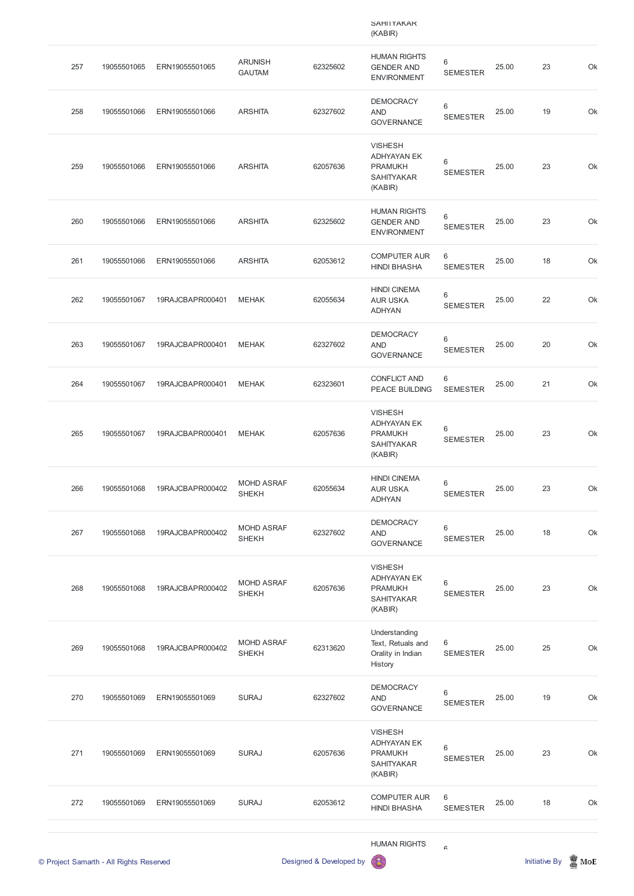| | | | | | SAHITYAKAR (KABIR) | | | | |
|---|---|---|---|---|---|---|---|---|---|
| 257 | 19055501065 | ERN19055501065 | ARUNISH GAUTAM | 62325602 | HUMAN RIGHTS GENDER AND ENVIRONMENT | 6 SEMESTER | 25.00 | 23 | Ok |
| 258 | 19055501066 | ERN19055501066 | ARSHITA | 62327602 | DEMOCRACY AND GOVERNANCE | 6 SEMESTER | 25.00 | 19 | Ok |
| 259 | 19055501066 | ERN19055501066 | ARSHITA | 62057636 | VISHESH ADHYAYAN EK PRAMUKH SAHITYAKAR (KABIR) | 6 SEMESTER | 25.00 | 23 | Ok |
| 260 | 19055501066 | ERN19055501066 | ARSHITA | 62325602 | HUMAN RIGHTS GENDER AND ENVIRONMENT | 6 SEMESTER | 25.00 | 23 | Ok |
| 261 | 19055501066 | ERN19055501066 | ARSHITA | 62053612 | COMPUTER AUR HINDI BHASHA | 6 SEMESTER | 25.00 | 18 | Ok |
| 262 | 19055501067 | 19RAJCBAPR000401 | MEHAK | 62055634 | HINDI CINEMA AUR USKA ADHYAN | 6 SEMESTER | 25.00 | 22 | Ok |
| 263 | 19055501067 | 19RAJCBAPR000401 | MEHAK | 62327602 | DEMOCRACY AND GOVERNANCE | 6 SEMESTER | 25.00 | 20 | Ok |
| 264 | 19055501067 | 19RAJCBAPR000401 | MEHAK | 62323601 | CONFLICT AND PEACE BUILDING | 6 SEMESTER | 25.00 | 21 | Ok |
| 265 | 19055501067 | 19RAJCBAPR000401 | MEHAK | 62057636 | VISHESH ADHYAYAN EK PRAMUKH SAHITYAKAR (KABIR) | 6 SEMESTER | 25.00 | 23 | Ok |
| 266 | 19055501068 | 19RAJCBAPR000402 | MOHD ASRAF SHEKH | 62055634 | HINDI CINEMA AUR USKA ADHYAN | 6 SEMESTER | 25.00 | 23 | Ok |
| 267 | 19055501068 | 19RAJCBAPR000402 | MOHD ASRAF SHEKH | 62327602 | DEMOCRACY AND GOVERNANCE | 6 SEMESTER | 25.00 | 18 | Ok |
| 268 | 19055501068 | 19RAJCBAPR000402 | MOHD ASRAF SHEKH | 62057636 | VISHESH ADHYAYAN EK PRAMUKH SAHITYAKAR (KABIR) | 6 SEMESTER | 25.00 | 23 | Ok |
| 269 | 19055501068 | 19RAJCBAPR000402 | MOHD ASRAF SHEKH | 62313620 | Understanding Text, Retuals and Orality in Indian History | 6 SEMESTER | 25.00 | 25 | Ok |
| 270 | 19055501069 | ERN19055501069 | SURAJ | 62327602 | DEMOCRACY AND GOVERNANCE | 6 SEMESTER | 25.00 | 19 | Ok |
| 271 | 19055501069 | ERN19055501069 | SURAJ | 62057636 | VISHESH ADHYAYAN EK PRAMUKH SAHITYAKAR (KABIR) | 6 SEMESTER | 25.00 | 23 | Ok |
| 272 | 19055501069 | ERN19055501069 | SURAJ | 62053612 | COMPUTER AUR HINDI BHASHA | 6 SEMESTER | 25.00 | 18 | Ok |
| | | | | | HUMAN RIGHTS | 6 | | | |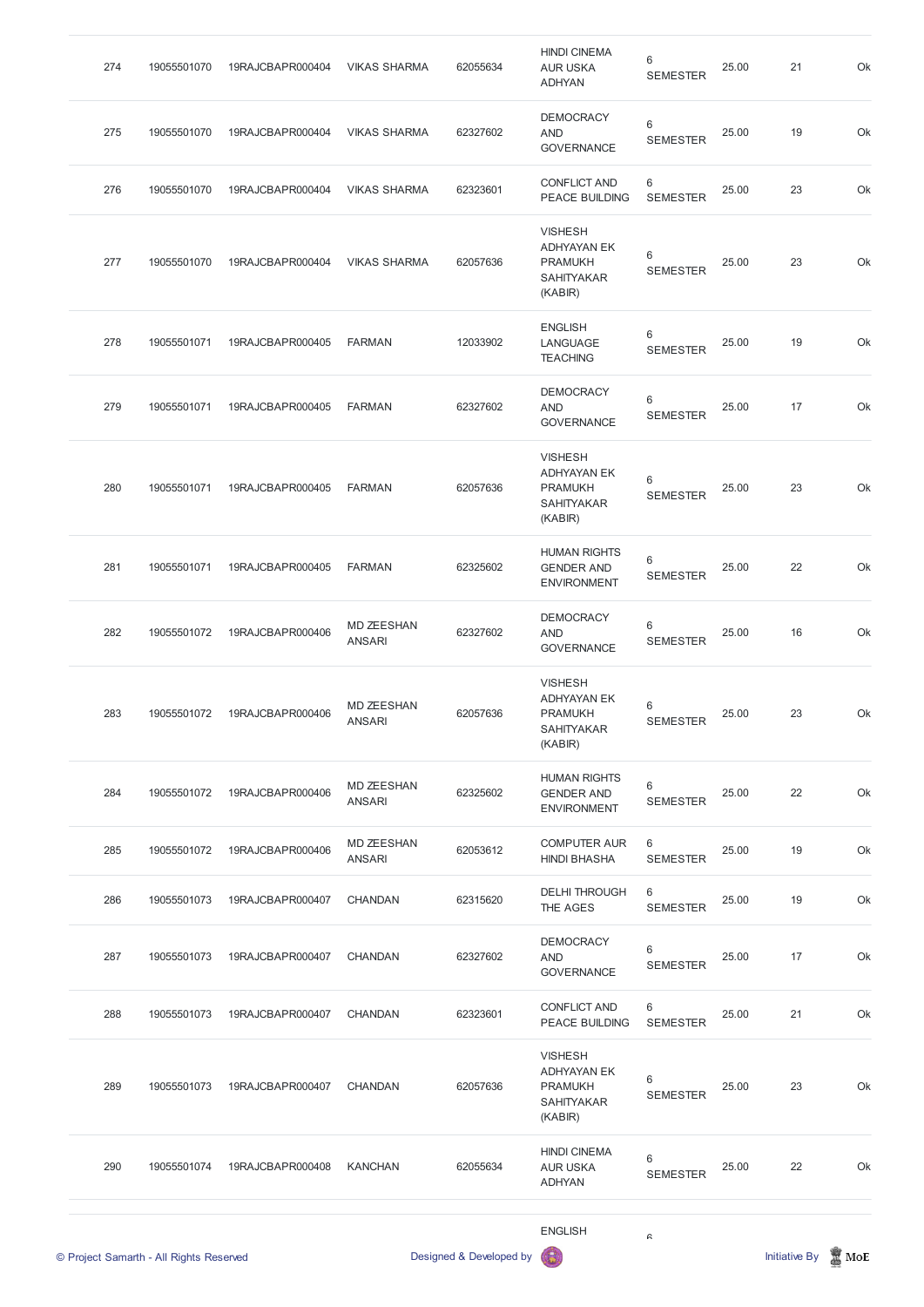| | | | | | | | | | |
|---|---|---|---|---|---|---|---|---|---|
| 274 | 19055501070 | 19RAJCBAPR000404 | VIKAS SHARMA | 62055634 | HINDI CINEMA AUR USKA ADHYAN | 6 SEMESTER | 25.00 | 21 | Ok |
| 275 | 19055501070 | 19RAJCBAPR000404 | VIKAS SHARMA | 62327602 | DEMOCRACY AND GOVERNANCE | 6 SEMESTER | 25.00 | 19 | Ok |
| 276 | 19055501070 | 19RAJCBAPR000404 | VIKAS SHARMA | 62323601 | CONFLICT AND PEACE BUILDING | 6 SEMESTER | 25.00 | 23 | Ok |
| 277 | 19055501070 | 19RAJCBAPR000404 | VIKAS SHARMA | 62057636 | VISHESH ADHYAYAN EK PRAMUKH SAHITYAKAR (KABIR) | 6 SEMESTER | 25.00 | 23 | Ok |
| 278 | 19055501071 | 19RAJCBAPR000405 | FARMAN | 12033902 | ENGLISH LANGUAGE TEACHING | 6 SEMESTER | 25.00 | 19 | Ok |
| 279 | 19055501071 | 19RAJCBAPR000405 | FARMAN | 62327602 | DEMOCRACY AND GOVERNANCE | 6 SEMESTER | 25.00 | 17 | Ok |
| 280 | 19055501071 | 19RAJCBAPR000405 | FARMAN | 62057636 | VISHESH ADHYAYAN EK PRAMUKH SAHITYAKAR (KABIR) | 6 SEMESTER | 25.00 | 23 | Ok |
| 281 | 19055501071 | 19RAJCBAPR000405 | FARMAN | 62325602 | HUMAN RIGHTS GENDER AND ENVIRONMENT | 6 SEMESTER | 25.00 | 22 | Ok |
| 282 | 19055501072 | 19RAJCBAPR000406 | MD ZEESHAN ANSARI | 62327602 | DEMOCRACY AND GOVERNANCE | 6 SEMESTER | 25.00 | 16 | Ok |
| 283 | 19055501072 | 19RAJCBAPR000406 | MD ZEESHAN ANSARI | 62057636 | VISHESH ADHYAYAN EK PRAMUKH SAHITYAKAR (KABIR) | 6 SEMESTER | 25.00 | 23 | Ok |
| 284 | 19055501072 | 19RAJCBAPR000406 | MD ZEESHAN ANSARI | 62325602 | HUMAN RIGHTS GENDER AND ENVIRONMENT | 6 SEMESTER | 25.00 | 22 | Ok |
| 285 | 19055501072 | 19RAJCBAPR000406 | MD ZEESHAN ANSARI | 62053612 | COMPUTER AUR HINDI BHASHA | 6 SEMESTER | 25.00 | 19 | Ok |
| 286 | 19055501073 | 19RAJCBAPR000407 | CHANDAN | 62315620 | DELHI THROUGH THE AGES | 6 SEMESTER | 25.00 | 19 | Ok |
| 287 | 19055501073 | 19RAJCBAPR000407 | CHANDAN | 62327602 | DEMOCRACY AND GOVERNANCE | 6 SEMESTER | 25.00 | 17 | Ok |
| 288 | 19055501073 | 19RAJCBAPR000407 | CHANDAN | 62323601 | CONFLICT AND PEACE BUILDING | 6 SEMESTER | 25.00 | 21 | Ok |
| 289 | 19055501073 | 19RAJCBAPR000407 | CHANDAN | 62057636 | VISHESH ADHYAYAN EK PRAMUKH SAHITYAKAR (KABIR) | 6 SEMESTER | 25.00 | 23 | Ok |
| 290 | 19055501074 | 19RAJCBAPR000408 | KANCHAN | 62055634 | HINDI CINEMA AUR USKA ADHYAN | 6 SEMESTER | 25.00 | 22 | Ok |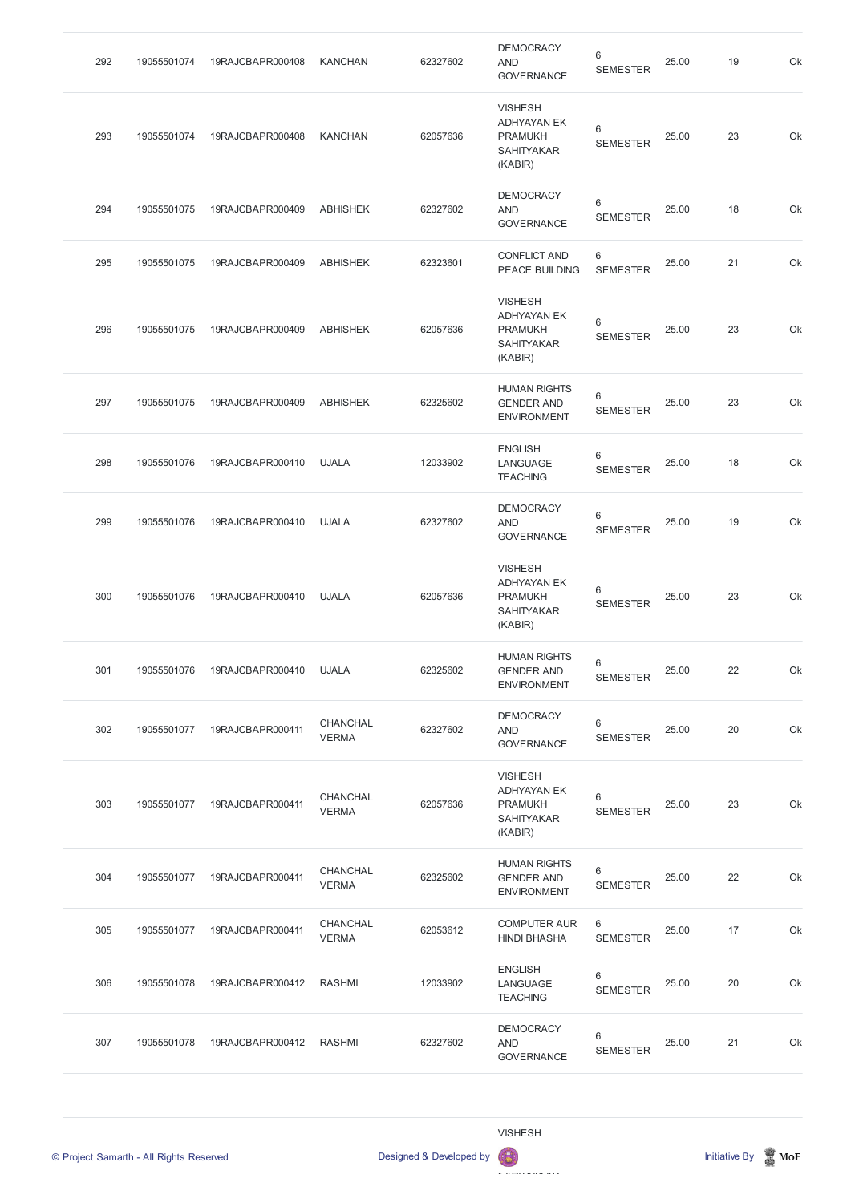| 292 | 19055501074 | 19RAJCBAPR000408 | KANCHAN | 62327602 | DEMOCRACY AND GOVERNANCE | 6 SEMESTER | 25.00 | 19 | Ok |
|---|---|---|---|---|---|---|---|---|---|
| 293 | 19055501074 | 19RAJCBAPR000408 | KANCHAN | 62057636 | VISHESH ADHYAYAN EK PRAMUKH SAHITYAKAR (KABIR) | 6 SEMESTER | 25.00 | 23 | Ok |
| 294 | 19055501075 | 19RAJCBAPR000409 | ABHISHEK | 62327602 | DEMOCRACY AND GOVERNANCE | 6 SEMESTER | 25.00 | 18 | Ok |
| 295 | 19055501075 | 19RAJCBAPR000409 | ABHISHEK | 62323601 | CONFLICT AND PEACE BUILDING | 6 SEMESTER | 25.00 | 21 | Ok |
| 296 | 19055501075 | 19RAJCBAPR000409 | ABHISHEK | 62057636 | VISHESH ADHYAYAN EK PRAMUKH SAHITYAKAR (KABIR) | 6 SEMESTER | 25.00 | 23 | Ok |
| 297 | 19055501075 | 19RAJCBAPR000409 | ABHISHEK | 62325602 | HUMAN RIGHTS GENDER AND ENVIRONMENT | 6 SEMESTER | 25.00 | 23 | Ok |
| 298 | 19055501076 | 19RAJCBAPR000410 | UJALA | 12033902 | ENGLISH LANGUAGE TEACHING | 6 SEMESTER | 25.00 | 18 | Ok |
| 299 | 19055501076 | 19RAJCBAPR000410 | UJALA | 62327602 | DEMOCRACY AND GOVERNANCE | 6 SEMESTER | 25.00 | 19 | Ok |
| 300 | 19055501076 | 19RAJCBAPR000410 | UJALA | 62057636 | VISHESH ADHYAYAN EK PRAMUKH SAHITYAKAR (KABIR) | 6 SEMESTER | 25.00 | 23 | Ok |
| 301 | 19055501076 | 19RAJCBAPR000410 | UJALA | 62325602 | HUMAN RIGHTS GENDER AND ENVIRONMENT | 6 SEMESTER | 25.00 | 22 | Ok |
| 302 | 19055501077 | 19RAJCBAPR000411 | CHANCHAL VERMA | 62327602 | DEMOCRACY AND GOVERNANCE | 6 SEMESTER | 25.00 | 20 | Ok |
| 303 | 19055501077 | 19RAJCBAPR000411 | CHANCHAL VERMA | 62057636 | VISHESH ADHYAYAN EK PRAMUKH SAHITYAKAR (KABIR) | 6 SEMESTER | 25.00 | 23 | Ok |
| 304 | 19055501077 | 19RAJCBAPR000411 | CHANCHAL VERMA | 62325602 | HUMAN RIGHTS GENDER AND ENVIRONMENT | 6 SEMESTER | 25.00 | 22 | Ok |
| 305 | 19055501077 | 19RAJCBAPR000411 | CHANCHAL VERMA | 62053612 | COMPUTER AUR HINDI BHASHA | 6 SEMESTER | 25.00 | 17 | Ok |
| 306 | 19055501078 | 19RAJCBAPR000412 | RASHMI | 12033902 | ENGLISH LANGUAGE TEACHING | 6 SEMESTER | 25.00 | 20 | Ok |
| 307 | 19055501078 | 19RAJCBAPR000412 | RASHMI | 62327602 | DEMOCRACY AND GOVERNANCE | 6 SEMESTER | 25.00 | 21 | Ok |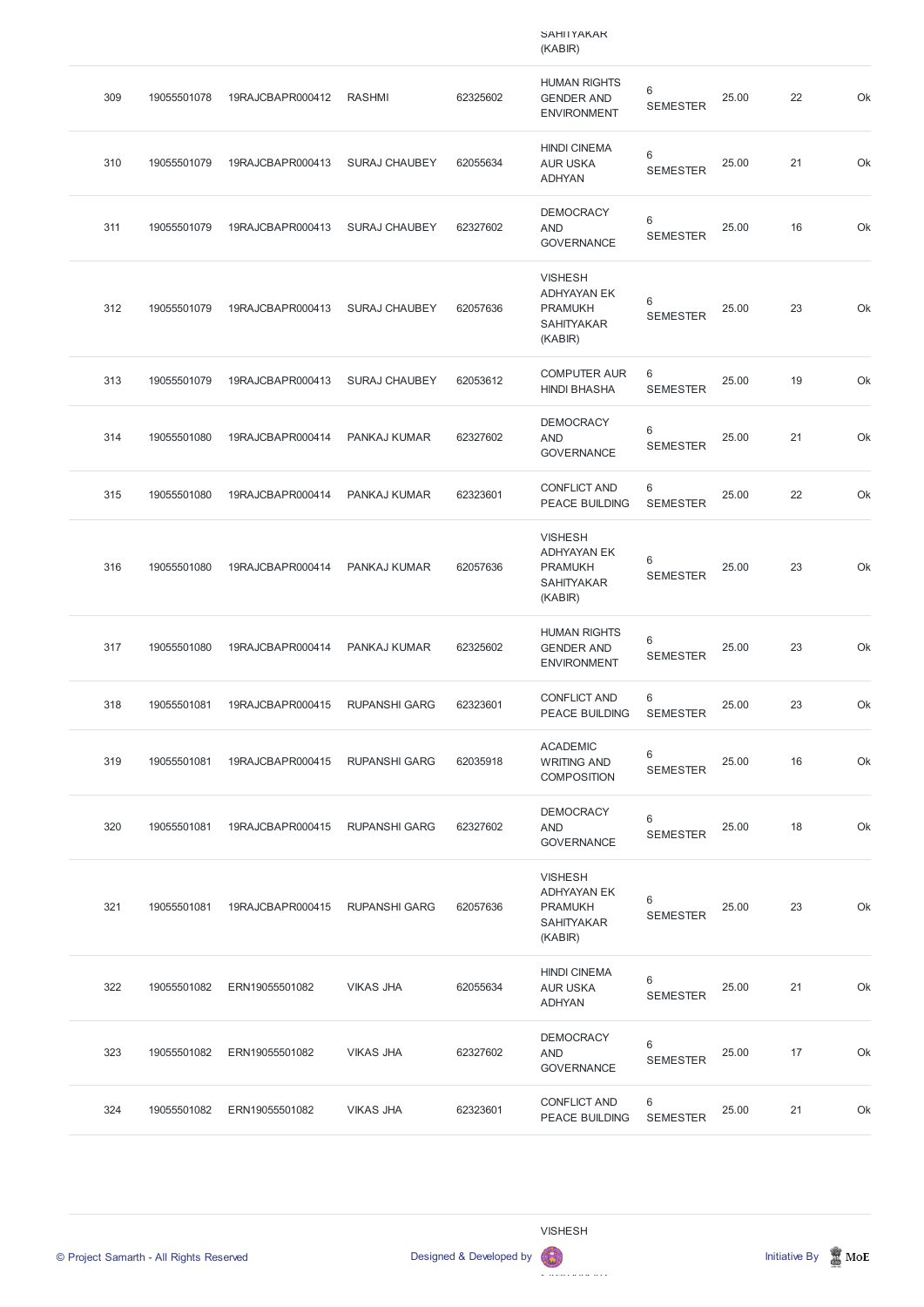| | | | | | SAHITYAKAR (KABIR) | | | | |
|---|---|---|---|---|---|---|---|---|---|
| 309 | 19055501078 | 19RAJCBAPR000412 | RASHMI | 62325602 | HUMAN RIGHTS GENDER AND ENVIRONMENT | 6 SEMESTER | 25.00 | 22 | Ok |
| 310 | 19055501079 | 19RAJCBAPR000413 | SURAJ CHAUBEY | 62055634 | HINDI CINEMA AUR USKA ADHYAN | 6 SEMESTER | 25.00 | 21 | Ok |
| 311 | 19055501079 | 19RAJCBAPR000413 | SURAJ CHAUBEY | 62327602 | DEMOCRACY AND GOVERNANCE | 6 SEMESTER | 25.00 | 16 | Ok |
| 312 | 19055501079 | 19RAJCBAPR000413 | SURAJ CHAUBEY | 62057636 | VISHESH ADHYAYAN EK PRAMUKH SAHITYAKAR (KABIR) | 6 SEMESTER | 25.00 | 23 | Ok |
| 313 | 19055501079 | 19RAJCBAPR000413 | SURAJ CHAUBEY | 62053612 | COMPUTER AUR HINDI BHASHA | 6 SEMESTER | 25.00 | 19 | Ok |
| 314 | 19055501080 | 19RAJCBAPR000414 | PANKAJ KUMAR | 62327602 | DEMOCRACY AND GOVERNANCE | 6 SEMESTER | 25.00 | 21 | Ok |
| 315 | 19055501080 | 19RAJCBAPR000414 | PANKAJ KUMAR | 62323601 | CONFLICT AND PEACE BUILDING | 6 SEMESTER | 25.00 | 22 | Ok |
| 316 | 19055501080 | 19RAJCBAPR000414 | PANKAJ KUMAR | 62057636 | VISHESH ADHYAYAN EK PRAMUKH SAHITYAKAR (KABIR) | 6 SEMESTER | 25.00 | 23 | Ok |
| 317 | 19055501080 | 19RAJCBAPR000414 | PANKAJ KUMAR | 62325602 | HUMAN RIGHTS GENDER AND ENVIRONMENT | 6 SEMESTER | 25.00 | 23 | Ok |
| 318 | 19055501081 | 19RAJCBAPR000415 | RUPANSHI GARG | 62323601 | CONFLICT AND PEACE BUILDING | 6 SEMESTER | 25.00 | 23 | Ok |
| 319 | 19055501081 | 19RAJCBAPR000415 | RUPANSHI GARG | 62035918 | ACADEMIC WRITING AND COMPOSITION | 6 SEMESTER | 25.00 | 16 | Ok |
| 320 | 19055501081 | 19RAJCBAPR000415 | RUPANSHI GARG | 62327602 | DEMOCRACY AND GOVERNANCE | 6 SEMESTER | 25.00 | 18 | Ok |
| 321 | 19055501081 | 19RAJCBAPR000415 | RUPANSHI GARG | 62057636 | VISHESH ADHYAYAN EK PRAMUKH SAHITYAKAR (KABIR) | 6 SEMESTER | 25.00 | 23 | Ok |
| 322 | 19055501082 | ERN19055501082 | VIKAS JHA | 62055634 | HINDI CINEMA AUR USKA ADHYAN | 6 SEMESTER | 25.00 | 21 | Ok |
| 323 | 19055501082 | ERN19055501082 | VIKAS JHA | 62327602 | DEMOCRACY AND GOVERNANCE | 6 SEMESTER | 25.00 | 17 | Ok |
| 324 | 19055501082 | ERN19055501082 | VIKAS JHA | 62323601 | CONFLICT AND PEACE BUILDING | 6 SEMESTER | 25.00 | 21 | Ok |
| | | | | | VISHESH | | | | |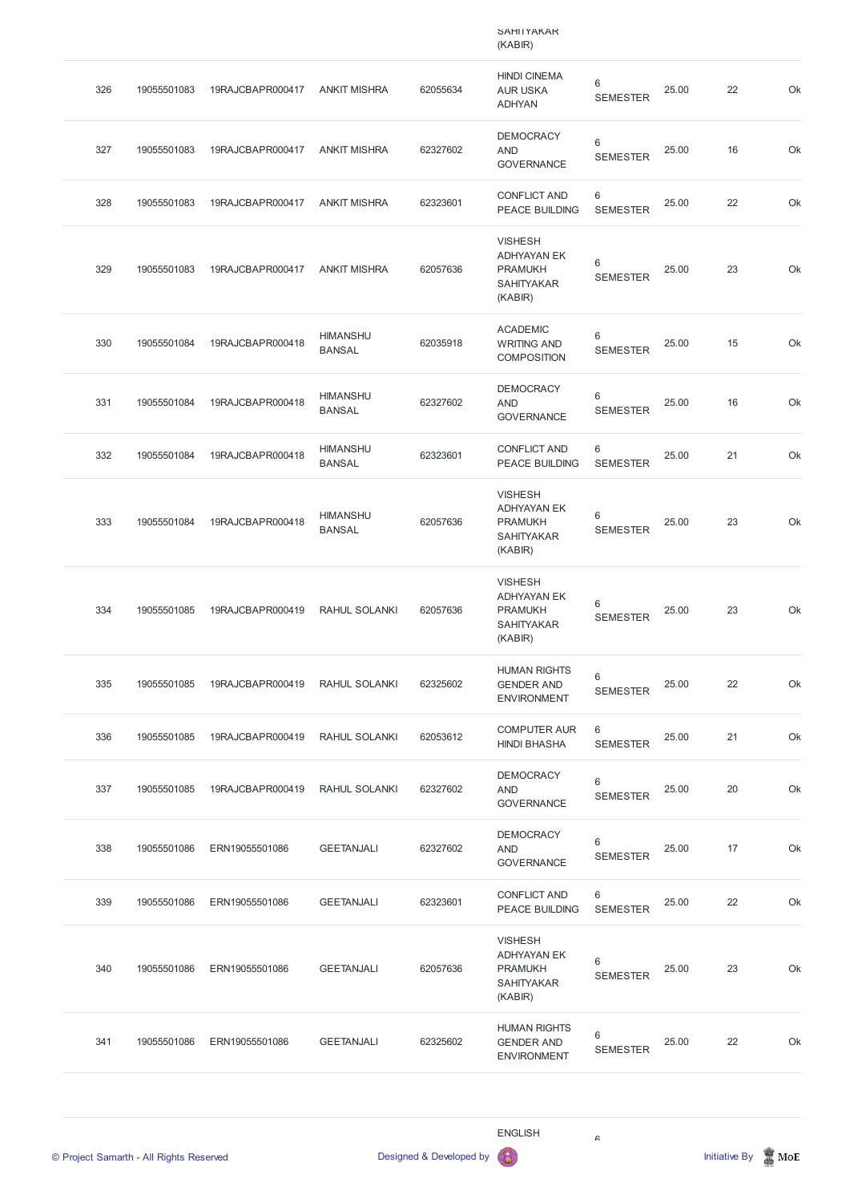| | | | | | SAHITYAKAR (KABIR) | | | | |
|---|---|---|---|---|---|---|---|---|---|
| 326 | 19055501083 | 19RAJCBAPR000417 | ANKIT MISHRA | 62055634 | HINDI CINEMA AUR USKA ADHYAN | 6 SEMESTER | 25.00 | 22 | Ok |
| 327 | 19055501083 | 19RAJCBAPR000417 | ANKIT MISHRA | 62327602 | DEMOCRACY AND GOVERNANCE | 6 SEMESTER | 25.00 | 16 | Ok |
| 328 | 19055501083 | 19RAJCBAPR000417 | ANKIT MISHRA | 62323601 | CONFLICT AND PEACE BUILDING | 6 SEMESTER | 25.00 | 22 | Ok |
| 329 | 19055501083 | 19RAJCBAPR000417 | ANKIT MISHRA | 62057636 | VISHESH ADHYAYAN EK PRAMUKH SAHITYAKAR (KABIR) | 6 SEMESTER | 25.00 | 23 | Ok |
| 330 | 19055501084 | 19RAJCBAPR000418 | HIMANSHU BANSAL | 62035918 | ACADEMIC WRITING AND COMPOSITION | 6 SEMESTER | 25.00 | 15 | Ok |
| 331 | 19055501084 | 19RAJCBAPR000418 | HIMANSHU BANSAL | 62327602 | DEMOCRACY AND GOVERNANCE | 6 SEMESTER | 25.00 | 16 | Ok |
| 332 | 19055501084 | 19RAJCBAPR000418 | HIMANSHU BANSAL | 62323601 | CONFLICT AND PEACE BUILDING | 6 SEMESTER | 25.00 | 21 | Ok |
| 333 | 19055501084 | 19RAJCBAPR000418 | HIMANSHU BANSAL | 62057636 | VISHESH ADHYAYAN EK PRAMUKH SAHITYAKAR (KABIR) | 6 SEMESTER | 25.00 | 23 | Ok |
| 334 | 19055501085 | 19RAJCBAPR000419 | RAHUL SOLANKI | 62057636 | VISHESH ADHYAYAN EK PRAMUKH SAHITYAKAR (KABIR) | 6 SEMESTER | 25.00 | 23 | Ok |
| 335 | 19055501085 | 19RAJCBAPR000419 | RAHUL SOLANKI | 62325602 | HUMAN RIGHTS GENDER AND ENVIRONMENT | 6 SEMESTER | 25.00 | 22 | Ok |
| 336 | 19055501085 | 19RAJCBAPR000419 | RAHUL SOLANKI | 62053612 | COMPUTER AUR HINDI BHASHA | 6 SEMESTER | 25.00 | 21 | Ok |
| 337 | 19055501085 | 19RAJCBAPR000419 | RAHUL SOLANKI | 62327602 | DEMOCRACY AND GOVERNANCE | 6 SEMESTER | 25.00 | 20 | Ok |
| 338 | 19055501086 | ERN19055501086 | GEETANJALI | 62327602 | DEMOCRACY AND GOVERNANCE | 6 SEMESTER | 25.00 | 17 | Ok |
| 339 | 19055501086 | ERN19055501086 | GEETANJALI | 62323601 | CONFLICT AND PEACE BUILDING | 6 SEMESTER | 25.00 | 22 | Ok |
| 340 | 19055501086 | ERN19055501086 | GEETANJALI | 62057636 | VISHESH ADHYAYAN EK PRAMUKH SAHITYAKAR (KABIR) | 6 SEMESTER | 25.00 | 23 | Ok |
| 341 | 19055501086 | ERN19055501086 | GEETANJALI | 62325602 | HUMAN RIGHTS GENDER AND ENVIRONMENT | 6 SEMESTER | 25.00 | 22 | Ok |
| | | | | | ENGLISH | 6 | | | |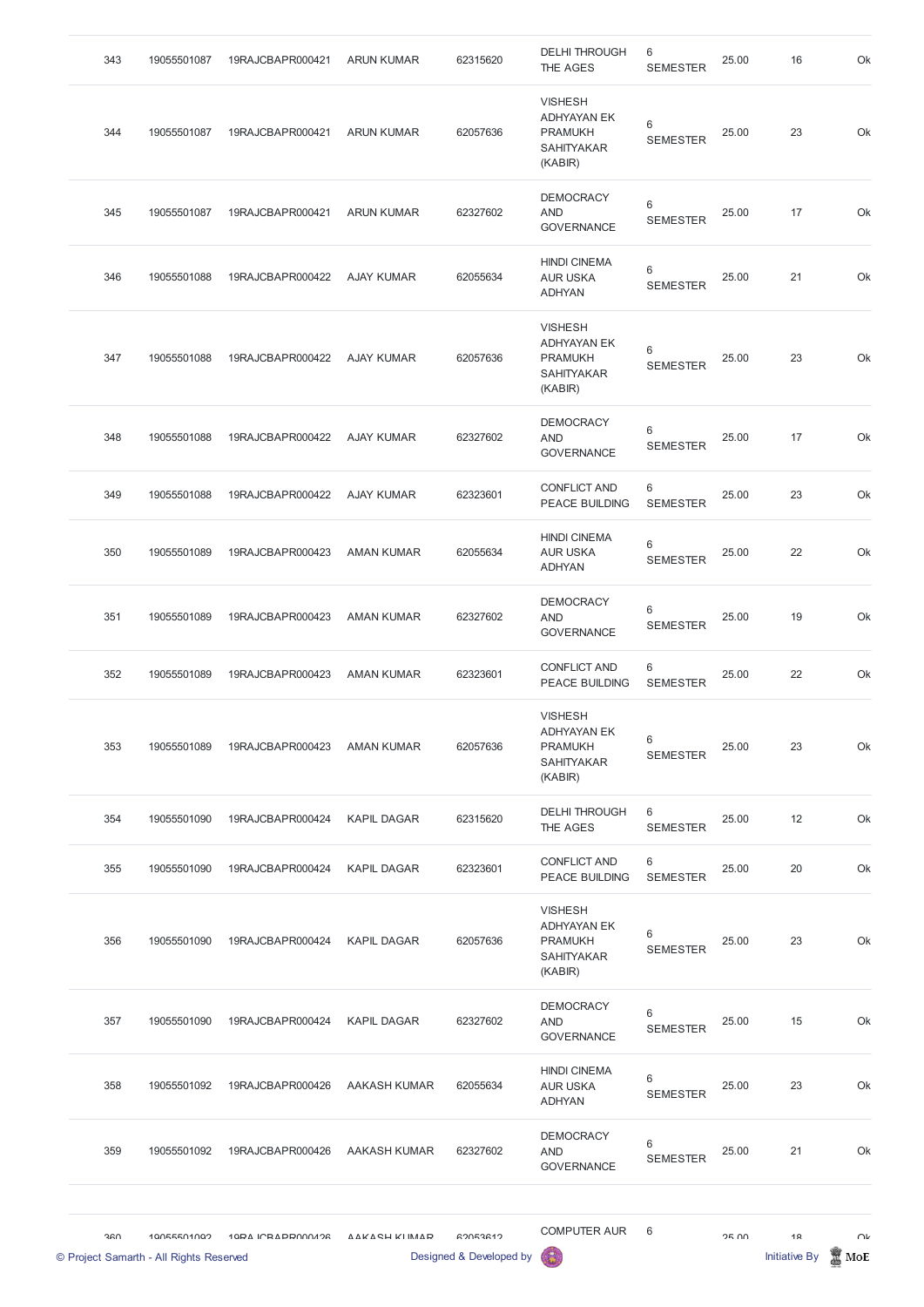| 343 | 19055501087 | 19RAJCBAPR000421 | ARUN KUMAR | 62315620 | DELHI THROUGH THE AGES | 6 SEMESTER | 25.00 | 16 | Ok |
|---|---|---|---|---|---|---|---|---|---|
| 344 | 19055501087 | 19RAJCBAPR000421 | ARUN KUMAR | 62057636 | VISHESH ADHYAYAN EK PRAMUKH SAHITYAKAR (KABIR) | 6 SEMESTER | 25.00 | 23 | Ok |
| 345 | 19055501087 | 19RAJCBAPR000421 | ARUN KUMAR | 62327602 | DEMOCRACY AND GOVERNANCE | 6 SEMESTER | 25.00 | 17 | Ok |
| 346 | 19055501088 | 19RAJCBAPR000422 | AJAY KUMAR | 62055634 | HINDI CINEMA AUR USKA ADHYAN | 6 SEMESTER | 25.00 | 21 | Ok |
| 347 | 19055501088 | 19RAJCBAPR000422 | AJAY KUMAR | 62057636 | VISHESH ADHYAYAN EK PRAMUKH SAHITYAKAR (KABIR) | 6 SEMESTER | 25.00 | 23 | Ok |
| 348 | 19055501088 | 19RAJCBAPR000422 | AJAY KUMAR | 62327602 | DEMOCRACY AND GOVERNANCE | 6 SEMESTER | 25.00 | 17 | Ok |
| 349 | 19055501088 | 19RAJCBAPR000422 | AJAY KUMAR | 62323601 | CONFLICT AND PEACE BUILDING | 6 SEMESTER | 25.00 | 23 | Ok |
| 350 | 19055501089 | 19RAJCBAPR000423 | AMAN KUMAR | 62055634 | HINDI CINEMA AUR USKA ADHYAN | 6 SEMESTER | 25.00 | 22 | Ok |
| 351 | 19055501089 | 19RAJCBAPR000423 | AMAN KUMAR | 62327602 | DEMOCRACY AND GOVERNANCE | 6 SEMESTER | 25.00 | 19 | Ok |
| 352 | 19055501089 | 19RAJCBAPR000423 | AMAN KUMAR | 62323601 | CONFLICT AND PEACE BUILDING | 6 SEMESTER | 25.00 | 22 | Ok |
| 353 | 19055501089 | 19RAJCBAPR000423 | AMAN KUMAR | 62057636 | VISHESH ADHYAYAN EK PRAMUKH SAHITYAKAR (KABIR) | 6 SEMESTER | 25.00 | 23 | Ok |
| 354 | 19055501090 | 19RAJCBAPR000424 | KAPIL DAGAR | 62315620 | DELHI THROUGH THE AGES | 6 SEMESTER | 25.00 | 12 | Ok |
| 355 | 19055501090 | 19RAJCBAPR000424 | KAPIL DAGAR | 62323601 | CONFLICT AND PEACE BUILDING | 6 SEMESTER | 25.00 | 20 | Ok |
| 356 | 19055501090 | 19RAJCBAPR000424 | KAPIL DAGAR | 62057636 | VISHESH ADHYAYAN EK PRAMUKH SAHITYAKAR (KABIR) | 6 SEMESTER | 25.00 | 23 | Ok |
| 357 | 19055501090 | 19RAJCBAPR000424 | KAPIL DAGAR | 62327602 | DEMOCRACY AND GOVERNANCE | 6 SEMESTER | 25.00 | 15 | Ok |
| 358 | 19055501092 | 19RAJCBAPR000426 | AAKASH KUMAR | 62055634 | HINDI CINEMA AUR USKA ADHYAN | 6 SEMESTER | 25.00 | 23 | Ok |
| 359 | 19055501092 | 19RAJCBAPR000426 | AAKASH KUMAR | 62327602 | DEMOCRACY AND GOVERNANCE | 6 SEMESTER | 25.00 | 21 | Ok |
| 360 | 19055501092 | 19RAJCBAPR000426 | AAKASH KUMAR | 62053612 | COMPUTER AUR | 6 | 25.00 | 18 | Ok |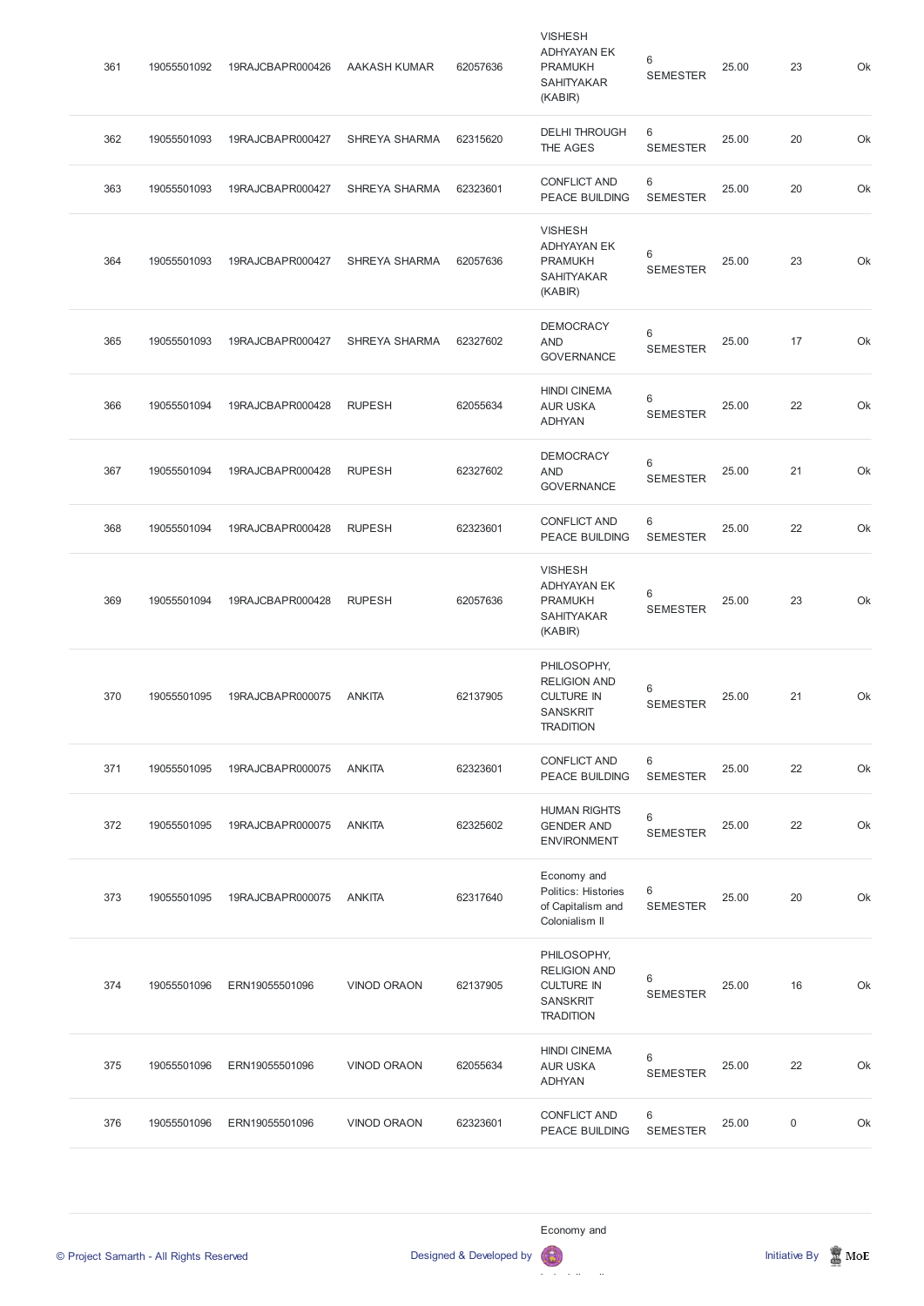| 361 | 19055501092 | 19RAJCBAPR000426 | AAKASH KUMAR | 62057636 | VISHESH ADHYAYAN EK PRAMUKH SAHITYAKAR (KABIR) | 6 SEMESTER | 25.00 | 23 | Ok |
|---|---|---|---|---|---|---|---|---|---|
| 362 | 19055501093 | 19RAJCBAPR000427 | SHREYA SHARMA | 62315620 | DELHI THROUGH THE AGES | 6 SEMESTER | 25.00 | 20 | Ok |
| 363 | 19055501093 | 19RAJCBAPR000427 | SHREYA SHARMA | 62323601 | CONFLICT AND PEACE BUILDING | 6 SEMESTER | 25.00 | 20 | Ok |
| 364 | 19055501093 | 19RAJCBAPR000427 | SHREYA SHARMA | 62057636 | VISHESH ADHYAYAN EK PRAMUKH SAHITYAKAR (KABIR) | 6 SEMESTER | 25.00 | 23 | Ok |
| 365 | 19055501093 | 19RAJCBAPR000427 | SHREYA SHARMA | 62327602 | DEMOCRACY AND GOVERNANCE | 6 SEMESTER | 25.00 | 17 | Ok |
| 366 | 19055501094 | 19RAJCBAPR000428 | RUPESH | 62055634 | HINDI CINEMA AUR USKA ADHYAN | 6 SEMESTER | 25.00 | 22 | Ok |
| 367 | 19055501094 | 19RAJCBAPR000428 | RUPESH | 62327602 | DEMOCRACY AND GOVERNANCE | 6 SEMESTER | 25.00 | 21 | Ok |
| 368 | 19055501094 | 19RAJCBAPR000428 | RUPESH | 62323601 | CONFLICT AND PEACE BUILDING | 6 SEMESTER | 25.00 | 22 | Ok |
| 369 | 19055501094 | 19RAJCBAPR000428 | RUPESH | 62057636 | VISHESH ADHYAYAN EK PRAMUKH SAHITYAKAR (KABIR) | 6 SEMESTER | 25.00 | 23 | Ok |
| 370 | 19055501095 | 19RAJCBAPR000075 | ANKITA | 62137905 | PHILOSOPHY, RELIGION AND CULTURE IN SANSKRIT TRADITION | 6 SEMESTER | 25.00 | 21 | Ok |
| 371 | 19055501095 | 19RAJCBAPR000075 | ANKITA | 62323601 | CONFLICT AND PEACE BUILDING | 6 SEMESTER | 25.00 | 22 | Ok |
| 372 | 19055501095 | 19RAJCBAPR000075 | ANKITA | 62325602 | HUMAN RIGHTS GENDER AND ENVIRONMENT | 6 SEMESTER | 25.00 | 22 | Ok |
| 373 | 19055501095 | 19RAJCBAPR000075 | ANKITA | 62317640 | Economy and Politics: Histories of Capitalism and Colonialism II | 6 SEMESTER | 25.00 | 20 | Ok |
| 374 | 19055501096 | ERN19055501096 | VINOD ORAON | 62137905 | PHILOSOPHY, RELIGION AND CULTURE IN SANSKRIT TRADITION | 6 SEMESTER | 25.00 | 16 | Ok |
| 375 | 19055501096 | ERN19055501096 | VINOD ORAON | 62055634 | HINDI CINEMA AUR USKA ADHYAN | 6 SEMESTER | 25.00 | 22 | Ok |
| 376 | 19055501096 | ERN19055501096 | VINOD ORAON | 62323601 | CONFLICT AND PEACE BUILDING | 6 SEMESTER | 25.00 | 0 | Ok |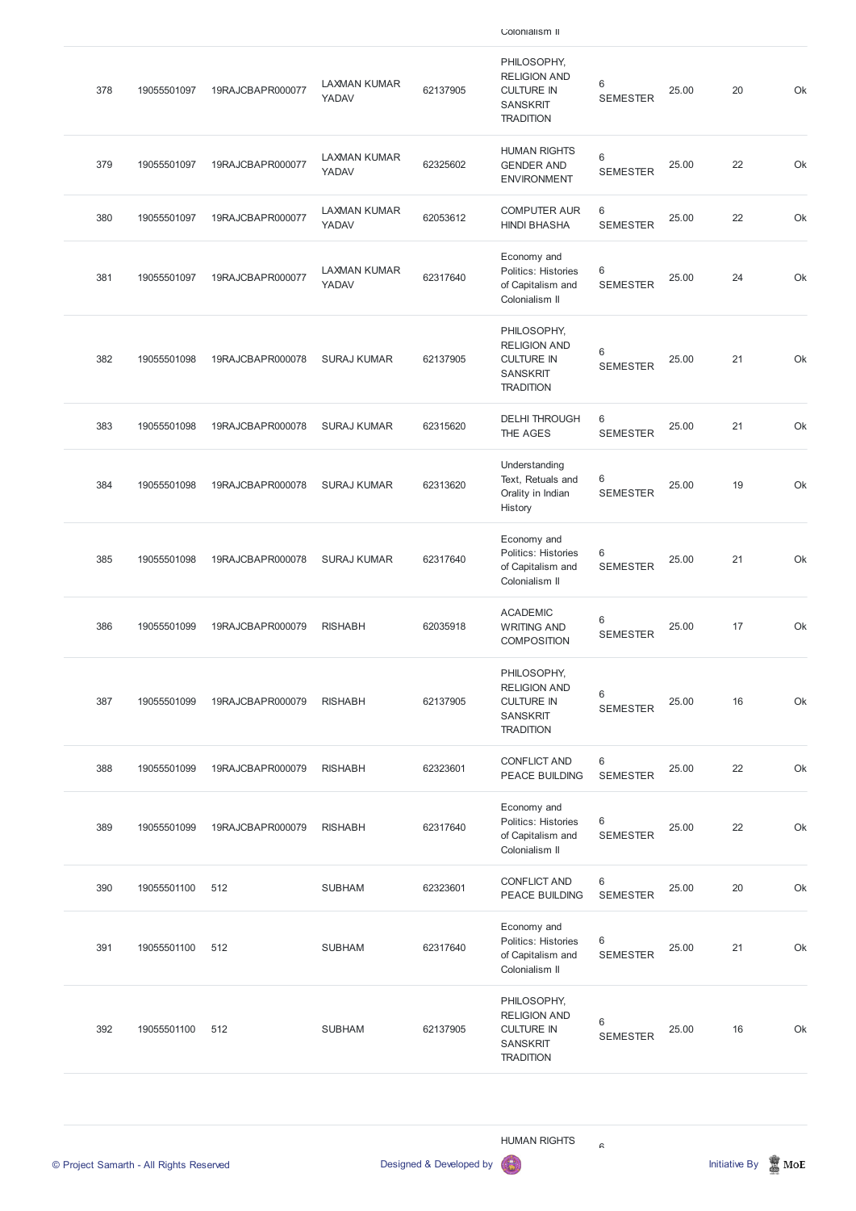| | | | | | Colonialism II | | | | |
|---|---|---|---|---|---|---|---|---|---|
| 378 | 19055501097 | 19RAJCBAPR000077 | LAXMAN KUMAR YADAV | 62137905 | PHILOSOPHY, RELIGION AND CULTURE IN SANSKRIT TRADITION | 6 SEMESTER | 25.00 | 20 | Ok |
| 379 | 19055501097 | 19RAJCBAPR000077 | LAXMAN KUMAR YADAV | 62325602 | HUMAN RIGHTS GENDER AND ENVIRONMENT | 6 SEMESTER | 25.00 | 22 | Ok |
| 380 | 19055501097 | 19RAJCBAPR000077 | LAXMAN KUMAR YADAV | 62053612 | COMPUTER AUR HINDI BHASHA | 6 SEMESTER | 25.00 | 22 | Ok |
| 381 | 19055501097 | 19RAJCBAPR000077 | LAXMAN KUMAR YADAV | 62317640 | Economy and Politics: Histories of Capitalism and Colonialism II | 6 SEMESTER | 25.00 | 24 | Ok |
| 382 | 19055501098 | 19RAJCBAPR000078 | SURAJ KUMAR | 62137905 | PHILOSOPHY, RELIGION AND CULTURE IN SANSKRIT TRADITION | 6 SEMESTER | 25.00 | 21 | Ok |
| 383 | 19055501098 | 19RAJCBAPR000078 | SURAJ KUMAR | 62315620 | DELHI THROUGH THE AGES | 6 SEMESTER | 25.00 | 21 | Ok |
| 384 | 19055501098 | 19RAJCBAPR000078 | SURAJ KUMAR | 62313620 | Understanding Text, Retuals and Orality in Indian History | 6 SEMESTER | 25.00 | 19 | Ok |
| 385 | 19055501098 | 19RAJCBAPR000078 | SURAJ KUMAR | 62317640 | Economy and Politics: Histories of Capitalism and Colonialism II | 6 SEMESTER | 25.00 | 21 | Ok |
| 386 | 19055501099 | 19RAJCBAPR000079 | RISHABH | 62035918 | ACADEMIC WRITING AND COMPOSITION | 6 SEMESTER | 25.00 | 17 | Ok |
| 387 | 19055501099 | 19RAJCBAPR000079 | RISHABH | 62137905 | PHILOSOPHY, RELIGION AND CULTURE IN SANSKRIT TRADITION | 6 SEMESTER | 25.00 | 16 | Ok |
| 388 | 19055501099 | 19RAJCBAPR000079 | RISHABH | 62323601 | CONFLICT AND PEACE BUILDING | 6 SEMESTER | 25.00 | 22 | Ok |
| 389 | 19055501099 | 19RAJCBAPR000079 | RISHABH | 62317640 | Economy and Politics: Histories of Capitalism and Colonialism II | 6 SEMESTER | 25.00 | 22 | Ok |
| 390 | 19055501100 | 512 | SUBHAM | 62323601 | CONFLICT AND PEACE BUILDING | 6 SEMESTER | 25.00 | 20 | Ok |
| 391 | 19055501100 | 512 | SUBHAM | 62317640 | Economy and Politics: Histories of Capitalism and Colonialism II | 6 SEMESTER | 25.00 | 21 | Ok |
| 392 | 19055501100 | 512 | SUBHAM | 62137905 | PHILOSOPHY, RELIGION AND CULTURE IN SANSKRIT TRADITION | 6 SEMESTER | 25.00 | 16 | Ok |
| | | | | | HUMAN RIGHTS | 6 | | | |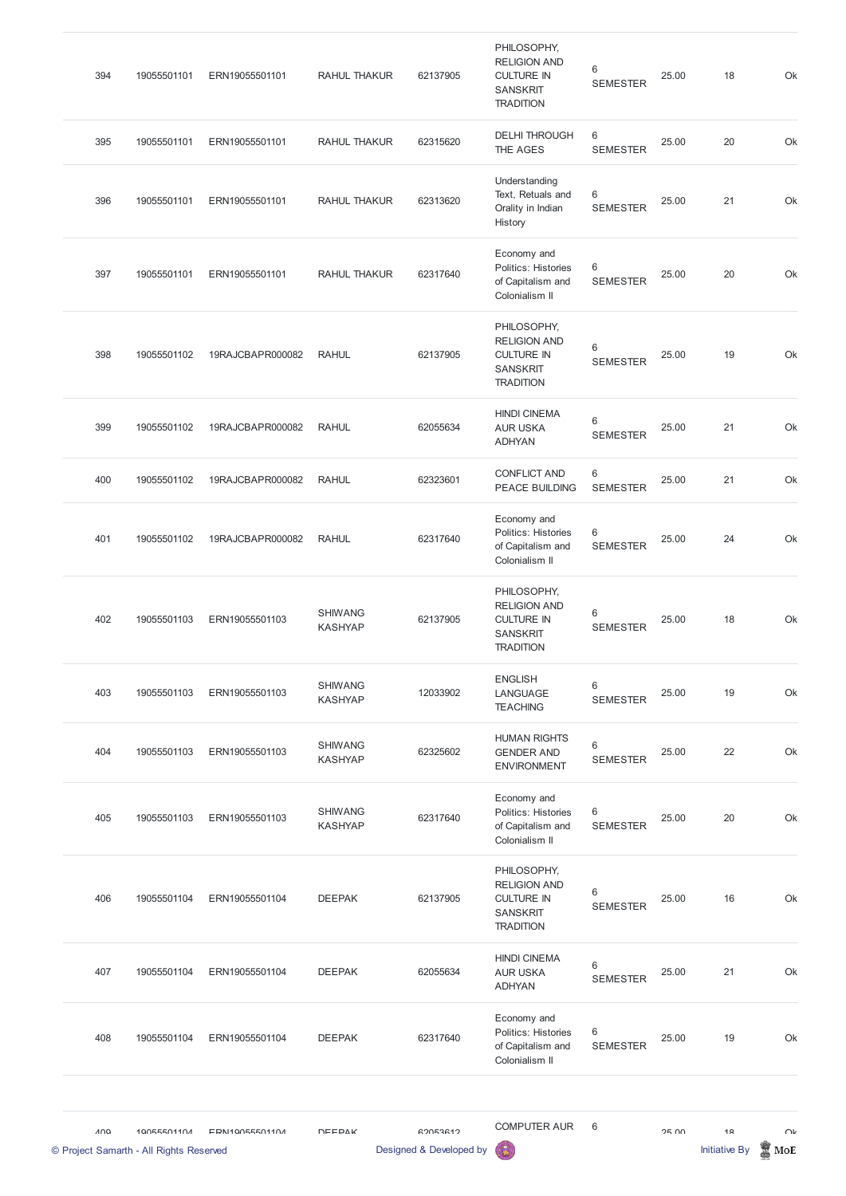| 394 | 19055501101 | ERN19055501101 | RAHUL THAKUR | 62137905 | PHILOSOPHY, RELIGION AND CULTURE IN SANSKRIT TRADITION | 6 SEMESTER | 25.00 | 18 | Ok |
|---|---|---|---|---|---|---|---|---|---|
| 395 | 19055501101 | ERN19055501101 | RAHUL THAKUR | 62315620 | DELHI THROUGH THE AGES | 6 SEMESTER | 25.00 | 20 | Ok |
| 396 | 19055501101 | ERN19055501101 | RAHUL THAKUR | 62313620 | Understanding Text, Retuals and Orality in Indian History | 6 SEMESTER | 25.00 | 21 | Ok |
| 397 | 19055501101 | ERN19055501101 | RAHUL THAKUR | 62317640 | Economy and Politics: Histories of Capitalism and Colonialism II | 6 SEMESTER | 25.00 | 20 | Ok |
| 398 | 19055501102 | 19RAJCBAPR000082 | RAHUL | 62137905 | PHILOSOPHY, RELIGION AND CULTURE IN SANSKRIT TRADITION | 6 SEMESTER | 25.00 | 19 | Ok |
| 399 | 19055501102 | 19RAJCBAPR000082 | RAHUL | 62055634 | HINDI CINEMA AUR USKA ADHYAN | 6 SEMESTER | 25.00 | 21 | Ok |
| 400 | 19055501102 | 19RAJCBAPR000082 | RAHUL | 62323601 | CONFLICT AND PEACE BUILDING | 6 SEMESTER | 25.00 | 21 | Ok |
| 401 | 19055501102 | 19RAJCBAPR000082 | RAHUL | 62317640 | Economy and Politics: Histories of Capitalism and Colonialism II | 6 SEMESTER | 25.00 | 24 | Ok |
| 402 | 19055501103 | ERN19055501103 | SHIWANG KASHYAP | 62137905 | PHILOSOPHY, RELIGION AND CULTURE IN SANSKRIT TRADITION | 6 SEMESTER | 25.00 | 18 | Ok |
| 403 | 19055501103 | ERN19055501103 | SHIWANG KASHYAP | 12033902 | ENGLISH LANGUAGE TEACHING | 6 SEMESTER | 25.00 | 19 | Ok |
| 404 | 19055501103 | ERN19055501103 | SHIWANG KASHYAP | 62325602 | HUMAN RIGHTS GENDER AND ENVIRONMENT | 6 SEMESTER | 25.00 | 22 | Ok |
| 405 | 19055501103 | ERN19055501103 | SHIWANG KASHYAP | 62317640 | Economy and Politics: Histories of Capitalism and Colonialism II | 6 SEMESTER | 25.00 | 20 | Ok |
| 406 | 19055501104 | ERN19055501104 | DEEPAK | 62137905 | PHILOSOPHY, RELIGION AND CULTURE IN SANSKRIT TRADITION | 6 SEMESTER | 25.00 | 16 | Ok |
| 407 | 19055501104 | ERN19055501104 | DEEPAK | 62055634 | HINDI CINEMA AUR USKA ADHYAN | 6 SEMESTER | 25.00 | 21 | Ok |
| 408 | 19055501104 | ERN19055501104 | DEEPAK | 62317640 | Economy and Politics: Histories of Capitalism and Colonialism II | 6 SEMESTER | 25.00 | 19 | Ok |
| 409 | 19055501104 | ERN19055501104 | DEEPAK | 62053612 | COMPUTER AUR | 6 | 25.00 | 18 | Ok |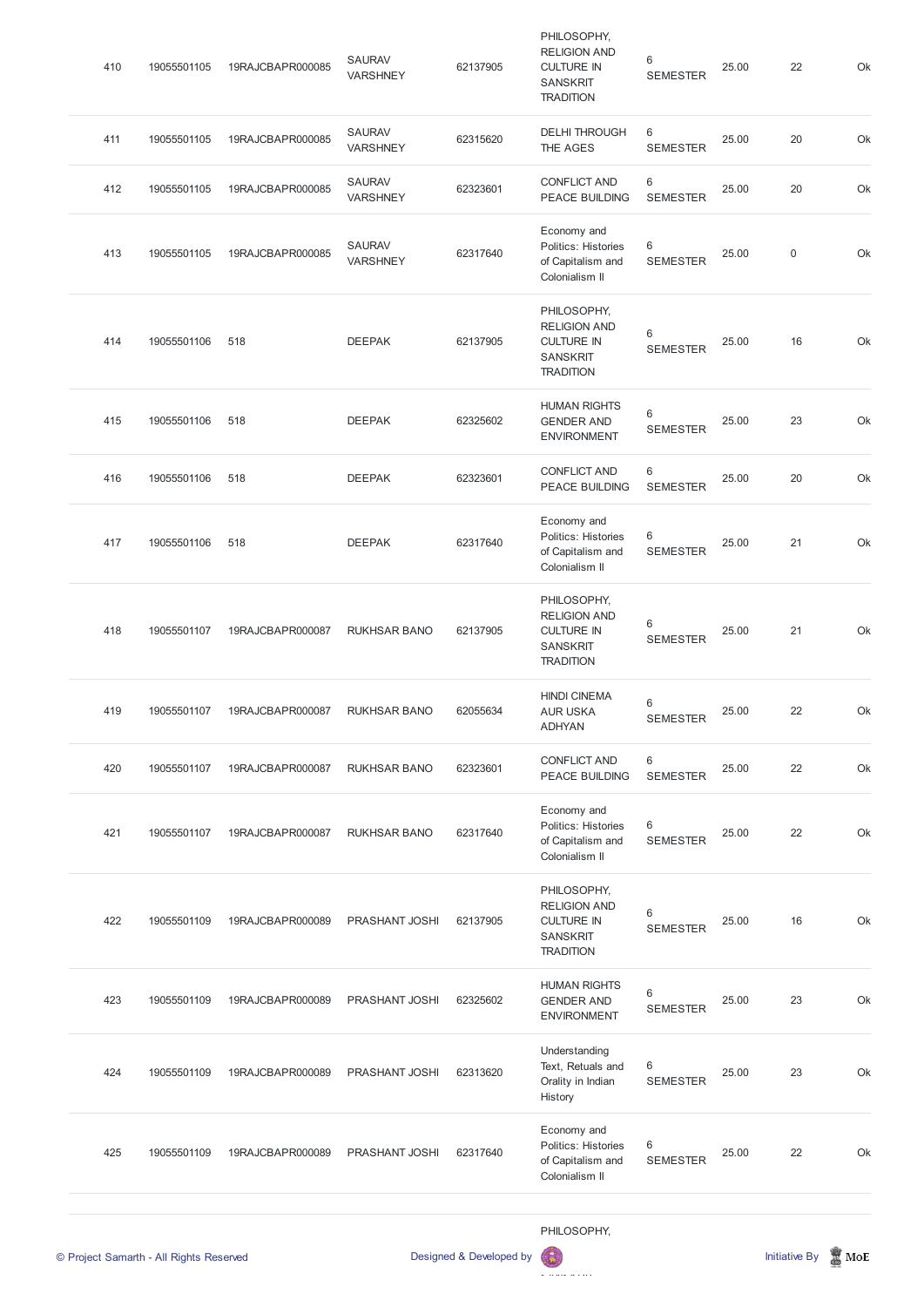| | | | | | | | | | |
|---|---|---|---|---|---|---|---|---|---|
| 410 | 19055501105 | 19RAJCBAPR000085 | SAURAV VARSHNEY | 62137905 | PHILOSOPHY, RELIGION AND CULTURE IN SANSKRIT TRADITION | 6 SEMESTER | 25.00 | 22 | Ok |
| 411 | 19055501105 | 19RAJCBAPR000085 | SAURAV VARSHNEY | 62315620 | DELHI THROUGH THE AGES | 6 SEMESTER | 25.00 | 20 | Ok |
| 412 | 19055501105 | 19RAJCBAPR000085 | SAURAV VARSHNEY | 62323601 | CONFLICT AND PEACE BUILDING | 6 SEMESTER | 25.00 | 20 | Ok |
| 413 | 19055501105 | 19RAJCBAPR000085 | SAURAV VARSHNEY | 62317640 | Economy and Politics: Histories of Capitalism and Colonialism II | 6 SEMESTER | 25.00 | 0 | Ok |
| 414 | 19055501106 | 518 | DEEPAK | 62137905 | PHILOSOPHY, RELIGION AND CULTURE IN SANSKRIT TRADITION | 6 SEMESTER | 25.00 | 16 | Ok |
| 415 | 19055501106 | 518 | DEEPAK | 62325602 | HUMAN RIGHTS GENDER AND ENVIRONMENT | 6 SEMESTER | 25.00 | 23 | Ok |
| 416 | 19055501106 | 518 | DEEPAK | 62323601 | CONFLICT AND PEACE BUILDING | 6 SEMESTER | 25.00 | 20 | Ok |
| 417 | 19055501106 | 518 | DEEPAK | 62317640 | Economy and Politics: Histories of Capitalism and Colonialism II | 6 SEMESTER | 25.00 | 21 | Ok |
| 418 | 19055501107 | 19RAJCBAPR000087 | RUKHSAR BANO | 62137905 | PHILOSOPHY, RELIGION AND CULTURE IN SANSKRIT TRADITION | 6 SEMESTER | 25.00 | 21 | Ok |
| 419 | 19055501107 | 19RAJCBAPR000087 | RUKHSAR BANO | 62055634 | HINDI CINEMA AUR USKA ADHYAN | 6 SEMESTER | 25.00 | 22 | Ok |
| 420 | 19055501107 | 19RAJCBAPR000087 | RUKHSAR BANO | 62323601 | CONFLICT AND PEACE BUILDING | 6 SEMESTER | 25.00 | 22 | Ok |
| 421 | 19055501107 | 19RAJCBAPR000087 | RUKHSAR BANO | 62317640 | Economy and Politics: Histories of Capitalism and Colonialism II | 6 SEMESTER | 25.00 | 22 | Ok |
| 422 | 19055501109 | 19RAJCBAPR000089 | PRASHANT JOSHI | 62137905 | PHILOSOPHY, RELIGION AND CULTURE IN SANSKRIT TRADITION | 6 SEMESTER | 25.00 | 16 | Ok |
| 423 | 19055501109 | 19RAJCBAPR000089 | PRASHANT JOSHI | 62325602 | HUMAN RIGHTS GENDER AND ENVIRONMENT | 6 SEMESTER | 25.00 | 23 | Ok |
| 424 | 19055501109 | 19RAJCBAPR000089 | PRASHANT JOSHI | 62313620 | Understanding Text, Retuals and Orality in Indian History | 6 SEMESTER | 25.00 | 23 | Ok |
| 425 | 19055501109 | 19RAJCBAPR000089 | PRASHANT JOSHI | 62317640 | Economy and Politics: Histories of Capitalism and Colonialism II | 6 SEMESTER | 25.00 | 22 | Ok |
| | | | | | PHILOSOPHY, | | | | |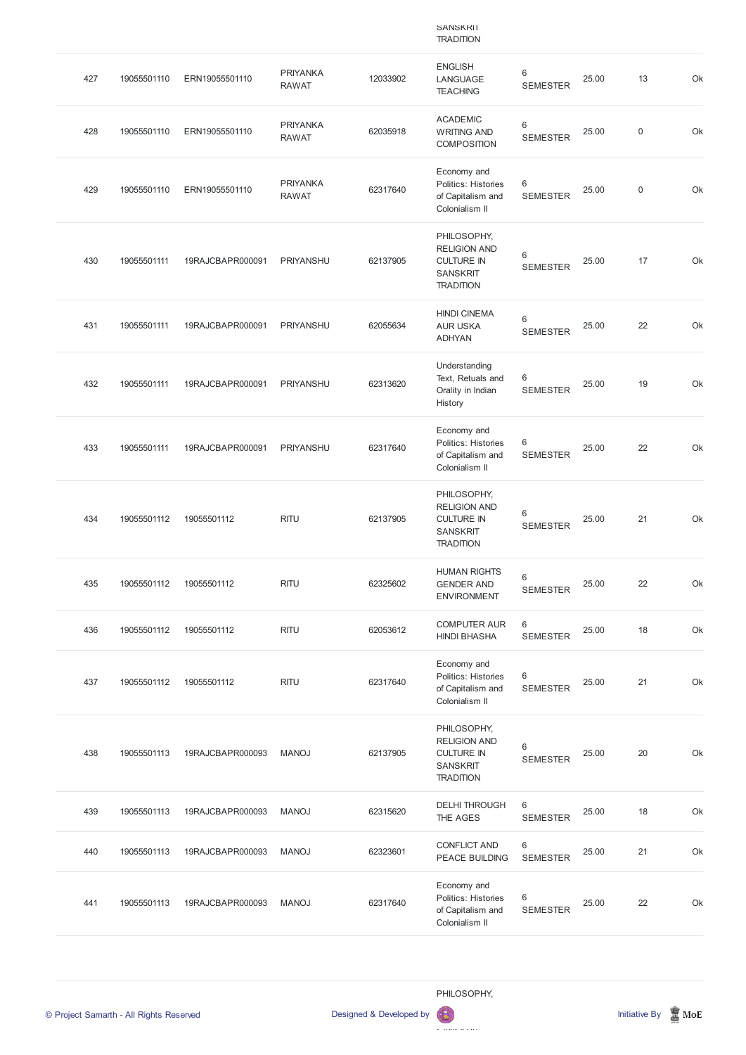| | | | | | SANSKRIT TRADITION | | | | |
|---|---|---|---|---|---|---|---|---|---|
| 427 | 19055501110 | ERN19055501110 | PRIYANKA RAWAT | 12033902 | ENGLISH LANGUAGE TEACHING | 6 SEMESTER | 25.00 | 13 | Ok |
| 428 | 19055501110 | ERN19055501110 | PRIYANKA RAWAT | 62035918 | ACADEMIC WRITING AND COMPOSITION | 6 SEMESTER | 25.00 | 0 | Ok |
| 429 | 19055501110 | ERN19055501110 | PRIYANKA RAWAT | 62317640 | Economy and Politics: Histories of Capitalism and Colonialism II | 6 SEMESTER | 25.00 | 0 | Ok |
| 430 | 19055501111 | 19RAJCBAPR000091 | PRIYANSHU | 62137905 | PHILOSOPHY, RELIGION AND CULTURE IN SANSKRIT TRADITION | 6 SEMESTER | 25.00 | 17 | Ok |
| 431 | 19055501111 | 19RAJCBAPR000091 | PRIYANSHU | 62055634 | HINDI CINEMA AUR USKA ADHYAN | 6 SEMESTER | 25.00 | 22 | Ok |
| 432 | 19055501111 | 19RAJCBAPR000091 | PRIYANSHU | 62313620 | Understanding Text, Retuals and Orality in Indian History | 6 SEMESTER | 25.00 | 19 | Ok |
| 433 | 19055501111 | 19RAJCBAPR000091 | PRIYANSHU | 62317640 | Economy and Politics: Histories of Capitalism and Colonialism II | 6 SEMESTER | 25.00 | 22 | Ok |
| 434 | 19055501112 | 19055501112 | RITU | 62137905 | PHILOSOPHY, RELIGION AND CULTURE IN SANSKRIT TRADITION | 6 SEMESTER | 25.00 | 21 | Ok |
| 435 | 19055501112 | 19055501112 | RITU | 62325602 | HUMAN RIGHTS GENDER AND ENVIRONMENT | 6 SEMESTER | 25.00 | 22 | Ok |
| 436 | 19055501112 | 19055501112 | RITU | 62053612 | COMPUTER AUR HINDI BHASHA | 6 SEMESTER | 25.00 | 18 | Ok |
| 437 | 19055501112 | 19055501112 | RITU | 62317640 | Economy and Politics: Histories of Capitalism and Colonialism II | 6 SEMESTER | 25.00 | 21 | Ok |
| 438 | 19055501113 | 19RAJCBAPR000093 | MANOJ | 62137905 | PHILOSOPHY, RELIGION AND CULTURE IN SANSKRIT TRADITION | 6 SEMESTER | 25.00 | 20 | Ok |
| 439 | 19055501113 | 19RAJCBAPR000093 | MANOJ | 62315620 | DELHI THROUGH THE AGES | 6 SEMESTER | 25.00 | 18 | Ok |
| 440 | 19055501113 | 19RAJCBAPR000093 | MANOJ | 62323601 | CONFLICT AND PEACE BUILDING | 6 SEMESTER | 25.00 | 21 | Ok |
| 441 | 19055501113 | 19RAJCBAPR000093 | MANOJ | 62317640 | Economy and Politics: Histories of Capitalism and Colonialism II | 6 SEMESTER | 25.00 | 22 | Ok |
| | | | | | PHILOSOPHY, | | | | |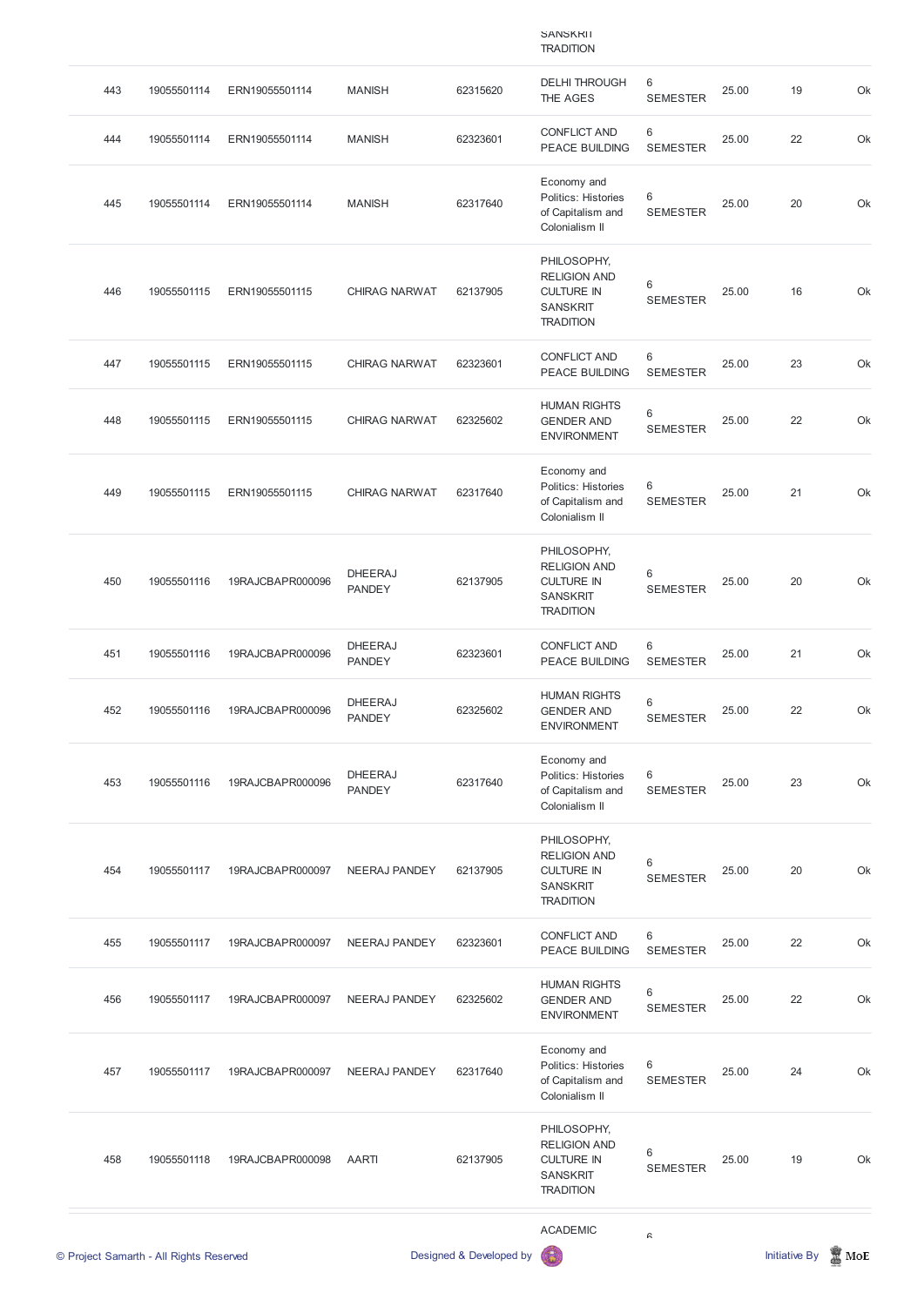| | | | | | SANSKRIT TRADITION | | | | |
|---|---|---|---|---|---|---|---|---|---|
| 443 | 19055501114 | ERN19055501114 | MANISH | 62315620 | DELHI THROUGH THE AGES | 6 SEMESTER | 25.00 | 19 | Ok |
| 444 | 19055501114 | ERN19055501114 | MANISH | 62323601 | CONFLICT AND PEACE BUILDING | 6 SEMESTER | 25.00 | 22 | Ok |
| 445 | 19055501114 | ERN19055501114 | MANISH | 62317640 | Economy and Politics: Histories of Capitalism and Colonialism II | 6 SEMESTER | 25.00 | 20 | Ok |
| 446 | 19055501115 | ERN19055501115 | CHIRAG NARWAT | 62137905 | PHILOSOPHY, RELIGION AND CULTURE IN SANSKRIT TRADITION | 6 SEMESTER | 25.00 | 16 | Ok |
| 447 | 19055501115 | ERN19055501115 | CHIRAG NARWAT | 62323601 | CONFLICT AND PEACE BUILDING | 6 SEMESTER | 25.00 | 23 | Ok |
| 448 | 19055501115 | ERN19055501115 | CHIRAG NARWAT | 62325602 | HUMAN RIGHTS GENDER AND ENVIRONMENT | 6 SEMESTER | 25.00 | 22 | Ok |
| 449 | 19055501115 | ERN19055501115 | CHIRAG NARWAT | 62317640 | Economy and Politics: Histories of Capitalism and Colonialism II | 6 SEMESTER | 25.00 | 21 | Ok |
| 450 | 19055501116 | 19RAJCBAPR000096 | DHEERAJ PANDEY | 62137905 | PHILOSOPHY, RELIGION AND CULTURE IN SANSKRIT TRADITION | 6 SEMESTER | 25.00 | 20 | Ok |
| 451 | 19055501116 | 19RAJCBAPR000096 | DHEERAJ PANDEY | 62323601 | CONFLICT AND PEACE BUILDING | 6 SEMESTER | 25.00 | 21 | Ok |
| 452 | 19055501116 | 19RAJCBAPR000096 | DHEERAJ PANDEY | 62325602 | HUMAN RIGHTS GENDER AND ENVIRONMENT | 6 SEMESTER | 25.00 | 22 | Ok |
| 453 | 19055501116 | 19RAJCBAPR000096 | DHEERAJ PANDEY | 62317640 | Economy and Politics: Histories of Capitalism and Colonialism II | 6 SEMESTER | 25.00 | 23 | Ok |
| 454 | 19055501117 | 19RAJCBAPR000097 | NEERAJ PANDEY | 62137905 | PHILOSOPHY, RELIGION AND CULTURE IN SANSKRIT TRADITION | 6 SEMESTER | 25.00 | 20 | Ok |
| 455 | 19055501117 | 19RAJCBAPR000097 | NEERAJ PANDEY | 62323601 | CONFLICT AND PEACE BUILDING | 6 SEMESTER | 25.00 | 22 | Ok |
| 456 | 19055501117 | 19RAJCBAPR000097 | NEERAJ PANDEY | 62325602 | HUMAN RIGHTS GENDER AND ENVIRONMENT | 6 SEMESTER | 25.00 | 22 | Ok |
| 457 | 19055501117 | 19RAJCBAPR000097 | NEERAJ PANDEY | 62317640 | Economy and Politics: Histories of Capitalism and Colonialism II | 6 SEMESTER | 25.00 | 24 | Ok |
| 458 | 19055501118 | 19RAJCBAPR000098 | AARTI | 62137905 | PHILOSOPHY, RELIGION AND CULTURE IN SANSKRIT TRADITION | 6 SEMESTER | 25.00 | 19 | Ok |
| | | | | | ACADEMIC | 6 | | | |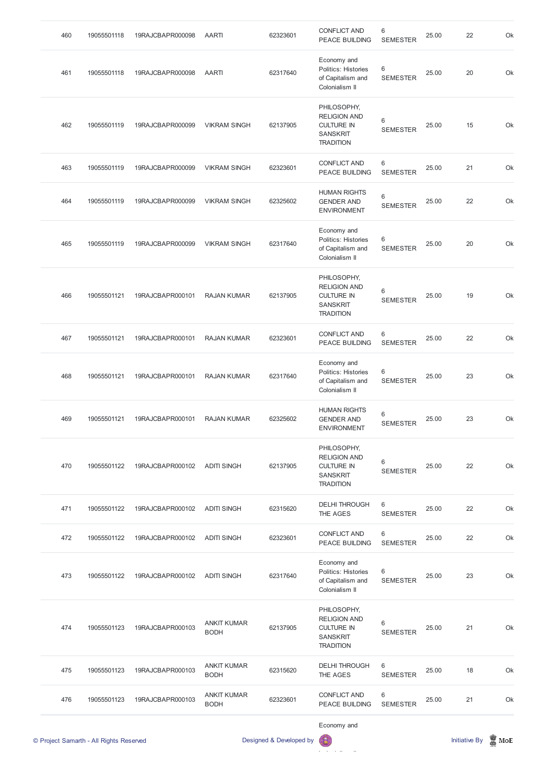| 460 | 19055501118 | 19RAJCBAPR000098 | AARTI | 62323601 | CONFLICT AND PEACE BUILDING | 6 SEMESTER | 25.00 | 22 | Ok |
|---|---|---|---|---|---|---|---|---|---|
| 461 | 19055501118 | 19RAJCBAPR000098 | AARTI | 62317640 | Economy and Politics: Histories of Capitalism and Colonialism II | 6 SEMESTER | 25.00 | 20 | Ok |
| 462 | 19055501119 | 19RAJCBAPR000099 | VIKRAM SINGH | 62137905 | PHILOSOPHY, RELIGION AND CULTURE IN SANSKRIT TRADITION | 6 SEMESTER | 25.00 | 15 | Ok |
| 463 | 19055501119 | 19RAJCBAPR000099 | VIKRAM SINGH | 62323601 | CONFLICT AND PEACE BUILDING | 6 SEMESTER | 25.00 | 21 | Ok |
| 464 | 19055501119 | 19RAJCBAPR000099 | VIKRAM SINGH | 62325602 | HUMAN RIGHTS GENDER AND ENVIRONMENT | 6 SEMESTER | 25.00 | 22 | Ok |
| 465 | 19055501119 | 19RAJCBAPR000099 | VIKRAM SINGH | 62317640 | Economy and Politics: Histories of Capitalism and Colonialism II | 6 SEMESTER | 25.00 | 20 | Ok |
| 466 | 19055501121 | 19RAJCBAPR000101 | RAJAN KUMAR | 62137905 | PHILOSOPHY, RELIGION AND CULTURE IN SANSKRIT TRADITION | 6 SEMESTER | 25.00 | 19 | Ok |
| 467 | 19055501121 | 19RAJCBAPR000101 | RAJAN KUMAR | 62323601 | CONFLICT AND PEACE BUILDING | 6 SEMESTER | 25.00 | 22 | Ok |
| 468 | 19055501121 | 19RAJCBAPR000101 | RAJAN KUMAR | 62317640 | Economy and Politics: Histories of Capitalism and Colonialism II | 6 SEMESTER | 25.00 | 23 | Ok |
| 469 | 19055501121 | 19RAJCBAPR000101 | RAJAN KUMAR | 62325602 | HUMAN RIGHTS GENDER AND ENVIRONMENT | 6 SEMESTER | 25.00 | 23 | Ok |
| 470 | 19055501122 | 19RAJCBAPR000102 | ADITI SINGH | 62137905 | PHILOSOPHY, RELIGION AND CULTURE IN SANSKRIT TRADITION | 6 SEMESTER | 25.00 | 22 | Ok |
| 471 | 19055501122 | 19RAJCBAPR000102 | ADITI SINGH | 62315620 | DELHI THROUGH THE AGES | 6 SEMESTER | 25.00 | 22 | Ok |
| 472 | 19055501122 | 19RAJCBAPR000102 | ADITI SINGH | 62323601 | CONFLICT AND PEACE BUILDING | 6 SEMESTER | 25.00 | 22 | Ok |
| 473 | 19055501122 | 19RAJCBAPR000102 | ADITI SINGH | 62317640 | Economy and Politics: Histories of Capitalism and Colonialism II | 6 SEMESTER | 25.00 | 23 | Ok |
| 474 | 19055501123 | 19RAJCBAPR000103 | ANKIT KUMAR BODH | 62137905 | PHILOSOPHY, RELIGION AND CULTURE IN SANSKRIT TRADITION | 6 SEMESTER | 25.00 | 21 | Ok |
| 475 | 19055501123 | 19RAJCBAPR000103 | ANKIT KUMAR BODH | 62315620 | DELHI THROUGH THE AGES | 6 SEMESTER | 25.00 | 18 | Ok |
| 476 | 19055501123 | 19RAJCBAPR000103 | ANKIT KUMAR BODH | 62323601 | CONFLICT AND PEACE BUILDING | 6 SEMESTER | 25.00 | 21 | Ok |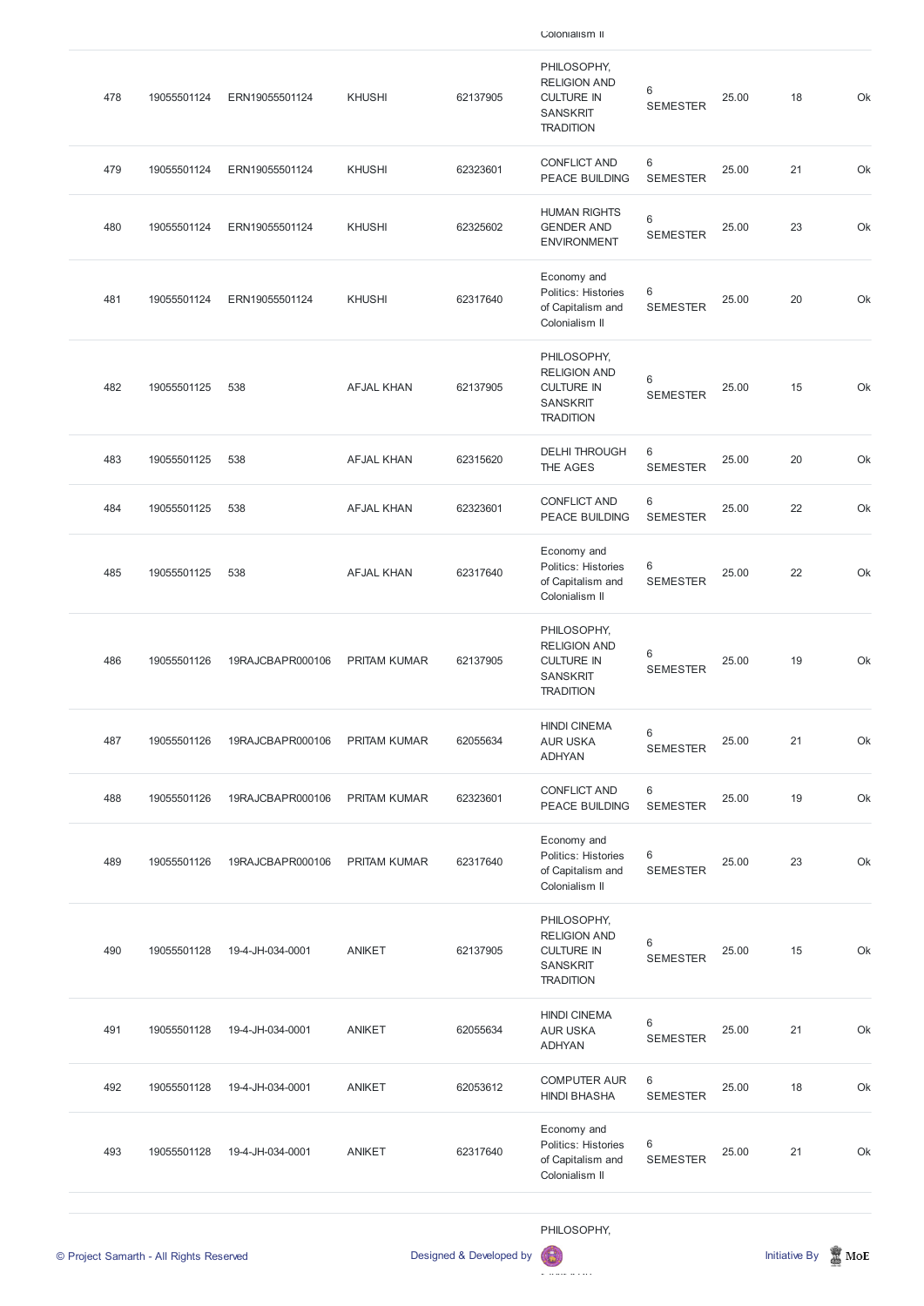| | | | | | Colonialism II | | | | |
|---|---|---|---|---|---|---|---|---|---|
| 478 | 19055501124 | ERN19055501124 | KHUSHI | 62137905 | PHILOSOPHY, RELIGION AND CULTURE IN SANSKRIT TRADITION | 6 SEMESTER | 25.00 | 18 | Ok |
| 479 | 19055501124 | ERN19055501124 | KHUSHI | 62323601 | CONFLICT AND PEACE BUILDING | 6 SEMESTER | 25.00 | 21 | Ok |
| 480 | 19055501124 | ERN19055501124 | KHUSHI | 62325602 | HUMAN RIGHTS GENDER AND ENVIRONMENT | 6 SEMESTER | 25.00 | 23 | Ok |
| 481 | 19055501124 | ERN19055501124 | KHUSHI | 62317640 | Economy and Politics: Histories of Capitalism and Colonialism II | 6 SEMESTER | 25.00 | 20 | Ok |
| 482 | 19055501125 | 538 | AFJAL KHAN | 62137905 | PHILOSOPHY, RELIGION AND CULTURE IN SANSKRIT TRADITION | 6 SEMESTER | 25.00 | 15 | Ok |
| 483 | 19055501125 | 538 | AFJAL KHAN | 62315620 | DELHI THROUGH THE AGES | 6 SEMESTER | 25.00 | 20 | Ok |
| 484 | 19055501125 | 538 | AFJAL KHAN | 62323601 | CONFLICT AND PEACE BUILDING | 6 SEMESTER | 25.00 | 22 | Ok |
| 485 | 19055501125 | 538 | AFJAL KHAN | 62317640 | Economy and Politics: Histories of Capitalism and Colonialism II | 6 SEMESTER | 25.00 | 22 | Ok |
| 486 | 19055501126 | 19RAJCBAPR000106 | PRITAM KUMAR | 62137905 | PHILOSOPHY, RELIGION AND CULTURE IN SANSKRIT TRADITION | 6 SEMESTER | 25.00 | 19 | Ok |
| 487 | 19055501126 | 19RAJCBAPR000106 | PRITAM KUMAR | 62055634 | HINDI CINEMA AUR USKA ADHYAN | 6 SEMESTER | 25.00 | 21 | Ok |
| 488 | 19055501126 | 19RAJCBAPR000106 | PRITAM KUMAR | 62323601 | CONFLICT AND PEACE BUILDING | 6 SEMESTER | 25.00 | 19 | Ok |
| 489 | 19055501126 | 19RAJCBAPR000106 | PRITAM KUMAR | 62317640 | Economy and Politics: Histories of Capitalism and Colonialism II | 6 SEMESTER | 25.00 | 23 | Ok |
| 490 | 19055501128 | 19-4-JH-034-0001 | ANIKET | 62137905 | PHILOSOPHY, RELIGION AND CULTURE IN SANSKRIT TRADITION | 6 SEMESTER | 25.00 | 15 | Ok |
| 491 | 19055501128 | 19-4-JH-034-0001 | ANIKET | 62055634 | HINDI CINEMA AUR USKA ADHYAN | 6 SEMESTER | 25.00 | 21 | Ok |
| 492 | 19055501128 | 19-4-JH-034-0001 | ANIKET | 62053612 | COMPUTER AUR HINDI BHASHA | 6 SEMESTER | 25.00 | 18 | Ok |
| 493 | 19055501128 | 19-4-JH-034-0001 | ANIKET | 62317640 | Economy and Politics: Histories of Capitalism and Colonialism II | 6 SEMESTER | 25.00 | 21 | Ok |
| | | | | | PHILOSOPHY, | | | | |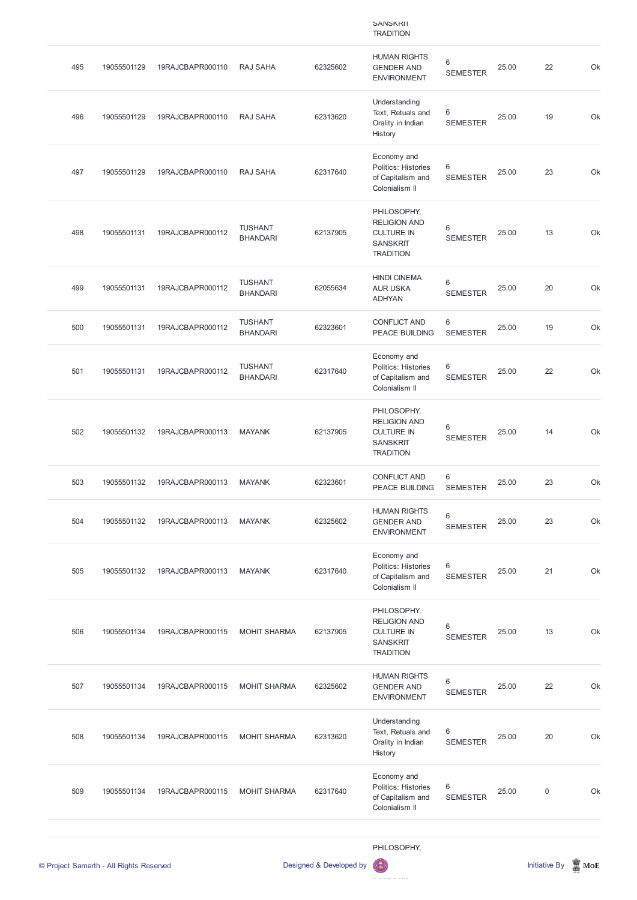| | | | | | SANSKRIT TRADITION | | | | |
|---|---|---|---|---|---|---|---|---|---|
| 495 | 19055501129 | 19RAJCBAPR000110 | RAJ SAHA | 62325602 | HUMAN RIGHTS GENDER AND ENVIRONMENT | 6 SEMESTER | 25.00 | 22 | Ok |
| 496 | 19055501129 | 19RAJCBAPR000110 | RAJ SAHA | 62313620 | Understanding Text, Retuals and Orality in Indian History | 6 SEMESTER | 25.00 | 19 | Ok |
| 497 | 19055501129 | 19RAJCBAPR000110 | RAJ SAHA | 62317640 | Economy and Politics: Histories of Capitalism and Colonialism II | 6 SEMESTER | 25.00 | 23 | Ok |
| 498 | 19055501131 | 19RAJCBAPR000112 | TUSHANT BHANDARI | 62137905 | PHILOSOPHY, RELIGION AND CULTURE IN SANSKRIT TRADITION | 6 SEMESTER | 25.00 | 13 | Ok |
| 499 | 19055501131 | 19RAJCBAPR000112 | TUSHANT BHANDARI | 62055634 | HINDI CINEMA AUR USKA ADHYAN | 6 SEMESTER | 25.00 | 20 | Ok |
| 500 | 19055501131 | 19RAJCBAPR000112 | TUSHANT BHANDARI | 62323601 | CONFLICT AND PEACE BUILDING | 6 SEMESTER | 25.00 | 19 | Ok |
| 501 | 19055501131 | 19RAJCBAPR000112 | TUSHANT BHANDARI | 62317640 | Economy and Politics: Histories of Capitalism and Colonialism II | 6 SEMESTER | 25.00 | 22 | Ok |
| 502 | 19055501132 | 19RAJCBAPR000113 | MAYANK | 62137905 | PHILOSOPHY, RELIGION AND CULTURE IN SANSKRIT TRADITION | 6 SEMESTER | 25.00 | 14 | Ok |
| 503 | 19055501132 | 19RAJCBAPR000113 | MAYANK | 62323601 | CONFLICT AND PEACE BUILDING | 6 SEMESTER | 25.00 | 23 | Ok |
| 504 | 19055501132 | 19RAJCBAPR000113 | MAYANK | 62325602 | HUMAN RIGHTS GENDER AND ENVIRONMENT | 6 SEMESTER | 25.00 | 23 | Ok |
| 505 | 19055501132 | 19RAJCBAPR000113 | MAYANK | 62317640 | Economy and Politics: Histories of Capitalism and Colonialism II | 6 SEMESTER | 25.00 | 21 | Ok |
| 506 | 19055501134 | 19RAJCBAPR000115 | MOHIT SHARMA | 62137905 | PHILOSOPHY, RELIGION AND CULTURE IN SANSKRIT TRADITION | 6 SEMESTER | 25.00 | 13 | Ok |
| 507 | 19055501134 | 19RAJCBAPR000115 | MOHIT SHARMA | 62325602 | HUMAN RIGHTS GENDER AND ENVIRONMENT | 6 SEMESTER | 25.00 | 22 | Ok |
| 508 | 19055501134 | 19RAJCBAPR000115 | MOHIT SHARMA | 62313620 | Understanding Text, Retuals and Orality in Indian History | 6 SEMESTER | 25.00 | 20 | Ok |
| 509 | 19055501134 | 19RAJCBAPR000115 | MOHIT SHARMA | 62317640 | Economy and Politics: Histories of Capitalism and Colonialism II | 6 SEMESTER | 25.00 | 0 | Ok |
| | | | | | PHILOSOPHY, | | | | |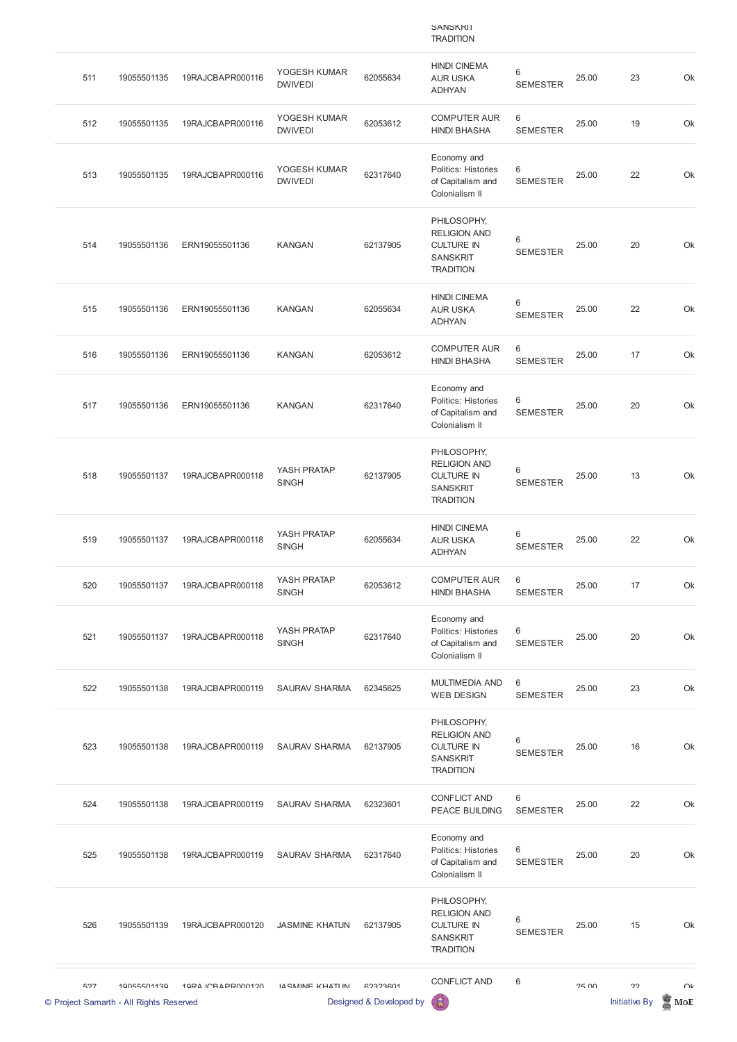| | | | | | SANSKRIT TRADITION | | | | |
|---|---|---|---|---|---|---|---|---|---|
| 511 | 19055501135 | 19RAJCBAPR000116 | YOGESH KUMAR DWIVEDI | 62055634 | HINDI CINEMA AUR USKA ADHYAN | 6 SEMESTER | 25.00 | 23 | Ok |
| 512 | 19055501135 | 19RAJCBAPR000116 | YOGESH KUMAR DWIVEDI | 62053612 | COMPUTER AUR HINDI BHASHA | 6 SEMESTER | 25.00 | 19 | Ok |
| 513 | 19055501135 | 19RAJCBAPR000116 | YOGESH KUMAR DWIVEDI | 62317640 | Economy and Politics: Histories of Capitalism and Colonialism II | 6 SEMESTER | 25.00 | 22 | Ok |
| 514 | 19055501136 | ERN19055501136 | KANGAN | 62137905 | PHILOSOPHY, RELIGION AND CULTURE IN SANSKRIT TRADITION | 6 SEMESTER | 25.00 | 20 | Ok |
| 515 | 19055501136 | ERN19055501136 | KANGAN | 62055634 | HINDI CINEMA AUR USKA ADHYAN | 6 SEMESTER | 25.00 | 22 | Ok |
| 516 | 19055501136 | ERN19055501136 | KANGAN | 62053612 | COMPUTER AUR HINDI BHASHA | 6 SEMESTER | 25.00 | 17 | Ok |
| 517 | 19055501136 | ERN19055501136 | KANGAN | 62317640 | Economy and Politics: Histories of Capitalism and Colonialism II | 6 SEMESTER | 25.00 | 20 | Ok |
| 518 | 19055501137 | 19RAJCBAPR000118 | YASH PRATAP SINGH | 62137905 | PHILOSOPHY, RELIGION AND CULTURE IN SANSKRIT TRADITION | 6 SEMESTER | 25.00 | 13 | Ok |
| 519 | 19055501137 | 19RAJCBAPR000118 | YASH PRATAP SINGH | 62055634 | HINDI CINEMA AUR USKA ADHYAN | 6 SEMESTER | 25.00 | 22 | Ok |
| 520 | 19055501137 | 19RAJCBAPR000118 | YASH PRATAP SINGH | 62053612 | COMPUTER AUR HINDI BHASHA | 6 SEMESTER | 25.00 | 17 | Ok |
| 521 | 19055501137 | 19RAJCBAPR000118 | YASH PRATAP SINGH | 62317640 | Economy and Politics: Histories of Capitalism and Colonialism II | 6 SEMESTER | 25.00 | 20 | Ok |
| 522 | 19055501138 | 19RAJCBAPR000119 | SAURAV SHARMA | 62345625 | MULTIMEDIA AND WEB DESIGN | 6 SEMESTER | 25.00 | 23 | Ok |
| 523 | 19055501138 | 19RAJCBAPR000119 | SAURAV SHARMA | 62137905 | PHILOSOPHY, RELIGION AND CULTURE IN SANSKRIT TRADITION | 6 SEMESTER | 25.00 | 16 | Ok |
| 524 | 19055501138 | 19RAJCBAPR000119 | SAURAV SHARMA | 62323601 | CONFLICT AND PEACE BUILDING | 6 SEMESTER | 25.00 | 22 | Ok |
| 525 | 19055501138 | 19RAJCBAPR000119 | SAURAV SHARMA | 62317640 | Economy and Politics: Histories of Capitalism and Colonialism II | 6 SEMESTER | 25.00 | 20 | Ok |
| 526 | 19055501139 | 19RAJCBAPR000120 | JASMINE KHATUN | 62137905 | PHILOSOPHY, RELIGION AND CULTURE IN SANSKRIT TRADITION | 6 SEMESTER | 25.00 | 15 | Ok |
| 527 | 19055501139 | 19RAJCBAPR000120 | JASMINE KHATUN | 62323601 | CONFLICT AND | 6 | 25.00 | 22 | Ok |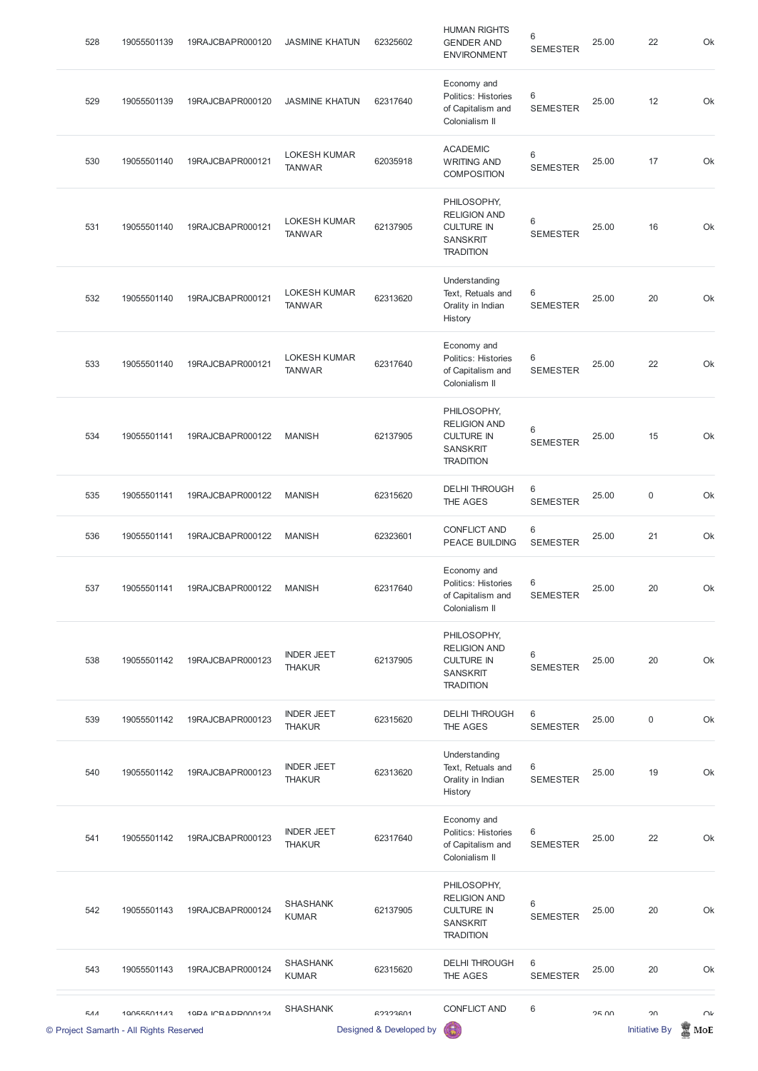| 528 | 19055501139 | 19RAJCBAPR000120 | JASMINE KHATUN | 62325602 | HUMAN RIGHTS GENDER AND ENVIRONMENT | 6 SEMESTER | 25.00 | 22 | Ok |
|---|---|---|---|---|---|---|---|---|---|
| 529 | 19055501139 | 19RAJCBAPR000120 | JASMINE KHATUN | 62317640 | Economy and Politics: Histories of Capitalism and Colonialism II | 6 SEMESTER | 25.00 | 12 | Ok |
| 530 | 19055501140 | 19RAJCBAPR000121 | LOKESH KUMAR TANWAR | 62035918 | ACADEMIC WRITING AND COMPOSITION | 6 SEMESTER | 25.00 | 17 | Ok |
| 531 | 19055501140 | 19RAJCBAPR000121 | LOKESH KUMAR TANWAR | 62137905 | PHILOSOPHY, RELIGION AND CULTURE IN SANSKRIT TRADITION | 6 SEMESTER | 25.00 | 16 | Ok |
| 532 | 19055501140 | 19RAJCBAPR000121 | LOKESH KUMAR TANWAR | 62313620 | Understanding Text, Retuals and Orality in Indian History | 6 SEMESTER | 25.00 | 20 | Ok |
| 533 | 19055501140 | 19RAJCBAPR000121 | LOKESH KUMAR TANWAR | 62317640 | Economy and Politics: Histories of Capitalism and Colonialism II | 6 SEMESTER | 25.00 | 22 | Ok |
| 534 | 19055501141 | 19RAJCBAPR000122 | MANISH | 62137905 | PHILOSOPHY, RELIGION AND CULTURE IN SANSKRIT TRADITION | 6 SEMESTER | 25.00 | 15 | Ok |
| 535 | 19055501141 | 19RAJCBAPR000122 | MANISH | 62315620 | DELHI THROUGH THE AGES | 6 SEMESTER | 25.00 | 0 | Ok |
| 536 | 19055501141 | 19RAJCBAPR000122 | MANISH | 62323601 | CONFLICT AND PEACE BUILDING | 6 SEMESTER | 25.00 | 21 | Ok |
| 537 | 19055501141 | 19RAJCBAPR000122 | MANISH | 62317640 | Economy and Politics: Histories of Capitalism and Colonialism II | 6 SEMESTER | 25.00 | 20 | Ok |
| 538 | 19055501142 | 19RAJCBAPR000123 | INDER JEET THAKUR | 62137905 | PHILOSOPHY, RELIGION AND CULTURE IN SANSKRIT TRADITION | 6 SEMESTER | 25.00 | 20 | Ok |
| 539 | 19055501142 | 19RAJCBAPR000123 | INDER JEET THAKUR | 62315620 | DELHI THROUGH THE AGES | 6 SEMESTER | 25.00 | 0 | Ok |
| 540 | 19055501142 | 19RAJCBAPR000123 | INDER JEET THAKUR | 62313620 | Understanding Text, Retuals and Orality in Indian History | 6 SEMESTER | 25.00 | 19 | Ok |
| 541 | 19055501142 | 19RAJCBAPR000123 | INDER JEET THAKUR | 62317640 | Economy and Politics: Histories of Capitalism and Colonialism II | 6 SEMESTER | 25.00 | 22 | Ok |
| 542 | 19055501143 | 19RAJCBAPR000124 | SHASHANK KUMAR | 62137905 | PHILOSOPHY, RELIGION AND CULTURE IN SANSKRIT TRADITION | 6 SEMESTER | 25.00 | 20 | Ok |
| 543 | 19055501143 | 19RAJCBAPR000124 | SHASHANK KUMAR | 62315620 | DELHI THROUGH THE AGES | 6 SEMESTER | 25.00 | 20 | Ok |
| 544 | 19055501143 | 19RAJCBAPR000124 | SHASHANK | 62323601 | CONFLICT AND | 6 | 25.00 | 20 | Ok |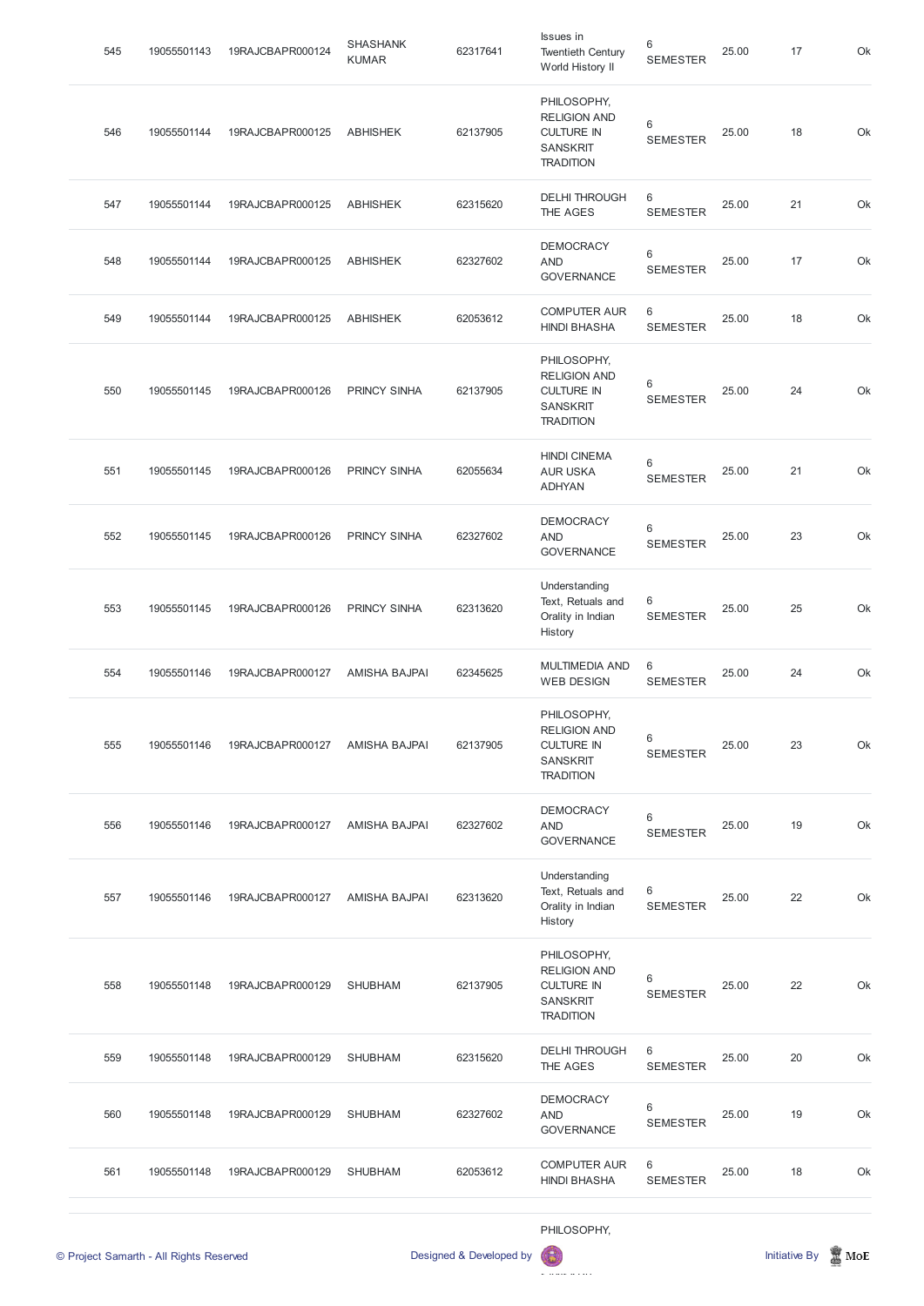| 545 | 19055501143 | 19RAJCBAPR000124 | SHASHANK KUMAR | 62317641 | Issues in Twentieth Century World History II | 6 SEMESTER | 25.00 | 17 | Ok |
|---|---|---|---|---|---|---|---|---|---|
| 546 | 19055501144 | 19RAJCBAPR000125 | ABHISHEK | 62137905 | PHILOSOPHY, RELIGION AND CULTURE IN SANSKRIT TRADITION | 6 SEMESTER | 25.00 | 18 | Ok |
| 547 | 19055501144 | 19RAJCBAPR000125 | ABHISHEK | 62315620 | DELHI THROUGH THE AGES | 6 SEMESTER | 25.00 | 21 | Ok |
| 548 | 19055501144 | 19RAJCBAPR000125 | ABHISHEK | 62327602 | DEMOCRACY AND GOVERNANCE | 6 SEMESTER | 25.00 | 17 | Ok |
| 549 | 19055501144 | 19RAJCBAPR000125 | ABHISHEK | 62053612 | COMPUTER AUR HINDI BHASHA | 6 SEMESTER | 25.00 | 18 | Ok |
| 550 | 19055501145 | 19RAJCBAPR000126 | PRINCY SINHA | 62137905 | PHILOSOPHY, RELIGION AND CULTURE IN SANSKRIT TRADITION | 6 SEMESTER | 25.00 | 24 | Ok |
| 551 | 19055501145 | 19RAJCBAPR000126 | PRINCY SINHA | 62055634 | HINDI CINEMA AUR USKA ADHYAN | 6 SEMESTER | 25.00 | 21 | Ok |
| 552 | 19055501145 | 19RAJCBAPR000126 | PRINCY SINHA | 62327602 | DEMOCRACY AND GOVERNANCE | 6 SEMESTER | 25.00 | 23 | Ok |
| 553 | 19055501145 | 19RAJCBAPR000126 | PRINCY SINHA | 62313620 | Understanding Text, Retuals and Orality in Indian History | 6 SEMESTER | 25.00 | 25 | Ok |
| 554 | 19055501146 | 19RAJCBAPR000127 | AMISHA BAJPAI | 62345625 | MULTIMEDIA AND WEB DESIGN | 6 SEMESTER | 25.00 | 24 | Ok |
| 555 | 19055501146 | 19RAJCBAPR000127 | AMISHA BAJPAI | 62137905 | PHILOSOPHY, RELIGION AND CULTURE IN SANSKRIT TRADITION | 6 SEMESTER | 25.00 | 23 | Ok |
| 556 | 19055501146 | 19RAJCBAPR000127 | AMISHA BAJPAI | 62327602 | DEMOCRACY AND GOVERNANCE | 6 SEMESTER | 25.00 | 19 | Ok |
| 557 | 19055501146 | 19RAJCBAPR000127 | AMISHA BAJPAI | 62313620 | Understanding Text, Retuals and Orality in Indian History | 6 SEMESTER | 25.00 | 22 | Ok |
| 558 | 19055501148 | 19RAJCBAPR000129 | SHUBHAM | 62137905 | PHILOSOPHY, RELIGION AND CULTURE IN SANSKRIT TRADITION | 6 SEMESTER | 25.00 | 22 | Ok |
| 559 | 19055501148 | 19RAJCBAPR000129 | SHUBHAM | 62315620 | DELHI THROUGH THE AGES | 6 SEMESTER | 25.00 | 20 | Ok |
| 560 | 19055501148 | 19RAJCBAPR000129 | SHUBHAM | 62327602 | DEMOCRACY AND GOVERNANCE | 6 SEMESTER | 25.00 | 19 | Ok |
| 561 | 19055501148 | 19RAJCBAPR000129 | SHUBHAM | 62053612 | COMPUTER AUR HINDI BHASHA | 6 SEMESTER | 25.00 | 18 | Ok |
| | | | | | PHILOSOPHY, | | | | |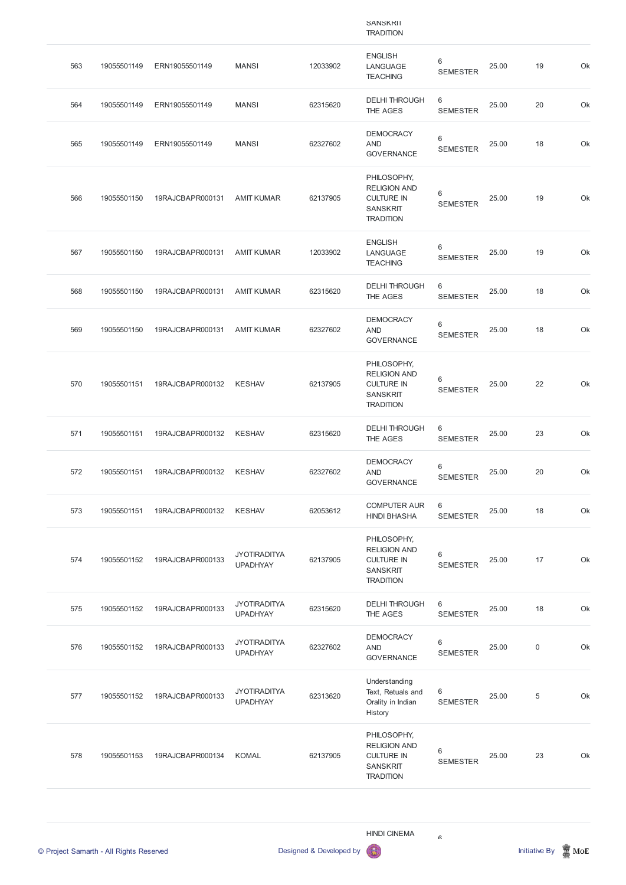| | | | | | SANSKRIT TRADITION | | | | |
|---|---|---|---|---|---|---|---|---|---|
| 563 | 19055501149 | ERN19055501149 | MANSI | 12033902 | ENGLISH LANGUAGE TEACHING | 6 SEMESTER | 25.00 | 19 | Ok |
| 564 | 19055501149 | ERN19055501149 | MANSI | 62315620 | DELHI THROUGH THE AGES | 6 SEMESTER | 25.00 | 20 | Ok |
| 565 | 19055501149 | ERN19055501149 | MANSI | 62327602 | DEMOCRACY AND GOVERNANCE | 6 SEMESTER | 25.00 | 18 | Ok |
| 566 | 19055501150 | 19RAJCBAPR000131 | AMIT KUMAR | 62137905 | PHILOSOPHY, RELIGION AND CULTURE IN SANSKRIT TRADITION | 6 SEMESTER | 25.00 | 19 | Ok |
| 567 | 19055501150 | 19RAJCBAPR000131 | AMIT KUMAR | 12033902 | ENGLISH LANGUAGE TEACHING | 6 SEMESTER | 25.00 | 19 | Ok |
| 568 | 19055501150 | 19RAJCBAPR000131 | AMIT KUMAR | 62315620 | DELHI THROUGH THE AGES | 6 SEMESTER | 25.00 | 18 | Ok |
| 569 | 19055501150 | 19RAJCBAPR000131 | AMIT KUMAR | 62327602 | DEMOCRACY AND GOVERNANCE | 6 SEMESTER | 25.00 | 18 | Ok |
| 570 | 19055501151 | 19RAJCBAPR000132 | KESHAV | 62137905 | PHILOSOPHY, RELIGION AND CULTURE IN SANSKRIT TRADITION | 6 SEMESTER | 25.00 | 22 | Ok |
| 571 | 19055501151 | 19RAJCBAPR000132 | KESHAV | 62315620 | DELHI THROUGH THE AGES | 6 SEMESTER | 25.00 | 23 | Ok |
| 572 | 19055501151 | 19RAJCBAPR000132 | KESHAV | 62327602 | DEMOCRACY AND GOVERNANCE | 6 SEMESTER | 25.00 | 20 | Ok |
| 573 | 19055501151 | 19RAJCBAPR000132 | KESHAV | 62053612 | COMPUTER AUR HINDI BHASHA | 6 SEMESTER | 25.00 | 18 | Ok |
| 574 | 19055501152 | 19RAJCBAPR000133 | JYOTIRADITYA UPADHYAY | 62137905 | PHILOSOPHY, RELIGION AND CULTURE IN SANSKRIT TRADITION | 6 SEMESTER | 25.00 | 17 | Ok |
| 575 | 19055501152 | 19RAJCBAPR000133 | JYOTIRADITYA UPADHYAY | 62315620 | DELHI THROUGH THE AGES | 6 SEMESTER | 25.00 | 18 | Ok |
| 576 | 19055501152 | 19RAJCBAPR000133 | JYOTIRADITYA UPADHYAY | 62327602 | DEMOCRACY AND GOVERNANCE | 6 SEMESTER | 25.00 | 0 | Ok |
| 577 | 19055501152 | 19RAJCBAPR000133 | JYOTIRADITYA UPADHYAY | 62313620 | Understanding Text, Retuals and Orality in Indian History | 6 SEMESTER | 25.00 | 5 | Ok |
| 578 | 19055501153 | 19RAJCBAPR000134 | KOMAL | 62137905 | PHILOSOPHY, RELIGION AND CULTURE IN SANSKRIT TRADITION | 6 SEMESTER | 25.00 | 23 | Ok |
| | | | | | HINDI CINEMA | 6 | | | |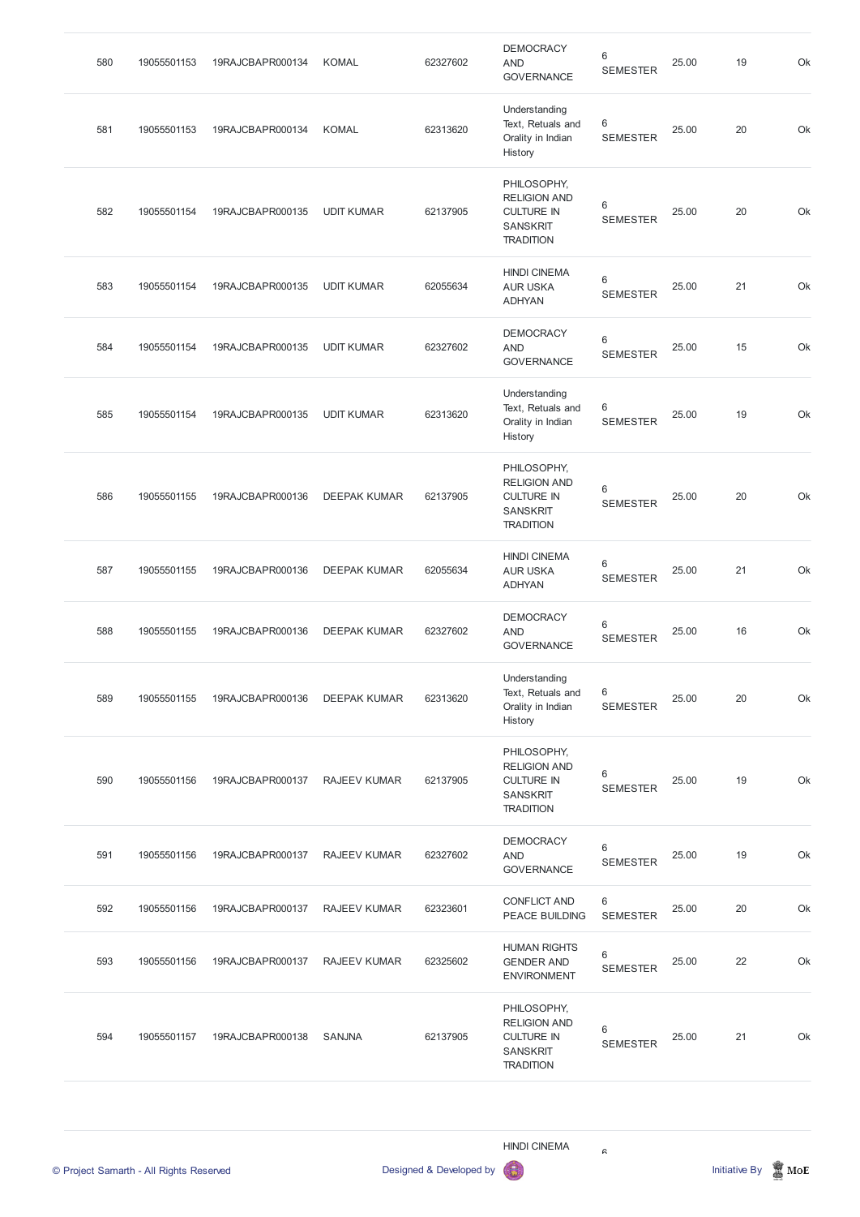| 580 | 19055501153 | 19RAJCBAPR000134 | KOMAL | 62327602 | DEMOCRACY AND GOVERNANCE | 6 SEMESTER | 25.00 | 19 | Ok |
|---|---|---|---|---|---|---|---|---|---|
| 581 | 19055501153 | 19RAJCBAPR000134 | KOMAL | 62313620 | Understanding Text, Retuals and Orality in Indian History | 6 SEMESTER | 25.00 | 20 | Ok |
| 582 | 19055501154 | 19RAJCBAPR000135 | UDIT KUMAR | 62137905 | PHILOSOPHY, RELIGION AND CULTURE IN SANSKRIT TRADITION | 6 SEMESTER | 25.00 | 20 | Ok |
| 583 | 19055501154 | 19RAJCBAPR000135 | UDIT KUMAR | 62055634 | HINDI CINEMA AUR USKA ADHYAN | 6 SEMESTER | 25.00 | 21 | Ok |
| 584 | 19055501154 | 19RAJCBAPR000135 | UDIT KUMAR | 62327602 | DEMOCRACY AND GOVERNANCE | 6 SEMESTER | 25.00 | 15 | Ok |
| 585 | 19055501154 | 19RAJCBAPR000135 | UDIT KUMAR | 62313620 | Understanding Text, Retuals and Orality in Indian History | 6 SEMESTER | 25.00 | 19 | Ok |
| 586 | 19055501155 | 19RAJCBAPR000136 | DEEPAK KUMAR | 62137905 | PHILOSOPHY, RELIGION AND CULTURE IN SANSKRIT TRADITION | 6 SEMESTER | 25.00 | 20 | Ok |
| 587 | 19055501155 | 19RAJCBAPR000136 | DEEPAK KUMAR | 62055634 | HINDI CINEMA AUR USKA ADHYAN | 6 SEMESTER | 25.00 | 21 | Ok |
| 588 | 19055501155 | 19RAJCBAPR000136 | DEEPAK KUMAR | 62327602 | DEMOCRACY AND GOVERNANCE | 6 SEMESTER | 25.00 | 16 | Ok |
| 589 | 19055501155 | 19RAJCBAPR000136 | DEEPAK KUMAR | 62313620 | Understanding Text, Retuals and Orality in Indian History | 6 SEMESTER | 25.00 | 20 | Ok |
| 590 | 19055501156 | 19RAJCBAPR000137 | RAJEEV KUMAR | 62137905 | PHILOSOPHY, RELIGION AND CULTURE IN SANSKRIT TRADITION | 6 SEMESTER | 25.00 | 19 | Ok |
| 591 | 19055501156 | 19RAJCBAPR000137 | RAJEEV KUMAR | 62327602 | DEMOCRACY AND GOVERNANCE | 6 SEMESTER | 25.00 | 19 | Ok |
| 592 | 19055501156 | 19RAJCBAPR000137 | RAJEEV KUMAR | 62323601 | CONFLICT AND PEACE BUILDING | 6 SEMESTER | 25.00 | 20 | Ok |
| 593 | 19055501156 | 19RAJCBAPR000137 | RAJEEV KUMAR | 62325602 | HUMAN RIGHTS GENDER AND ENVIRONMENT | 6 SEMESTER | 25.00 | 22 | Ok |
| 594 | 19055501157 | 19RAJCBAPR000138 | SANJNA | 62137905 | PHILOSOPHY, RELIGION AND CULTURE IN SANSKRIT TRADITION | 6 SEMESTER | 25.00 | 21 | Ok |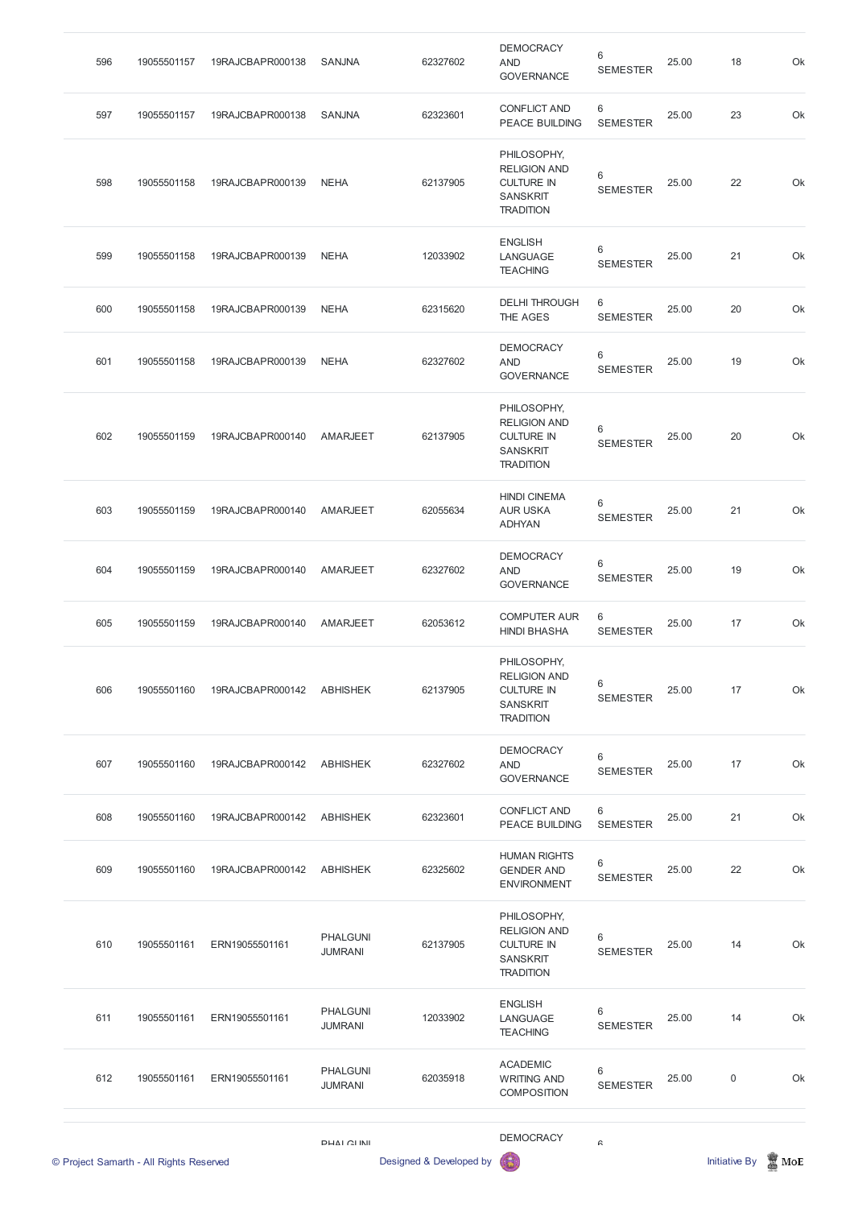| 596 | 19055501157 | 19RAJCBAPR000138 | SANJNA | 62327602 | DEMOCRACY AND GOVERNANCE | 6 SEMESTER | 25.00 | 18 | Ok |
|---|---|---|---|---|---|---|---|---|---|
| 597 | 19055501157 | 19RAJCBAPR000138 | SANJNA | 62323601 | CONFLICT AND PEACE BUILDING | 6 SEMESTER | 25.00 | 23 | Ok |
| 598 | 19055501158 | 19RAJCBAPR000139 | NEHA | 62137905 | PHILOSOPHY, RELIGION AND CULTURE IN SANSKRIT TRADITION | 6 SEMESTER | 25.00 | 22 | Ok |
| 599 | 19055501158 | 19RAJCBAPR000139 | NEHA | 12033902 | ENGLISH LANGUAGE TEACHING | 6 SEMESTER | 25.00 | 21 | Ok |
| 600 | 19055501158 | 19RAJCBAPR000139 | NEHA | 62315620 | DELHI THROUGH THE AGES | 6 SEMESTER | 25.00 | 20 | Ok |
| 601 | 19055501158 | 19RAJCBAPR000139 | NEHA | 62327602 | DEMOCRACY AND GOVERNANCE | 6 SEMESTER | 25.00 | 19 | Ok |
| 602 | 19055501159 | 19RAJCBAPR000140 | AMARJEET | 62137905 | PHILOSOPHY, RELIGION AND CULTURE IN SANSKRIT TRADITION | 6 SEMESTER | 25.00 | 20 | Ok |
| 603 | 19055501159 | 19RAJCBAPR000140 | AMARJEET | 62055634 | HINDI CINEMA AUR USKA ADHYAN | 6 SEMESTER | 25.00 | 21 | Ok |
| 604 | 19055501159 | 19RAJCBAPR000140 | AMARJEET | 62327602 | DEMOCRACY AND GOVERNANCE | 6 SEMESTER | 25.00 | 19 | Ok |
| 605 | 19055501159 | 19RAJCBAPR000140 | AMARJEET | 62053612 | COMPUTER AUR HINDI BHASHA | 6 SEMESTER | 25.00 | 17 | Ok |
| 606 | 19055501160 | 19RAJCBAPR000142 | ABHISHEK | 62137905 | PHILOSOPHY, RELIGION AND CULTURE IN SANSKRIT TRADITION | 6 SEMESTER | 25.00 | 17 | Ok |
| 607 | 19055501160 | 19RAJCBAPR000142 | ABHISHEK | 62327602 | DEMOCRACY AND GOVERNANCE | 6 SEMESTER | 25.00 | 17 | Ok |
| 608 | 19055501160 | 19RAJCBAPR000142 | ABHISHEK | 62323601 | CONFLICT AND PEACE BUILDING | 6 SEMESTER | 25.00 | 21 | Ok |
| 609 | 19055501160 | 19RAJCBAPR000142 | ABHISHEK | 62325602 | HUMAN RIGHTS GENDER AND ENVIRONMENT | 6 SEMESTER | 25.00 | 22 | Ok |
| 610 | 19055501161 | ERN19055501161 | PHALGUNI JUMRANI | 62137905 | PHILOSOPHY, RELIGION AND CULTURE IN SANSKRIT TRADITION | 6 SEMESTER | 25.00 | 14 | Ok |
| 611 | 19055501161 | ERN19055501161 | PHALGUNI JUMRANI | 12033902 | ENGLISH LANGUAGE TEACHING | 6 SEMESTER | 25.00 | 14 | Ok |
| 612 | 19055501161 | ERN19055501161 | PHALGUNI JUMRANI | 62035918 | ACADEMIC WRITING AND COMPOSITION | 6 SEMESTER | 25.00 | 0 | Ok |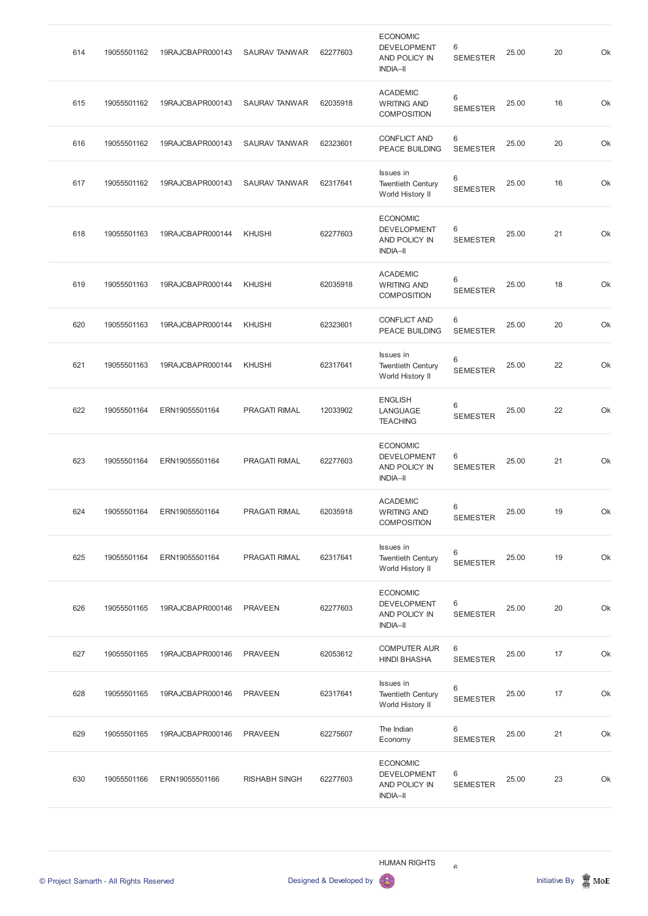| | | | | | | | | | |
|---|---|---|---|---|---|---|---|---|---|
| 614 | 19055501162 | 19RAJCBAPR000143 | SAURAV TANWAR | 62277603 | ECONOMIC DEVELOPMENT AND POLICY IN INDIA–II | 6 SEMESTER | 25.00 | 20 | Ok |
| 615 | 19055501162 | 19RAJCBAPR000143 | SAURAV TANWAR | 62035918 | ACADEMIC WRITING AND COMPOSITION | 6 SEMESTER | 25.00 | 16 | Ok |
| 616 | 19055501162 | 19RAJCBAPR000143 | SAURAV TANWAR | 62323601 | CONFLICT AND PEACE BUILDING | 6 SEMESTER | 25.00 | 20 | Ok |
| 617 | 19055501162 | 19RAJCBAPR000143 | SAURAV TANWAR | 62317641 | Issues in Twentieth Century World History II | 6 SEMESTER | 25.00 | 16 | Ok |
| 618 | 19055501163 | 19RAJCBAPR000144 | KHUSHI | 62277603 | ECONOMIC DEVELOPMENT AND POLICY IN INDIA–II | 6 SEMESTER | 25.00 | 21 | Ok |
| 619 | 19055501163 | 19RAJCBAPR000144 | KHUSHI | 62035918 | ACADEMIC WRITING AND COMPOSITION | 6 SEMESTER | 25.00 | 18 | Ok |
| 620 | 19055501163 | 19RAJCBAPR000144 | KHUSHI | 62323601 | CONFLICT AND PEACE BUILDING | 6 SEMESTER | 25.00 | 20 | Ok |
| 621 | 19055501163 | 19RAJCBAPR000144 | KHUSHI | 62317641 | Issues in Twentieth Century World History II | 6 SEMESTER | 25.00 | 22 | Ok |
| 622 | 19055501164 | ERN19055501164 | PRAGATI RIMAL | 12033902 | ENGLISH LANGUAGE TEACHING | 6 SEMESTER | 25.00 | 22 | Ok |
| 623 | 19055501164 | ERN19055501164 | PRAGATI RIMAL | 62277603 | ECONOMIC DEVELOPMENT AND POLICY IN INDIA–II | 6 SEMESTER | 25.00 | 21 | Ok |
| 624 | 19055501164 | ERN19055501164 | PRAGATI RIMAL | 62035918 | ACADEMIC WRITING AND COMPOSITION | 6 SEMESTER | 25.00 | 19 | Ok |
| 625 | 19055501164 | ERN19055501164 | PRAGATI RIMAL | 62317641 | Issues in Twentieth Century World History II | 6 SEMESTER | 25.00 | 19 | Ok |
| 626 | 19055501165 | 19RAJCBAPR000146 | PRAVEEN | 62277603 | ECONOMIC DEVELOPMENT AND POLICY IN INDIA–II | 6 SEMESTER | 25.00 | 20 | Ok |
| 627 | 19055501165 | 19RAJCBAPR000146 | PRAVEEN | 62053612 | COMPUTER AUR HINDI BHASHA | 6 SEMESTER | 25.00 | 17 | Ok |
| 628 | 19055501165 | 19RAJCBAPR000146 | PRAVEEN | 62317641 | Issues in Twentieth Century World History II | 6 SEMESTER | 25.00 | 17 | Ok |
| 629 | 19055501165 | 19RAJCBAPR000146 | PRAVEEN | 62275607 | The Indian Economy | 6 SEMESTER | 25.00 | 21 | Ok |
| 630 | 19055501166 | ERN19055501166 | RISHABH SINGH | 62277603 | ECONOMIC DEVELOPMENT AND POLICY IN INDIA–II | 6 SEMESTER | 25.00 | 23 | Ok |
| | | | | | HUMAN RIGHTS | 6 | | | |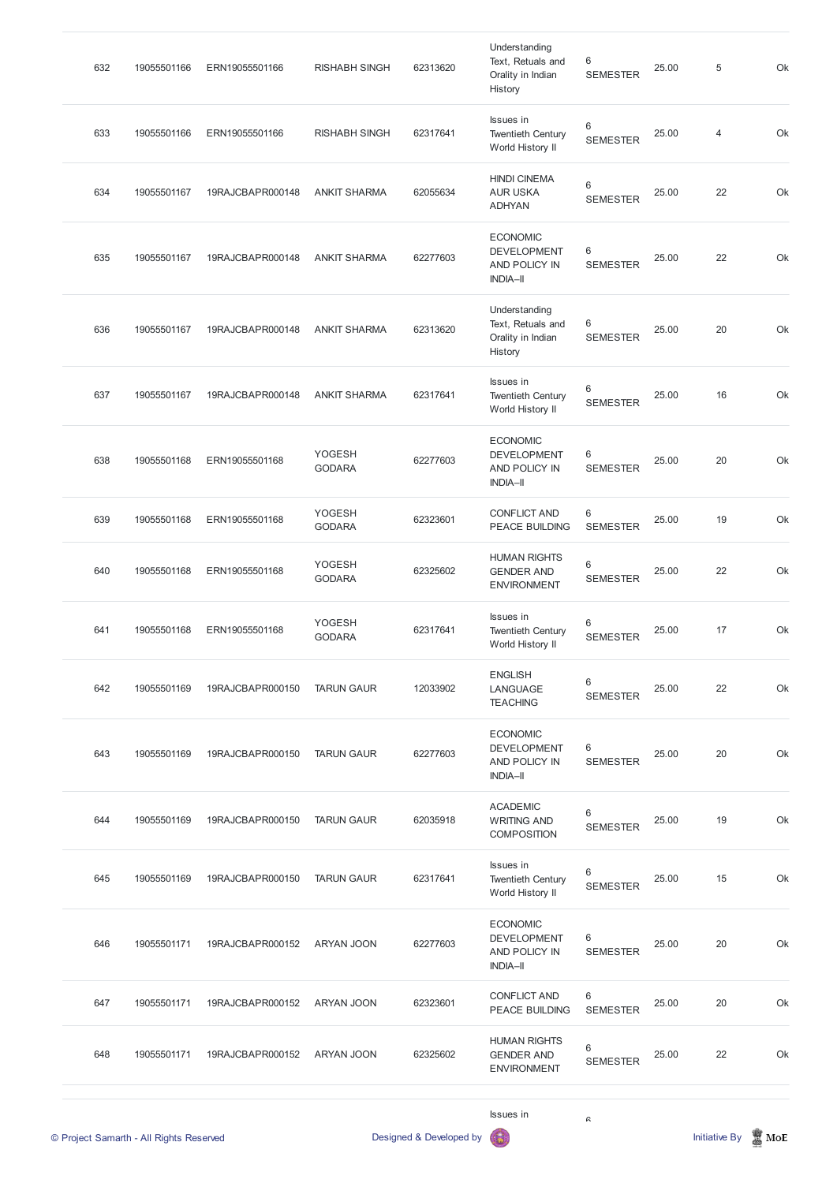| | | | | | | | | | |
|---|---|---|---|---|---|---|---|---|---|
| 632 | 19055501166 | ERN19055501166 | RISHABH SINGH | 62313620 | Understanding Text, Retuals and Orality in Indian History | 6 SEMESTER | 25.00 | 5 | Ok |
| 633 | 19055501166 | ERN19055501166 | RISHABH SINGH | 62317641 | Issues in Twentieth Century World History II | 6 SEMESTER | 25.00 | 4 | Ok |
| 634 | 19055501167 | 19RAJCBAPR000148 | ANKIT SHARMA | 62055634 | HINDI CINEMA AUR USKA ADHYAN | 6 SEMESTER | 25.00 | 22 | Ok |
| 635 | 19055501167 | 19RAJCBAPR000148 | ANKIT SHARMA | 62277603 | ECONOMIC DEVELOPMENT AND POLICY IN INDIA–II | 6 SEMESTER | 25.00 | 22 | Ok |
| 636 | 19055501167 | 19RAJCBAPR000148 | ANKIT SHARMA | 62313620 | Understanding Text, Retuals and Orality in Indian History | 6 SEMESTER | 25.00 | 20 | Ok |
| 637 | 19055501167 | 19RAJCBAPR000148 | ANKIT SHARMA | 62317641 | Issues in Twentieth Century World History II | 6 SEMESTER | 25.00 | 16 | Ok |
| 638 | 19055501168 | ERN19055501168 | YOGESH GODARA | 62277603 | ECONOMIC DEVELOPMENT AND POLICY IN INDIA–II | 6 SEMESTER | 25.00 | 20 | Ok |
| 639 | 19055501168 | ERN19055501168 | YOGESH GODARA | 62323601 | CONFLICT AND PEACE BUILDING | 6 SEMESTER | 25.00 | 19 | Ok |
| 640 | 19055501168 | ERN19055501168 | YOGESH GODARA | 62325602 | HUMAN RIGHTS GENDER AND ENVIRONMENT | 6 SEMESTER | 25.00 | 22 | Ok |
| 641 | 19055501168 | ERN19055501168 | YOGESH GODARA | 62317641 | Issues in Twentieth Century World History II | 6 SEMESTER | 25.00 | 17 | Ok |
| 642 | 19055501169 | 19RAJCBAPR000150 | TARUN GAUR | 12033902 | ENGLISH LANGUAGE TEACHING | 6 SEMESTER | 25.00 | 22 | Ok |
| 643 | 19055501169 | 19RAJCBAPR000150 | TARUN GAUR | 62277603 | ECONOMIC DEVELOPMENT AND POLICY IN INDIA–II | 6 SEMESTER | 25.00 | 20 | Ok |
| 644 | 19055501169 | 19RAJCBAPR000150 | TARUN GAUR | 62035918 | ACADEMIC WRITING AND COMPOSITION | 6 SEMESTER | 25.00 | 19 | Ok |
| 645 | 19055501169 | 19RAJCBAPR000150 | TARUN GAUR | 62317641 | Issues in Twentieth Century World History II | 6 SEMESTER | 25.00 | 15 | Ok |
| 646 | 19055501171 | 19RAJCBAPR000152 | ARYAN JOON | 62277603 | ECONOMIC DEVELOPMENT AND POLICY IN INDIA–II | 6 SEMESTER | 25.00 | 20 | Ok |
| 647 | 19055501171 | 19RAJCBAPR000152 | ARYAN JOON | 62323601 | CONFLICT AND PEACE BUILDING | 6 SEMESTER | 25.00 | 20 | Ok |
| 648 | 19055501171 | 19RAJCBAPR000152 | ARYAN JOON | 62325602 | HUMAN RIGHTS GENDER AND ENVIRONMENT | 6 SEMESTER | 25.00 | 22 | Ok |
| | | | | | Issues in | 6 | | | |

© Project Samarth - All Rights Reserved    Designed & Developed by    Initiative By MoE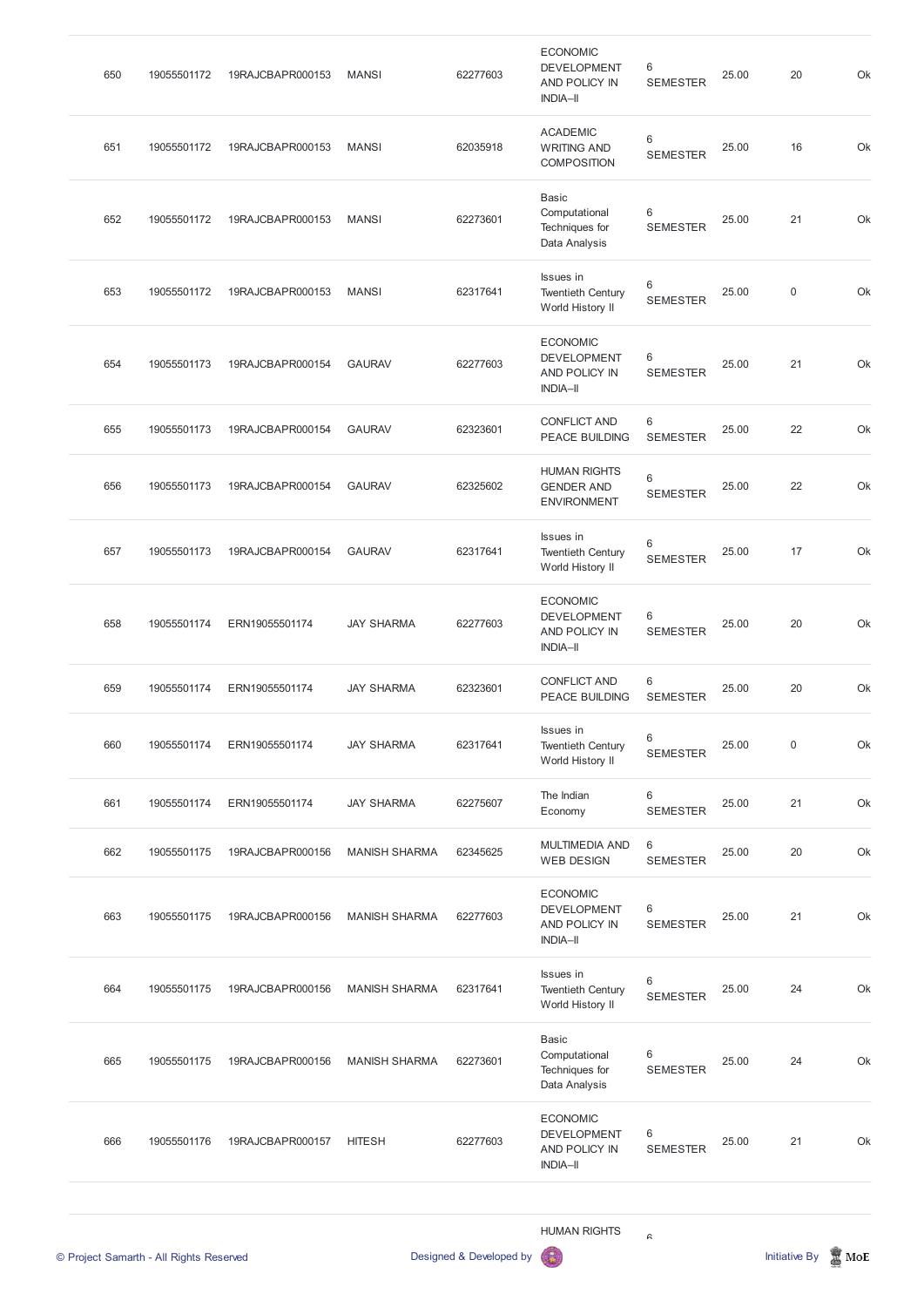| | | | | | | | | | |
|---|---|---|---|---|---|---|---|---|---|
| 650 | 19055501172 | 19RAJCBAPR000153 | MANSI | 62277603 | ECONOMIC DEVELOPMENT AND POLICY IN INDIA–II | 6 SEMESTER | 25.00 | 20 | Ok |
| 651 | 19055501172 | 19RAJCBAPR000153 | MANSI | 62035918 | ACADEMIC WRITING AND COMPOSITION | 6 SEMESTER | 25.00 | 16 | Ok |
| 652 | 19055501172 | 19RAJCBAPR000153 | MANSI | 62273601 | Basic Computational Techniques for Data Analysis | 6 SEMESTER | 25.00 | 21 | Ok |
| 653 | 19055501172 | 19RAJCBAPR000153 | MANSI | 62317641 | Issues in Twentieth Century World History II | 6 SEMESTER | 25.00 | 0 | Ok |
| 654 | 19055501173 | 19RAJCBAPR000154 | GAURAV | 62277603 | ECONOMIC DEVELOPMENT AND POLICY IN INDIA–II | 6 SEMESTER | 25.00 | 21 | Ok |
| 655 | 19055501173 | 19RAJCBAPR000154 | GAURAV | 62323601 | CONFLICT AND PEACE BUILDING | 6 SEMESTER | 25.00 | 22 | Ok |
| 656 | 19055501173 | 19RAJCBAPR000154 | GAURAV | 62325602 | HUMAN RIGHTS GENDER AND ENVIRONMENT | 6 SEMESTER | 25.00 | 22 | Ok |
| 657 | 19055501173 | 19RAJCBAPR000154 | GAURAV | 62317641 | Issues in Twentieth Century World History II | 6 SEMESTER | 25.00 | 17 | Ok |
| 658 | 19055501174 | ERN19055501174 | JAY SHARMA | 62277603 | ECONOMIC DEVELOPMENT AND POLICY IN INDIA–II | 6 SEMESTER | 25.00 | 20 | Ok |
| 659 | 19055501174 | ERN19055501174 | JAY SHARMA | 62323601 | CONFLICT AND PEACE BUILDING | 6 SEMESTER | 25.00 | 20 | Ok |
| 660 | 19055501174 | ERN19055501174 | JAY SHARMA | 62317641 | Issues in Twentieth Century World History II | 6 SEMESTER | 25.00 | 0 | Ok |
| 661 | 19055501174 | ERN19055501174 | JAY SHARMA | 62275607 | The Indian Economy | 6 SEMESTER | 25.00 | 21 | Ok |
| 662 | 19055501175 | 19RAJCBAPR000156 | MANISH SHARMA | 62345625 | MULTIMEDIA AND WEB DESIGN | 6 SEMESTER | 25.00 | 20 | Ok |
| 663 | 19055501175 | 19RAJCBAPR000156 | MANISH SHARMA | 62277603 | ECONOMIC DEVELOPMENT AND POLICY IN INDIA–II | 6 SEMESTER | 25.00 | 21 | Ok |
| 664 | 19055501175 | 19RAJCBAPR000156 | MANISH SHARMA | 62317641 | Issues in Twentieth Century World History II | 6 SEMESTER | 25.00 | 24 | Ok |
| 665 | 19055501175 | 19RAJCBAPR000156 | MANISH SHARMA | 62273601 | Basic Computational Techniques for Data Analysis | 6 SEMESTER | 25.00 | 24 | Ok |
| 666 | 19055501176 | 19RAJCBAPR000157 | HITESH | 62277603 | ECONOMIC DEVELOPMENT AND POLICY IN INDIA–II | 6 SEMESTER | 25.00 | 21 | Ok |
| | | | | | HUMAN RIGHTS | 6 | | | |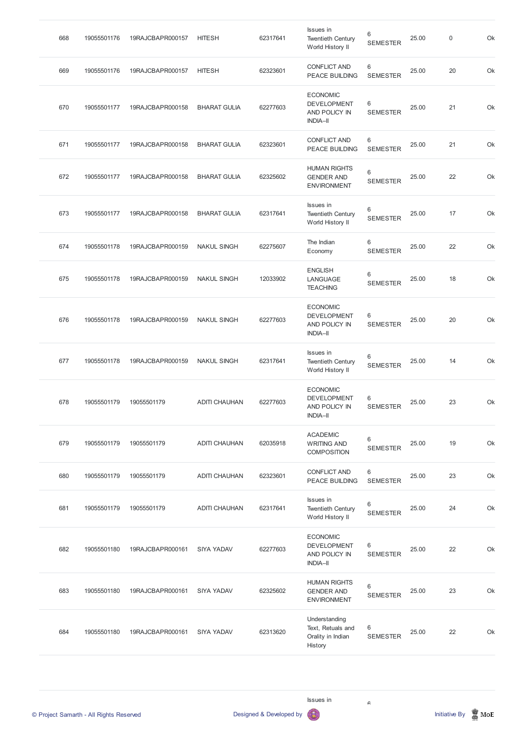| 668 | 19055501176 | 19RAJCBAPR000157 | HITESH | 62317641 | Issues in Twentieth Century World History II | 6 SEMESTER | 25.00 | 0 | Ok |
|---|---|---|---|---|---|---|---|---|---|
| 669 | 19055501176 | 19RAJCBAPR000157 | HITESH | 62323601 | CONFLICT AND PEACE BUILDING | 6 SEMESTER | 25.00 | 20 | Ok |
| 670 | 19055501177 | 19RAJCBAPR000158 | BHARAT GULIA | 62277603 | ECONOMIC DEVELOPMENT AND POLICY IN INDIA–II | 6 SEMESTER | 25.00 | 21 | Ok |
| 671 | 19055501177 | 19RAJCBAPR000158 | BHARAT GULIA | 62323601 | CONFLICT AND PEACE BUILDING | 6 SEMESTER | 25.00 | 21 | Ok |
| 672 | 19055501177 | 19RAJCBAPR000158 | BHARAT GULIA | 62325602 | HUMAN RIGHTS GENDER AND ENVIRONMENT | 6 SEMESTER | 25.00 | 22 | Ok |
| 673 | 19055501177 | 19RAJCBAPR000158 | BHARAT GULIA | 62317641 | Issues in Twentieth Century World History II | 6 SEMESTER | 25.00 | 17 | Ok |
| 674 | 19055501178 | 19RAJCBAPR000159 | NAKUL SINGH | 62275607 | The Indian Economy | 6 SEMESTER | 25.00 | 22 | Ok |
| 675 | 19055501178 | 19RAJCBAPR000159 | NAKUL SINGH | 12033902 | ENGLISH LANGUAGE TEACHING | 6 SEMESTER | 25.00 | 18 | Ok |
| 676 | 19055501178 | 19RAJCBAPR000159 | NAKUL SINGH | 62277603 | ECONOMIC DEVELOPMENT AND POLICY IN INDIA–II | 6 SEMESTER | 25.00 | 20 | Ok |
| 677 | 19055501178 | 19RAJCBAPR000159 | NAKUL SINGH | 62317641 | Issues in Twentieth Century World History II | 6 SEMESTER | 25.00 | 14 | Ok |
| 678 | 19055501179 | 19055501179 | ADITI CHAUHAN | 62277603 | ECONOMIC DEVELOPMENT AND POLICY IN INDIA–II | 6 SEMESTER | 25.00 | 23 | Ok |
| 679 | 19055501179 | 19055501179 | ADITI CHAUHAN | 62035918 | ACADEMIC WRITING AND COMPOSITION | 6 SEMESTER | 25.00 | 19 | Ok |
| 680 | 19055501179 | 19055501179 | ADITI CHAUHAN | 62323601 | CONFLICT AND PEACE BUILDING | 6 SEMESTER | 25.00 | 23 | Ok |
| 681 | 19055501179 | 19055501179 | ADITI CHAUHAN | 62317641 | Issues in Twentieth Century World History II | 6 SEMESTER | 25.00 | 24 | Ok |
| 682 | 19055501180 | 19RAJCBAPR000161 | SIYA YADAV | 62277603 | ECONOMIC DEVELOPMENT AND POLICY IN INDIA–II | 6 SEMESTER | 25.00 | 22 | Ok |
| 683 | 19055501180 | 19RAJCBAPR000161 | SIYA YADAV | 62325602 | HUMAN RIGHTS GENDER AND ENVIRONMENT | 6 SEMESTER | 25.00 | 23 | Ok |
| 684 | 19055501180 | 19RAJCBAPR000161 | SIYA YADAV | 62313620 | Understanding Text, Retuals and Orality in Indian History | 6 SEMESTER | 25.00 | 22 | Ok |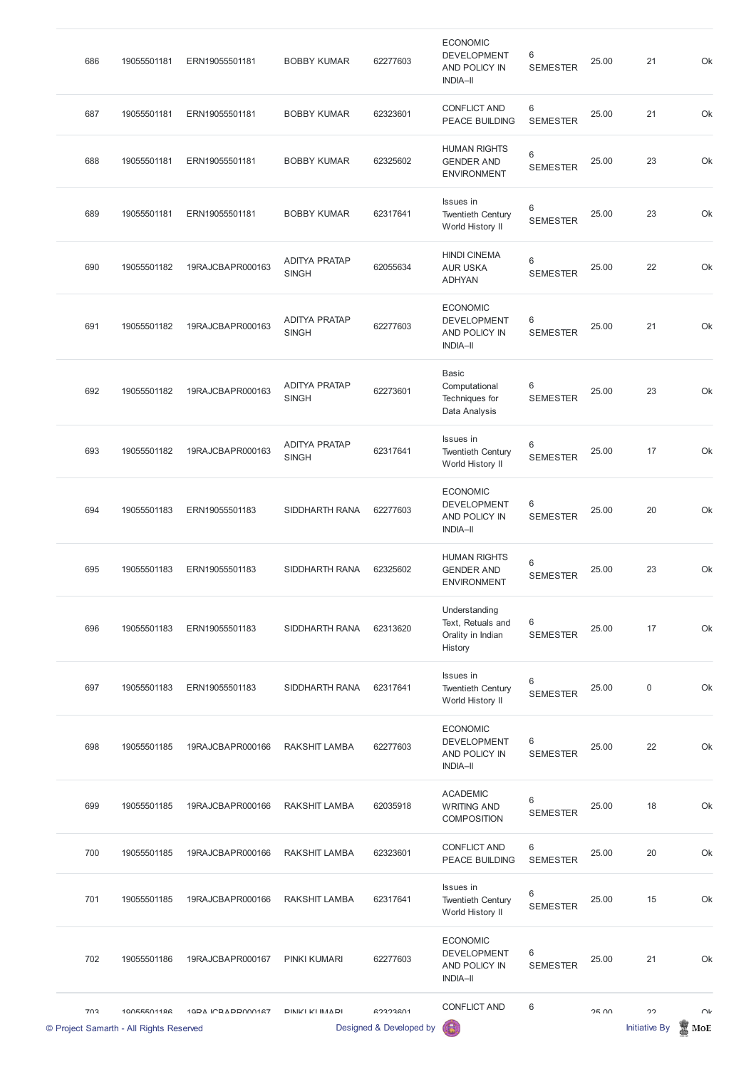| | | | | | | | | | |
|---|---|---|---|---|---|---|---|---|---|
| 686 | 19055501181 | ERN19055501181 | BOBBY KUMAR | 62277603 | ECONOMIC DEVELOPMENT AND POLICY IN INDIA–II | 6 SEMESTER | 25.00 | 21 | Ok |
| 687 | 19055501181 | ERN19055501181 | BOBBY KUMAR | 62323601 | CONFLICT AND PEACE BUILDING | 6 SEMESTER | 25.00 | 21 | Ok |
| 688 | 19055501181 | ERN19055501181 | BOBBY KUMAR | 62325602 | HUMAN RIGHTS GENDER AND ENVIRONMENT | 6 SEMESTER | 25.00 | 23 | Ok |
| 689 | 19055501181 | ERN19055501181 | BOBBY KUMAR | 62317641 | Issues in Twentieth Century World History II | 6 SEMESTER | 25.00 | 23 | Ok |
| 690 | 19055501182 | 19RAJCBAPR000163 | ADITYA PRATAP SINGH | 62055634 | HINDI CINEMA AUR USKA ADHYAN | 6 SEMESTER | 25.00 | 22 | Ok |
| 691 | 19055501182 | 19RAJCBAPR000163 | ADITYA PRATAP SINGH | 62277603 | ECONOMIC DEVELOPMENT AND POLICY IN INDIA–II | 6 SEMESTER | 25.00 | 21 | Ok |
| 692 | 19055501182 | 19RAJCBAPR000163 | ADITYA PRATAP SINGH | 62273601 | Basic Computational Techniques for Data Analysis | 6 SEMESTER | 25.00 | 23 | Ok |
| 693 | 19055501182 | 19RAJCBAPR000163 | ADITYA PRATAP SINGH | 62317641 | Issues in Twentieth Century World History II | 6 SEMESTER | 25.00 | 17 | Ok |
| 694 | 19055501183 | ERN19055501183 | SIDDHARTH RANA | 62277603 | ECONOMIC DEVELOPMENT AND POLICY IN INDIA–II | 6 SEMESTER | 25.00 | 20 | Ok |
| 695 | 19055501183 | ERN19055501183 | SIDDHARTH RANA | 62325602 | HUMAN RIGHTS GENDER AND ENVIRONMENT | 6 SEMESTER | 25.00 | 23 | Ok |
| 696 | 19055501183 | ERN19055501183 | SIDDHARTH RANA | 62313620 | Understanding Text, Retuals and Orality in Indian History | 6 SEMESTER | 25.00 | 17 | Ok |
| 697 | 19055501183 | ERN19055501183 | SIDDHARTH RANA | 62317641 | Issues in Twentieth Century World History II | 6 SEMESTER | 25.00 | 0 | Ok |
| 698 | 19055501185 | 19RAJCBAPR000166 | RAKSHIT LAMBA | 62277603 | ECONOMIC DEVELOPMENT AND POLICY IN INDIA–II | 6 SEMESTER | 25.00 | 22 | Ok |
| 699 | 19055501185 | 19RAJCBAPR000166 | RAKSHIT LAMBA | 62035918 | ACADEMIC WRITING AND COMPOSITION | 6 SEMESTER | 25.00 | 18 | Ok |
| 700 | 19055501185 | 19RAJCBAPR000166 | RAKSHIT LAMBA | 62323601 | CONFLICT AND PEACE BUILDING | 6 SEMESTER | 25.00 | 20 | Ok |
| 701 | 19055501185 | 19RAJCBAPR000166 | RAKSHIT LAMBA | 62317641 | Issues in Twentieth Century World History II | 6 SEMESTER | 25.00 | 15 | Ok |
| 702 | 19055501186 | 19RAJCBAPR000167 | PINKI KUMARI | 62277603 | ECONOMIC DEVELOPMENT AND POLICY IN INDIA–II | 6 SEMESTER | 25.00 | 21 | Ok |
| 703 | 19055501186 | 19RAJCBAPR000167 | PINKI KUMARI | 62323601 | CONFLICT AND | 6 | 25.00 | 22 | Ok |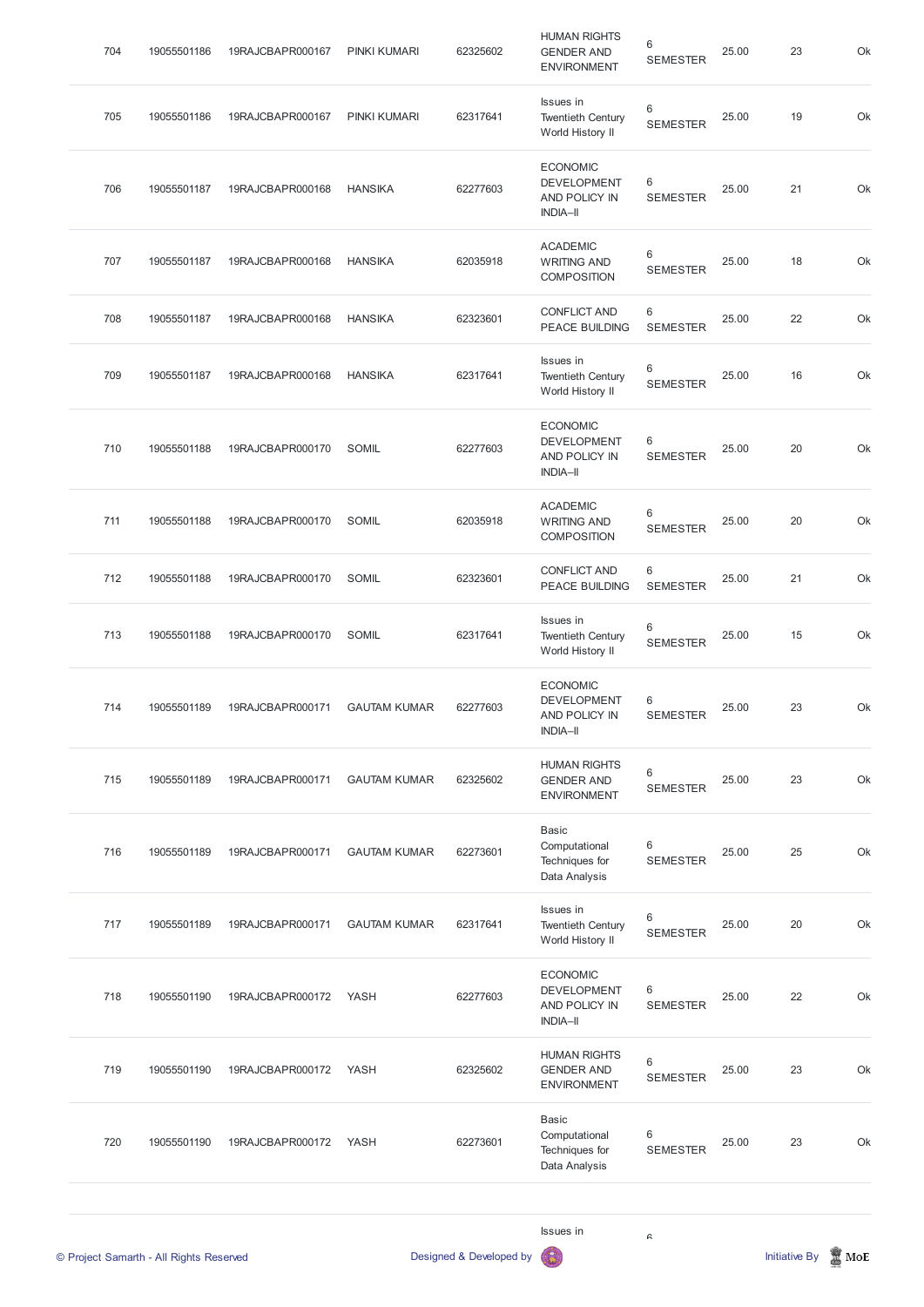| | | | | | | | | |
|---|---|---|---|---|---|---|---|---|
| 704 | 19055501186 | 19RAJCBAPR000167 | PINKI KUMARI | 62325602 | HUMAN RIGHTS GENDER AND ENVIRONMENT | 6 SEMESTER | 25.00 | 23 | Ok |
| 705 | 19055501186 | 19RAJCBAPR000167 | PINKI KUMARI | 62317641 | Issues in Twentieth Century World History II | 6 SEMESTER | 25.00 | 19 | Ok |
| 706 | 19055501187 | 19RAJCBAPR000168 | HANSIKA | 62277603 | ECONOMIC DEVELOPMENT AND POLICY IN INDIA–II | 6 SEMESTER | 25.00 | 21 | Ok |
| 707 | 19055501187 | 19RAJCBAPR000168 | HANSIKA | 62035918 | ACADEMIC WRITING AND COMPOSITION | 6 SEMESTER | 25.00 | 18 | Ok |
| 708 | 19055501187 | 19RAJCBAPR000168 | HANSIKA | 62323601 | CONFLICT AND PEACE BUILDING | 6 SEMESTER | 25.00 | 22 | Ok |
| 709 | 19055501187 | 19RAJCBAPR000168 | HANSIKA | 62317641 | Issues in Twentieth Century World History II | 6 SEMESTER | 25.00 | 16 | Ok |
| 710 | 19055501188 | 19RAJCBAPR000170 | SOMIL | 62277603 | ECONOMIC DEVELOPMENT AND POLICY IN INDIA–II | 6 SEMESTER | 25.00 | 20 | Ok |
| 711 | 19055501188 | 19RAJCBAPR000170 | SOMIL | 62035918 | ACADEMIC WRITING AND COMPOSITION | 6 SEMESTER | 25.00 | 20 | Ok |
| 712 | 19055501188 | 19RAJCBAPR000170 | SOMIL | 62323601 | CONFLICT AND PEACE BUILDING | 6 SEMESTER | 25.00 | 21 | Ok |
| 713 | 19055501188 | 19RAJCBAPR000170 | SOMIL | 62317641 | Issues in Twentieth Century World History II | 6 SEMESTER | 25.00 | 15 | Ok |
| 714 | 19055501189 | 19RAJCBAPR000171 | GAUTAM KUMAR | 62277603 | ECONOMIC DEVELOPMENT AND POLICY IN INDIA–II | 6 SEMESTER | 25.00 | 23 | Ok |
| 715 | 19055501189 | 19RAJCBAPR000171 | GAUTAM KUMAR | 62325602 | HUMAN RIGHTS GENDER AND ENVIRONMENT | 6 SEMESTER | 25.00 | 23 | Ok |
| 716 | 19055501189 | 19RAJCBAPR000171 | GAUTAM KUMAR | 62273601 | Basic Computational Techniques for Data Analysis | 6 SEMESTER | 25.00 | 25 | Ok |
| 717 | 19055501189 | 19RAJCBAPR000171 | GAUTAM KUMAR | 62317641 | Issues in Twentieth Century World History II | 6 SEMESTER | 25.00 | 20 | Ok |
| 718 | 19055501190 | 19RAJCBAPR000172 | YASH | 62277603 | ECONOMIC DEVELOPMENT AND POLICY IN INDIA–II | 6 SEMESTER | 25.00 | 22 | Ok |
| 719 | 19055501190 | 19RAJCBAPR000172 | YASH | 62325602 | HUMAN RIGHTS GENDER AND ENVIRONMENT | 6 SEMESTER | 25.00 | 23 | Ok |
| 720 | 19055501190 | 19RAJCBAPR000172 | YASH | 62273601 | Basic Computational Techniques for Data Analysis | 6 SEMESTER | 25.00 | 23 | Ok |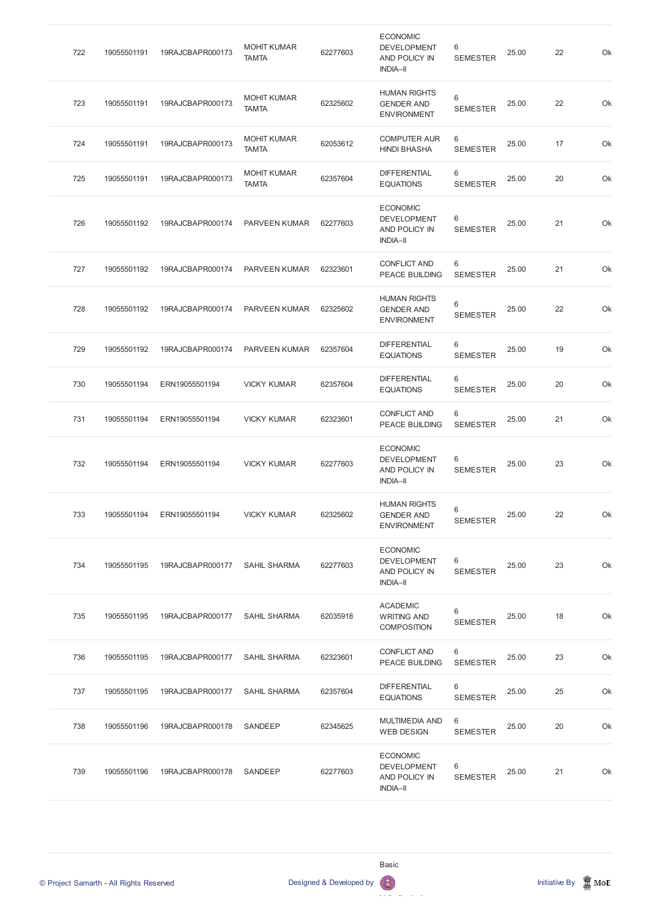| 722 | 19055501191 | 19RAJCBAPR000173 | MOHIT KUMAR TAMTA | 62277603 | ECONOMIC DEVELOPMENT AND POLICY IN INDIA–II | 6 SEMESTER | 25.00 | 22 | Ok |
|---|---|---|---|---|---|---|---|---|---|
| 723 | 19055501191 | 19RAJCBAPR000173 | MOHIT KUMAR TAMTA | 62325602 | HUMAN RIGHTS GENDER AND ENVIRONMENT | 6 SEMESTER | 25.00 | 22 | Ok |
| 724 | 19055501191 | 19RAJCBAPR000173 | MOHIT KUMAR TAMTA | 62053612 | COMPUTER AUR HINDI BHASHA | 6 SEMESTER | 25.00 | 17 | Ok |
| 725 | 19055501191 | 19RAJCBAPR000173 | MOHIT KUMAR TAMTA | 62357604 | DIFFERENTIAL EQUATIONS | 6 SEMESTER | 25.00 | 20 | Ok |
| 726 | 19055501192 | 19RAJCBAPR000174 | PARVEEN KUMAR | 62277603 | ECONOMIC DEVELOPMENT AND POLICY IN INDIA–II | 6 SEMESTER | 25.00 | 21 | Ok |
| 727 | 19055501192 | 19RAJCBAPR000174 | PARVEEN KUMAR | 62323601 | CONFLICT AND PEACE BUILDING | 6 SEMESTER | 25.00 | 21 | Ok |
| 728 | 19055501192 | 19RAJCBAPR000174 | PARVEEN KUMAR | 62325602 | HUMAN RIGHTS GENDER AND ENVIRONMENT | 6 SEMESTER | 25.00 | 22 | Ok |
| 729 | 19055501192 | 19RAJCBAPR000174 | PARVEEN KUMAR | 62357604 | DIFFERENTIAL EQUATIONS | 6 SEMESTER | 25.00 | 19 | Ok |
| 730 | 19055501194 | ERN19055501194 | VICKY KUMAR | 62357604 | DIFFERENTIAL EQUATIONS | 6 SEMESTER | 25.00 | 20 | Ok |
| 731 | 19055501194 | ERN19055501194 | VICKY KUMAR | 62323601 | CONFLICT AND PEACE BUILDING | 6 SEMESTER | 25.00 | 21 | Ok |
| 732 | 19055501194 | ERN19055501194 | VICKY KUMAR | 62277603 | ECONOMIC DEVELOPMENT AND POLICY IN INDIA–II | 6 SEMESTER | 25.00 | 23 | Ok |
| 733 | 19055501194 | ERN19055501194 | VICKY KUMAR | 62325602 | HUMAN RIGHTS GENDER AND ENVIRONMENT | 6 SEMESTER | 25.00 | 22 | Ok |
| 734 | 19055501195 | 19RAJCBAPR000177 | SAHIL SHARMA | 62277603 | ECONOMIC DEVELOPMENT AND POLICY IN INDIA–II | 6 SEMESTER | 25.00 | 23 | Ok |
| 735 | 19055501195 | 19RAJCBAPR000177 | SAHIL SHARMA | 62035918 | ACADEMIC WRITING AND COMPOSITION | 6 SEMESTER | 25.00 | 18 | Ok |
| 736 | 19055501195 | 19RAJCBAPR000177 | SAHIL SHARMA | 62323601 | CONFLICT AND PEACE BUILDING | 6 SEMESTER | 25.00 | 23 | Ok |
| 737 | 19055501195 | 19RAJCBAPR000177 | SAHIL SHARMA | 62357604 | DIFFERENTIAL EQUATIONS | 6 SEMESTER | 25.00 | 25 | Ok |
| 738 | 19055501196 | 19RAJCBAPR000178 | SANDEEP | 62345625 | MULTIMEDIA AND WEB DESIGN | 6 SEMESTER | 25.00 | 20 | Ok |
| 739 | 19055501196 | 19RAJCBAPR000178 | SANDEEP | 62277603 | ECONOMIC DEVELOPMENT AND POLICY IN INDIA–II | 6 SEMESTER | 25.00 | 21 | Ok |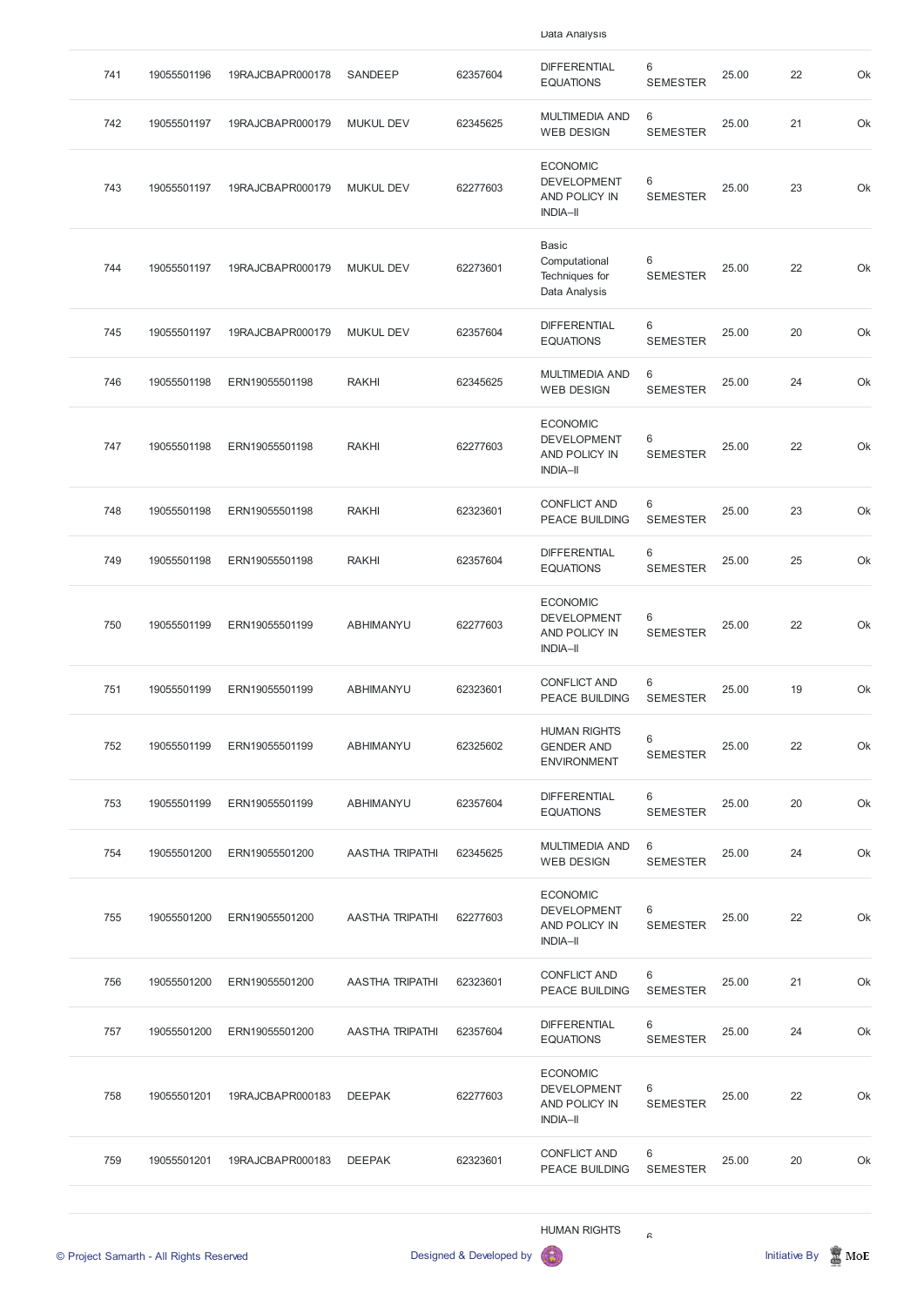| | | | | | Data Analysis | | | | |
|---|---|---|---|---|---|---|---|---|---|
| 741 | 19055501196 | 19RAJCBAPR000178 | SANDEEP | 62357604 | DIFFERENTIAL EQUATIONS | 6 SEMESTER | 25.00 | 22 | Ok |
| 742 | 19055501197 | 19RAJCBAPR000179 | MUKUL DEV | 62345625 | MULTIMEDIA AND WEB DESIGN | 6 SEMESTER | 25.00 | 21 | Ok |
| 743 | 19055501197 | 19RAJCBAPR000179 | MUKUL DEV | 62277603 | ECONOMIC DEVELOPMENT AND POLICY IN INDIA–II | 6 SEMESTER | 25.00 | 23 | Ok |
| 744 | 19055501197 | 19RAJCBAPR000179 | MUKUL DEV | 62273601 | Basic Computational Techniques for Data Analysis | 6 SEMESTER | 25.00 | 22 | Ok |
| 745 | 19055501197 | 19RAJCBAPR000179 | MUKUL DEV | 62357604 | DIFFERENTIAL EQUATIONS | 6 SEMESTER | 25.00 | 20 | Ok |
| 746 | 19055501198 | ERN19055501198 | RAKHI | 62345625 | MULTIMEDIA AND WEB DESIGN | 6 SEMESTER | 25.00 | 24 | Ok |
| 747 | 19055501198 | ERN19055501198 | RAKHI | 62277603 | ECONOMIC DEVELOPMENT AND POLICY IN INDIA–II | 6 SEMESTER | 25.00 | 22 | Ok |
| 748 | 19055501198 | ERN19055501198 | RAKHI | 62323601 | CONFLICT AND PEACE BUILDING | 6 SEMESTER | 25.00 | 23 | Ok |
| 749 | 19055501198 | ERN19055501198 | RAKHI | 62357604 | DIFFERENTIAL EQUATIONS | 6 SEMESTER | 25.00 | 25 | Ok |
| 750 | 19055501199 | ERN19055501199 | ABHIMANYU | 62277603 | ECONOMIC DEVELOPMENT AND POLICY IN INDIA–II | 6 SEMESTER | 25.00 | 22 | Ok |
| 751 | 19055501199 | ERN19055501199 | ABHIMANYU | 62323601 | CONFLICT AND PEACE BUILDING | 6 SEMESTER | 25.00 | 19 | Ok |
| 752 | 19055501199 | ERN19055501199 | ABHIMANYU | 62325602 | HUMAN RIGHTS GENDER AND ENVIRONMENT | 6 SEMESTER | 25.00 | 22 | Ok |
| 753 | 19055501199 | ERN19055501199 | ABHIMANYU | 62357604 | DIFFERENTIAL EQUATIONS | 6 SEMESTER | 25.00 | 20 | Ok |
| 754 | 19055501200 | ERN19055501200 | AASTHA TRIPATHI | 62345625 | MULTIMEDIA AND WEB DESIGN | 6 SEMESTER | 25.00 | 24 | Ok |
| 755 | 19055501200 | ERN19055501200 | AASTHA TRIPATHI | 62277603 | ECONOMIC DEVELOPMENT AND POLICY IN INDIA–II | 6 SEMESTER | 25.00 | 22 | Ok |
| 756 | 19055501200 | ERN19055501200 | AASTHA TRIPATHI | 62323601 | CONFLICT AND PEACE BUILDING | 6 SEMESTER | 25.00 | 21 | Ok |
| 757 | 19055501200 | ERN19055501200 | AASTHA TRIPATHI | 62357604 | DIFFERENTIAL EQUATIONS | 6 SEMESTER | 25.00 | 24 | Ok |
| 758 | 19055501201 | 19RAJCBAPR000183 | DEEPAK | 62277603 | ECONOMIC DEVELOPMENT AND POLICY IN INDIA–II | 6 SEMESTER | 25.00 | 22 | Ok |
| 759 | 19055501201 | 19RAJCBAPR000183 | DEEPAK | 62323601 | CONFLICT AND PEACE BUILDING | 6 SEMESTER | 25.00 | 20 | Ok |
| | | | | | HUMAN RIGHTS | 6 | | | |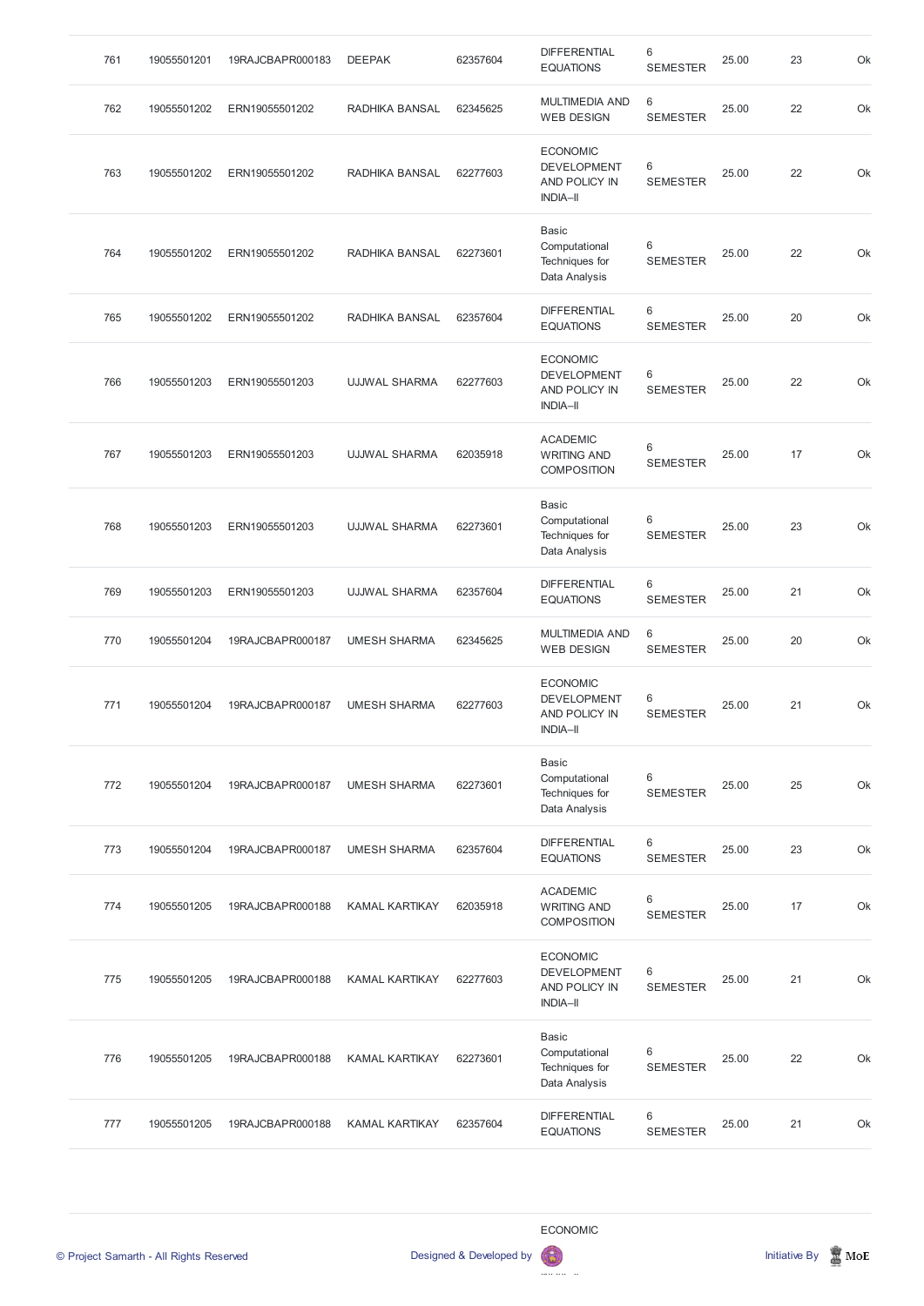| | | | | | | | | | |
|---|---|---|---|---|---|---|---|---|---|
| 761 | 19055501201 | 19RAJCBAPR000183 | DEEPAK | 62357604 | DIFFERENTIAL EQUATIONS | 6 SEMESTER | 25.00 | 23 | Ok |
| 762 | 19055501202 | ERN19055501202 | RADHIKA BANSAL | 62345625 | MULTIMEDIA AND WEB DESIGN | 6 SEMESTER | 25.00 | 22 | Ok |
| 763 | 19055501202 | ERN19055501202 | RADHIKA BANSAL | 62277603 | ECONOMIC DEVELOPMENT AND POLICY IN INDIA–II | 6 SEMESTER | 25.00 | 22 | Ok |
| 764 | 19055501202 | ERN19055501202 | RADHIKA BANSAL | 62273601 | Basic Computational Techniques for Data Analysis | 6 SEMESTER | 25.00 | 22 | Ok |
| 765 | 19055501202 | ERN19055501202 | RADHIKA BANSAL | 62357604 | DIFFERENTIAL EQUATIONS | 6 SEMESTER | 25.00 | 20 | Ok |
| 766 | 19055501203 | ERN19055501203 | UJJWAL SHARMA | 62277603 | ECONOMIC DEVELOPMENT AND POLICY IN INDIA–II | 6 SEMESTER | 25.00 | 22 | Ok |
| 767 | 19055501203 | ERN19055501203 | UJJWAL SHARMA | 62035918 | ACADEMIC WRITING AND COMPOSITION | 6 SEMESTER | 25.00 | 17 | Ok |
| 768 | 19055501203 | ERN19055501203 | UJJWAL SHARMA | 62273601 | Basic Computational Techniques for Data Analysis | 6 SEMESTER | 25.00 | 23 | Ok |
| 769 | 19055501203 | ERN19055501203 | UJJWAL SHARMA | 62357604 | DIFFERENTIAL EQUATIONS | 6 SEMESTER | 25.00 | 21 | Ok |
| 770 | 19055501204 | 19RAJCBAPR000187 | UMESH SHARMA | 62345625 | MULTIMEDIA AND WEB DESIGN | 6 SEMESTER | 25.00 | 20 | Ok |
| 771 | 19055501204 | 19RAJCBAPR000187 | UMESH SHARMA | 62277603 | ECONOMIC DEVELOPMENT AND POLICY IN INDIA–II | 6 SEMESTER | 25.00 | 21 | Ok |
| 772 | 19055501204 | 19RAJCBAPR000187 | UMESH SHARMA | 62273601 | Basic Computational Techniques for Data Analysis | 6 SEMESTER | 25.00 | 25 | Ok |
| 773 | 19055501204 | 19RAJCBAPR000187 | UMESH SHARMA | 62357604 | DIFFERENTIAL EQUATIONS | 6 SEMESTER | 25.00 | 23 | Ok |
| 774 | 19055501205 | 19RAJCBAPR000188 | KAMAL KARTIKAY | 62035918 | ACADEMIC WRITING AND COMPOSITION | 6 SEMESTER | 25.00 | 17 | Ok |
| 775 | 19055501205 | 19RAJCBAPR000188 | KAMAL KARTIKAY | 62277603 | ECONOMIC DEVELOPMENT AND POLICY IN INDIA–II | 6 SEMESTER | 25.00 | 21 | Ok |
| 776 | 19055501205 | 19RAJCBAPR000188 | KAMAL KARTIKAY | 62273601 | Basic Computational Techniques for Data Analysis | 6 SEMESTER | 25.00 | 22 | Ok |
| 777 | 19055501205 | 19RAJCBAPR000188 | KAMAL KARTIKAY | 62357604 | DIFFERENTIAL EQUATIONS | 6 SEMESTER | 25.00 | 21 | Ok |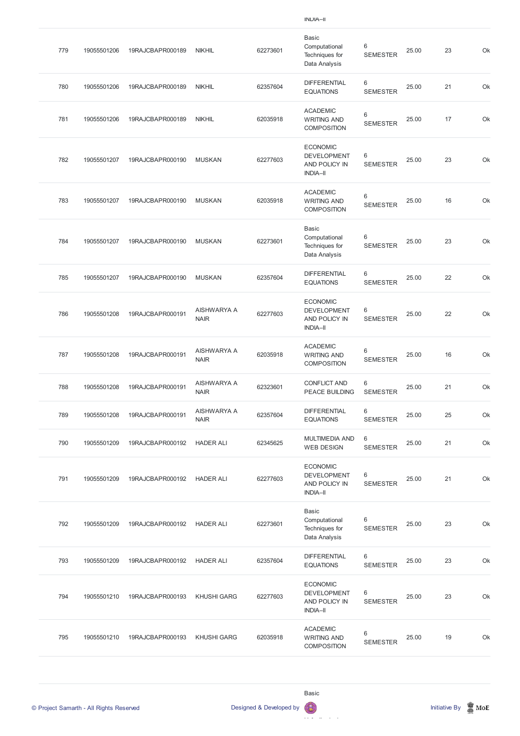| | | | | | | | | | |
|---|---|---|---|---|---|---|---|---|---|
| | | | | | INDIA–II | | | | |
| 779 | 19055501206 | 19RAJCBAPR000189 | NIKHIL | 62273601 | Basic Computational Techniques for Data Analysis | 6 SEMESTER | 25.00 | 23 | Ok |
| 780 | 19055501206 | 19RAJCBAPR000189 | NIKHIL | 62357604 | DIFFERENTIAL EQUATIONS | 6 SEMESTER | 25.00 | 21 | Ok |
| 781 | 19055501206 | 19RAJCBAPR000189 | NIKHIL | 62035918 | ACADEMIC WRITING AND COMPOSITION | 6 SEMESTER | 25.00 | 17 | Ok |
| 782 | 19055501207 | 19RAJCBAPR000190 | MUSKAN | 62277603 | ECONOMIC DEVELOPMENT AND POLICY IN INDIA–II | 6 SEMESTER | 25.00 | 23 | Ok |
| 783 | 19055501207 | 19RAJCBAPR000190 | MUSKAN | 62035918 | ACADEMIC WRITING AND COMPOSITION | 6 SEMESTER | 25.00 | 16 | Ok |
| 784 | 19055501207 | 19RAJCBAPR000190 | MUSKAN | 62273601 | Basic Computational Techniques for Data Analysis | 6 SEMESTER | 25.00 | 23 | Ok |
| 785 | 19055501207 | 19RAJCBAPR000190 | MUSKAN | 62357604 | DIFFERENTIAL EQUATIONS | 6 SEMESTER | 25.00 | 22 | Ok |
| 786 | 19055501208 | 19RAJCBAPR000191 | AISHWARYA A NAIR | 62277603 | ECONOMIC DEVELOPMENT AND POLICY IN INDIA–II | 6 SEMESTER | 25.00 | 22 | Ok |
| 787 | 19055501208 | 19RAJCBAPR000191 | AISHWARYA A NAIR | 62035918 | ACADEMIC WRITING AND COMPOSITION | 6 SEMESTER | 25.00 | 16 | Ok |
| 788 | 19055501208 | 19RAJCBAPR000191 | AISHWARYA A NAIR | 62323601 | CONFLICT AND PEACE BUILDING | 6 SEMESTER | 25.00 | 21 | Ok |
| 789 | 19055501208 | 19RAJCBAPR000191 | AISHWARYA A NAIR | 62357604 | DIFFERENTIAL EQUATIONS | 6 SEMESTER | 25.00 | 25 | Ok |
| 790 | 19055501209 | 19RAJCBAPR000192 | HADER ALI | 62345625 | MULTIMEDIA AND WEB DESIGN | 6 SEMESTER | 25.00 | 21 | Ok |
| 791 | 19055501209 | 19RAJCBAPR000192 | HADER ALI | 62277603 | ECONOMIC DEVELOPMENT AND POLICY IN INDIA–II | 6 SEMESTER | 25.00 | 21 | Ok |
| 792 | 19055501209 | 19RAJCBAPR000192 | HADER ALI | 62273601 | Basic Computational Techniques for Data Analysis | 6 SEMESTER | 25.00 | 23 | Ok |
| 793 | 19055501209 | 19RAJCBAPR000192 | HADER ALI | 62357604 | DIFFERENTIAL EQUATIONS | 6 SEMESTER | 25.00 | 23 | Ok |
| 794 | 19055501210 | 19RAJCBAPR000193 | KHUSHI GARG | 62277603 | ECONOMIC DEVELOPMENT AND POLICY IN INDIA–II | 6 SEMESTER | 25.00 | 23 | Ok |
| 795 | 19055501210 | 19RAJCBAPR000193 | KHUSHI GARG | 62035918 | ACADEMIC WRITING AND COMPOSITION | 6 SEMESTER | 25.00 | 19 | Ok |
| | | | | | Basic | | | | |

© Project Samarth - All Rights Reserved   Designed & Developed by   Initiative By MoE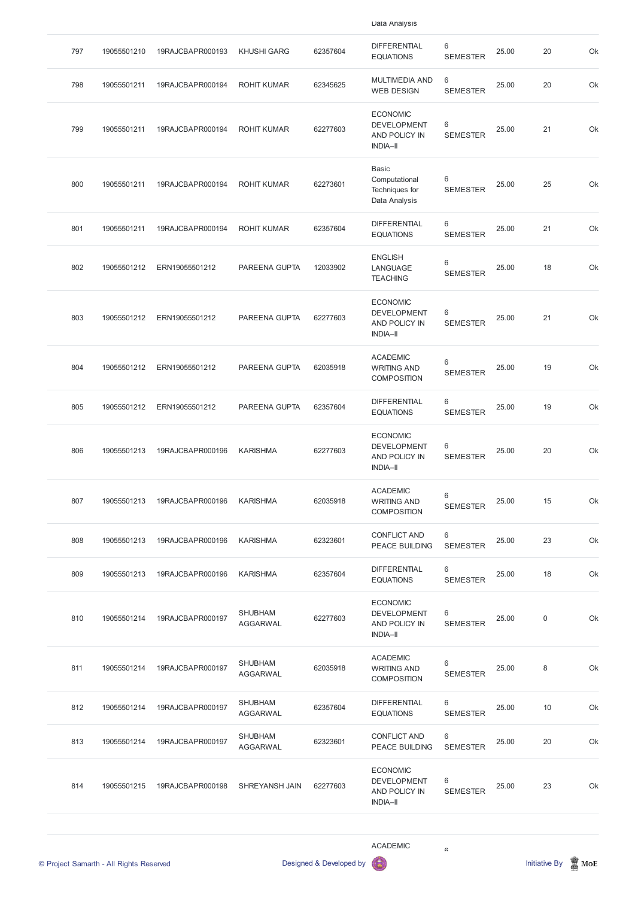| | | | | | Data Analysis | | | | |
|---|---|---|---|---|---|---|---|---|---|
| 797 | 19055501210 | 19RAJCBAPR000193 | KHUSHI GARG | 62357604 | DIFFERENTIAL EQUATIONS | 6 SEMESTER | 25.00 | 20 | Ok |
| 798 | 19055501211 | 19RAJCBAPR000194 | ROHIT KUMAR | 62345625 | MULTIMEDIA AND WEB DESIGN | 6 SEMESTER | 25.00 | 20 | Ok |
| 799 | 19055501211 | 19RAJCBAPR000194 | ROHIT KUMAR | 62277603 | ECONOMIC DEVELOPMENT AND POLICY IN INDIA–II | 6 SEMESTER | 25.00 | 21 | Ok |
| 800 | 19055501211 | 19RAJCBAPR000194 | ROHIT KUMAR | 62273601 | Basic Computational Techniques for Data Analysis | 6 SEMESTER | 25.00 | 25 | Ok |
| 801 | 19055501211 | 19RAJCBAPR000194 | ROHIT KUMAR | 62357604 | DIFFERENTIAL EQUATIONS | 6 SEMESTER | 25.00 | 21 | Ok |
| 802 | 19055501212 | ERN19055501212 | PAREENA GUPTA | 12033902 | ENGLISH LANGUAGE TEACHING | 6 SEMESTER | 25.00 | 18 | Ok |
| 803 | 19055501212 | ERN19055501212 | PAREENA GUPTA | 62277603 | ECONOMIC DEVELOPMENT AND POLICY IN INDIA–II | 6 SEMESTER | 25.00 | 21 | Ok |
| 804 | 19055501212 | ERN19055501212 | PAREENA GUPTA | 62035918 | ACADEMIC WRITING AND COMPOSITION | 6 SEMESTER | 25.00 | 19 | Ok |
| 805 | 19055501212 | ERN19055501212 | PAREENA GUPTA | 62357604 | DIFFERENTIAL EQUATIONS | 6 SEMESTER | 25.00 | 19 | Ok |
| 806 | 19055501213 | 19RAJCBAPR000196 | KARISHMA | 62277603 | ECONOMIC DEVELOPMENT AND POLICY IN INDIA–II | 6 SEMESTER | 25.00 | 20 | Ok |
| 807 | 19055501213 | 19RAJCBAPR000196 | KARISHMA | 62035918 | ACADEMIC WRITING AND COMPOSITION | 6 SEMESTER | 25.00 | 15 | Ok |
| 808 | 19055501213 | 19RAJCBAPR000196 | KARISHMA | 62323601 | CONFLICT AND PEACE BUILDING | 6 SEMESTER | 25.00 | 23 | Ok |
| 809 | 19055501213 | 19RAJCBAPR000196 | KARISHMA | 62357604 | DIFFERENTIAL EQUATIONS | 6 SEMESTER | 25.00 | 18 | Ok |
| 810 | 19055501214 | 19RAJCBAPR000197 | SHUBHAM AGGARWAL | 62277603 | ECONOMIC DEVELOPMENT AND POLICY IN INDIA–II | 6 SEMESTER | 25.00 | 0 | Ok |
| 811 | 19055501214 | 19RAJCBAPR000197 | SHUBHAM AGGARWAL | 62035918 | ACADEMIC WRITING AND COMPOSITION | 6 SEMESTER | 25.00 | 8 | Ok |
| 812 | 19055501214 | 19RAJCBAPR000197 | SHUBHAM AGGARWAL | 62357604 | DIFFERENTIAL EQUATIONS | 6 SEMESTER | 25.00 | 10 | Ok |
| 813 | 19055501214 | 19RAJCBAPR000197 | SHUBHAM AGGARWAL | 62323601 | CONFLICT AND PEACE BUILDING | 6 SEMESTER | 25.00 | 20 | Ok |
| 814 | 19055501215 | 19RAJCBAPR000198 | SHREYANSH JAIN | 62277603 | ECONOMIC DEVELOPMENT AND POLICY IN INDIA–II | 6 SEMESTER | 25.00 | 23 | Ok |
| | | | | | ACADEMIC | 6 | | | |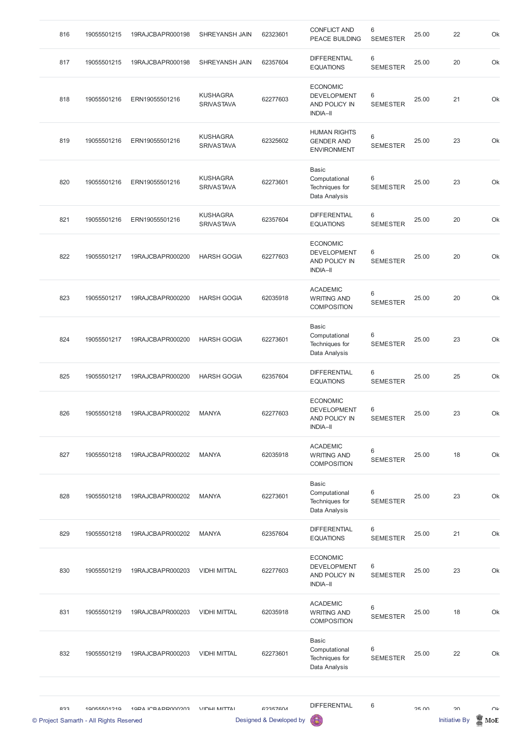| | | | | | | | | | |
|---|---|---|---|---|---|---|---|---|---|
| 816 | 19055501215 | 19RAJCBAPR000198 | SHREYANSH JAIN | 62323601 | CONFLICT AND PEACE BUILDING | 6 SEMESTER | 25.00 | 22 | Ok |
| 817 | 19055501215 | 19RAJCBAPR000198 | SHREYANSH JAIN | 62357604 | DIFFERENTIAL EQUATIONS | 6 SEMESTER | 25.00 | 20 | Ok |
| 818 | 19055501216 | ERN19055501216 | KUSHAGRA SRIVASTAVA | 62277603 | ECONOMIC DEVELOPMENT AND POLICY IN INDIA–II | 6 SEMESTER | 25.00 | 21 | Ok |
| 819 | 19055501216 | ERN19055501216 | KUSHAGRA SRIVASTAVA | 62325602 | HUMAN RIGHTS GENDER AND ENVIRONMENT | 6 SEMESTER | 25.00 | 23 | Ok |
| 820 | 19055501216 | ERN19055501216 | KUSHAGRA SRIVASTAVA | 62273601 | Basic Computational Techniques for Data Analysis | 6 SEMESTER | 25.00 | 23 | Ok |
| 821 | 19055501216 | ERN19055501216 | KUSHAGRA SRIVASTAVA | 62357604 | DIFFERENTIAL EQUATIONS | 6 SEMESTER | 25.00 | 20 | Ok |
| 822 | 19055501217 | 19RAJCBAPR000200 | HARSH GOGIA | 62277603 | ECONOMIC DEVELOPMENT AND POLICY IN INDIA–II | 6 SEMESTER | 25.00 | 20 | Ok |
| 823 | 19055501217 | 19RAJCBAPR000200 | HARSH GOGIA | 62035918 | ACADEMIC WRITING AND COMPOSITION | 6 SEMESTER | 25.00 | 20 | Ok |
| 824 | 19055501217 | 19RAJCBAPR000200 | HARSH GOGIA | 62273601 | Basic Computational Techniques for Data Analysis | 6 SEMESTER | 25.00 | 23 | Ok |
| 825 | 19055501217 | 19RAJCBAPR000200 | HARSH GOGIA | 62357604 | DIFFERENTIAL EQUATIONS | 6 SEMESTER | 25.00 | 25 | Ok |
| 826 | 19055501218 | 19RAJCBAPR000202 | MANYA | 62277603 | ECONOMIC DEVELOPMENT AND POLICY IN INDIA–II | 6 SEMESTER | 25.00 | 23 | Ok |
| 827 | 19055501218 | 19RAJCBAPR000202 | MANYA | 62035918 | ACADEMIC WRITING AND COMPOSITION | 6 SEMESTER | 25.00 | 18 | Ok |
| 828 | 19055501218 | 19RAJCBAPR000202 | MANYA | 62273601 | Basic Computational Techniques for Data Analysis | 6 SEMESTER | 25.00 | 23 | Ok |
| 829 | 19055501218 | 19RAJCBAPR000202 | MANYA | 62357604 | DIFFERENTIAL EQUATIONS | 6 SEMESTER | 25.00 | 21 | Ok |
| 830 | 19055501219 | 19RAJCBAPR000203 | VIDHI MITTAL | 62277603 | ECONOMIC DEVELOPMENT AND POLICY IN INDIA–II | 6 SEMESTER | 25.00 | 23 | Ok |
| 831 | 19055501219 | 19RAJCBAPR000203 | VIDHI MITTAL | 62035918 | ACADEMIC WRITING AND COMPOSITION | 6 SEMESTER | 25.00 | 18 | Ok |
| 832 | 19055501219 | 19RAJCBAPR000203 | VIDHI MITTAL | 62273601 | Basic Computational Techniques for Data Analysis | 6 SEMESTER | 25.00 | 22 | Ok |
| 833 | 19055501219 | 19RAJCBAPR000203 | VIDHI MITTAL | 62357604 | DIFFERENTIAL | 6 | 25.00 | 20 | Ok |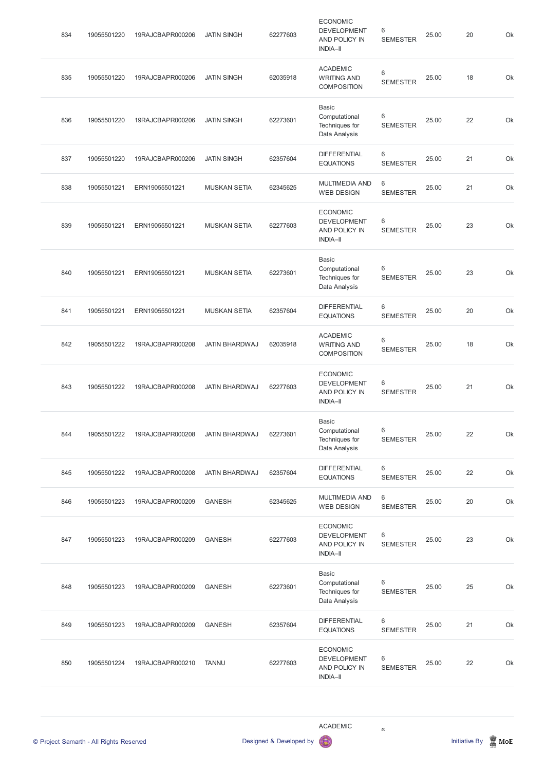| 834 | 19055501220 | 19RAJCBAPR000206 | JATIN SINGH | 62277603 | ECONOMIC DEVELOPMENT AND POLICY IN INDIA–II | 6 SEMESTER | 25.00 | 20 | Ok |
|---|---|---|---|---|---|---|---|---|---|
| 835 | 19055501220 | 19RAJCBAPR000206 | JATIN SINGH | 62035918 | ACADEMIC WRITING AND COMPOSITION | 6 SEMESTER | 25.00 | 18 | Ok |
| 836 | 19055501220 | 19RAJCBAPR000206 | JATIN SINGH | 62273601 | Basic Computational Techniques for Data Analysis | 6 SEMESTER | 25.00 | 22 | Ok |
| 837 | 19055501220 | 19RAJCBAPR000206 | JATIN SINGH | 62357604 | DIFFERENTIAL EQUATIONS | 6 SEMESTER | 25.00 | 21 | Ok |
| 838 | 19055501221 | ERN19055501221 | MUSKAN SETIA | 62345625 | MULTIMEDIA AND WEB DESIGN | 6 SEMESTER | 25.00 | 21 | Ok |
| 839 | 19055501221 | ERN19055501221 | MUSKAN SETIA | 62277603 | ECONOMIC DEVELOPMENT AND POLICY IN INDIA–II | 6 SEMESTER | 25.00 | 23 | Ok |
| 840 | 19055501221 | ERN19055501221 | MUSKAN SETIA | 62273601 | Basic Computational Techniques for Data Analysis | 6 SEMESTER | 25.00 | 23 | Ok |
| 841 | 19055501221 | ERN19055501221 | MUSKAN SETIA | 62357604 | DIFFERENTIAL EQUATIONS | 6 SEMESTER | 25.00 | 20 | Ok |
| 842 | 19055501222 | 19RAJCBAPR000208 | JATIN BHARDWAJ | 62035918 | ACADEMIC WRITING AND COMPOSITION | 6 SEMESTER | 25.00 | 18 | Ok |
| 843 | 19055501222 | 19RAJCBAPR000208 | JATIN BHARDWAJ | 62277603 | ECONOMIC DEVELOPMENT AND POLICY IN INDIA–II | 6 SEMESTER | 25.00 | 21 | Ok |
| 844 | 19055501222 | 19RAJCBAPR000208 | JATIN BHARDWAJ | 62273601 | Basic Computational Techniques for Data Analysis | 6 SEMESTER | 25.00 | 22 | Ok |
| 845 | 19055501222 | 19RAJCBAPR000208 | JATIN BHARDWAJ | 62357604 | DIFFERENTIAL EQUATIONS | 6 SEMESTER | 25.00 | 22 | Ok |
| 846 | 19055501223 | 19RAJCBAPR000209 | GANESH | 62345625 | MULTIMEDIA AND WEB DESIGN | 6 SEMESTER | 25.00 | 20 | Ok |
| 847 | 19055501223 | 19RAJCBAPR000209 | GANESH | 62277603 | ECONOMIC DEVELOPMENT AND POLICY IN INDIA–II | 6 SEMESTER | 25.00 | 23 | Ok |
| 848 | 19055501223 | 19RAJCBAPR000209 | GANESH | 62273601 | Basic Computational Techniques for Data Analysis | 6 SEMESTER | 25.00 | 25 | Ok |
| 849 | 19055501223 | 19RAJCBAPR000209 | GANESH | 62357604 | DIFFERENTIAL EQUATIONS | 6 SEMESTER | 25.00 | 21 | Ok |
| 850 | 19055501224 | 19RAJCBAPR000210 | TANNU | 62277603 | ECONOMIC DEVELOPMENT AND POLICY IN INDIA–II | 6 SEMESTER | 25.00 | 22 | Ok |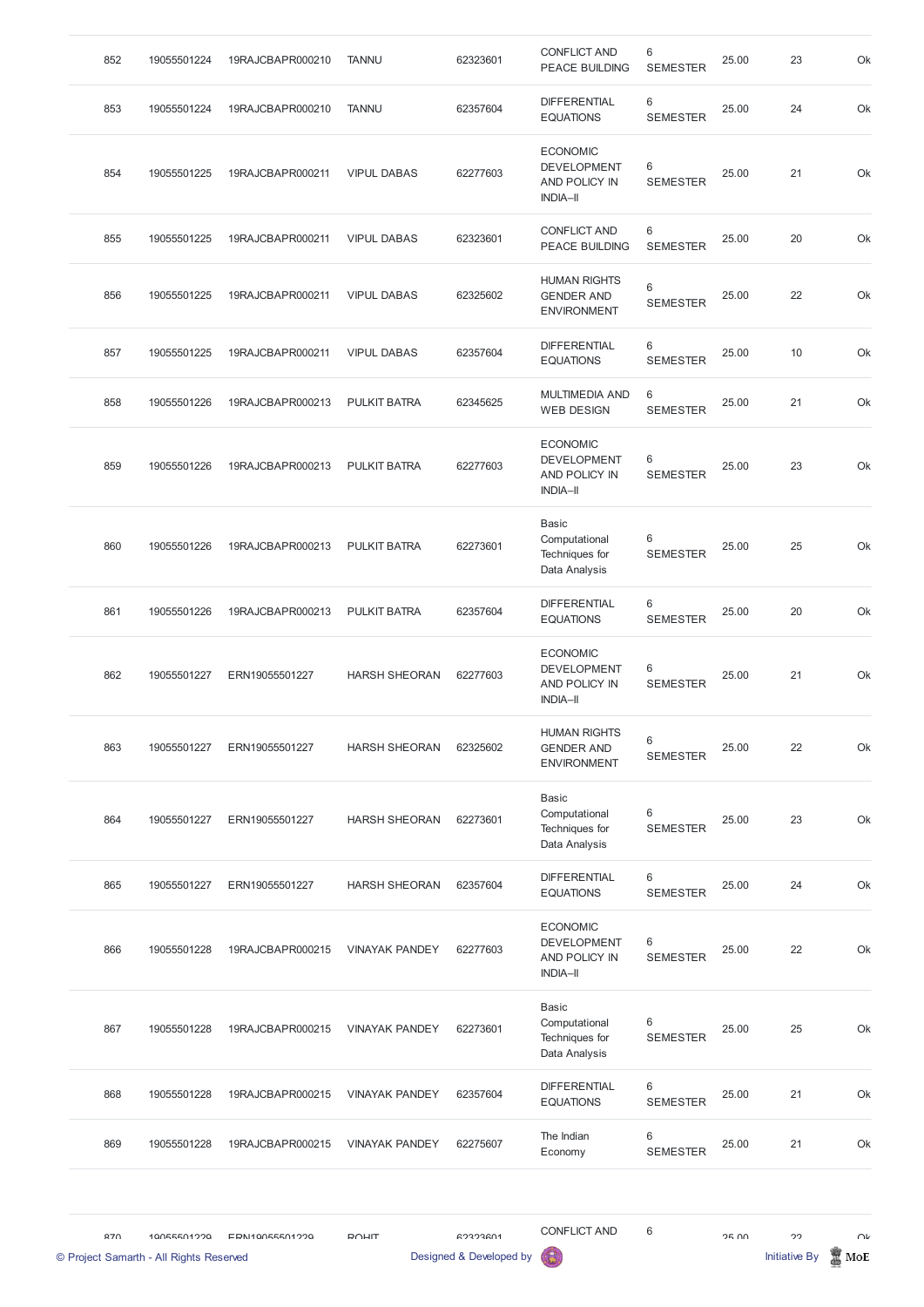| 852 | 19055501224 | 19RAJCBAPR000210 | TANNU | 62323601 | CONFLICT AND PEACE BUILDING | 6 SEMESTER | 25.00 | 23 | Ok |
|---|---|---|---|---|---|---|---|---|---|
| 853 | 19055501224 | 19RAJCBAPR000210 | TANNU | 62357604 | DIFFERENTIAL EQUATIONS | 6 SEMESTER | 25.00 | 24 | Ok |
| 854 | 19055501225 | 19RAJCBAPR000211 | VIPUL DABAS | 62277603 | ECONOMIC DEVELOPMENT AND POLICY IN INDIA–II | 6 SEMESTER | 25.00 | 21 | Ok |
| 855 | 19055501225 | 19RAJCBAPR000211 | VIPUL DABAS | 62323601 | CONFLICT AND PEACE BUILDING | 6 SEMESTER | 25.00 | 20 | Ok |
| 856 | 19055501225 | 19RAJCBAPR000211 | VIPUL DABAS | 62325602 | HUMAN RIGHTS GENDER AND ENVIRONMENT | 6 SEMESTER | 25.00 | 22 | Ok |
| 857 | 19055501225 | 19RAJCBAPR000211 | VIPUL DABAS | 62357604 | DIFFERENTIAL EQUATIONS | 6 SEMESTER | 25.00 | 10 | Ok |
| 858 | 19055501226 | 19RAJCBAPR000213 | PULKIT BATRA | 62345625 | MULTIMEDIA AND WEB DESIGN | 6 SEMESTER | 25.00 | 21 | Ok |
| 859 | 19055501226 | 19RAJCBAPR000213 | PULKIT BATRA | 62277603 | ECONOMIC DEVELOPMENT AND POLICY IN INDIA–II | 6 SEMESTER | 25.00 | 23 | Ok |
| 860 | 19055501226 | 19RAJCBAPR000213 | PULKIT BATRA | 62273601 | Basic Computational Techniques for Data Analysis | 6 SEMESTER | 25.00 | 25 | Ok |
| 861 | 19055501226 | 19RAJCBAPR000213 | PULKIT BATRA | 62357604 | DIFFERENTIAL EQUATIONS | 6 SEMESTER | 25.00 | 20 | Ok |
| 862 | 19055501227 | ERN19055501227 | HARSH SHEORAN | 62277603 | ECONOMIC DEVELOPMENT AND POLICY IN INDIA–II | 6 SEMESTER | 25.00 | 21 | Ok |
| 863 | 19055501227 | ERN19055501227 | HARSH SHEORAN | 62325602 | HUMAN RIGHTS GENDER AND ENVIRONMENT | 6 SEMESTER | 25.00 | 22 | Ok |
| 864 | 19055501227 | ERN19055501227 | HARSH SHEORAN | 62273601 | Basic Computational Techniques for Data Analysis | 6 SEMESTER | 25.00 | 23 | Ok |
| 865 | 19055501227 | ERN19055501227 | HARSH SHEORAN | 62357604 | DIFFERENTIAL EQUATIONS | 6 SEMESTER | 25.00 | 24 | Ok |
| 866 | 19055501228 | 19RAJCBAPR000215 | VINAYAK PANDEY | 62277603 | ECONOMIC DEVELOPMENT AND POLICY IN INDIA–II | 6 SEMESTER | 25.00 | 22 | Ok |
| 867 | 19055501228 | 19RAJCBAPR000215 | VINAYAK PANDEY | 62273601 | Basic Computational Techniques for Data Analysis | 6 SEMESTER | 25.00 | 25 | Ok |
| 868 | 19055501228 | 19RAJCBAPR000215 | VINAYAK PANDEY | 62357604 | DIFFERENTIAL EQUATIONS | 6 SEMESTER | 25.00 | 21 | Ok |
| 869 | 19055501228 | 19RAJCBAPR000215 | VINAYAK PANDEY | 62275607 | The Indian Economy | 6 SEMESTER | 25.00 | 21 | Ok |
| 870 | 19055501229 | ERN19055501229 | ROHIT | 62323601 | CONFLICT AND | 6 | 25.00 | 22 | Ok |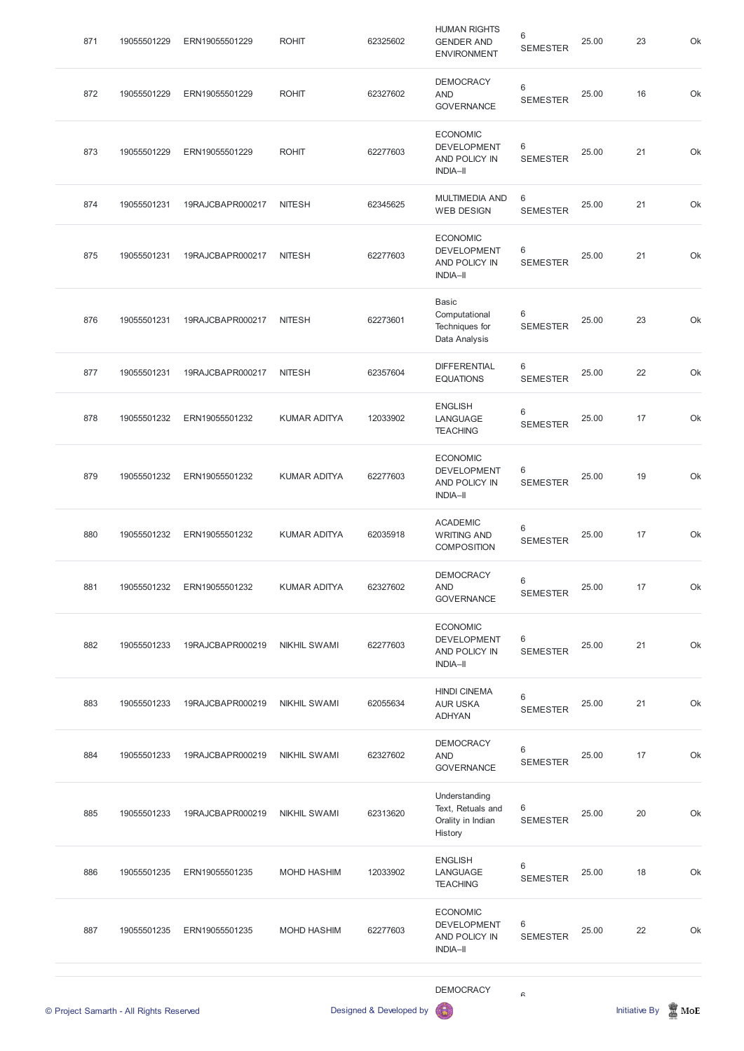| 871 | 19055501229 | ERN19055501229 | ROHIT | 62325602 | HUMAN RIGHTS GENDER AND ENVIRONMENT | 6 SEMESTER | 25.00 | 23 | Ok |
|---|---|---|---|---|---|---|---|---|---|
| 872 | 19055501229 | ERN19055501229 | ROHIT | 62327602 | DEMOCRACY AND GOVERNANCE | 6 SEMESTER | 25.00 | 16 | Ok |
| 873 | 19055501229 | ERN19055501229 | ROHIT | 62277603 | ECONOMIC DEVELOPMENT AND POLICY IN INDIA–II | 6 SEMESTER | 25.00 | 21 | Ok |
| 874 | 19055501231 | 19RAJCBAPR000217 | NITESH | 62345625 | MULTIMEDIA AND WEB DESIGN | 6 SEMESTER | 25.00 | 21 | Ok |
| 875 | 19055501231 | 19RAJCBAPR000217 | NITESH | 62277603 | ECONOMIC DEVELOPMENT AND POLICY IN INDIA–II | 6 SEMESTER | 25.00 | 21 | Ok |
| 876 | 19055501231 | 19RAJCBAPR000217 | NITESH | 62273601 | Basic Computational Techniques for Data Analysis | 6 SEMESTER | 25.00 | 23 | Ok |
| 877 | 19055501231 | 19RAJCBAPR000217 | NITESH | 62357604 | DIFFERENTIAL EQUATIONS | 6 SEMESTER | 25.00 | 22 | Ok |
| 878 | 19055501232 | ERN19055501232 | KUMAR ADITYA | 12033902 | ENGLISH LANGUAGE TEACHING | 6 SEMESTER | 25.00 | 17 | Ok |
| 879 | 19055501232 | ERN19055501232 | KUMAR ADITYA | 62277603 | ECONOMIC DEVELOPMENT AND POLICY IN INDIA–II | 6 SEMESTER | 25.00 | 19 | Ok |
| 880 | 19055501232 | ERN19055501232 | KUMAR ADITYA | 62035918 | ACADEMIC WRITING AND COMPOSITION | 6 SEMESTER | 25.00 | 17 | Ok |
| 881 | 19055501232 | ERN19055501232 | KUMAR ADITYA | 62327602 | DEMOCRACY AND GOVERNANCE | 6 SEMESTER | 25.00 | 17 | Ok |
| 882 | 19055501233 | 19RAJCBAPR000219 | NIKHIL SWAMI | 62277603 | ECONOMIC DEVELOPMENT AND POLICY IN INDIA–II | 6 SEMESTER | 25.00 | 21 | Ok |
| 883 | 19055501233 | 19RAJCBAPR000219 | NIKHIL SWAMI | 62055634 | HINDI CINEMA AUR USKA ADHYAN | 6 SEMESTER | 25.00 | 21 | Ok |
| 884 | 19055501233 | 19RAJCBAPR000219 | NIKHIL SWAMI | 62327602 | DEMOCRACY AND GOVERNANCE | 6 SEMESTER | 25.00 | 17 | Ok |
| 885 | 19055501233 | 19RAJCBAPR000219 | NIKHIL SWAMI | 62313620 | Understanding Text, Retuals and Orality in Indian History | 6 SEMESTER | 25.00 | 20 | Ok |
| 886 | 19055501235 | ERN19055501235 | MOHD HASHIM | 12033902 | ENGLISH LANGUAGE TEACHING | 6 SEMESTER | 25.00 | 18 | Ok |
| 887 | 19055501235 | ERN19055501235 | MOHD HASHIM | 62277603 | ECONOMIC DEVELOPMENT AND POLICY IN INDIA–II | 6 SEMESTER | 25.00 | 22 | Ok |
| | | | | | DEMOCRACY | 6 | | | |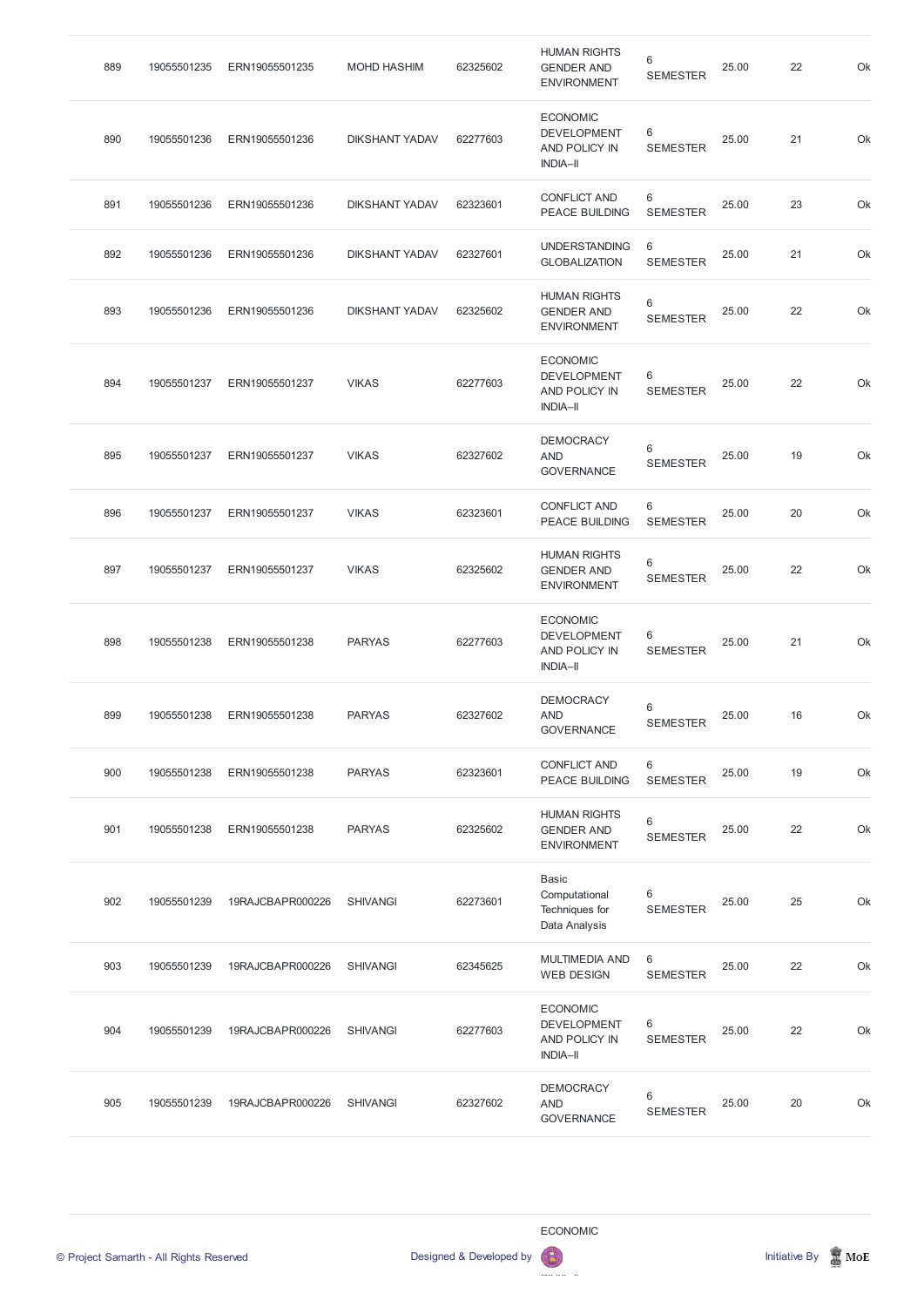| 889 | 19055501235 | ERN19055501235 | MOHD HASHIM | 62325602 | HUMAN RIGHTS GENDER AND ENVIRONMENT | 6 SEMESTER | 25.00 | 22 | Ok |
|---|---|---|---|---|---|---|---|---|---|
| 890 | 19055501236 | ERN19055501236 | DIKSHANT YADAV | 62277603 | ECONOMIC DEVELOPMENT AND POLICY IN INDIA–II | 6 SEMESTER | 25.00 | 21 | Ok |
| 891 | 19055501236 | ERN19055501236 | DIKSHANT YADAV | 62323601 | CONFLICT AND PEACE BUILDING | 6 SEMESTER | 25.00 | 23 | Ok |
| 892 | 19055501236 | ERN19055501236 | DIKSHANT YADAV | 62327601 | UNDERSTANDING GLOBALIZATION | 6 SEMESTER | 25.00 | 21 | Ok |
| 893 | 19055501236 | ERN19055501236 | DIKSHANT YADAV | 62325602 | HUMAN RIGHTS GENDER AND ENVIRONMENT | 6 SEMESTER | 25.00 | 22 | Ok |
| 894 | 19055501237 | ERN19055501237 | VIKAS | 62277603 | ECONOMIC DEVELOPMENT AND POLICY IN INDIA–II | 6 SEMESTER | 25.00 | 22 | Ok |
| 895 | 19055501237 | ERN19055501237 | VIKAS | 62327602 | DEMOCRACY AND GOVERNANCE | 6 SEMESTER | 25.00 | 19 | Ok |
| 896 | 19055501237 | ERN19055501237 | VIKAS | 62323601 | CONFLICT AND PEACE BUILDING | 6 SEMESTER | 25.00 | 20 | Ok |
| 897 | 19055501237 | ERN19055501237 | VIKAS | 62325602 | HUMAN RIGHTS GENDER AND ENVIRONMENT | 6 SEMESTER | 25.00 | 22 | Ok |
| 898 | 19055501238 | ERN19055501238 | PARYAS | 62277603 | ECONOMIC DEVELOPMENT AND POLICY IN INDIA–II | 6 SEMESTER | 25.00 | 21 | Ok |
| 899 | 19055501238 | ERN19055501238 | PARYAS | 62327602 | DEMOCRACY AND GOVERNANCE | 6 SEMESTER | 25.00 | 16 | Ok |
| 900 | 19055501238 | ERN19055501238 | PARYAS | 62323601 | CONFLICT AND PEACE BUILDING | 6 SEMESTER | 25.00 | 19 | Ok |
| 901 | 19055501238 | ERN19055501238 | PARYAS | 62325602 | HUMAN RIGHTS GENDER AND ENVIRONMENT | 6 SEMESTER | 25.00 | 22 | Ok |
| 902 | 19055501239 | 19RAJCBAPR000226 | SHIVANGI | 62273601 | Basic Computational Techniques for Data Analysis | 6 SEMESTER | 25.00 | 25 | Ok |
| 903 | 19055501239 | 19RAJCBAPR000226 | SHIVANGI | 62345625 | MULTIMEDIA AND WEB DESIGN | 6 SEMESTER | 25.00 | 22 | Ok |
| 904 | 19055501239 | 19RAJCBAPR000226 | SHIVANGI | 62277603 | ECONOMIC DEVELOPMENT AND POLICY IN INDIA–II | 6 SEMESTER | 25.00 | 22 | Ok |
| 905 | 19055501239 | 19RAJCBAPR000226 | SHIVANGI | 62327602 | DEMOCRACY AND GOVERNANCE | 6 SEMESTER | 25.00 | 20 | Ok |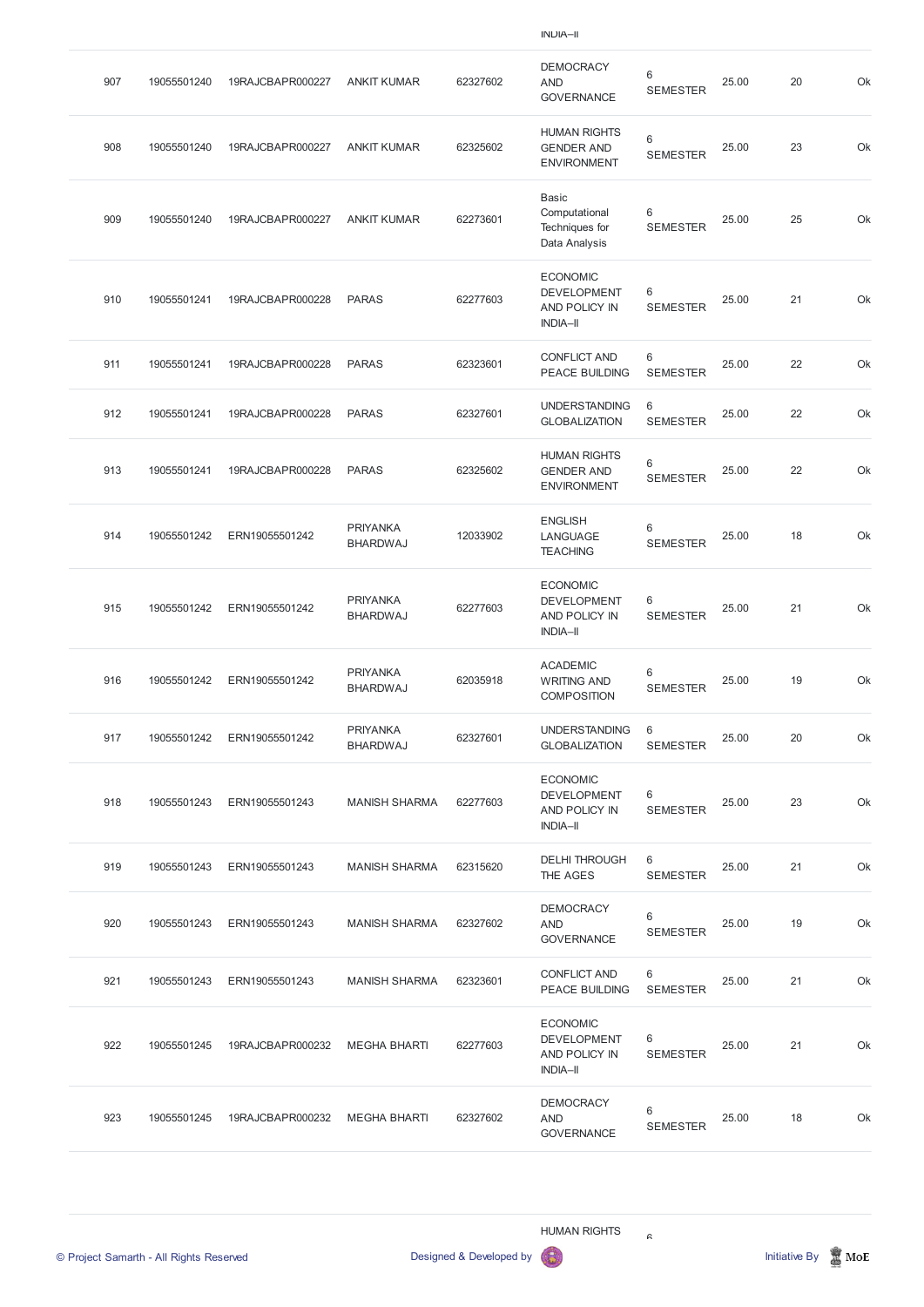| | | | | | INDIA–II | | | | |
|---|---|---|---|---|---|---|---|---|---|
| 907 | 19055501240 | 19RAJCBAPR000227 | ANKIT KUMAR | 62327602 | DEMOCRACY AND GOVERNANCE | 6 SEMESTER | 25.00 | 20 | Ok |
| 908 | 19055501240 | 19RAJCBAPR000227 | ANKIT KUMAR | 62325602 | HUMAN RIGHTS GENDER AND ENVIRONMENT | 6 SEMESTER | 25.00 | 23 | Ok |
| 909 | 19055501240 | 19RAJCBAPR000227 | ANKIT KUMAR | 62273601 | Basic Computational Techniques for Data Analysis | 6 SEMESTER | 25.00 | 25 | Ok |
| 910 | 19055501241 | 19RAJCBAPR000228 | PARAS | 62277603 | ECONOMIC DEVELOPMENT AND POLICY IN INDIA–II | 6 SEMESTER | 25.00 | 21 | Ok |
| 911 | 19055501241 | 19RAJCBAPR000228 | PARAS | 62323601 | CONFLICT AND PEACE BUILDING | 6 SEMESTER | 25.00 | 22 | Ok |
| 912 | 19055501241 | 19RAJCBAPR000228 | PARAS | 62327601 | UNDERSTANDING GLOBALIZATION | 6 SEMESTER | 25.00 | 22 | Ok |
| 913 | 19055501241 | 19RAJCBAPR000228 | PARAS | 62325602 | HUMAN RIGHTS GENDER AND ENVIRONMENT | 6 SEMESTER | 25.00 | 22 | Ok |
| 914 | 19055501242 | ERN19055501242 | PRIYANKA BHARDWAJ | 12033902 | ENGLISH LANGUAGE TEACHING | 6 SEMESTER | 25.00 | 18 | Ok |
| 915 | 19055501242 | ERN19055501242 | PRIYANKA BHARDWAJ | 62277603 | ECONOMIC DEVELOPMENT AND POLICY IN INDIA–II | 6 SEMESTER | 25.00 | 21 | Ok |
| 916 | 19055501242 | ERN19055501242 | PRIYANKA BHARDWAJ | 62035918 | ACADEMIC WRITING AND COMPOSITION | 6 SEMESTER | 25.00 | 19 | Ok |
| 917 | 19055501242 | ERN19055501242 | PRIYANKA BHARDWAJ | 62327601 | UNDERSTANDING GLOBALIZATION | 6 SEMESTER | 25.00 | 20 | Ok |
| 918 | 19055501243 | ERN19055501243 | MANISH SHARMA | 62277603 | ECONOMIC DEVELOPMENT AND POLICY IN INDIA–II | 6 SEMESTER | 25.00 | 23 | Ok |
| 919 | 19055501243 | ERN19055501243 | MANISH SHARMA | 62315620 | DELHI THROUGH THE AGES | 6 SEMESTER | 25.00 | 21 | Ok |
| 920 | 19055501243 | ERN19055501243 | MANISH SHARMA | 62327602 | DEMOCRACY AND GOVERNANCE | 6 SEMESTER | 25.00 | 19 | Ok |
| 921 | 19055501243 | ERN19055501243 | MANISH SHARMA | 62323601 | CONFLICT AND PEACE BUILDING | 6 SEMESTER | 25.00 | 21 | Ok |
| 922 | 19055501245 | 19RAJCBAPR000232 | MEGHA BHARTI | 62277603 | ECONOMIC DEVELOPMENT AND POLICY IN INDIA–II | 6 SEMESTER | 25.00 | 21 | Ok |
| 923 | 19055501245 | 19RAJCBAPR000232 | MEGHA BHARTI | 62327602 | DEMOCRACY AND GOVERNANCE | 6 SEMESTER | 25.00 | 18 | Ok |
| | | | | | HUMAN RIGHTS | 6 | | | |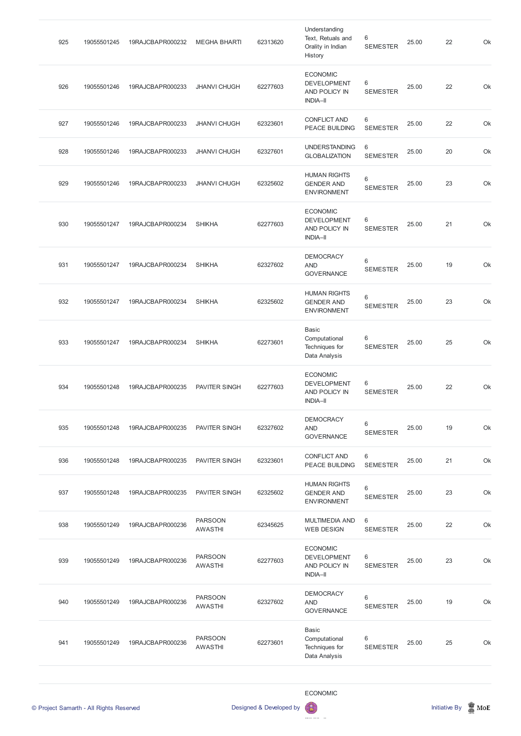| | | | | | | | | | |
|---|---|---|---|---|---|---|---|---|---|
| 925 | 19055501245 | 19RAJCBAPR000232 | MEGHA BHARTI | 62313620 | Understanding Text, Retuals and Orality in Indian History | 6 SEMESTER | 25.00 | 22 | Ok |
| 926 | 19055501246 | 19RAJCBAPR000233 | JHANVI CHUGH | 62277603 | ECONOMIC DEVELOPMENT AND POLICY IN INDIA–II | 6 SEMESTER | 25.00 | 22 | Ok |
| 927 | 19055501246 | 19RAJCBAPR000233 | JHANVI CHUGH | 62323601 | CONFLICT AND PEACE BUILDING | 6 SEMESTER | 25.00 | 22 | Ok |
| 928 | 19055501246 | 19RAJCBAPR000233 | JHANVI CHUGH | 62327601 | UNDERSTANDING GLOBALIZATION | 6 SEMESTER | 25.00 | 20 | Ok |
| 929 | 19055501246 | 19RAJCBAPR000233 | JHANVI CHUGH | 62325602 | HUMAN RIGHTS GENDER AND ENVIRONMENT | 6 SEMESTER | 25.00 | 23 | Ok |
| 930 | 19055501247 | 19RAJCBAPR000234 | SHIKHA | 62277603 | ECONOMIC DEVELOPMENT AND POLICY IN INDIA–II | 6 SEMESTER | 25.00 | 21 | Ok |
| 931 | 19055501247 | 19RAJCBAPR000234 | SHIKHA | 62327602 | DEMOCRACY AND GOVERNANCE | 6 SEMESTER | 25.00 | 19 | Ok |
| 932 | 19055501247 | 19RAJCBAPR000234 | SHIKHA | 62325602 | HUMAN RIGHTS GENDER AND ENVIRONMENT | 6 SEMESTER | 25.00 | 23 | Ok |
| 933 | 19055501247 | 19RAJCBAPR000234 | SHIKHA | 62273601 | Basic Computational Techniques for Data Analysis | 6 SEMESTER | 25.00 | 25 | Ok |
| 934 | 19055501248 | 19RAJCBAPR000235 | PAVITER SINGH | 62277603 | ECONOMIC DEVELOPMENT AND POLICY IN INDIA–II | 6 SEMESTER | 25.00 | 22 | Ok |
| 935 | 19055501248 | 19RAJCBAPR000235 | PAVITER SINGH | 62327602 | DEMOCRACY AND GOVERNANCE | 6 SEMESTER | 25.00 | 19 | Ok |
| 936 | 19055501248 | 19RAJCBAPR000235 | PAVITER SINGH | 62323601 | CONFLICT AND PEACE BUILDING | 6 SEMESTER | 25.00 | 21 | Ok |
| 937 | 19055501248 | 19RAJCBAPR000235 | PAVITER SINGH | 62325602 | HUMAN RIGHTS GENDER AND ENVIRONMENT | 6 SEMESTER | 25.00 | 23 | Ok |
| 938 | 19055501249 | 19RAJCBAPR000236 | PARSOON AWASTHI | 62345625 | MULTIMEDIA AND WEB DESIGN | 6 SEMESTER | 25.00 | 22 | Ok |
| 939 | 19055501249 | 19RAJCBAPR000236 | PARSOON AWASTHI | 62277603 | ECONOMIC DEVELOPMENT AND POLICY IN INDIA–II | 6 SEMESTER | 25.00 | 23 | Ok |
| 940 | 19055501249 | 19RAJCBAPR000236 | PARSOON AWASTHI | 62327602 | DEMOCRACY AND GOVERNANCE | 6 SEMESTER | 25.00 | 19 | Ok |
| 941 | 19055501249 | 19RAJCBAPR000236 | PARSOON AWASTHI | 62273601 | Basic Computational Techniques for Data Analysis | 6 SEMESTER | 25.00 | 25 | Ok |
| | | | | | ECONOMIC | | | | |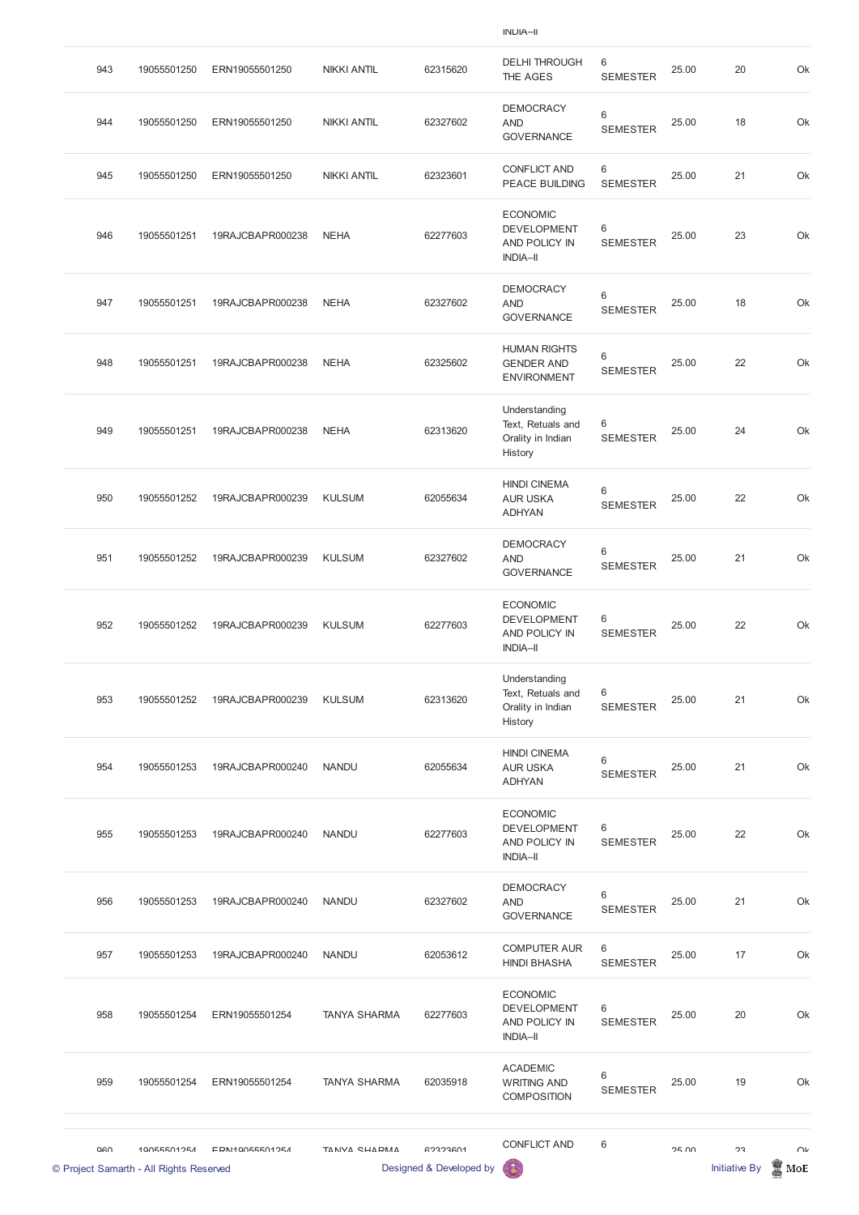| | | | | | | | | | |
|---|---|---|---|---|---|---|---|---|---|
| | | | | | INDIA–II | | | | |
| 943 | 19055501250 | ERN19055501250 | NIKKI ANTIL | 62315620 | DELHI THROUGH THE AGES | 6 SEMESTER | 25.00 | 20 | Ok |
| 944 | 19055501250 | ERN19055501250 | NIKKI ANTIL | 62327602 | DEMOCRACY AND GOVERNANCE | 6 SEMESTER | 25.00 | 18 | Ok |
| 945 | 19055501250 | ERN19055501250 | NIKKI ANTIL | 62323601 | CONFLICT AND PEACE BUILDING | 6 SEMESTER | 25.00 | 21 | Ok |
| 946 | 19055501251 | 19RAJCBAPR000238 | NEHA | 62277603 | ECONOMIC DEVELOPMENT AND POLICY IN INDIA–II | 6 SEMESTER | 25.00 | 23 | Ok |
| 947 | 19055501251 | 19RAJCBAPR000238 | NEHA | 62327602 | DEMOCRACY AND GOVERNANCE | 6 SEMESTER | 25.00 | 18 | Ok |
| 948 | 19055501251 | 19RAJCBAPR000238 | NEHA | 62325602 | HUMAN RIGHTS GENDER AND ENVIRONMENT | 6 SEMESTER | 25.00 | 22 | Ok |
| 949 | 19055501251 | 19RAJCBAPR000238 | NEHA | 62313620 | Understanding Text, Retuals and Orality in Indian History | 6 SEMESTER | 25.00 | 24 | Ok |
| 950 | 19055501252 | 19RAJCBAPR000239 | KULSUM | 62055634 | HINDI CINEMA AUR USKA ADHYAN | 6 SEMESTER | 25.00 | 22 | Ok |
| 951 | 19055501252 | 19RAJCBAPR000239 | KULSUM | 62327602 | DEMOCRACY AND GOVERNANCE | 6 SEMESTER | 25.00 | 21 | Ok |
| 952 | 19055501252 | 19RAJCBAPR000239 | KULSUM | 62277603 | ECONOMIC DEVELOPMENT AND POLICY IN INDIA–II | 6 SEMESTER | 25.00 | 22 | Ok |
| 953 | 19055501252 | 19RAJCBAPR000239 | KULSUM | 62313620 | Understanding Text, Retuals and Orality in Indian History | 6 SEMESTER | 25.00 | 21 | Ok |
| 954 | 19055501253 | 19RAJCBAPR000240 | NANDU | 62055634 | HINDI CINEMA AUR USKA ADHYAN | 6 SEMESTER | 25.00 | 21 | Ok |
| 955 | 19055501253 | 19RAJCBAPR000240 | NANDU | 62277603 | ECONOMIC DEVELOPMENT AND POLICY IN INDIA–II | 6 SEMESTER | 25.00 | 22 | Ok |
| 956 | 19055501253 | 19RAJCBAPR000240 | NANDU | 62327602 | DEMOCRACY AND GOVERNANCE | 6 SEMESTER | 25.00 | 21 | Ok |
| 957 | 19055501253 | 19RAJCBAPR000240 | NANDU | 62053612 | COMPUTER AUR HINDI BHASHA | 6 SEMESTER | 25.00 | 17 | Ok |
| 958 | 19055501254 | ERN19055501254 | TANYA SHARMA | 62277603 | ECONOMIC DEVELOPMENT AND POLICY IN INDIA–II | 6 SEMESTER | 25.00 | 20 | Ok |
| 959 | 19055501254 | ERN19055501254 | TANYA SHARMA | 62035918 | ACADEMIC WRITING AND COMPOSITION | 6 SEMESTER | 25.00 | 19 | Ok |
| 960 | 19055501254 | ERN19055501254 | TANYA SHARMA | 62323601 | CONFLICT AND | 6 | 25.00 | 23 | Ok |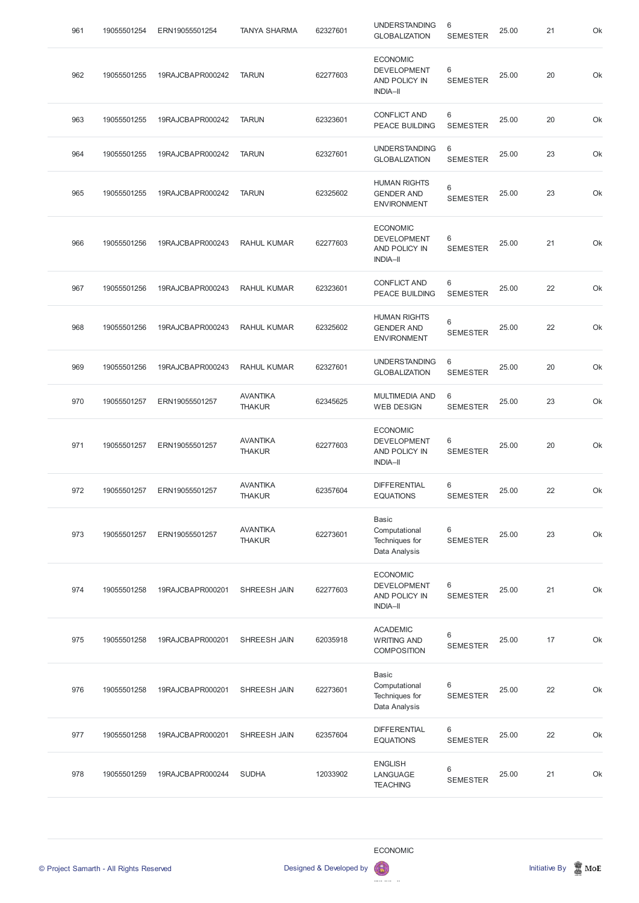| 961 | 19055501254 | ERN19055501254 | TANYA SHARMA | 62327601 | UNDERSTANDING GLOBALIZATION | 6 SEMESTER | 25.00 | 21 | Ok |
|---|---|---|---|---|---|---|---|---|---|
| 962 | 19055501255 | 19RAJCBAPR000242 | TARUN | 62277603 | ECONOMIC DEVELOPMENT AND POLICY IN INDIA–II | 6 SEMESTER | 25.00 | 20 | Ok |
| 963 | 19055501255 | 19RAJCBAPR000242 | TARUN | 62323601 | CONFLICT AND PEACE BUILDING | 6 SEMESTER | 25.00 | 20 | Ok |
| 964 | 19055501255 | 19RAJCBAPR000242 | TARUN | 62327601 | UNDERSTANDING GLOBALIZATION | 6 SEMESTER | 25.00 | 23 | Ok |
| 965 | 19055501255 | 19RAJCBAPR000242 | TARUN | 62325602 | HUMAN RIGHTS GENDER AND ENVIRONMENT | 6 SEMESTER | 25.00 | 23 | Ok |
| 966 | 19055501256 | 19RAJCBAPR000243 | RAHUL KUMAR | 62277603 | ECONOMIC DEVELOPMENT AND POLICY IN INDIA–II | 6 SEMESTER | 25.00 | 21 | Ok |
| 967 | 19055501256 | 19RAJCBAPR000243 | RAHUL KUMAR | 62323601 | CONFLICT AND PEACE BUILDING | 6 SEMESTER | 25.00 | 22 | Ok |
| 968 | 19055501256 | 19RAJCBAPR000243 | RAHUL KUMAR | 62325602 | HUMAN RIGHTS GENDER AND ENVIRONMENT | 6 SEMESTER | 25.00 | 22 | Ok |
| 969 | 19055501256 | 19RAJCBAPR000243 | RAHUL KUMAR | 62327601 | UNDERSTANDING GLOBALIZATION | 6 SEMESTER | 25.00 | 20 | Ok |
| 970 | 19055501257 | ERN19055501257 | AVANTIKA THAKUR | 62345625 | MULTIMEDIA AND WEB DESIGN | 6 SEMESTER | 25.00 | 23 | Ok |
| 971 | 19055501257 | ERN19055501257 | AVANTIKA THAKUR | 62277603 | ECONOMIC DEVELOPMENT AND POLICY IN INDIA–II | 6 SEMESTER | 25.00 | 20 | Ok |
| 972 | 19055501257 | ERN19055501257 | AVANTIKA THAKUR | 62357604 | DIFFERENTIAL EQUATIONS | 6 SEMESTER | 25.00 | 22 | Ok |
| 973 | 19055501257 | ERN19055501257 | AVANTIKA THAKUR | 62273601 | Basic Computational Techniques for Data Analysis | 6 SEMESTER | 25.00 | 23 | Ok |
| 974 | 19055501258 | 19RAJCBAPR000201 | SHREESH JAIN | 62277603 | ECONOMIC DEVELOPMENT AND POLICY IN INDIA–II | 6 SEMESTER | 25.00 | 21 | Ok |
| 975 | 19055501258 | 19RAJCBAPR000201 | SHREESH JAIN | 62035918 | ACADEMIC WRITING AND COMPOSITION | 6 SEMESTER | 25.00 | 17 | Ok |
| 976 | 19055501258 | 19RAJCBAPR000201 | SHREESH JAIN | 62273601 | Basic Computational Techniques for Data Analysis | 6 SEMESTER | 25.00 | 22 | Ok |
| 977 | 19055501258 | 19RAJCBAPR000201 | SHREESH JAIN | 62357604 | DIFFERENTIAL EQUATIONS | 6 SEMESTER | 25.00 | 22 | Ok |
| 978 | 19055501259 | 19RAJCBAPR000244 | SUDHA | 12033902 | ENGLISH LANGUAGE TEACHING | 6 SEMESTER | 25.00 | 21 | Ok |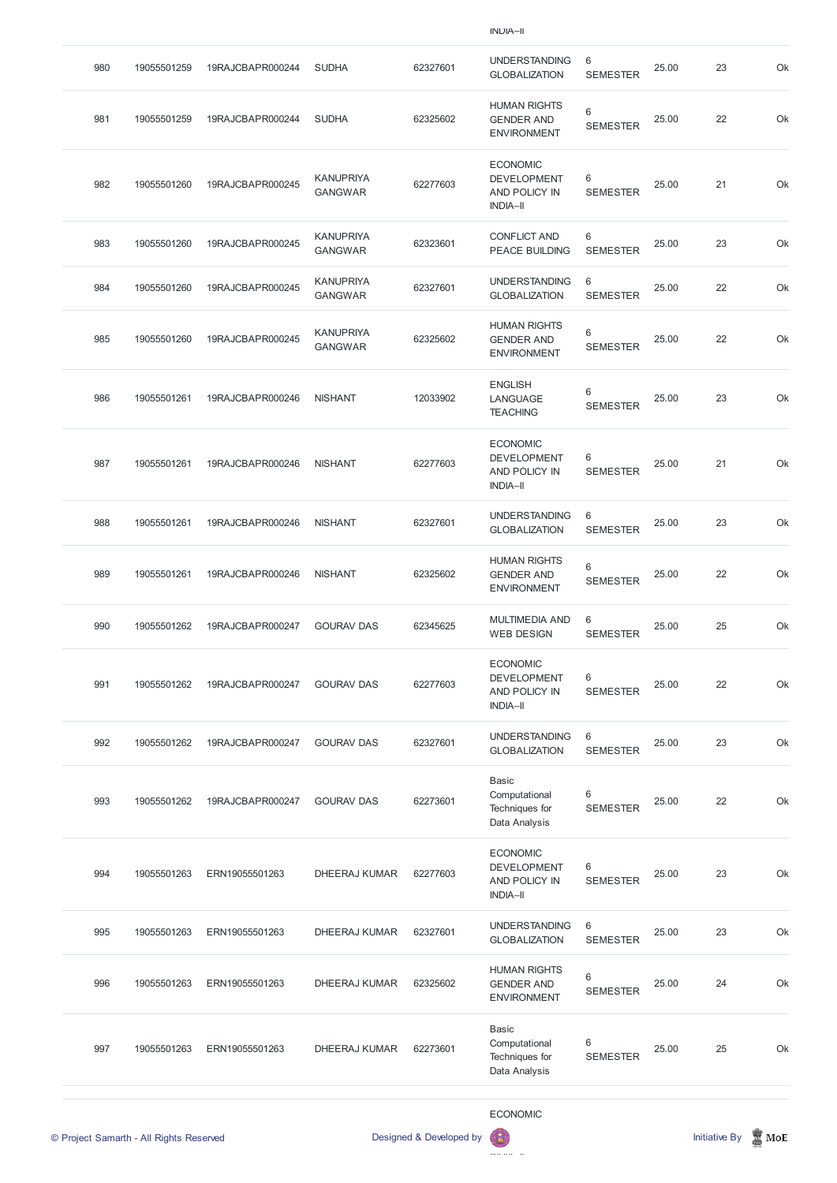| 980 | 19055501259 | 19RAJCBAPR000244 | SUDHA | 62327601 | UNDERSTANDING GLOBALIZATION | 6 SEMESTER | 25.00 | 23 | Ok |
|---|---|---|---|---|---|---|---|---|---|
| 981 | 19055501259 | 19RAJCBAPR000244 | SUDHA | 62325602 | HUMAN RIGHTS GENDER AND ENVIRONMENT | 6 SEMESTER | 25.00 | 22 | Ok |
| 982 | 19055501260 | 19RAJCBAPR000245 | KANUPRIYA GANGWAR | 62277603 | ECONOMIC DEVELOPMENT AND POLICY IN INDIA–II | 6 SEMESTER | 25.00 | 21 | Ok |
| 983 | 19055501260 | 19RAJCBAPR000245 | KANUPRIYA GANGWAR | 62323601 | CONFLICT AND PEACE BUILDING | 6 SEMESTER | 25.00 | 23 | Ok |
| 984 | 19055501260 | 19RAJCBAPR000245 | KANUPRIYA GANGWAR | 62327601 | UNDERSTANDING GLOBALIZATION | 6 SEMESTER | 25.00 | 22 | Ok |
| 985 | 19055501260 | 19RAJCBAPR000245 | KANUPRIYA GANGWAR | 62325602 | HUMAN RIGHTS GENDER AND ENVIRONMENT | 6 SEMESTER | 25.00 | 22 | Ok |
| 986 | 19055501261 | 19RAJCBAPR000246 | NISHANT | 12033902 | ENGLISH LANGUAGE TEACHING | 6 SEMESTER | 25.00 | 23 | Ok |
| 987 | 19055501261 | 19RAJCBAPR000246 | NISHANT | 62277603 | ECONOMIC DEVELOPMENT AND POLICY IN INDIA–II | 6 SEMESTER | 25.00 | 21 | Ok |
| 988 | 19055501261 | 19RAJCBAPR000246 | NISHANT | 62327601 | UNDERSTANDING GLOBALIZATION | 6 SEMESTER | 25.00 | 23 | Ok |
| 989 | 19055501261 | 19RAJCBAPR000246 | NISHANT | 62325602 | HUMAN RIGHTS GENDER AND ENVIRONMENT | 6 SEMESTER | 25.00 | 22 | Ok |
| 990 | 19055501262 | 19RAJCBAPR000247 | GOURAV DAS | 62345625 | MULTIMEDIA AND WEB DESIGN | 6 SEMESTER | 25.00 | 25 | Ok |
| 991 | 19055501262 | 19RAJCBAPR000247 | GOURAV DAS | 62277603 | ECONOMIC DEVELOPMENT AND POLICY IN INDIA–II | 6 SEMESTER | 25.00 | 22 | Ok |
| 992 | 19055501262 | 19RAJCBAPR000247 | GOURAV DAS | 62327601 | UNDERSTANDING GLOBALIZATION | 6 SEMESTER | 25.00 | 23 | Ok |
| 993 | 19055501262 | 19RAJCBAPR000247 | GOURAV DAS | 62273601 | Basic Computational Techniques for Data Analysis | 6 SEMESTER | 25.00 | 22 | Ok |
| 994 | 19055501263 | ERN19055501263 | DHEERAJ KUMAR | 62277603 | ECONOMIC DEVELOPMENT AND POLICY IN INDIA–II | 6 SEMESTER | 25.00 | 23 | Ok |
| 995 | 19055501263 | ERN19055501263 | DHEERAJ KUMAR | 62327601 | UNDERSTANDING GLOBALIZATION | 6 SEMESTER | 25.00 | 23 | Ok |
| 996 | 19055501263 | ERN19055501263 | DHEERAJ KUMAR | 62325602 | HUMAN RIGHTS GENDER AND ENVIRONMENT | 6 SEMESTER | 25.00 | 24 | Ok |
| 997 | 19055501263 | ERN19055501263 | DHEERAJ KUMAR | 62273601 | Basic Computational Techniques for Data Analysis | 6 SEMESTER | 25.00 | 25 | Ok |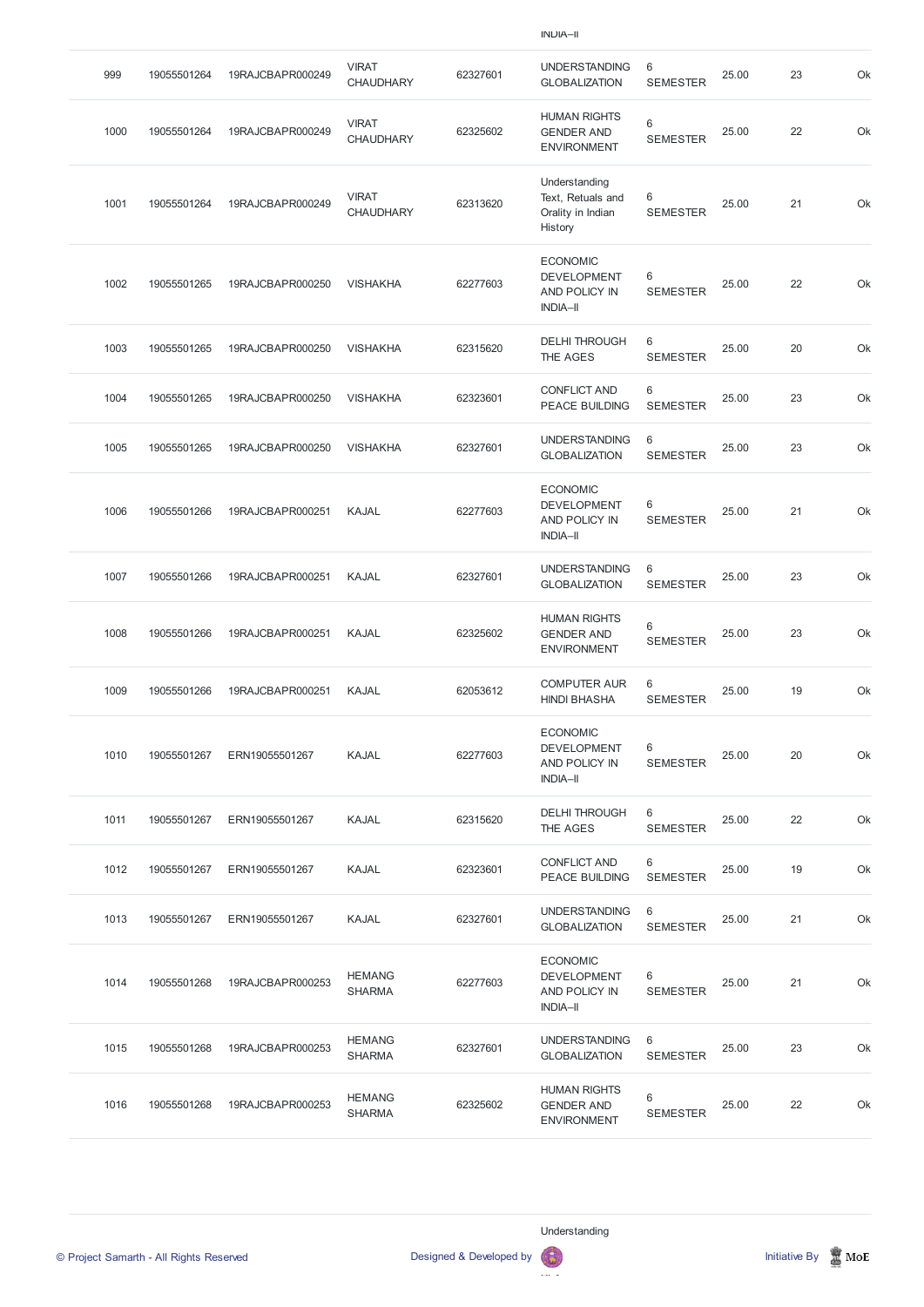| 999 | 19055501264 | 19RAJCBAPR000249 | VIRAT CHAUDHARY | 62327601 | UNDERSTANDING GLOBALIZATION | 6 SEMESTER | 25.00 | 23 | Ok |
|---|---|---|---|---|---|---|---|---|---|
| 1000 | 19055501264 | 19RAJCBAPR000249 | VIRAT CHAUDHARY | 62325602 | HUMAN RIGHTS GENDER AND ENVIRONMENT | 6 SEMESTER | 25.00 | 22 | Ok |
| 1001 | 19055501264 | 19RAJCBAPR000249 | VIRAT CHAUDHARY | 62313620 | Understanding Text, Retuals and Orality in Indian History | 6 SEMESTER | 25.00 | 21 | Ok |
| 1002 | 19055501265 | 19RAJCBAPR000250 | VISHAKHA | 62277603 | ECONOMIC DEVELOPMENT AND POLICY IN INDIA–II | 6 SEMESTER | 25.00 | 22 | Ok |
| 1003 | 19055501265 | 19RAJCBAPR000250 | VISHAKHA | 62315620 | DELHI THROUGH THE AGES | 6 SEMESTER | 25.00 | 20 | Ok |
| 1004 | 19055501265 | 19RAJCBAPR000250 | VISHAKHA | 62323601 | CONFLICT AND PEACE BUILDING | 6 SEMESTER | 25.00 | 23 | Ok |
| 1005 | 19055501265 | 19RAJCBAPR000250 | VISHAKHA | 62327601 | UNDERSTANDING GLOBALIZATION | 6 SEMESTER | 25.00 | 23 | Ok |
| 1006 | 19055501266 | 19RAJCBAPR000251 | KAJAL | 62277603 | ECONOMIC DEVELOPMENT AND POLICY IN INDIA–II | 6 SEMESTER | 25.00 | 21 | Ok |
| 1007 | 19055501266 | 19RAJCBAPR000251 | KAJAL | 62327601 | UNDERSTANDING GLOBALIZATION | 6 SEMESTER | 25.00 | 23 | Ok |
| 1008 | 19055501266 | 19RAJCBAPR000251 | KAJAL | 62325602 | HUMAN RIGHTS GENDER AND ENVIRONMENT | 6 SEMESTER | 25.00 | 23 | Ok |
| 1009 | 19055501266 | 19RAJCBAPR000251 | KAJAL | 62053612 | COMPUTER AUR HINDI BHASHA | 6 SEMESTER | 25.00 | 19 | Ok |
| 1010 | 19055501267 | ERN19055501267 | KAJAL | 62277603 | ECONOMIC DEVELOPMENT AND POLICY IN INDIA–II | 6 SEMESTER | 25.00 | 20 | Ok |
| 1011 | 19055501267 | ERN19055501267 | KAJAL | 62315620 | DELHI THROUGH THE AGES | 6 SEMESTER | 25.00 | 22 | Ok |
| 1012 | 19055501267 | ERN19055501267 | KAJAL | 62323601 | CONFLICT AND PEACE BUILDING | 6 SEMESTER | 25.00 | 19 | Ok |
| 1013 | 19055501267 | ERN19055501267 | KAJAL | 62327601 | UNDERSTANDING GLOBALIZATION | 6 SEMESTER | 25.00 | 21 | Ok |
| 1014 | 19055501268 | 19RAJCBAPR000253 | HEMANG SHARMA | 62277603 | ECONOMIC DEVELOPMENT AND POLICY IN INDIA–II | 6 SEMESTER | 25.00 | 21 | Ok |
| 1015 | 19055501268 | 19RAJCBAPR000253 | HEMANG SHARMA | 62327601 | UNDERSTANDING GLOBALIZATION | 6 SEMESTER | 25.00 | 23 | Ok |
| 1016 | 19055501268 | 19RAJCBAPR000253 | HEMANG SHARMA | 62325602 | HUMAN RIGHTS GENDER AND ENVIRONMENT | 6 SEMESTER | 25.00 | 22 | Ok |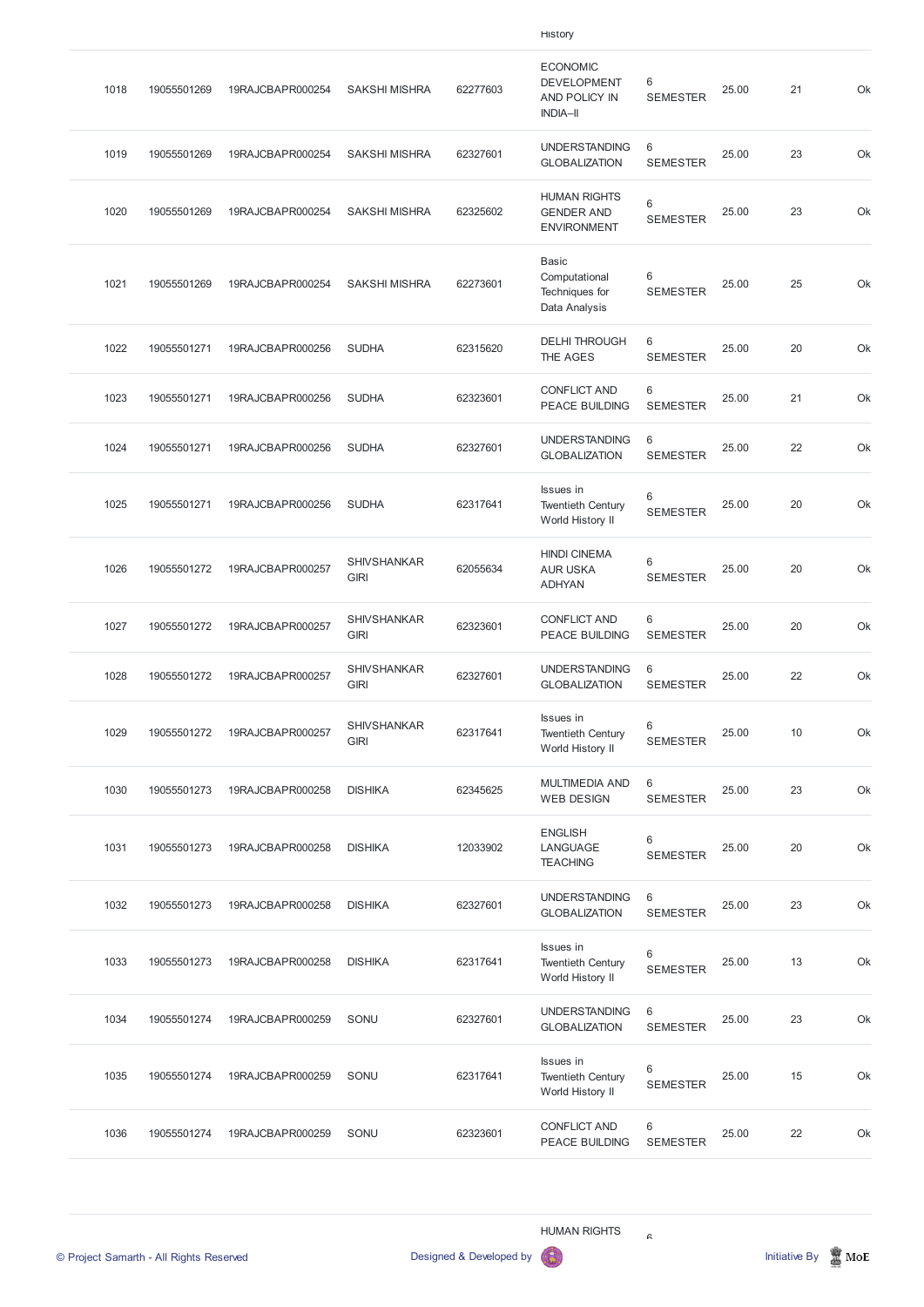| | | | | | History | | | | |
|---|---|---|---|---|---|---|---|---|---|
| 1018 | 19055501269 | 19RAJCBAPR000254 | SAKSHI MISHRA | 62277603 | ECONOMIC DEVELOPMENT AND POLICY IN INDIA–II | 6 SEMESTER | 25.00 | 21 | Ok |
| 1019 | 19055501269 | 19RAJCBAPR000254 | SAKSHI MISHRA | 62327601 | UNDERSTANDING GLOBALIZATION | 6 SEMESTER | 25.00 | 23 | Ok |
| 1020 | 19055501269 | 19RAJCBAPR000254 | SAKSHI MISHRA | 62325602 | HUMAN RIGHTS GENDER AND ENVIRONMENT | 6 SEMESTER | 25.00 | 23 | Ok |
| 1021 | 19055501269 | 19RAJCBAPR000254 | SAKSHI MISHRA | 62273601 | Basic Computational Techniques for Data Analysis | 6 SEMESTER | 25.00 | 25 | Ok |
| 1022 | 19055501271 | 19RAJCBAPR000256 | SUDHA | 62315620 | DELHI THROUGH THE AGES | 6 SEMESTER | 25.00 | 20 | Ok |
| 1023 | 19055501271 | 19RAJCBAPR000256 | SUDHA | 62323601 | CONFLICT AND PEACE BUILDING | 6 SEMESTER | 25.00 | 21 | Ok |
| 1024 | 19055501271 | 19RAJCBAPR000256 | SUDHA | 62327601 | UNDERSTANDING GLOBALIZATION | 6 SEMESTER | 25.00 | 22 | Ok |
| 1025 | 19055501271 | 19RAJCBAPR000256 | SUDHA | 62317641 | Issues in Twentieth Century World History II | 6 SEMESTER | 25.00 | 20 | Ok |
| 1026 | 19055501272 | 19RAJCBAPR000257 | SHIVSHANKAR GIRI | 62055634 | HINDI CINEMA AUR USKA ADHYAN | 6 SEMESTER | 25.00 | 20 | Ok |
| 1027 | 19055501272 | 19RAJCBAPR000257 | SHIVSHANKAR GIRI | 62323601 | CONFLICT AND PEACE BUILDING | 6 SEMESTER | 25.00 | 20 | Ok |
| 1028 | 19055501272 | 19RAJCBAPR000257 | SHIVSHANKAR GIRI | 62327601 | UNDERSTANDING GLOBALIZATION | 6 SEMESTER | 25.00 | 22 | Ok |
| 1029 | 19055501272 | 19RAJCBAPR000257 | SHIVSHANKAR GIRI | 62317641 | Issues in Twentieth Century World History II | 6 SEMESTER | 25.00 | 10 | Ok |
| 1030 | 19055501273 | 19RAJCBAPR000258 | DISHIKA | 62345625 | MULTIMEDIA AND WEB DESIGN | 6 SEMESTER | 25.00 | 23 | Ok |
| 1031 | 19055501273 | 19RAJCBAPR000258 | DISHIKA | 12033902 | ENGLISH LANGUAGE TEACHING | 6 SEMESTER | 25.00 | 20 | Ok |
| 1032 | 19055501273 | 19RAJCBAPR000258 | DISHIKA | 62327601 | UNDERSTANDING GLOBALIZATION | 6 SEMESTER | 25.00 | 23 | Ok |
| 1033 | 19055501273 | 19RAJCBAPR000258 | DISHIKA | 62317641 | Issues in Twentieth Century World History II | 6 SEMESTER | 25.00 | 13 | Ok |
| 1034 | 19055501274 | 19RAJCBAPR000259 | SONU | 62327601 | UNDERSTANDING GLOBALIZATION | 6 SEMESTER | 25.00 | 23 | Ok |
| 1035 | 19055501274 | 19RAJCBAPR000259 | SONU | 62317641 | Issues in Twentieth Century World History II | 6 SEMESTER | 25.00 | 15 | Ok |
| 1036 | 19055501274 | 19RAJCBAPR000259 | SONU | 62323601 | CONFLICT AND PEACE BUILDING | 6 SEMESTER | 25.00 | 22 | Ok |
| | | | | | HUMAN RIGHTS | 6 | | | |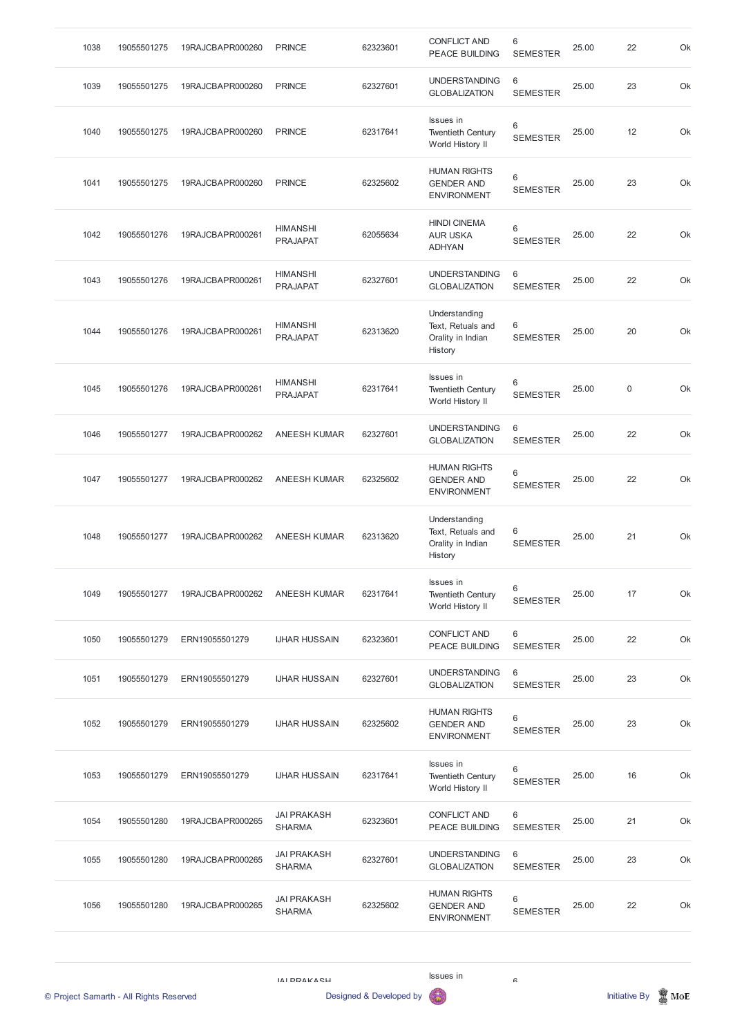| | | | | | | | | | |
|---|---|---|---|---|---|---|---|---|---|
| 1038 | 19055501275 | 19RAJCBAPR000260 | PRINCE | 62323601 | CONFLICT AND PEACE BUILDING | 6 SEMESTER | 25.00 | 22 | Ok |
| 1039 | 19055501275 | 19RAJCBAPR000260 | PRINCE | 62327601 | UNDERSTANDING GLOBALIZATION | 6 SEMESTER | 25.00 | 23 | Ok |
| 1040 | 19055501275 | 19RAJCBAPR000260 | PRINCE | 62317641 | Issues in Twentieth Century World History II | 6 SEMESTER | 25.00 | 12 | Ok |
| 1041 | 19055501275 | 19RAJCBAPR000260 | PRINCE | 62325602 | HUMAN RIGHTS GENDER AND ENVIRONMENT | 6 SEMESTER | 25.00 | 23 | Ok |
| 1042 | 19055501276 | 19RAJCBAPR000261 | HIMANSHI PRAJAPAT | 62055634 | HINDI CINEMA AUR USKA ADHYAN | 6 SEMESTER | 25.00 | 22 | Ok |
| 1043 | 19055501276 | 19RAJCBAPR000261 | HIMANSHI PRAJAPAT | 62327601 | UNDERSTANDING GLOBALIZATION | 6 SEMESTER | 25.00 | 22 | Ok |
| 1044 | 19055501276 | 19RAJCBAPR000261 | HIMANSHI PRAJAPAT | 62313620 | Understanding Text, Retuals and Orality in Indian History | 6 SEMESTER | 25.00 | 20 | Ok |
| 1045 | 19055501276 | 19RAJCBAPR000261 | HIMANSHI PRAJAPAT | 62317641 | Issues in Twentieth Century World History II | 6 SEMESTER | 25.00 | 0 | Ok |
| 1046 | 19055501277 | 19RAJCBAPR000262 | ANEESH KUMAR | 62327601 | UNDERSTANDING GLOBALIZATION | 6 SEMESTER | 25.00 | 22 | Ok |
| 1047 | 19055501277 | 19RAJCBAPR000262 | ANEESH KUMAR | 62325602 | HUMAN RIGHTS GENDER AND ENVIRONMENT | 6 SEMESTER | 25.00 | 22 | Ok |
| 1048 | 19055501277 | 19RAJCBAPR000262 | ANEESH KUMAR | 62313620 | Understanding Text, Retuals and Orality in Indian History | 6 SEMESTER | 25.00 | 21 | Ok |
| 1049 | 19055501277 | 19RAJCBAPR000262 | ANEESH KUMAR | 62317641 | Issues in Twentieth Century World History II | 6 SEMESTER | 25.00 | 17 | Ok |
| 1050 | 19055501279 | ERN19055501279 | IJHAR HUSSAIN | 62323601 | CONFLICT AND PEACE BUILDING | 6 SEMESTER | 25.00 | 22 | Ok |
| 1051 | 19055501279 | ERN19055501279 | IJHAR HUSSAIN | 62327601 | UNDERSTANDING GLOBALIZATION | 6 SEMESTER | 25.00 | 23 | Ok |
| 1052 | 19055501279 | ERN19055501279 | IJHAR HUSSAIN | 62325602 | HUMAN RIGHTS GENDER AND ENVIRONMENT | 6 SEMESTER | 25.00 | 23 | Ok |
| 1053 | 19055501279 | ERN19055501279 | IJHAR HUSSAIN | 62317641 | Issues in Twentieth Century World History II | 6 SEMESTER | 25.00 | 16 | Ok |
| 1054 | 19055501280 | 19RAJCBAPR000265 | JAI PRAKASH SHARMA | 62323601 | CONFLICT AND PEACE BUILDING | 6 SEMESTER | 25.00 | 21 | Ok |
| 1055 | 19055501280 | 19RAJCBAPR000265 | JAI PRAKASH SHARMA | 62327601 | UNDERSTANDING GLOBALIZATION | 6 SEMESTER | 25.00 | 23 | Ok |
| 1056 | 19055501280 | 19RAJCBAPR000265 | JAI PRAKASH SHARMA | 62325602 | HUMAN RIGHTS GENDER AND ENVIRONMENT | 6 SEMESTER | 25.00 | 22 | Ok |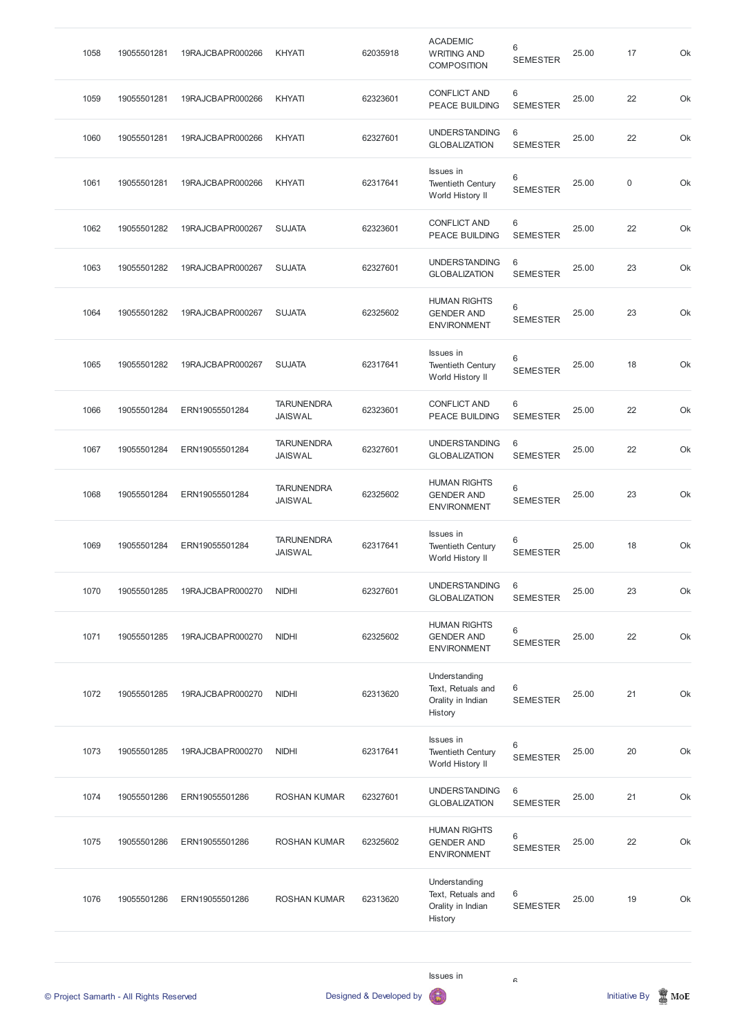| 1058 | 19055501281 | 19RAJCBAPR000266 | KHYATI | 62035918 | ACADEMIC WRITING AND COMPOSITION | 6 SEMESTER | 25.00 | 17 | Ok |
|---|---|---|---|---|---|---|---|---|---|
| 1059 | 19055501281 | 19RAJCBAPR000266 | KHYATI | 62323601 | CONFLICT AND PEACE BUILDING | 6 SEMESTER | 25.00 | 22 | Ok |
| 1060 | 19055501281 | 19RAJCBAPR000266 | KHYATI | 62327601 | UNDERSTANDING GLOBALIZATION | 6 SEMESTER | 25.00 | 22 | Ok |
| 1061 | 19055501281 | 19RAJCBAPR000266 | KHYATI | 62317641 | Issues in Twentieth Century World History II | 6 SEMESTER | 25.00 | 0 | Ok |
| 1062 | 19055501282 | 19RAJCBAPR000267 | SUJATA | 62323601 | CONFLICT AND PEACE BUILDING | 6 SEMESTER | 25.00 | 22 | Ok |
| 1063 | 19055501282 | 19RAJCBAPR000267 | SUJATA | 62327601 | UNDERSTANDING GLOBALIZATION | 6 SEMESTER | 25.00 | 23 | Ok |
| 1064 | 19055501282 | 19RAJCBAPR000267 | SUJATA | 62325602 | HUMAN RIGHTS GENDER AND ENVIRONMENT | 6 SEMESTER | 25.00 | 23 | Ok |
| 1065 | 19055501282 | 19RAJCBAPR000267 | SUJATA | 62317641 | Issues in Twentieth Century World History II | 6 SEMESTER | 25.00 | 18 | Ok |
| 1066 | 19055501284 | ERN19055501284 | TARUNENDRA JAISWAL | 62323601 | CONFLICT AND PEACE BUILDING | 6 SEMESTER | 25.00 | 22 | Ok |
| 1067 | 19055501284 | ERN19055501284 | TARUNENDRA JAISWAL | 62327601 | UNDERSTANDING GLOBALIZATION | 6 SEMESTER | 25.00 | 22 | Ok |
| 1068 | 19055501284 | ERN19055501284 | TARUNENDRA JAISWAL | 62325602 | HUMAN RIGHTS GENDER AND ENVIRONMENT | 6 SEMESTER | 25.00 | 23 | Ok |
| 1069 | 19055501284 | ERN19055501284 | TARUNENDRA JAISWAL | 62317641 | Issues in Twentieth Century World History II | 6 SEMESTER | 25.00 | 18 | Ok |
| 1070 | 19055501285 | 19RAJCBAPR000270 | NIDHI | 62327601 | UNDERSTANDING GLOBALIZATION | 6 SEMESTER | 25.00 | 23 | Ok |
| 1071 | 19055501285 | 19RAJCBAPR000270 | NIDHI | 62325602 | HUMAN RIGHTS GENDER AND ENVIRONMENT | 6 SEMESTER | 25.00 | 22 | Ok |
| 1072 | 19055501285 | 19RAJCBAPR000270 | NIDHI | 62313620 | Understanding Text, Retuals and Orality in Indian History | 6 SEMESTER | 25.00 | 21 | Ok |
| 1073 | 19055501285 | 19RAJCBAPR000270 | NIDHI | 62317641 | Issues in Twentieth Century World History II | 6 SEMESTER | 25.00 | 20 | Ok |
| 1074 | 19055501286 | ERN19055501286 | ROSHAN KUMAR | 62327601 | UNDERSTANDING GLOBALIZATION | 6 SEMESTER | 25.00 | 21 | Ok |
| 1075 | 19055501286 | ERN19055501286 | ROSHAN KUMAR | 62325602 | HUMAN RIGHTS GENDER AND ENVIRONMENT | 6 SEMESTER | 25.00 | 22 | Ok |
| 1076 | 19055501286 | ERN19055501286 | ROSHAN KUMAR | 62313620 | Understanding Text, Retuals and Orality in Indian History | 6 SEMESTER | 25.00 | 19 | Ok |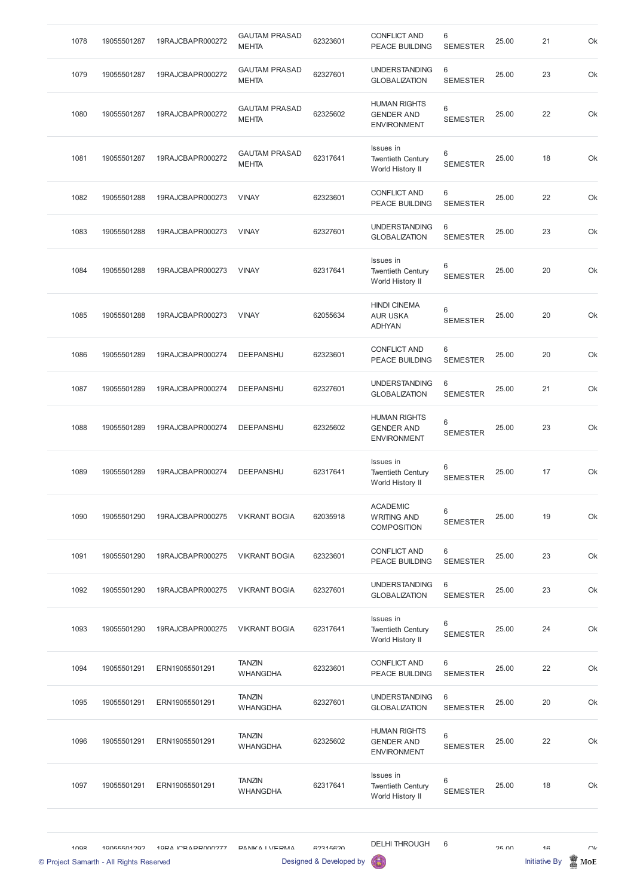| 1078 | 19055501287 | 19RAJCBAPR000272 | GAUTAM PRASAD MEHTA | 62323601 | CONFLICT AND PEACE BUILDING | 6 SEMESTER | 25.00 | 21 | Ok |
|---|---|---|---|---|---|---|---|---|---|
| 1079 | 19055501287 | 19RAJCBAPR000272 | GAUTAM PRASAD MEHTA | 62327601 | UNDERSTANDING GLOBALIZATION | 6 SEMESTER | 25.00 | 23 | Ok |
| 1080 | 19055501287 | 19RAJCBAPR000272 | GAUTAM PRASAD MEHTA | 62325602 | HUMAN RIGHTS GENDER AND ENVIRONMENT | 6 SEMESTER | 25.00 | 22 | Ok |
| 1081 | 19055501287 | 19RAJCBAPR000272 | GAUTAM PRASAD MEHTA | 62317641 | Issues in Twentieth Century World History II | 6 SEMESTER | 25.00 | 18 | Ok |
| 1082 | 19055501288 | 19RAJCBAPR000273 | VINAY | 62323601 | CONFLICT AND PEACE BUILDING | 6 SEMESTER | 25.00 | 22 | Ok |
| 1083 | 19055501288 | 19RAJCBAPR000273 | VINAY | 62327601 | UNDERSTANDING GLOBALIZATION | 6 SEMESTER | 25.00 | 23 | Ok |
| 1084 | 19055501288 | 19RAJCBAPR000273 | VINAY | 62317641 | Issues in Twentieth Century World History II | 6 SEMESTER | 25.00 | 20 | Ok |
| 1085 | 19055501288 | 19RAJCBAPR000273 | VINAY | 62055634 | HINDI CINEMA AUR USKA ADHYAN | 6 SEMESTER | 25.00 | 20 | Ok |
| 1086 | 19055501289 | 19RAJCBAPR000274 | DEEPANSHU | 62323601 | CONFLICT AND PEACE BUILDING | 6 SEMESTER | 25.00 | 20 | Ok |
| 1087 | 19055501289 | 19RAJCBAPR000274 | DEEPANSHU | 62327601 | UNDERSTANDING GLOBALIZATION | 6 SEMESTER | 25.00 | 21 | Ok |
| 1088 | 19055501289 | 19RAJCBAPR000274 | DEEPANSHU | 62325602 | HUMAN RIGHTS GENDER AND ENVIRONMENT | 6 SEMESTER | 25.00 | 23 | Ok |
| 1089 | 19055501289 | 19RAJCBAPR000274 | DEEPANSHU | 62317641 | Issues in Twentieth Century World History II | 6 SEMESTER | 25.00 | 17 | Ok |
| 1090 | 19055501290 | 19RAJCBAPR000275 | VIKRANT BOGIA | 62035918 | ACADEMIC WRITING AND COMPOSITION | 6 SEMESTER | 25.00 | 19 | Ok |
| 1091 | 19055501290 | 19RAJCBAPR000275 | VIKRANT BOGIA | 62323601 | CONFLICT AND PEACE BUILDING | 6 SEMESTER | 25.00 | 23 | Ok |
| 1092 | 19055501290 | 19RAJCBAPR000275 | VIKRANT BOGIA | 62327601 | UNDERSTANDING GLOBALIZATION | 6 SEMESTER | 25.00 | 23 | Ok |
| 1093 | 19055501290 | 19RAJCBAPR000275 | VIKRANT BOGIA | 62317641 | Issues in Twentieth Century World History II | 6 SEMESTER | 25.00 | 24 | Ok |
| 1094 | 19055501291 | ERN19055501291 | TANZIN WHANGDHA | 62323601 | CONFLICT AND PEACE BUILDING | 6 SEMESTER | 25.00 | 22 | Ok |
| 1095 | 19055501291 | ERN19055501291 | TANZIN WHANGDHA | 62327601 | UNDERSTANDING GLOBALIZATION | 6 SEMESTER | 25.00 | 20 | Ok |
| 1096 | 19055501291 | ERN19055501291 | TANZIN WHANGDHA | 62325602 | HUMAN RIGHTS GENDER AND ENVIRONMENT | 6 SEMESTER | 25.00 | 22 | Ok |
| 1097 | 19055501291 | ERN19055501291 | TANZIN WHANGDHA | 62317641 | Issues in Twentieth Century World History II | 6 SEMESTER | 25.00 | 18 | Ok |
| 1098 | 19055501292 | 19RAJCBAPR000277 | PANKAJ VERMA | 62315620 | DELHI THROUGH | 6 | 25.00 | 16 | Ok |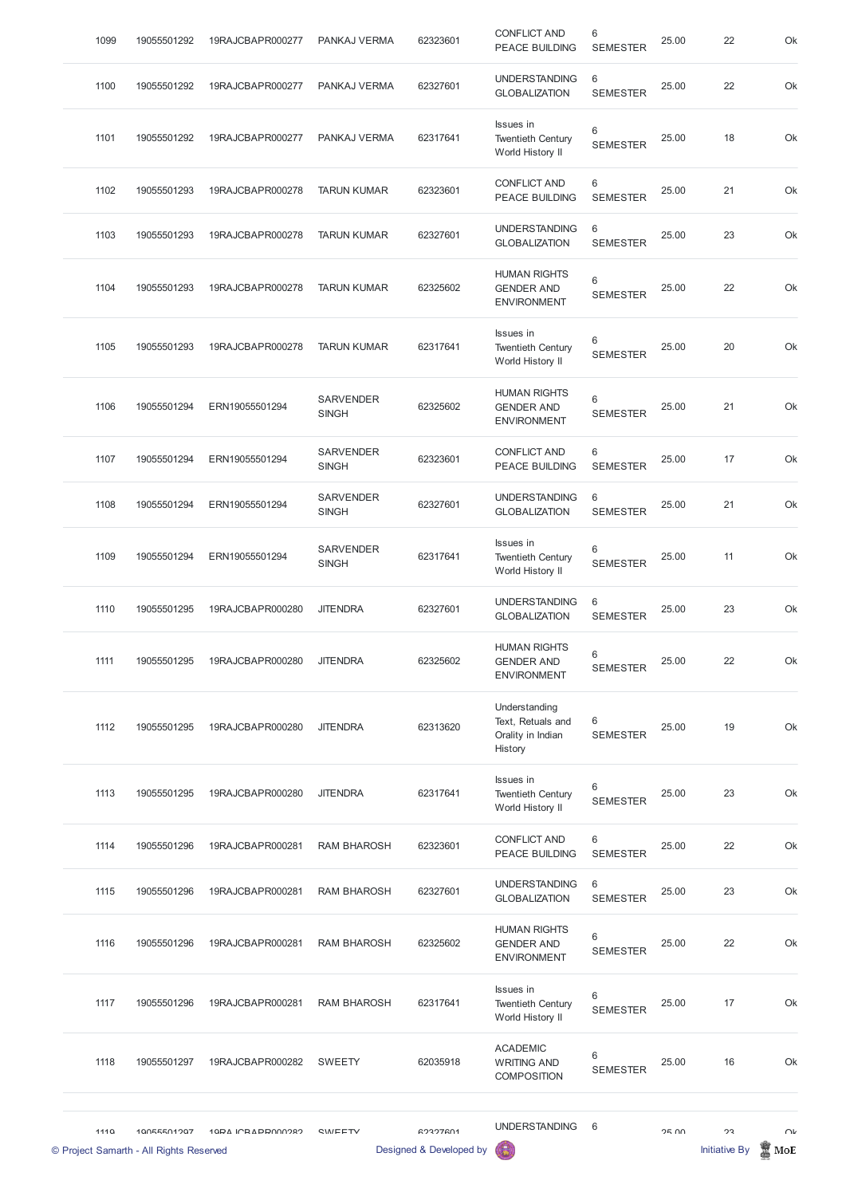| | | | | | | | | | |
|---|---|---|---|---|---|---|---|---|---|
| 1099 | 19055501292 | 19RAJCBAPR000277 | PANKAJ VERMA | 62323601 | CONFLICT AND PEACE BUILDING | 6 SEMESTER | 25.00 | 22 | Ok |
| 1100 | 19055501292 | 19RAJCBAPR000277 | PANKAJ VERMA | 62327601 | UNDERSTANDING GLOBALIZATION | 6 SEMESTER | 25.00 | 22 | Ok |
| 1101 | 19055501292 | 19RAJCBAPR000277 | PANKAJ VERMA | 62317641 | Issues in Twentieth Century World History II | 6 SEMESTER | 25.00 | 18 | Ok |
| 1102 | 19055501293 | 19RAJCBAPR000278 | TARUN KUMAR | 62323601 | CONFLICT AND PEACE BUILDING | 6 SEMESTER | 25.00 | 21 | Ok |
| 1103 | 19055501293 | 19RAJCBAPR000278 | TARUN KUMAR | 62327601 | UNDERSTANDING GLOBALIZATION | 6 SEMESTER | 25.00 | 23 | Ok |
| 1104 | 19055501293 | 19RAJCBAPR000278 | TARUN KUMAR | 62325602 | HUMAN RIGHTS GENDER AND ENVIRONMENT | 6 SEMESTER | 25.00 | 22 | Ok |
| 1105 | 19055501293 | 19RAJCBAPR000278 | TARUN KUMAR | 62317641 | Issues in Twentieth Century World History II | 6 SEMESTER | 25.00 | 20 | Ok |
| 1106 | 19055501294 | ERN19055501294 | SARVENDER SINGH | 62325602 | HUMAN RIGHTS GENDER AND ENVIRONMENT | 6 SEMESTER | 25.00 | 21 | Ok |
| 1107 | 19055501294 | ERN19055501294 | SARVENDER SINGH | 62323601 | CONFLICT AND PEACE BUILDING | 6 SEMESTER | 25.00 | 17 | Ok |
| 1108 | 19055501294 | ERN19055501294 | SARVENDER SINGH | 62327601 | UNDERSTANDING GLOBALIZATION | 6 SEMESTER | 25.00 | 21 | Ok |
| 1109 | 19055501294 | ERN19055501294 | SARVENDER SINGH | 62317641 | Issues in Twentieth Century World History II | 6 SEMESTER | 25.00 | 11 | Ok |
| 1110 | 19055501295 | 19RAJCBAPR000280 | JITENDRA | 62327601 | UNDERSTANDING GLOBALIZATION | 6 SEMESTER | 25.00 | 23 | Ok |
| 1111 | 19055501295 | 19RAJCBAPR000280 | JITENDRA | 62325602 | HUMAN RIGHTS GENDER AND ENVIRONMENT | 6 SEMESTER | 25.00 | 22 | Ok |
| 1112 | 19055501295 | 19RAJCBAPR000280 | JITENDRA | 62313620 | Understanding Text, Retuals and Orality in Indian History | 6 SEMESTER | 25.00 | 19 | Ok |
| 1113 | 19055501295 | 19RAJCBAPR000280 | JITENDRA | 62317641 | Issues in Twentieth Century World History II | 6 SEMESTER | 25.00 | 23 | Ok |
| 1114 | 19055501296 | 19RAJCBAPR000281 | RAM BHAROSH | 62323601 | CONFLICT AND PEACE BUILDING | 6 SEMESTER | 25.00 | 22 | Ok |
| 1115 | 19055501296 | 19RAJCBAPR000281 | RAM BHAROSH | 62327601 | UNDERSTANDING GLOBALIZATION | 6 SEMESTER | 25.00 | 23 | Ok |
| 1116 | 19055501296 | 19RAJCBAPR000281 | RAM BHAROSH | 62325602 | HUMAN RIGHTS GENDER AND ENVIRONMENT | 6 SEMESTER | 25.00 | 22 | Ok |
| 1117 | 19055501296 | 19RAJCBAPR000281 | RAM BHAROSH | 62317641 | Issues in Twentieth Century World History II | 6 SEMESTER | 25.00 | 17 | Ok |
| 1118 | 19055501297 | 19RAJCBAPR000282 | SWEETY | 62035918 | ACADEMIC WRITING AND COMPOSITION | 6 SEMESTER | 25.00 | 16 | Ok |
| 1119 | 19055501297 | 19RAJCBAPR000282 | SWEETY | 62327601 | UNDERSTANDING | 6 | 25.00 | 23 | Ok |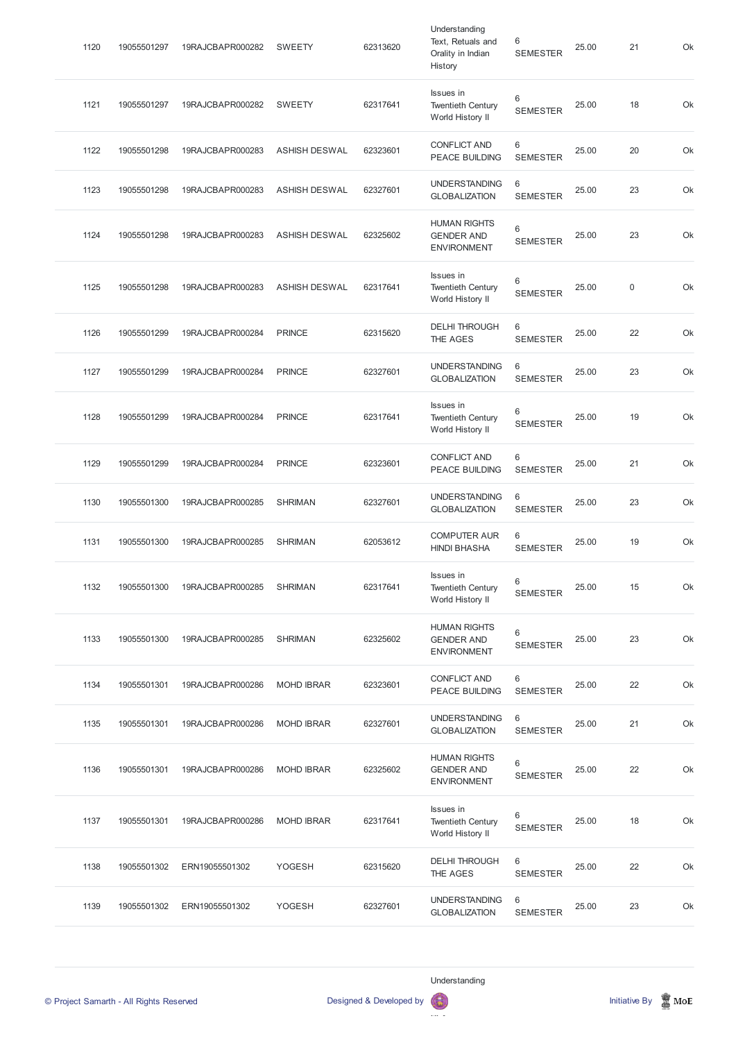| | | | | | | | | | |
|---|---|---|---|---|---|---|---|---|---|
| 1120 | 19055501297 | 19RAJCBAPR000282 | SWEETY | 62313620 | Understanding Text, Retuals and Orality in Indian History | 6 SEMESTER | 25.00 | 21 | Ok |
| 1121 | 19055501297 | 19RAJCBAPR000282 | SWEETY | 62317641 | Issues in Twentieth Century World History II | 6 SEMESTER | 25.00 | 18 | Ok |
| 1122 | 19055501298 | 19RAJCBAPR000283 | ASHISH DESWAL | 62323601 | CONFLICT AND PEACE BUILDING | 6 SEMESTER | 25.00 | 20 | Ok |
| 1123 | 19055501298 | 19RAJCBAPR000283 | ASHISH DESWAL | 62327601 | UNDERSTANDING GLOBALIZATION | 6 SEMESTER | 25.00 | 23 | Ok |
| 1124 | 19055501298 | 19RAJCBAPR000283 | ASHISH DESWAL | 62325602 | HUMAN RIGHTS GENDER AND ENVIRONMENT | 6 SEMESTER | 25.00 | 23 | Ok |
| 1125 | 19055501298 | 19RAJCBAPR000283 | ASHISH DESWAL | 62317641 | Issues in Twentieth Century World History II | 6 SEMESTER | 25.00 | 0 | Ok |
| 1126 | 19055501299 | 19RAJCBAPR000284 | PRINCE | 62315620 | DELHI THROUGH THE AGES | 6 SEMESTER | 25.00 | 22 | Ok |
| 1127 | 19055501299 | 19RAJCBAPR000284 | PRINCE | 62327601 | UNDERSTANDING GLOBALIZATION | 6 SEMESTER | 25.00 | 23 | Ok |
| 1128 | 19055501299 | 19RAJCBAPR000284 | PRINCE | 62317641 | Issues in Twentieth Century World History II | 6 SEMESTER | 25.00 | 19 | Ok |
| 1129 | 19055501299 | 19RAJCBAPR000284 | PRINCE | 62323601 | CONFLICT AND PEACE BUILDING | 6 SEMESTER | 25.00 | 21 | Ok |
| 1130 | 19055501300 | 19RAJCBAPR000285 | SHRIMAN | 62327601 | UNDERSTANDING GLOBALIZATION | 6 SEMESTER | 25.00 | 23 | Ok |
| 1131 | 19055501300 | 19RAJCBAPR000285 | SHRIMAN | 62053612 | COMPUTER AUR HINDI BHASHA | 6 SEMESTER | 25.00 | 19 | Ok |
| 1132 | 19055501300 | 19RAJCBAPR000285 | SHRIMAN | 62317641 | Issues in Twentieth Century World History II | 6 SEMESTER | 25.00 | 15 | Ok |
| 1133 | 19055501300 | 19RAJCBAPR000285 | SHRIMAN | 62325602 | HUMAN RIGHTS GENDER AND ENVIRONMENT | 6 SEMESTER | 25.00 | 23 | Ok |
| 1134 | 19055501301 | 19RAJCBAPR000286 | MOHD IBRAR | 62323601 | CONFLICT AND PEACE BUILDING | 6 SEMESTER | 25.00 | 22 | Ok |
| 1135 | 19055501301 | 19RAJCBAPR000286 | MOHD IBRAR | 62327601 | UNDERSTANDING GLOBALIZATION | 6 SEMESTER | 25.00 | 21 | Ok |
| 1136 | 19055501301 | 19RAJCBAPR000286 | MOHD IBRAR | 62325602 | HUMAN RIGHTS GENDER AND ENVIRONMENT | 6 SEMESTER | 25.00 | 22 | Ok |
| 1137 | 19055501301 | 19RAJCBAPR000286 | MOHD IBRAR | 62317641 | Issues in Twentieth Century World History II | 6 SEMESTER | 25.00 | 18 | Ok |
| 1138 | 19055501302 | ERN19055501302 | YOGESH | 62315620 | DELHI THROUGH THE AGES | 6 SEMESTER | 25.00 | 22 | Ok |
| 1139 | 19055501302 | ERN19055501302 | YOGESH | 62327601 | UNDERSTANDING GLOBALIZATION | 6 SEMESTER | 25.00 | 23 | Ok |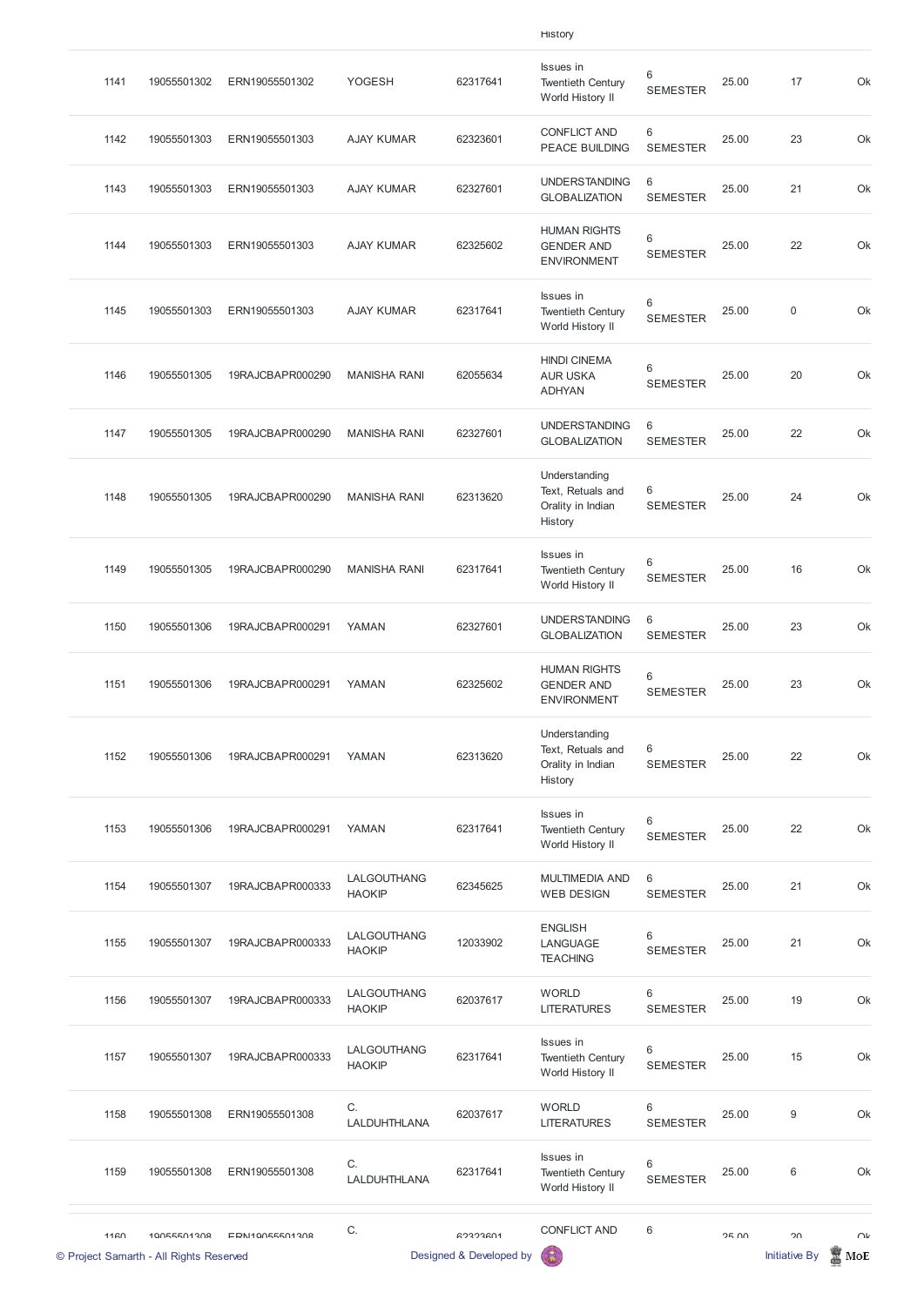| | | | | | History | | | | |
|---|---|---|---|---|---|---|---|---|---|
| 1141 | 19055501302 | ERN19055501302 | YOGESH | 62317641 | Issues in Twentieth Century World History II | 6 SEMESTER | 25.00 | 17 | Ok |
| 1142 | 19055501303 | ERN19055501303 | AJAY KUMAR | 62323601 | CONFLICT AND PEACE BUILDING | 6 SEMESTER | 25.00 | 23 | Ok |
| 1143 | 19055501303 | ERN19055501303 | AJAY KUMAR | 62327601 | UNDERSTANDING GLOBALIZATION | 6 SEMESTER | 25.00 | 21 | Ok |
| 1144 | 19055501303 | ERN19055501303 | AJAY KUMAR | 62325602 | HUMAN RIGHTS GENDER AND ENVIRONMENT | 6 SEMESTER | 25.00 | 22 | Ok |
| 1145 | 19055501303 | ERN19055501303 | AJAY KUMAR | 62317641 | Issues in Twentieth Century World History II | 6 SEMESTER | 25.00 | 0 | Ok |
| 1146 | 19055501305 | 19RAJCBAPR000290 | MANISHA RANI | 62055634 | HINDI CINEMA AUR USKA ADHYAN | 6 SEMESTER | 25.00 | 20 | Ok |
| 1147 | 19055501305 | 19RAJCBAPR000290 | MANISHA RANI | 62327601 | UNDERSTANDING GLOBALIZATION | 6 SEMESTER | 25.00 | 22 | Ok |
| 1148 | 19055501305 | 19RAJCBAPR000290 | MANISHA RANI | 62313620 | Understanding Text, Retuals and Orality in Indian History | 6 SEMESTER | 25.00 | 24 | Ok |
| 1149 | 19055501305 | 19RAJCBAPR000290 | MANISHA RANI | 62317641 | Issues in Twentieth Century World History II | 6 SEMESTER | 25.00 | 16 | Ok |
| 1150 | 19055501306 | 19RAJCBAPR000291 | YAMAN | 62327601 | UNDERSTANDING GLOBALIZATION | 6 SEMESTER | 25.00 | 23 | Ok |
| 1151 | 19055501306 | 19RAJCBAPR000291 | YAMAN | 62325602 | HUMAN RIGHTS GENDER AND ENVIRONMENT | 6 SEMESTER | 25.00 | 23 | Ok |
| 1152 | 19055501306 | 19RAJCBAPR000291 | YAMAN | 62313620 | Understanding Text, Retuals and Orality in Indian History | 6 SEMESTER | 25.00 | 22 | Ok |
| 1153 | 19055501306 | 19RAJCBAPR000291 | YAMAN | 62317641 | Issues in Twentieth Century World History II | 6 SEMESTER | 25.00 | 22 | Ok |
| 1154 | 19055501307 | 19RAJCBAPR000333 | LALGOUTHANG HAOKIP | 62345625 | MULTIMEDIA AND WEB DESIGN | 6 SEMESTER | 25.00 | 21 | Ok |
| 1155 | 19055501307 | 19RAJCBAPR000333 | LALGOUTHANG HAOKIP | 12033902 | ENGLISH LANGUAGE TEACHING | 6 SEMESTER | 25.00 | 21 | Ok |
| 1156 | 19055501307 | 19RAJCBAPR000333 | LALGOUTHANG HAOKIP | 62037617 | WORLD LITERATURES | 6 SEMESTER | 25.00 | 19 | Ok |
| 1157 | 19055501307 | 19RAJCBAPR000333 | LALGOUTHANG HAOKIP | 62317641 | Issues in Twentieth Century World History II | 6 SEMESTER | 25.00 | 15 | Ok |
| 1158 | 19055501308 | ERN19055501308 | C. LALDUHTHLANA | 62037617 | WORLD LITERATURES | 6 SEMESTER | 25.00 | 9 | Ok |
| 1159 | 19055501308 | ERN19055501308 | C. LALDUHTHLANA | 62317641 | Issues in Twentieth Century World History II | 6 SEMESTER | 25.00 | 6 | Ok |
| 1160 | 19055501308 | ERN19055501308 | C. | 62323601 | CONFLICT AND | 6 | 25.00 | 20 | Ok |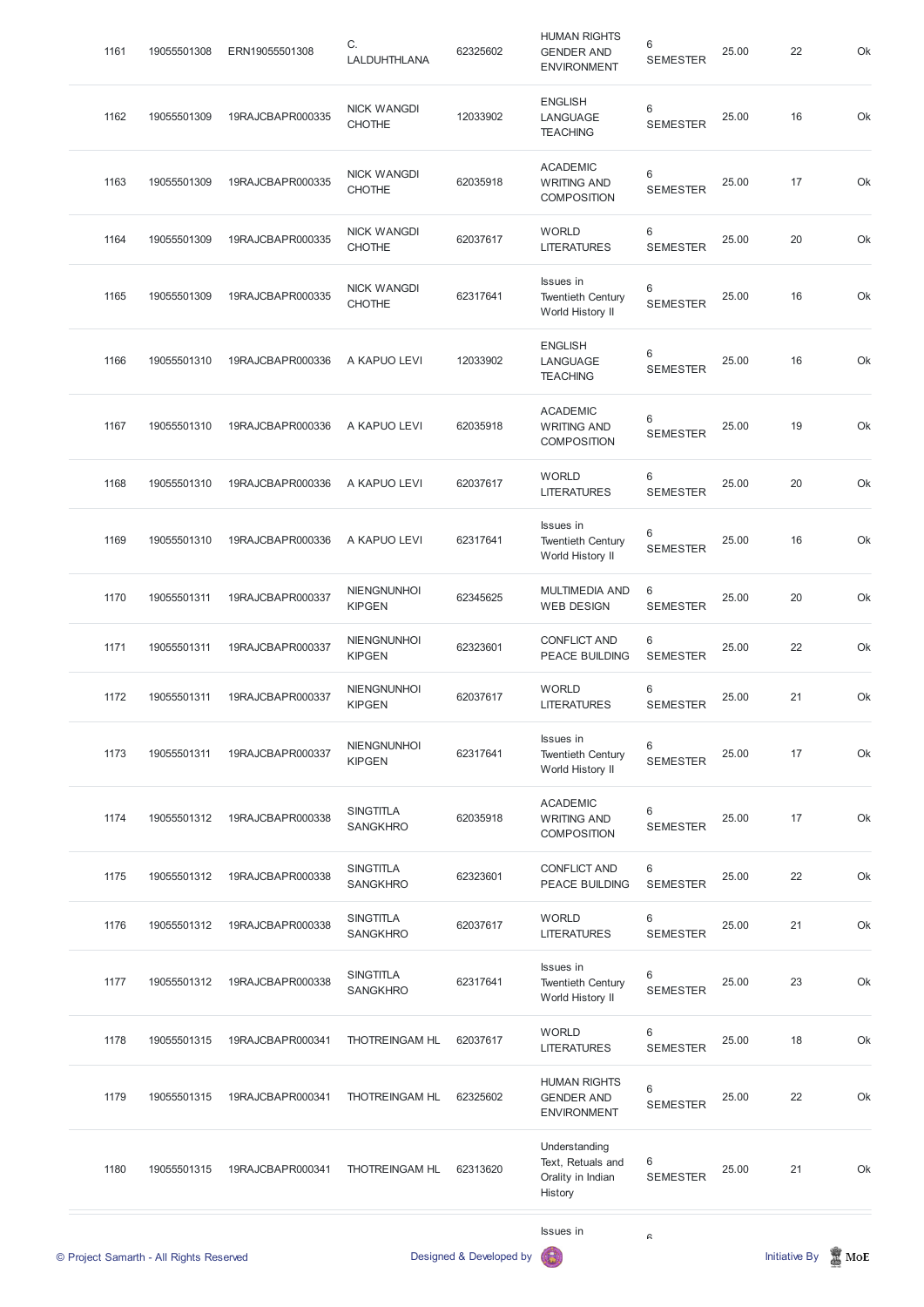| | | | | | | | | | |
|---|---|---|---|---|---|---|---|---|---|
| 1161 | 19055501308 | ERN19055501308 | C. LALDUHTHLANA | 62325602 | HUMAN RIGHTS GENDER AND ENVIRONMENT | 6 SEMESTER | 25.00 | 22 | Ok |
| 1162 | 19055501309 | 19RAJCBAPR000335 | NICK WANGDI CHOTHE | 12033902 | ENGLISH LANGUAGE TEACHING | 6 SEMESTER | 25.00 | 16 | Ok |
| 1163 | 19055501309 | 19RAJCBAPR000335 | NICK WANGDI CHOTHE | 62035918 | ACADEMIC WRITING AND COMPOSITION | 6 SEMESTER | 25.00 | 17 | Ok |
| 1164 | 19055501309 | 19RAJCBAPR000335 | NICK WANGDI CHOTHE | 62037617 | WORLD LITERATURES | 6 SEMESTER | 25.00 | 20 | Ok |
| 1165 | 19055501309 | 19RAJCBAPR000335 | NICK WANGDI CHOTHE | 62317641 | Issues in Twentieth Century World History II | 6 SEMESTER | 25.00 | 16 | Ok |
| 1166 | 19055501310 | 19RAJCBAPR000336 | A KAPUO LEVI | 12033902 | ENGLISH LANGUAGE TEACHING | 6 SEMESTER | 25.00 | 16 | Ok |
| 1167 | 19055501310 | 19RAJCBAPR000336 | A KAPUO LEVI | 62035918 | ACADEMIC WRITING AND COMPOSITION | 6 SEMESTER | 25.00 | 19 | Ok |
| 1168 | 19055501310 | 19RAJCBAPR000336 | A KAPUO LEVI | 62037617 | WORLD LITERATURES | 6 SEMESTER | 25.00 | 20 | Ok |
| 1169 | 19055501310 | 19RAJCBAPR000336 | A KAPUO LEVI | 62317641 | Issues in Twentieth Century World History II | 6 SEMESTER | 25.00 | 16 | Ok |
| 1170 | 19055501311 | 19RAJCBAPR000337 | NIENGNUNHOI KIPGEN | 62345625 | MULTIMEDIA AND WEB DESIGN | 6 SEMESTER | 25.00 | 20 | Ok |
| 1171 | 19055501311 | 19RAJCBAPR000337 | NIENGNUNHOI KIPGEN | 62323601 | CONFLICT AND PEACE BUILDING | 6 SEMESTER | 25.00 | 22 | Ok |
| 1172 | 19055501311 | 19RAJCBAPR000337 | NIENGNUNHOI KIPGEN | 62037617 | WORLD LITERATURES | 6 SEMESTER | 25.00 | 21 | Ok |
| 1173 | 19055501311 | 19RAJCBAPR000337 | NIENGNUNHOI KIPGEN | 62317641 | Issues in Twentieth Century World History II | 6 SEMESTER | 25.00 | 17 | Ok |
| 1174 | 19055501312 | 19RAJCBAPR000338 | SINGTITLA SANGKHRO | 62035918 | ACADEMIC WRITING AND COMPOSITION | 6 SEMESTER | 25.00 | 17 | Ok |
| 1175 | 19055501312 | 19RAJCBAPR000338 | SINGTITLA SANGKHRO | 62323601 | CONFLICT AND PEACE BUILDING | 6 SEMESTER | 25.00 | 22 | Ok |
| 1176 | 19055501312 | 19RAJCBAPR000338 | SINGTITLA SANGKHRO | 62037617 | WORLD LITERATURES | 6 SEMESTER | 25.00 | 21 | Ok |
| 1177 | 19055501312 | 19RAJCBAPR000338 | SINGTITLA SANGKHRO | 62317641 | Issues in Twentieth Century World History II | 6 SEMESTER | 25.00 | 23 | Ok |
| 1178 | 19055501315 | 19RAJCBAPR000341 | THOTREINGAM HL | 62037617 | WORLD LITERATURES | 6 SEMESTER | 25.00 | 18 | Ok |
| 1179 | 19055501315 | 19RAJCBAPR000341 | THOTREINGAM HL | 62325602 | HUMAN RIGHTS GENDER AND ENVIRONMENT | 6 SEMESTER | 25.00 | 22 | Ok |
| 1180 | 19055501315 | 19RAJCBAPR000341 | THOTREINGAM HL | 62313620 | Understanding Text, Retuals and Orality in Indian History | 6 SEMESTER | 25.00 | 21 | Ok |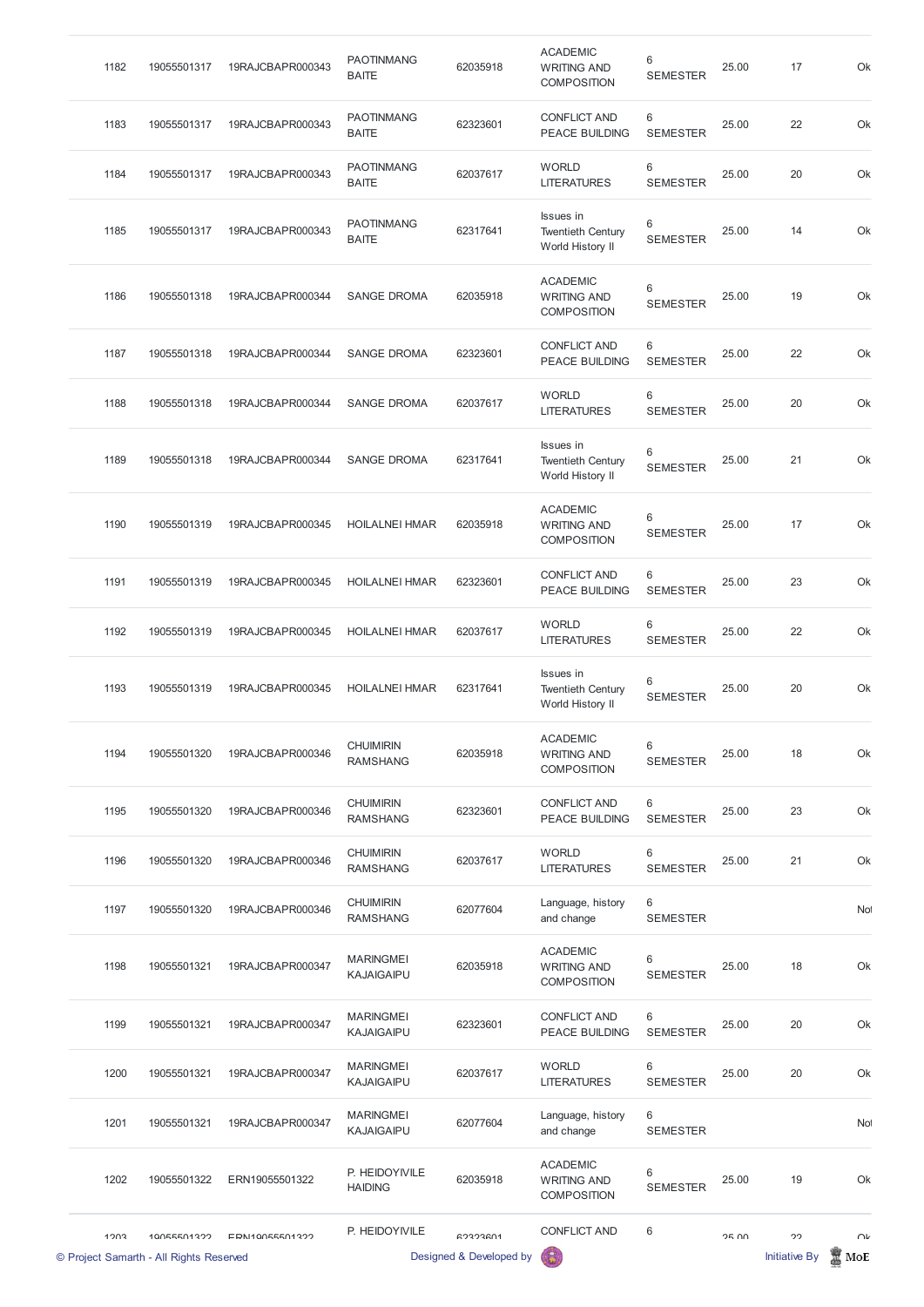| 1182 | 19055501317 | 19RAJCBAPR000343 | PAOTINMANG BAITE | 62035918 | ACADEMIC WRITING AND COMPOSITION | 6 SEMESTER | 25.00 | 17 | Ok |
|---|---|---|---|---|---|---|---|---|---|
| 1183 | 19055501317 | 19RAJCBAPR000343 | PAOTINMANG BAITE | 62323601 | CONFLICT AND PEACE BUILDING | 6 SEMESTER | 25.00 | 22 | Ok |
| 1184 | 19055501317 | 19RAJCBAPR000343 | PAOTINMANG BAITE | 62037617 | WORLD LITERATURES | 6 SEMESTER | 25.00 | 20 | Ok |
| 1185 | 19055501317 | 19RAJCBAPR000343 | PAOTINMANG BAITE | 62317641 | Issues in Twentieth Century World History II | 6 SEMESTER | 25.00 | 14 | Ok |
| 1186 | 19055501318 | 19RAJCBAPR000344 | SANGE DROMA | 62035918 | ACADEMIC WRITING AND COMPOSITION | 6 SEMESTER | 25.00 | 19 | Ok |
| 1187 | 19055501318 | 19RAJCBAPR000344 | SANGE DROMA | 62323601 | CONFLICT AND PEACE BUILDING | 6 SEMESTER | 25.00 | 22 | Ok |
| 1188 | 19055501318 | 19RAJCBAPR000344 | SANGE DROMA | 62037617 | WORLD LITERATURES | 6 SEMESTER | 25.00 | 20 | Ok |
| 1189 | 19055501318 | 19RAJCBAPR000344 | SANGE DROMA | 62317641 | Issues in Twentieth Century World History II | 6 SEMESTER | 25.00 | 21 | Ok |
| 1190 | 19055501319 | 19RAJCBAPR000345 | HOILALNEI HMAR | 62035918 | ACADEMIC WRITING AND COMPOSITION | 6 SEMESTER | 25.00 | 17 | Ok |
| 1191 | 19055501319 | 19RAJCBAPR000345 | HOILALNEI HMAR | 62323601 | CONFLICT AND PEACE BUILDING | 6 SEMESTER | 25.00 | 23 | Ok |
| 1192 | 19055501319 | 19RAJCBAPR000345 | HOILALNEI HMAR | 62037617 | WORLD LITERATURES | 6 SEMESTER | 25.00 | 22 | Ok |
| 1193 | 19055501319 | 19RAJCBAPR000345 | HOILALNEI HMAR | 62317641 | Issues in Twentieth Century World History II | 6 SEMESTER | 25.00 | 20 | Ok |
| 1194 | 19055501320 | 19RAJCBAPR000346 | CHUIMIRIN RAMSHANG | 62035918 | ACADEMIC WRITING AND COMPOSITION | 6 SEMESTER | 25.00 | 18 | Ok |
| 1195 | 19055501320 | 19RAJCBAPR000346 | CHUIMIRIN RAMSHANG | 62323601 | CONFLICT AND PEACE BUILDING | 6 SEMESTER | 25.00 | 23 | Ok |
| 1196 | 19055501320 | 19RAJCBAPR000346 | CHUIMIRIN RAMSHANG | 62037617 | WORLD LITERATURES | 6 SEMESTER | 25.00 | 21 | Ok |
| 1197 | 19055501320 | 19RAJCBAPR000346 | CHUIMIRIN RAMSHANG | 62077604 | Language, history and change | 6 SEMESTER | | | Not |
| 1198 | 19055501321 | 19RAJCBAPR000347 | MARINGMEI KAJAIGAIPU | 62035918 | ACADEMIC WRITING AND COMPOSITION | 6 SEMESTER | 25.00 | 18 | Ok |
| 1199 | 19055501321 | 19RAJCBAPR000347 | MARINGMEI KAJAIGAIPU | 62323601 | CONFLICT AND PEACE BUILDING | 6 SEMESTER | 25.00 | 20 | Ok |
| 1200 | 19055501321 | 19RAJCBAPR000347 | MARINGMEI KAJAIGAIPU | 62037617 | WORLD LITERATURES | 6 SEMESTER | 25.00 | 20 | Ok |
| 1201 | 19055501321 | 19RAJCBAPR000347 | MARINGMEI KAJAIGAIPU | 62077604 | Language, history and change | 6 SEMESTER | | | Not |
| 1202 | 19055501322 | ERN19055501322 | P. HEIDOYIVILE HAIDING | 62035918 | ACADEMIC WRITING AND COMPOSITION | 6 SEMESTER | 25.00 | 19 | Ok |
| 1203 | 19055501322 | ERN19055501322 | P. HEIDOYIVILE | 62323601 | CONFLICT AND | 6 | 25.00 | 22 | Ok |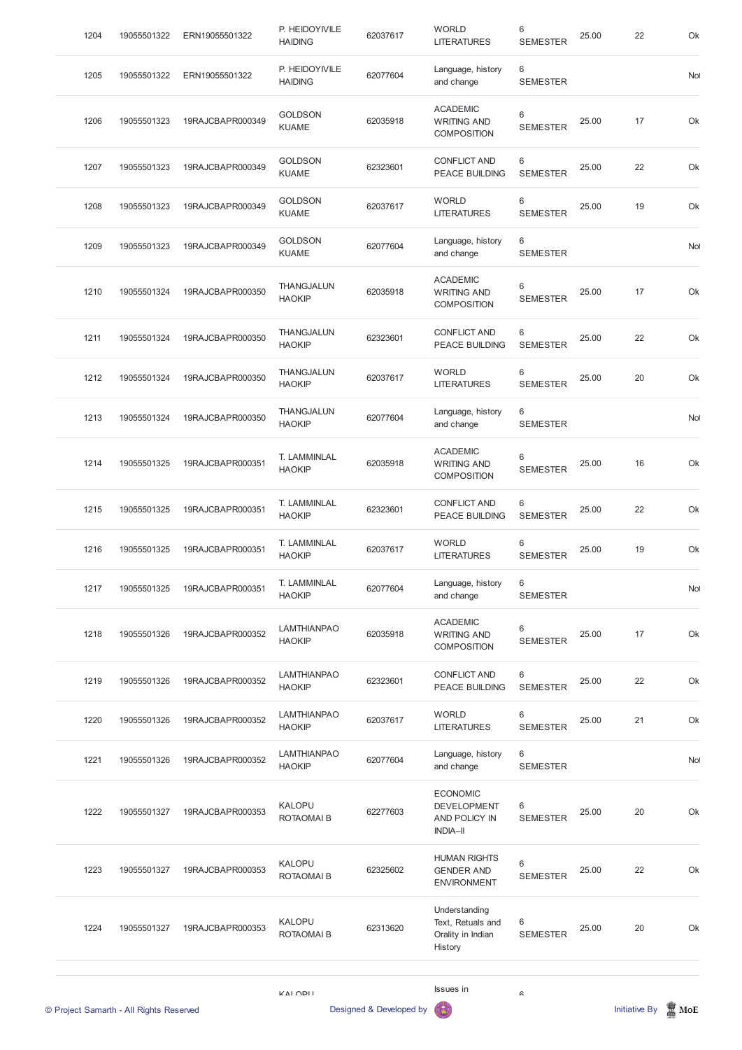| 1204 | 19055501322 | ERN19055501322 | P. HEIDOYIVILE HAIDING | 62037617 | WORLD LITERATURES | 6 SEMESTER | 25.00 | 22 | Ok |
|---|---|---|---|---|---|---|---|---|---|
| 1205 | 19055501322 | ERN19055501322 | P. HEIDOYIVILE HAIDING | 62077604 | Language, history and change | 6 SEMESTER | | | Not |
| 1206 | 19055501323 | 19RAJCBAPR000349 | GOLDSON KUAME | 62035918 | ACADEMIC WRITING AND COMPOSITION | 6 SEMESTER | 25.00 | 17 | Ok |
| 1207 | 19055501323 | 19RAJCBAPR000349 | GOLDSON KUAME | 62323601 | CONFLICT AND PEACE BUILDING | 6 SEMESTER | 25.00 | 22 | Ok |
| 1208 | 19055501323 | 19RAJCBAPR000349 | GOLDSON KUAME | 62037617 | WORLD LITERATURES | 6 SEMESTER | 25.00 | 19 | Ok |
| 1209 | 19055501323 | 19RAJCBAPR000349 | GOLDSON KUAME | 62077604 | Language, history and change | 6 SEMESTER | | | Not |
| 1210 | 19055501324 | 19RAJCBAPR000350 | THANGJALUN HAOKIP | 62035918 | ACADEMIC WRITING AND COMPOSITION | 6 SEMESTER | 25.00 | 17 | Ok |
| 1211 | 19055501324 | 19RAJCBAPR000350 | THANGJALUN HAOKIP | 62323601 | CONFLICT AND PEACE BUILDING | 6 SEMESTER | 25.00 | 22 | Ok |
| 1212 | 19055501324 | 19RAJCBAPR000350 | THANGJALUN HAOKIP | 62037617 | WORLD LITERATURES | 6 SEMESTER | 25.00 | 20 | Ok |
| 1213 | 19055501324 | 19RAJCBAPR000350 | THANGJALUN HAOKIP | 62077604 | Language, history and change | 6 SEMESTER | | | Not |
| 1214 | 19055501325 | 19RAJCBAPR000351 | T. LAMMINLAL HAOKIP | 62035918 | ACADEMIC WRITING AND COMPOSITION | 6 SEMESTER | 25.00 | 16 | Ok |
| 1215 | 19055501325 | 19RAJCBAPR000351 | T. LAMMINLAL HAOKIP | 62323601 | CONFLICT AND PEACE BUILDING | 6 SEMESTER | 25.00 | 22 | Ok |
| 1216 | 19055501325 | 19RAJCBAPR000351 | T. LAMMINLAL HAOKIP | 62037617 | WORLD LITERATURES | 6 SEMESTER | 25.00 | 19 | Ok |
| 1217 | 19055501325 | 19RAJCBAPR000351 | T. LAMMINLAL HAOKIP | 62077604 | Language, history and change | 6 SEMESTER | | | Not |
| 1218 | 19055501326 | 19RAJCBAPR000352 | LAMTHIANPAO HAOKIP | 62035918 | ACADEMIC WRITING AND COMPOSITION | 6 SEMESTER | 25.00 | 17 | Ok |
| 1219 | 19055501326 | 19RAJCBAPR000352 | LAMTHIANPAO HAOKIP | 62323601 | CONFLICT AND PEACE BUILDING | 6 SEMESTER | 25.00 | 22 | Ok |
| 1220 | 19055501326 | 19RAJCBAPR000352 | LAMTHIANPAO HAOKIP | 62037617 | WORLD LITERATURES | 6 SEMESTER | 25.00 | 21 | Ok |
| 1221 | 19055501326 | 19RAJCBAPR000352 | LAMTHIANPAO HAOKIP | 62077604 | Language, history and change | 6 SEMESTER | | | Not |
| 1222 | 19055501327 | 19RAJCBAPR000353 | KALOPU ROTAOMAI B | 62277603 | ECONOMIC DEVELOPMENT AND POLICY IN INDIA–II | 6 SEMESTER | 25.00 | 20 | Ok |
| 1223 | 19055501327 | 19RAJCBAPR000353 | KALOPU ROTAOMAI B | 62325602 | HUMAN RIGHTS GENDER AND ENVIRONMENT | 6 SEMESTER | 25.00 | 22 | Ok |
| 1224 | 19055501327 | 19RAJCBAPR000353 | KALOPU ROTAOMAI B | 62313620 | Understanding Text, Retuals and Orality in Indian History | 6 SEMESTER | 25.00 | 20 | Ok |
| | | | KALOPU | | Issues in | 6 | | | |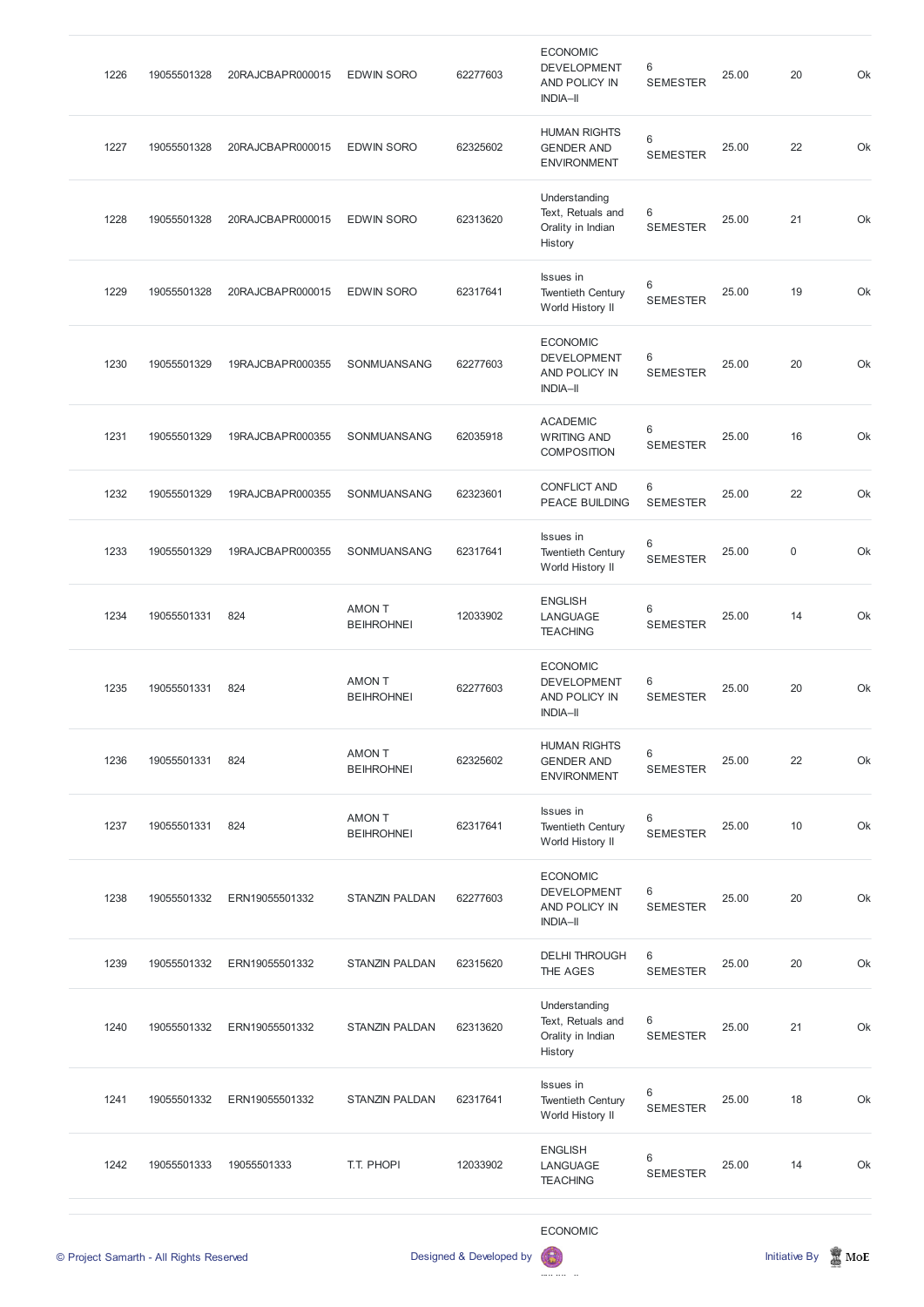| | | | | | | | | | |
|---|---|---|---|---|---|---|---|---|---|
| 1226 | 19055501328 | 20RAJCBAPR000015 | EDWIN SORO | 62277603 | ECONOMIC DEVELOPMENT AND POLICY IN INDIA–II | 6 SEMESTER | 25.00 | 20 | Ok |
| 1227 | 19055501328 | 20RAJCBAPR000015 | EDWIN SORO | 62325602 | HUMAN RIGHTS GENDER AND ENVIRONMENT | 6 SEMESTER | 25.00 | 22 | Ok |
| 1228 | 19055501328 | 20RAJCBAPR000015 | EDWIN SORO | 62313620 | Understanding Text, Retuals and Orality in Indian History | 6 SEMESTER | 25.00 | 21 | Ok |
| 1229 | 19055501328 | 20RAJCBAPR000015 | EDWIN SORO | 62317641 | Issues in Twentieth Century World History II | 6 SEMESTER | 25.00 | 19 | Ok |
| 1230 | 19055501329 | 19RAJCBAPR000355 | SONMUANSANG | 62277603 | ECONOMIC DEVELOPMENT AND POLICY IN INDIA–II | 6 SEMESTER | 25.00 | 20 | Ok |
| 1231 | 19055501329 | 19RAJCBAPR000355 | SONMUANSANG | 62035918 | ACADEMIC WRITING AND COMPOSITION | 6 SEMESTER | 25.00 | 16 | Ok |
| 1232 | 19055501329 | 19RAJCBAPR000355 | SONMUANSANG | 62323601 | CONFLICT AND PEACE BUILDING | 6 SEMESTER | 25.00 | 22 | Ok |
| 1233 | 19055501329 | 19RAJCBAPR000355 | SONMUANSANG | 62317641 | Issues in Twentieth Century World History II | 6 SEMESTER | 25.00 | 0 | Ok |
| 1234 | 19055501331 | 824 | AMON T BEIHROHNEI | 12033902 | ENGLISH LANGUAGE TEACHING | 6 SEMESTER | 25.00 | 14 | Ok |
| 1235 | 19055501331 | 824 | AMON T BEIHROHNEI | 62277603 | ECONOMIC DEVELOPMENT AND POLICY IN INDIA–II | 6 SEMESTER | 25.00 | 20 | Ok |
| 1236 | 19055501331 | 824 | AMON T BEIHROHNEI | 62325602 | HUMAN RIGHTS GENDER AND ENVIRONMENT | 6 SEMESTER | 25.00 | 22 | Ok |
| 1237 | 19055501331 | 824 | AMON T BEIHROHNEI | 62317641 | Issues in Twentieth Century World History II | 6 SEMESTER | 25.00 | 10 | Ok |
| 1238 | 19055501332 | ERN19055501332 | STANZIN PALDAN | 62277603 | ECONOMIC DEVELOPMENT AND POLICY IN INDIA–II | 6 SEMESTER | 25.00 | 20 | Ok |
| 1239 | 19055501332 | ERN19055501332 | STANZIN PALDAN | 62315620 | DELHI THROUGH THE AGES | 6 SEMESTER | 25.00 | 20 | Ok |
| 1240 | 19055501332 | ERN19055501332 | STANZIN PALDAN | 62313620 | Understanding Text, Retuals and Orality in Indian History | 6 SEMESTER | 25.00 | 21 | Ok |
| 1241 | 19055501332 | ERN19055501332 | STANZIN PALDAN | 62317641 | Issues in Twentieth Century World History II | 6 SEMESTER | 25.00 | 18 | Ok |
| 1242 | 19055501333 | 19055501333 | T.T. PHOPI | 12033902 | ENGLISH LANGUAGE TEACHING | 6 SEMESTER | 25.00 | 14 | Ok |
| | | | | | ECONOMIC | | | | |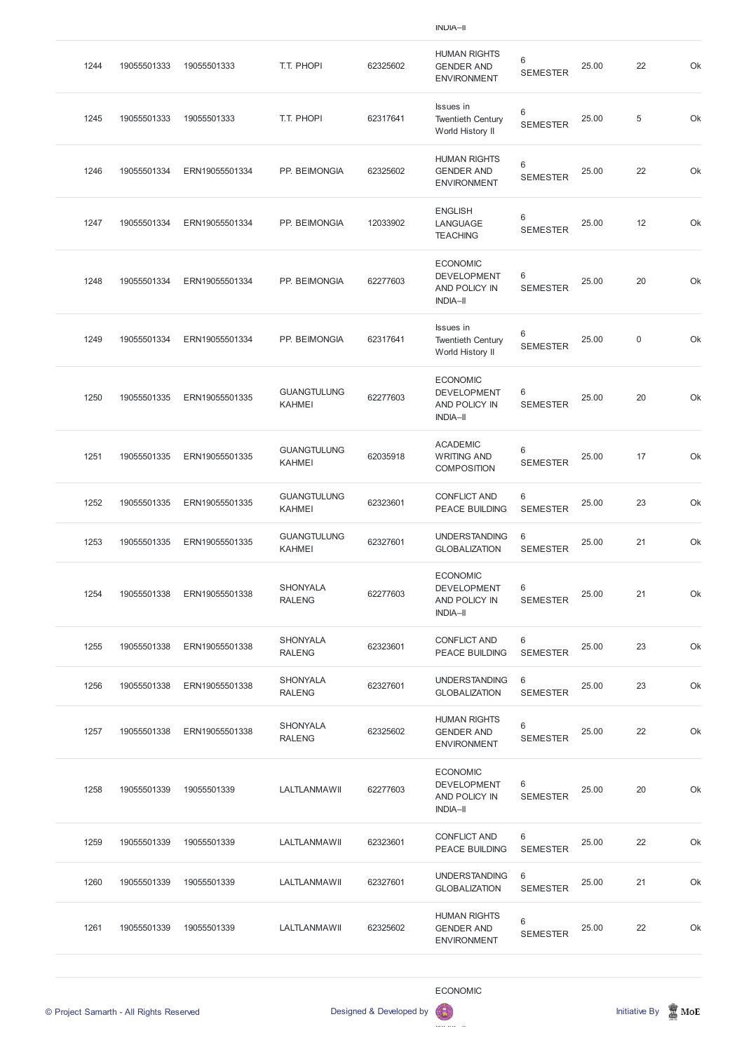| 1244 | 19055501333 | 19055501333 | T.T. PHOPI | 62325602 | HUMAN RIGHTS GENDER AND ENVIRONMENT | 6 SEMESTER | 25.00 | 22 | Ok |
|---|---|---|---|---|---|---|---|---|---|
| 1245 | 19055501333 | 19055501333 | T.T. PHOPI | 62317641 | Issues in Twentieth Century World History II | 6 SEMESTER | 25.00 | 5 | Ok |
| 1246 | 19055501334 | ERN19055501334 | PP. BEIMONGIA | 62325602 | HUMAN RIGHTS GENDER AND ENVIRONMENT | 6 SEMESTER | 25.00 | 22 | Ok |
| 1247 | 19055501334 | ERN19055501334 | PP. BEIMONGIA | 12033902 | ENGLISH LANGUAGE TEACHING | 6 SEMESTER | 25.00 | 12 | Ok |
| 1248 | 19055501334 | ERN19055501334 | PP. BEIMONGIA | 62277603 | ECONOMIC DEVELOPMENT AND POLICY IN INDIA–II | 6 SEMESTER | 25.00 | 20 | Ok |
| 1249 | 19055501334 | ERN19055501334 | PP. BEIMONGIA | 62317641 | Issues in Twentieth Century World History II | 6 SEMESTER | 25.00 | 0 | Ok |
| 1250 | 19055501335 | ERN19055501335 | GUANGTULUNG KAHMEI | 62277603 | ECONOMIC DEVELOPMENT AND POLICY IN INDIA–II | 6 SEMESTER | 25.00 | 20 | Ok |
| 1251 | 19055501335 | ERN19055501335 | GUANGTULUNG KAHMEI | 62035918 | ACADEMIC WRITING AND COMPOSITION | 6 SEMESTER | 25.00 | 17 | Ok |
| 1252 | 19055501335 | ERN19055501335 | GUANGTULUNG KAHMEI | 62323601 | CONFLICT AND PEACE BUILDING | 6 SEMESTER | 25.00 | 23 | Ok |
| 1253 | 19055501335 | ERN19055501335 | GUANGTULUNG KAHMEI | 62327601 | UNDERSTANDING GLOBALIZATION | 6 SEMESTER | 25.00 | 21 | Ok |
| 1254 | 19055501338 | ERN19055501338 | SHONYALA RALENG | 62277603 | ECONOMIC DEVELOPMENT AND POLICY IN INDIA–II | 6 SEMESTER | 25.00 | 21 | Ok |
| 1255 | 19055501338 | ERN19055501338 | SHONYALA RALENG | 62323601 | CONFLICT AND PEACE BUILDING | 6 SEMESTER | 25.00 | 23 | Ok |
| 1256 | 19055501338 | ERN19055501338 | SHONYALA RALENG | 62327601 | UNDERSTANDING GLOBALIZATION | 6 SEMESTER | 25.00 | 23 | Ok |
| 1257 | 19055501338 | ERN19055501338 | SHONYALA RALENG | 62325602 | HUMAN RIGHTS GENDER AND ENVIRONMENT | 6 SEMESTER | 25.00 | 22 | Ok |
| 1258 | 19055501339 | 19055501339 | LALTLANMAWII | 62277603 | ECONOMIC DEVELOPMENT AND POLICY IN INDIA–II | 6 SEMESTER | 25.00 | 20 | Ok |
| 1259 | 19055501339 | 19055501339 | LALTLANMAWII | 62323601 | CONFLICT AND PEACE BUILDING | 6 SEMESTER | 25.00 | 22 | Ok |
| 1260 | 19055501339 | 19055501339 | LALTLANMAWII | 62327601 | UNDERSTANDING GLOBALIZATION | 6 SEMESTER | 25.00 | 21 | Ok |
| 1261 | 19055501339 | 19055501339 | LALTLANMAWII | 62325602 | HUMAN RIGHTS GENDER AND ENVIRONMENT | 6 SEMESTER | 25.00 | 22 | Ok |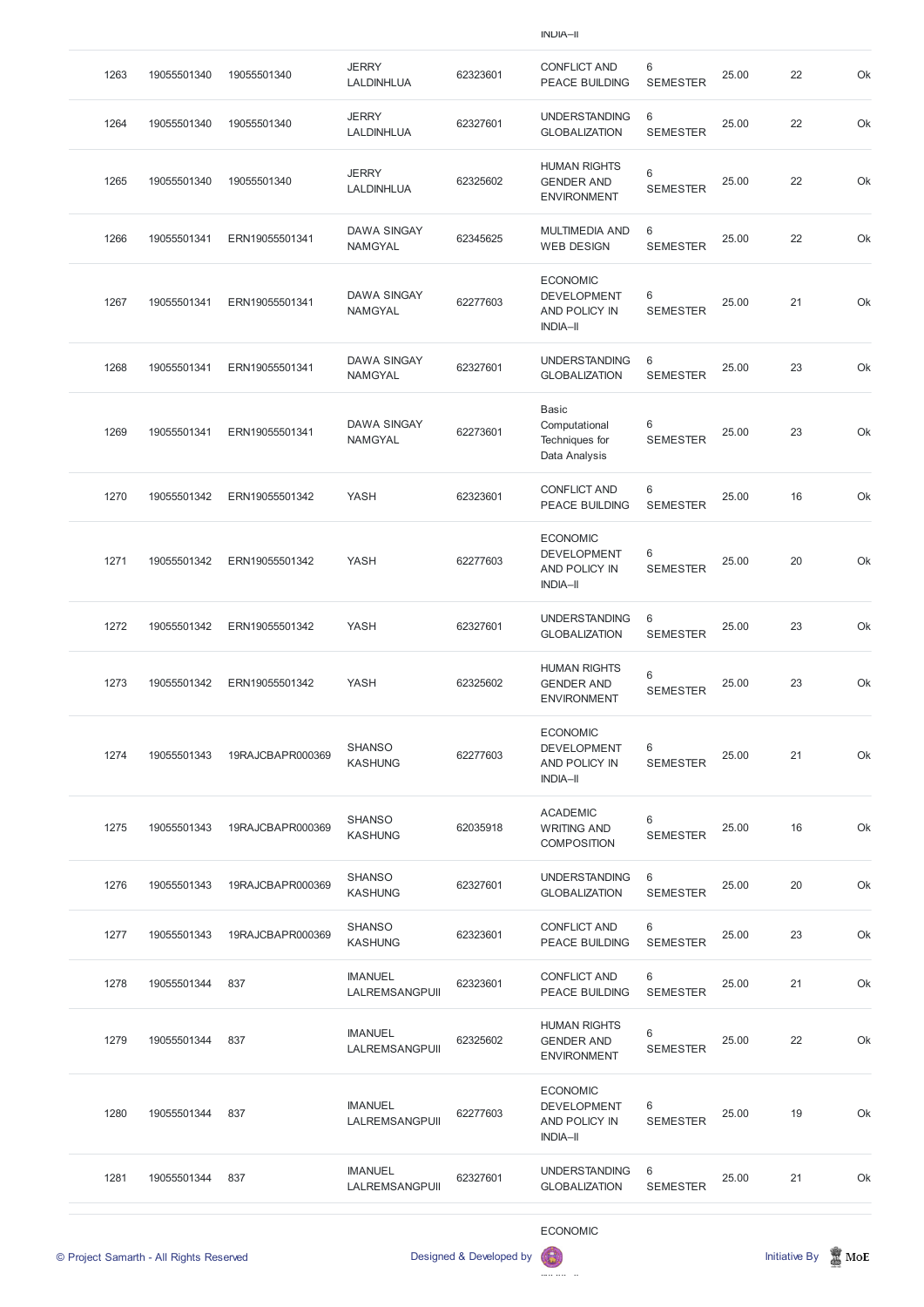| | | | | | | | | | |
|---|---|---|---|---|---|---|---|---|---|
| | | | | | INDIA–II | | | | |
| 1263 | 19055501340 | 19055501340 | JERRY LALDINHLUA | 62323601 | CONFLICT AND PEACE BUILDING | 6 SEMESTER | 25.00 | 22 | Ok |
| 1264 | 19055501340 | 19055501340 | JERRY LALDINHLUA | 62327601 | UNDERSTANDING GLOBALIZATION | 6 SEMESTER | 25.00 | 22 | Ok |
| 1265 | 19055501340 | 19055501340 | JERRY LALDINHLUA | 62325602 | HUMAN RIGHTS GENDER AND ENVIRONMENT | 6 SEMESTER | 25.00 | 22 | Ok |
| 1266 | 19055501341 | ERN19055501341 | DAWA SINGAY NAMGYAL | 62345625 | MULTIMEDIA AND WEB DESIGN | 6 SEMESTER | 25.00 | 22 | Ok |
| 1267 | 19055501341 | ERN19055501341 | DAWA SINGAY NAMGYAL | 62277603 | ECONOMIC DEVELOPMENT AND POLICY IN INDIA–II | 6 SEMESTER | 25.00 | 21 | Ok |
| 1268 | 19055501341 | ERN19055501341 | DAWA SINGAY NAMGYAL | 62327601 | UNDERSTANDING GLOBALIZATION | 6 SEMESTER | 25.00 | 23 | Ok |
| 1269 | 19055501341 | ERN19055501341 | DAWA SINGAY NAMGYAL | 62273601 | Basic Computational Techniques for Data Analysis | 6 SEMESTER | 25.00 | 23 | Ok |
| 1270 | 19055501342 | ERN19055501342 | YASH | 62323601 | CONFLICT AND PEACE BUILDING | 6 SEMESTER | 25.00 | 16 | Ok |
| 1271 | 19055501342 | ERN19055501342 | YASH | 62277603 | ECONOMIC DEVELOPMENT AND POLICY IN INDIA–II | 6 SEMESTER | 25.00 | 20 | Ok |
| 1272 | 19055501342 | ERN19055501342 | YASH | 62327601 | UNDERSTANDING GLOBALIZATION | 6 SEMESTER | 25.00 | 23 | Ok |
| 1273 | 19055501342 | ERN19055501342 | YASH | 62325602 | HUMAN RIGHTS GENDER AND ENVIRONMENT | 6 SEMESTER | 25.00 | 23 | Ok |
| 1274 | 19055501343 | 19RAJCBAPR000369 | SHANSO KASHUNG | 62277603 | ECONOMIC DEVELOPMENT AND POLICY IN INDIA–II | 6 SEMESTER | 25.00 | 21 | Ok |
| 1275 | 19055501343 | 19RAJCBAPR000369 | SHANSO KASHUNG | 62035918 | ACADEMIC WRITING AND COMPOSITION | 6 SEMESTER | 25.00 | 16 | Ok |
| 1276 | 19055501343 | 19RAJCBAPR000369 | SHANSO KASHUNG | 62327601 | UNDERSTANDING GLOBALIZATION | 6 SEMESTER | 25.00 | 20 | Ok |
| 1277 | 19055501343 | 19RAJCBAPR000369 | SHANSO KASHUNG | 62323601 | CONFLICT AND PEACE BUILDING | 6 SEMESTER | 25.00 | 23 | Ok |
| 1278 | 19055501344 | 837 | IMANUEL LALREMSANGPUII | 62323601 | CONFLICT AND PEACE BUILDING | 6 SEMESTER | 25.00 | 21 | Ok |
| 1279 | 19055501344 | 837 | IMANUEL LALREMSANGPUII | 62325602 | HUMAN RIGHTS GENDER AND ENVIRONMENT | 6 SEMESTER | 25.00 | 22 | Ok |
| 1280 | 19055501344 | 837 | IMANUEL LALREMSANGPUII | 62277603 | ECONOMIC DEVELOPMENT AND POLICY IN INDIA–II | 6 SEMESTER | 25.00 | 19 | Ok |
| 1281 | 19055501344 | 837 | IMANUEL LALREMSANGPUII | 62327601 | UNDERSTANDING GLOBALIZATION | 6 SEMESTER | 25.00 | 21 | Ok |
| | | | | | ECONOMIC | | | | |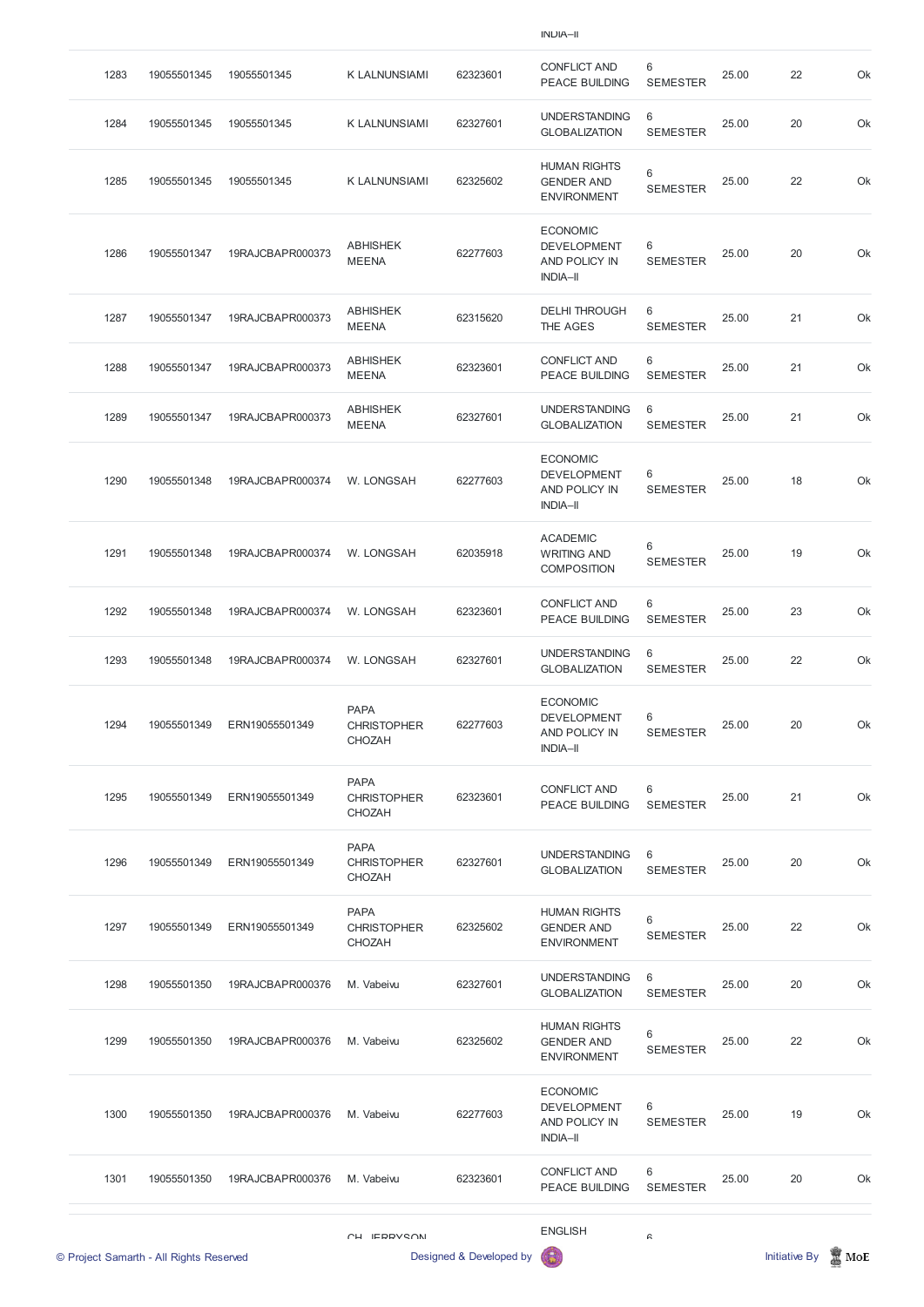| 1283 | 19055501345 | 19055501345 | K LALNUNSIAMI | 62323601 | CONFLICT AND PEACE BUILDING | 6 SEMESTER | 25.00 | 22 | Ok |
|---|---|---|---|---|---|---|---|---|---|
| 1284 | 19055501345 | 19055501345 | K LALNUNSIAMI | 62327601 | UNDERSTANDING GLOBALIZATION | 6 SEMESTER | 25.00 | 20 | Ok |
| 1285 | 19055501345 | 19055501345 | K LALNUNSIAMI | 62325602 | HUMAN RIGHTS GENDER AND ENVIRONMENT | 6 SEMESTER | 25.00 | 22 | Ok |
| 1286 | 19055501347 | 19RAJCBAPR000373 | ABHISHEK MEENA | 62277603 | ECONOMIC DEVELOPMENT AND POLICY IN INDIA–II | 6 SEMESTER | 25.00 | 20 | Ok |
| 1287 | 19055501347 | 19RAJCBAPR000373 | ABHISHEK MEENA | 62315620 | DELHI THROUGH THE AGES | 6 SEMESTER | 25.00 | 21 | Ok |
| 1288 | 19055501347 | 19RAJCBAPR000373 | ABHISHEK MEENA | 62323601 | CONFLICT AND PEACE BUILDING | 6 SEMESTER | 25.00 | 21 | Ok |
| 1289 | 19055501347 | 19RAJCBAPR000373 | ABHISHEK MEENA | 62327601 | UNDERSTANDING GLOBALIZATION | 6 SEMESTER | 25.00 | 21 | Ok |
| 1290 | 19055501348 | 19RAJCBAPR000374 | W. LONGSAH | 62277603 | ECONOMIC DEVELOPMENT AND POLICY IN INDIA–II | 6 SEMESTER | 25.00 | 18 | Ok |
| 1291 | 19055501348 | 19RAJCBAPR000374 | W. LONGSAH | 62035918 | ACADEMIC WRITING AND COMPOSITION | 6 SEMESTER | 25.00 | 19 | Ok |
| 1292 | 19055501348 | 19RAJCBAPR000374 | W. LONGSAH | 62323601 | CONFLICT AND PEACE BUILDING | 6 SEMESTER | 25.00 | 23 | Ok |
| 1293 | 19055501348 | 19RAJCBAPR000374 | W. LONGSAH | 62327601 | UNDERSTANDING GLOBALIZATION | 6 SEMESTER | 25.00 | 22 | Ok |
| 1294 | 19055501349 | ERN19055501349 | PAPA CHRISTOPHER CHOZAH | 62277603 | ECONOMIC DEVELOPMENT AND POLICY IN INDIA–II | 6 SEMESTER | 25.00 | 20 | Ok |
| 1295 | 19055501349 | ERN19055501349 | PAPA CHRISTOPHER CHOZAH | 62323601 | CONFLICT AND PEACE BUILDING | 6 SEMESTER | 25.00 | 21 | Ok |
| 1296 | 19055501349 | ERN19055501349 | PAPA CHRISTOPHER CHOZAH | 62327601 | UNDERSTANDING GLOBALIZATION | 6 SEMESTER | 25.00 | 20 | Ok |
| 1297 | 19055501349 | ERN19055501349 | PAPA CHRISTOPHER CHOZAH | 62325602 | HUMAN RIGHTS GENDER AND ENVIRONMENT | 6 SEMESTER | 25.00 | 22 | Ok |
| 1298 | 19055501350 | 19RAJCBAPR000376 | M. Vabeivu | 62327601 | UNDERSTANDING GLOBALIZATION | 6 SEMESTER | 25.00 | 20 | Ok |
| 1299 | 19055501350 | 19RAJCBAPR000376 | M. Vabeivu | 62325602 | HUMAN RIGHTS GENDER AND ENVIRONMENT | 6 SEMESTER | 25.00 | 22 | Ok |
| 1300 | 19055501350 | 19RAJCBAPR000376 | M. Vabeivu | 62277603 | ECONOMIC DEVELOPMENT AND POLICY IN INDIA–II | 6 SEMESTER | 25.00 | 19 | Ok |
| 1301 | 19055501350 | 19RAJCBAPR000376 | M. Vabeivu | 62323601 | CONFLICT AND PEACE BUILDING | 6 SEMESTER | 25.00 | 20 | Ok |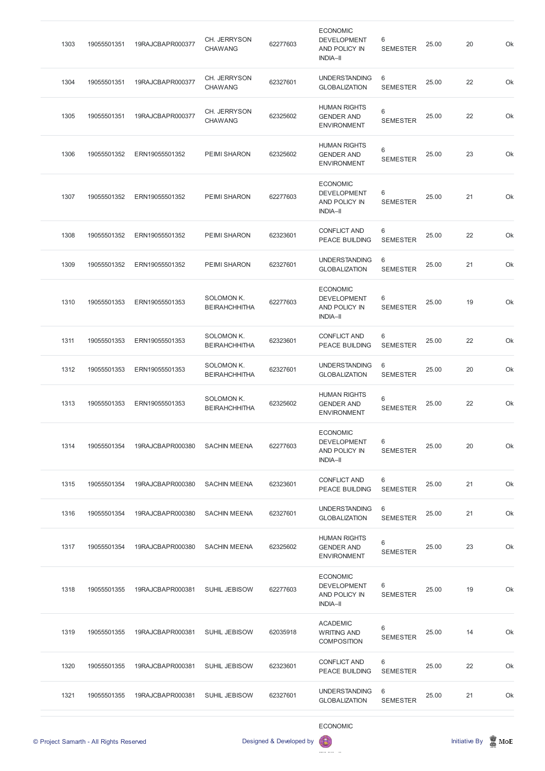| | | | | | | | | | |
|---|---|---|---|---|---|---|---|---|---|
| 1303 | 19055501351 | 19RAJCBAPR000377 | CH. JERRYSON CHAWANG | 62277603 | ECONOMIC DEVELOPMENT AND POLICY IN INDIA–II | 6 SEMESTER | 25.00 | 20 | Ok |
| 1304 | 19055501351 | 19RAJCBAPR000377 | CH. JERRYSON CHAWANG | 62327601 | UNDERSTANDING GLOBALIZATION | 6 SEMESTER | 25.00 | 22 | Ok |
| 1305 | 19055501351 | 19RAJCBAPR000377 | CH. JERRYSON CHAWANG | 62325602 | HUMAN RIGHTS GENDER AND ENVIRONMENT | 6 SEMESTER | 25.00 | 22 | Ok |
| 1306 | 19055501352 | ERN19055501352 | PEIMI SHARON | 62325602 | HUMAN RIGHTS GENDER AND ENVIRONMENT | 6 SEMESTER | 25.00 | 23 | Ok |
| 1307 | 19055501352 | ERN19055501352 | PEIMI SHARON | 62277603 | ECONOMIC DEVELOPMENT AND POLICY IN INDIA–II | 6 SEMESTER | 25.00 | 21 | Ok |
| 1308 | 19055501352 | ERN19055501352 | PEIMI SHARON | 62323601 | CONFLICT AND PEACE BUILDING | 6 SEMESTER | 25.00 | 22 | Ok |
| 1309 | 19055501352 | ERN19055501352 | PEIMI SHARON | 62327601 | UNDERSTANDING GLOBALIZATION | 6 SEMESTER | 25.00 | 21 | Ok |
| 1310 | 19055501353 | ERN19055501353 | SOLOMON K. BEIRAHCHHITHA | 62277603 | ECONOMIC DEVELOPMENT AND POLICY IN INDIA–II | 6 SEMESTER | 25.00 | 19 | Ok |
| 1311 | 19055501353 | ERN19055501353 | SOLOMON K. BEIRAHCHHITHA | 62323601 | CONFLICT AND PEACE BUILDING | 6 SEMESTER | 25.00 | 22 | Ok |
| 1312 | 19055501353 | ERN19055501353 | SOLOMON K. BEIRAHCHHITHA | 62327601 | UNDERSTANDING GLOBALIZATION | 6 SEMESTER | 25.00 | 20 | Ok |
| 1313 | 19055501353 | ERN19055501353 | SOLOMON K. BEIRAHCHHITHA | 62325602 | HUMAN RIGHTS GENDER AND ENVIRONMENT | 6 SEMESTER | 25.00 | 22 | Ok |
| 1314 | 19055501354 | 19RAJCBAPR000380 | SACHIN MEENA | 62277603 | ECONOMIC DEVELOPMENT AND POLICY IN INDIA–II | 6 SEMESTER | 25.00 | 20 | Ok |
| 1315 | 19055501354 | 19RAJCBAPR000380 | SACHIN MEENA | 62323601 | CONFLICT AND PEACE BUILDING | 6 SEMESTER | 25.00 | 21 | Ok |
| 1316 | 19055501354 | 19RAJCBAPR000380 | SACHIN MEENA | 62327601 | UNDERSTANDING GLOBALIZATION | 6 SEMESTER | 25.00 | 21 | Ok |
| 1317 | 19055501354 | 19RAJCBAPR000380 | SACHIN MEENA | 62325602 | HUMAN RIGHTS GENDER AND ENVIRONMENT | 6 SEMESTER | 25.00 | 23 | Ok |
| 1318 | 19055501355 | 19RAJCBAPR000381 | SUHIL JEBISOW | 62277603 | ECONOMIC DEVELOPMENT AND POLICY IN INDIA–II | 6 SEMESTER | 25.00 | 19 | Ok |
| 1319 | 19055501355 | 19RAJCBAPR000381 | SUHIL JEBISOW | 62035918 | ACADEMIC WRITING AND COMPOSITION | 6 SEMESTER | 25.00 | 14 | Ok |
| 1320 | 19055501355 | 19RAJCBAPR000381 | SUHIL JEBISOW | 62323601 | CONFLICT AND PEACE BUILDING | 6 SEMESTER | 25.00 | 22 | Ok |
| 1321 | 19055501355 | 19RAJCBAPR000381 | SUHIL JEBISOW | 62327601 | UNDERSTANDING GLOBALIZATION | 6 SEMESTER | 25.00 | 21 | Ok |
| | | | | | ECONOMIC | | | | |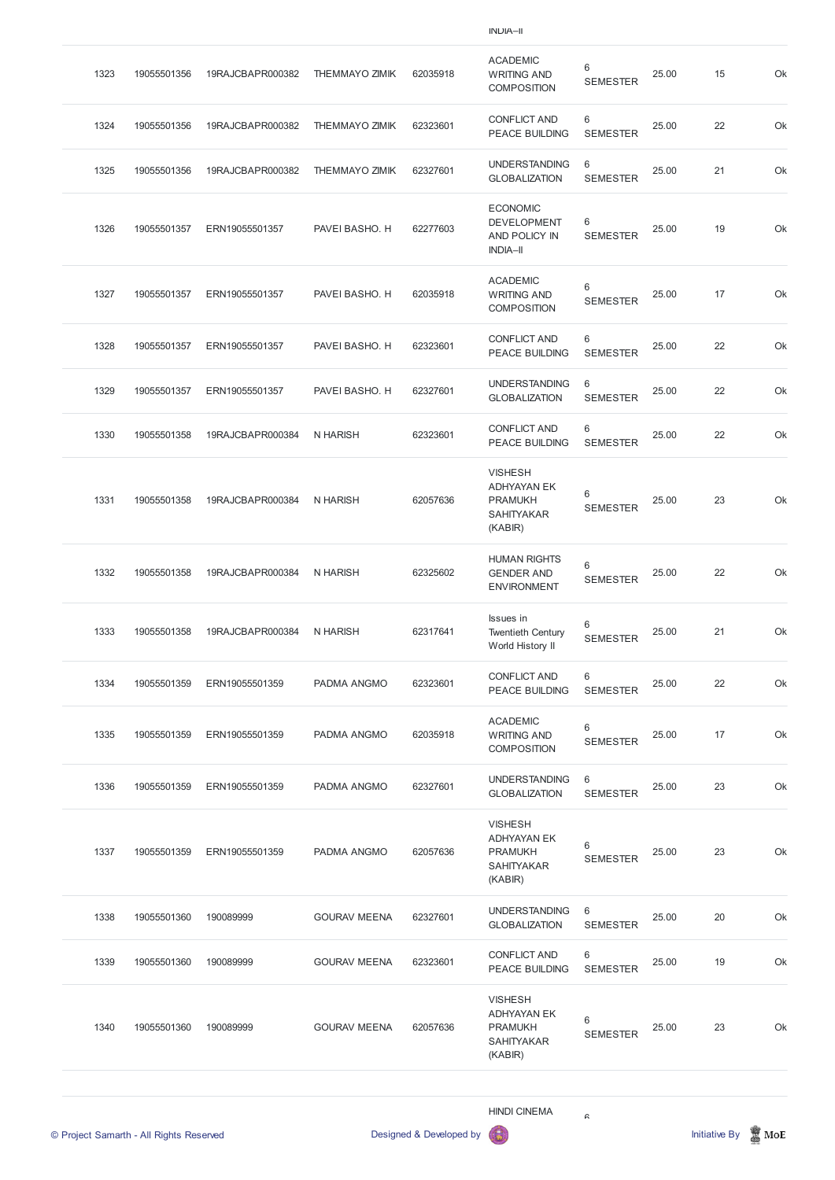| | | | | | INDIA–II | | | | |
|---|---|---|---|---|---|---|---|---|---|
| 1323 | 19055501356 | 19RAJCBAPR000382 | THEMMAYO ZIMIK | 62035918 | ACADEMIC WRITING AND COMPOSITION | 6 SEMESTER | 25.00 | 15 | Ok |
| 1324 | 19055501356 | 19RAJCBAPR000382 | THEMMAYO ZIMIK | 62323601 | CONFLICT AND PEACE BUILDING | 6 SEMESTER | 25.00 | 22 | Ok |
| 1325 | 19055501356 | 19RAJCBAPR000382 | THEMMAYO ZIMIK | 62327601 | UNDERSTANDING GLOBALIZATION | 6 SEMESTER | 25.00 | 21 | Ok |
| 1326 | 19055501357 | ERN19055501357 | PAVEI BASHO. H | 62277603 | ECONOMIC DEVELOPMENT AND POLICY IN INDIA–II | 6 SEMESTER | 25.00 | 19 | Ok |
| 1327 | 19055501357 | ERN19055501357 | PAVEI BASHO. H | 62035918 | ACADEMIC WRITING AND COMPOSITION | 6 SEMESTER | 25.00 | 17 | Ok |
| 1328 | 19055501357 | ERN19055501357 | PAVEI BASHO. H | 62323601 | CONFLICT AND PEACE BUILDING | 6 SEMESTER | 25.00 | 22 | Ok |
| 1329 | 19055501357 | ERN19055501357 | PAVEI BASHO. H | 62327601 | UNDERSTANDING GLOBALIZATION | 6 SEMESTER | 25.00 | 22 | Ok |
| 1330 | 19055501358 | 19RAJCBAPR000384 | N HARISH | 62323601 | CONFLICT AND PEACE BUILDING | 6 SEMESTER | 25.00 | 22 | Ok |
| 1331 | 19055501358 | 19RAJCBAPR000384 | N HARISH | 62057636 | VISHESH ADHYAYAN EK PRAMUKH SAHITYAKAR (KABIR) | 6 SEMESTER | 25.00 | 23 | Ok |
| 1332 | 19055501358 | 19RAJCBAPR000384 | N HARISH | 62325602 | HUMAN RIGHTS GENDER AND ENVIRONMENT | 6 SEMESTER | 25.00 | 22 | Ok |
| 1333 | 19055501358 | 19RAJCBAPR000384 | N HARISH | 62317641 | Issues in Twentieth Century World History II | 6 SEMESTER | 25.00 | 21 | Ok |
| 1334 | 19055501359 | ERN19055501359 | PADMA ANGMO | 62323601 | CONFLICT AND PEACE BUILDING | 6 SEMESTER | 25.00 | 22 | Ok |
| 1335 | 19055501359 | ERN19055501359 | PADMA ANGMO | 62035918 | ACADEMIC WRITING AND COMPOSITION | 6 SEMESTER | 25.00 | 17 | Ok |
| 1336 | 19055501359 | ERN19055501359 | PADMA ANGMO | 62327601 | UNDERSTANDING GLOBALIZATION | 6 SEMESTER | 25.00 | 23 | Ok |
| 1337 | 19055501359 | ERN19055501359 | PADMA ANGMO | 62057636 | VISHESH ADHYAYAN EK PRAMUKH SAHITYAKAR (KABIR) | 6 SEMESTER | 25.00 | 23 | Ok |
| 1338 | 19055501360 | 190089999 | GOURAV MEENA | 62327601 | UNDERSTANDING GLOBALIZATION | 6 SEMESTER | 25.00 | 20 | Ok |
| 1339 | 19055501360 | 190089999 | GOURAV MEENA | 62323601 | CONFLICT AND PEACE BUILDING | 6 SEMESTER | 25.00 | 19 | Ok |
| 1340 | 19055501360 | 190089999 | GOURAV MEENA | 62057636 | VISHESH ADHYAYAN EK PRAMUKH SAHITYAKAR (KABIR) | 6 SEMESTER | 25.00 | 23 | Ok |
| | | | | | HINDI CINEMA | 6 | | | |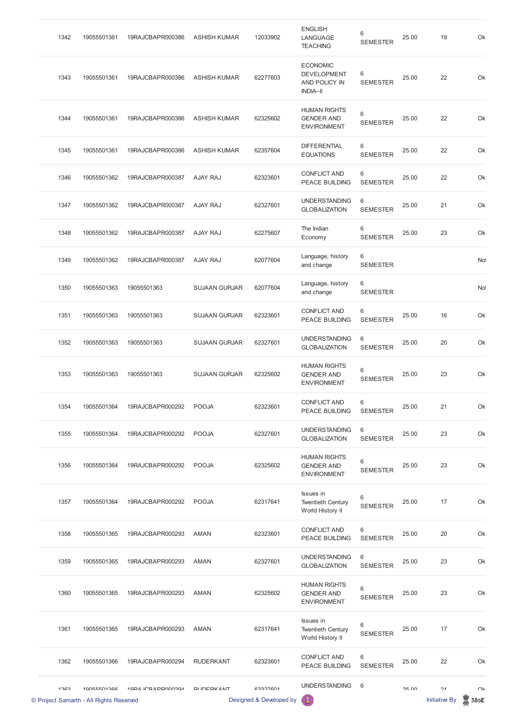| 1342 | 19055501361 | 19RAJCBAPR000386 | ASHISH KUMAR | 12033902 | ENGLISH LANGUAGE TEACHING | 6 SEMESTER | 25.00 | 19 | Ok |
|---|---|---|---|---|---|---|---|---|---|
| 1343 | 19055501361 | 19RAJCBAPR000386 | ASHISH KUMAR | 62277603 | ECONOMIC DEVELOPMENT AND POLICY IN INDIA–II | 6 SEMESTER | 25.00 | 22 | Ok |
| 1344 | 19055501361 | 19RAJCBAPR000386 | ASHISH KUMAR | 62325602 | HUMAN RIGHTS GENDER AND ENVIRONMENT | 6 SEMESTER | 25.00 | 22 | Ok |
| 1345 | 19055501361 | 19RAJCBAPR000386 | ASHISH KUMAR | 62357604 | DIFFERENTIAL EQUATIONS | 6 SEMESTER | 25.00 | 22 | Ok |
| 1346 | 19055501362 | 19RAJCBAPR000387 | AJAY RAJ | 62323601 | CONFLICT AND PEACE BUILDING | 6 SEMESTER | 25.00 | 22 | Ok |
| 1347 | 19055501362 | 19RAJCBAPR000387 | AJAY RAJ | 62327601 | UNDERSTANDING GLOBALIZATION | 6 SEMESTER | 25.00 | 21 | Ok |
| 1348 | 19055501362 | 19RAJCBAPR000387 | AJAY RAJ | 62275607 | The Indian Economy | 6 SEMESTER | 25.00 | 23 | Ok |
| 1349 | 19055501362 | 19RAJCBAPR000387 | AJAY RAJ | 62077604 | Language, history and change | 6 SEMESTER | | | Not |
| 1350 | 19055501363 | 19055501363 | SUJAAN GURJAR | 62077604 | Language, history and change | 6 SEMESTER | | | Not |
| 1351 | 19055501363 | 19055501363 | SUJAAN GURJAR | 62323601 | CONFLICT AND PEACE BUILDING | 6 SEMESTER | 25.00 | 16 | Ok |
| 1352 | 19055501363 | 19055501363 | SUJAAN GURJAR | 62327601 | UNDERSTANDING GLOBALIZATION | 6 SEMESTER | 25.00 | 20 | Ok |
| 1353 | 19055501363 | 19055501363 | SUJAAN GURJAR | 62325602 | HUMAN RIGHTS GENDER AND ENVIRONMENT | 6 SEMESTER | 25.00 | 23 | Ok |
| 1354 | 19055501364 | 19RAJCBAPR000292 | POOJA | 62323601 | CONFLICT AND PEACE BUILDING | 6 SEMESTER | 25.00 | 21 | Ok |
| 1355 | 19055501364 | 19RAJCBAPR000292 | POOJA | 62327601 | UNDERSTANDING GLOBALIZATION | 6 SEMESTER | 25.00 | 23 | Ok |
| 1356 | 19055501364 | 19RAJCBAPR000292 | POOJA | 62325602 | HUMAN RIGHTS GENDER AND ENVIRONMENT | 6 SEMESTER | 25.00 | 23 | Ok |
| 1357 | 19055501364 | 19RAJCBAPR000292 | POOJA | 62317641 | Issues in Twentieth Century World History II | 6 SEMESTER | 25.00 | 17 | Ok |
| 1358 | 19055501365 | 19RAJCBAPR000293 | AMAN | 62323601 | CONFLICT AND PEACE BUILDING | 6 SEMESTER | 25.00 | 20 | Ok |
| 1359 | 19055501365 | 19RAJCBAPR000293 | AMAN | 62327601 | UNDERSTANDING GLOBALIZATION | 6 SEMESTER | 25.00 | 23 | Ok |
| 1360 | 19055501365 | 19RAJCBAPR000293 | AMAN | 62325602 | HUMAN RIGHTS GENDER AND ENVIRONMENT | 6 SEMESTER | 25.00 | 23 | Ok |
| 1361 | 19055501365 | 19RAJCBAPR000293 | AMAN | 62317641 | Issues in Twentieth Century World History II | 6 SEMESTER | 25.00 | 17 | Ok |
| 1362 | 19055501366 | 19RAJCBAPR000294 | RUDERKANT | 62323601 | CONFLICT AND PEACE BUILDING | 6 SEMESTER | 25.00 | 22 | Ok |
| 1363 | 19055501366 | 19RAJCBAPR000294 | RUDERKANT | 62327601 | UNDERSTANDING | 6 | 25.00 | 21 | Ok |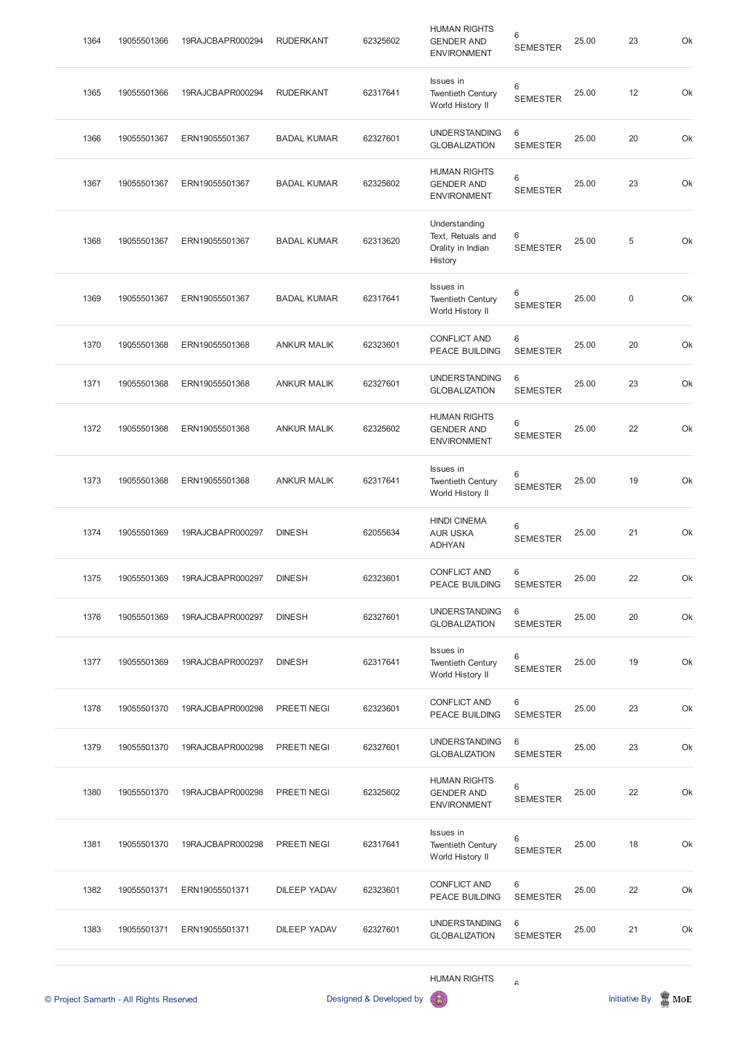| 1364 | 19055501366 | 19RAJCBAPR000294 | RUDERKANT | 62325602 | HUMAN RIGHTS GENDER AND ENVIRONMENT | 6 SEMESTER | 25.00 | 23 | Ok |
|---|---|---|---|---|---|---|---|---|---|
| 1365 | 19055501366 | 19RAJCBAPR000294 | RUDERKANT | 62317641 | Issues in Twentieth Century World History II | 6 SEMESTER | 25.00 | 12 | Ok |
| 1366 | 19055501367 | ERN19055501367 | BADAL KUMAR | 62327601 | UNDERSTANDING GLOBALIZATION | 6 SEMESTER | 25.00 | 20 | Ok |
| 1367 | 19055501367 | ERN19055501367 | BADAL KUMAR | 62325602 | HUMAN RIGHTS GENDER AND ENVIRONMENT | 6 SEMESTER | 25.00 | 23 | Ok |
| 1368 | 19055501367 | ERN19055501367 | BADAL KUMAR | 62313620 | Understanding Text, Retuals and Orality in Indian History | 6 SEMESTER | 25.00 | 5 | Ok |
| 1369 | 19055501367 | ERN19055501367 | BADAL KUMAR | 62317641 | Issues in Twentieth Century World History II | 6 SEMESTER | 25.00 | 0 | Ok |
| 1370 | 19055501368 | ERN19055501368 | ANKUR MALIK | 62323601 | CONFLICT AND PEACE BUILDING | 6 SEMESTER | 25.00 | 20 | Ok |
| 1371 | 19055501368 | ERN19055501368 | ANKUR MALIK | 62327601 | UNDERSTANDING GLOBALIZATION | 6 SEMESTER | 25.00 | 23 | Ok |
| 1372 | 19055501368 | ERN19055501368 | ANKUR MALIK | 62325602 | HUMAN RIGHTS GENDER AND ENVIRONMENT | 6 SEMESTER | 25.00 | 22 | Ok |
| 1373 | 19055501368 | ERN19055501368 | ANKUR MALIK | 62317641 | Issues in Twentieth Century World History II | 6 SEMESTER | 25.00 | 19 | Ok |
| 1374 | 19055501369 | 19RAJCBAPR000297 | DINESH | 62055634 | HINDI CINEMA AUR USKA ADHYAN | 6 SEMESTER | 25.00 | 21 | Ok |
| 1375 | 19055501369 | 19RAJCBAPR000297 | DINESH | 62323601 | CONFLICT AND PEACE BUILDING | 6 SEMESTER | 25.00 | 22 | Ok |
| 1376 | 19055501369 | 19RAJCBAPR000297 | DINESH | 62327601 | UNDERSTANDING GLOBALIZATION | 6 SEMESTER | 25.00 | 20 | Ok |
| 1377 | 19055501369 | 19RAJCBAPR000297 | DINESH | 62317641 | Issues in Twentieth Century World History II | 6 SEMESTER | 25.00 | 19 | Ok |
| 1378 | 19055501370 | 19RAJCBAPR000298 | PREETI NEGI | 62323601 | CONFLICT AND PEACE BUILDING | 6 SEMESTER | 25.00 | 23 | Ok |
| 1379 | 19055501370 | 19RAJCBAPR000298 | PREETI NEGI | 62327601 | UNDERSTANDING GLOBALIZATION | 6 SEMESTER | 25.00 | 23 | Ok |
| 1380 | 19055501370 | 19RAJCBAPR000298 | PREETI NEGI | 62325602 | HUMAN RIGHTS GENDER AND ENVIRONMENT | 6 SEMESTER | 25.00 | 22 | Ok |
| 1381 | 19055501370 | 19RAJCBAPR000298 | PREETI NEGI | 62317641 | Issues in Twentieth Century World History II | 6 SEMESTER | 25.00 | 18 | Ok |
| 1382 | 19055501371 | ERN19055501371 | DILEEP YADAV | 62323601 | CONFLICT AND PEACE BUILDING | 6 SEMESTER | 25.00 | 22 | Ok |
| 1383 | 19055501371 | ERN19055501371 | DILEEP YADAV | 62327601 | UNDERSTANDING GLOBALIZATION | 6 SEMESTER | 25.00 | 21 | Ok |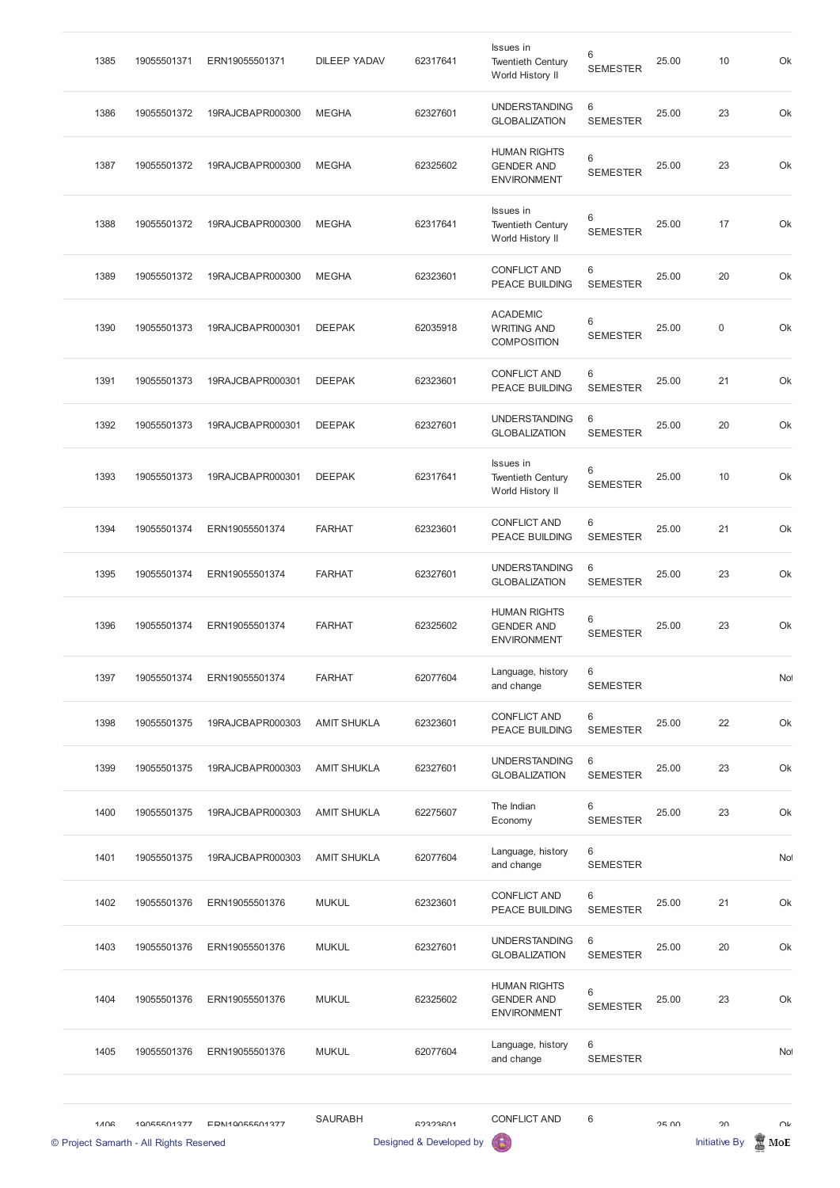| 1385 | 19055501371 | ERN19055501371 | DILEEP YADAV | 62317641 | Issues in Twentieth Century World History II | 6 SEMESTER | 25.00 | 10 | Ok |
|---|---|---|---|---|---|---|---|---|---|
| 1386 | 19055501372 | 19RAJCBAPR000300 | MEGHA | 62327601 | UNDERSTANDING GLOBALIZATION | 6 SEMESTER | 25.00 | 23 | Ok |
| 1387 | 19055501372 | 19RAJCBAPR000300 | MEGHA | 62325602 | HUMAN RIGHTS GENDER AND ENVIRONMENT | 6 SEMESTER | 25.00 | 23 | Ok |
| 1388 | 19055501372 | 19RAJCBAPR000300 | MEGHA | 62317641 | Issues in Twentieth Century World History II | 6 SEMESTER | 25.00 | 17 | Ok |
| 1389 | 19055501372 | 19RAJCBAPR000300 | MEGHA | 62323601 | CONFLICT AND PEACE BUILDING | 6 SEMESTER | 25.00 | 20 | Ok |
| 1390 | 19055501373 | 19RAJCBAPR000301 | DEEPAK | 62035918 | ACADEMIC WRITING AND COMPOSITION | 6 SEMESTER | 25.00 | 0 | Ok |
| 1391 | 19055501373 | 19RAJCBAPR000301 | DEEPAK | 62323601 | CONFLICT AND PEACE BUILDING | 6 SEMESTER | 25.00 | 21 | Ok |
| 1392 | 19055501373 | 19RAJCBAPR000301 | DEEPAK | 62327601 | UNDERSTANDING GLOBALIZATION | 6 SEMESTER | 25.00 | 20 | Ok |
| 1393 | 19055501373 | 19RAJCBAPR000301 | DEEPAK | 62317641 | Issues in Twentieth Century World History II | 6 SEMESTER | 25.00 | 10 | Ok |
| 1394 | 19055501374 | ERN19055501374 | FARHAT | 62323601 | CONFLICT AND PEACE BUILDING | 6 SEMESTER | 25.00 | 21 | Ok |
| 1395 | 19055501374 | ERN19055501374 | FARHAT | 62327601 | UNDERSTANDING GLOBALIZATION | 6 SEMESTER | 25.00 | 23 | Ok |
| 1396 | 19055501374 | ERN19055501374 | FARHAT | 62325602 | HUMAN RIGHTS GENDER AND ENVIRONMENT | 6 SEMESTER | 25.00 | 23 | Ok |
| 1397 | 19055501374 | ERN19055501374 | FARHAT | 62077604 | Language, history and change | 6 SEMESTER | | | Not |
| 1398 | 19055501375 | 19RAJCBAPR000303 | AMIT SHUKLA | 62323601 | CONFLICT AND PEACE BUILDING | 6 SEMESTER | 25.00 | 22 | Ok |
| 1399 | 19055501375 | 19RAJCBAPR000303 | AMIT SHUKLA | 62327601 | UNDERSTANDING GLOBALIZATION | 6 SEMESTER | 25.00 | 23 | Ok |
| 1400 | 19055501375 | 19RAJCBAPR000303 | AMIT SHUKLA | 62275607 | The Indian Economy | 6 SEMESTER | 25.00 | 23 | Ok |
| 1401 | 19055501375 | 19RAJCBAPR000303 | AMIT SHUKLA | 62077604 | Language, history and change | 6 SEMESTER | | | Not |
| 1402 | 19055501376 | ERN19055501376 | MUKUL | 62323601 | CONFLICT AND PEACE BUILDING | 6 SEMESTER | 25.00 | 21 | Ok |
| 1403 | 19055501376 | ERN19055501376 | MUKUL | 62327601 | UNDERSTANDING GLOBALIZATION | 6 SEMESTER | 25.00 | 20 | Ok |
| 1404 | 19055501376 | ERN19055501376 | MUKUL | 62325602 | HUMAN RIGHTS GENDER AND ENVIRONMENT | 6 SEMESTER | 25.00 | 23 | Ok |
| 1405 | 19055501376 | ERN19055501376 | MUKUL | 62077604 | Language, history and change | 6 SEMESTER | | | Not |
| 1406 | 19055501377 | ERN19055501377 | SAURABH | 62323601 | CONFLICT AND | 6 | 25.00 | 20 | Ok |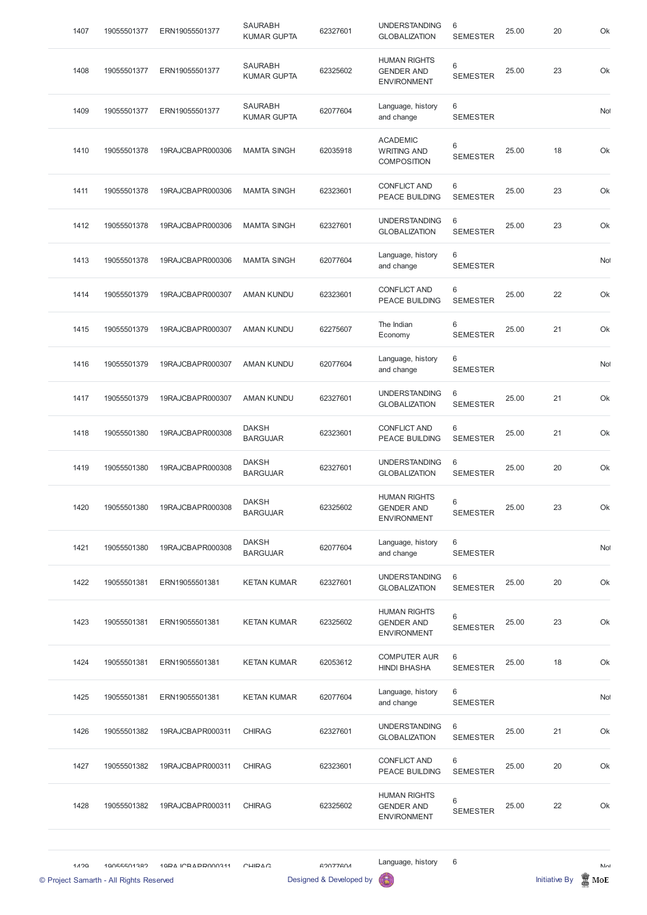| 1407 | 19055501377 | ERN19055501377 | SAURABH KUMAR GUPTA | 62327601 | UNDERSTANDING GLOBALIZATION | 6 SEMESTER | 25.00 | 20 | Ok |
|---|---|---|---|---|---|---|---|---|---|
| 1408 | 19055501377 | ERN19055501377 | SAURABH KUMAR GUPTA | 62325602 | HUMAN RIGHTS GENDER AND ENVIRONMENT | 6 SEMESTER | 25.00 | 23 | Ok |
| 1409 | 19055501377 | ERN19055501377 | SAURABH KUMAR GUPTA | 62077604 | Language, history and change | 6 SEMESTER | | | Not |
| 1410 | 19055501378 | 19RAJCBAPR000306 | MAMTA SINGH | 62035918 | ACADEMIC WRITING AND COMPOSITION | 6 SEMESTER | 25.00 | 18 | Ok |
| 1411 | 19055501378 | 19RAJCBAPR000306 | MAMTA SINGH | 62323601 | CONFLICT AND PEACE BUILDING | 6 SEMESTER | 25.00 | 23 | Ok |
| 1412 | 19055501378 | 19RAJCBAPR000306 | MAMTA SINGH | 62327601 | UNDERSTANDING GLOBALIZATION | 6 SEMESTER | 25.00 | 23 | Ok |
| 1413 | 19055501378 | 19RAJCBAPR000306 | MAMTA SINGH | 62077604 | Language, history and change | 6 SEMESTER | | | Not |
| 1414 | 19055501379 | 19RAJCBAPR000307 | AMAN KUNDU | 62323601 | CONFLICT AND PEACE BUILDING | 6 SEMESTER | 25.00 | 22 | Ok |
| 1415 | 19055501379 | 19RAJCBAPR000307 | AMAN KUNDU | 62275607 | The Indian Economy | 6 SEMESTER | 25.00 | 21 | Ok |
| 1416 | 19055501379 | 19RAJCBAPR000307 | AMAN KUNDU | 62077604 | Language, history and change | 6 SEMESTER | | | Not |
| 1417 | 19055501379 | 19RAJCBAPR000307 | AMAN KUNDU | 62327601 | UNDERSTANDING GLOBALIZATION | 6 SEMESTER | 25.00 | 21 | Ok |
| 1418 | 19055501380 | 19RAJCBAPR000308 | DAKSH BARGUJAR | 62323601 | CONFLICT AND PEACE BUILDING | 6 SEMESTER | 25.00 | 21 | Ok |
| 1419 | 19055501380 | 19RAJCBAPR000308 | DAKSH BARGUJAR | 62327601 | UNDERSTANDING GLOBALIZATION | 6 SEMESTER | 25.00 | 20 | Ok |
| 1420 | 19055501380 | 19RAJCBAPR000308 | DAKSH BARGUJAR | 62325602 | HUMAN RIGHTS GENDER AND ENVIRONMENT | 6 SEMESTER | 25.00 | 23 | Ok |
| 1421 | 19055501380 | 19RAJCBAPR000308 | DAKSH BARGUJAR | 62077604 | Language, history and change | 6 SEMESTER | | | Not |
| 1422 | 19055501381 | ERN19055501381 | KETAN KUMAR | 62327601 | UNDERSTANDING GLOBALIZATION | 6 SEMESTER | 25.00 | 20 | Ok |
| 1423 | 19055501381 | ERN19055501381 | KETAN KUMAR | 62325602 | HUMAN RIGHTS GENDER AND ENVIRONMENT | 6 SEMESTER | 25.00 | 23 | Ok |
| 1424 | 19055501381 | ERN19055501381 | KETAN KUMAR | 62053612 | COMPUTER AUR HINDI BHASHA | 6 SEMESTER | 25.00 | 18 | Ok |
| 1425 | 19055501381 | ERN19055501381 | KETAN KUMAR | 62077604 | Language, history and change | 6 SEMESTER | | | Not |
| 1426 | 19055501382 | 19RAJCBAPR000311 | CHIRAG | 62327601 | UNDERSTANDING GLOBALIZATION | 6 SEMESTER | 25.00 | 21 | Ok |
| 1427 | 19055501382 | 19RAJCBAPR000311 | CHIRAG | 62323601 | CONFLICT AND PEACE BUILDING | 6 SEMESTER | 25.00 | 20 | Ok |
| 1428 | 19055501382 | 19RAJCBAPR000311 | CHIRAG | 62325602 | HUMAN RIGHTS GENDER AND ENVIRONMENT | 6 SEMESTER | 25.00 | 22 | Ok |
| 1429 | 19055501382 | 19RAJCBAPR000311 | CHIRAG | 62077604 | Language, history | 6 | | | Not |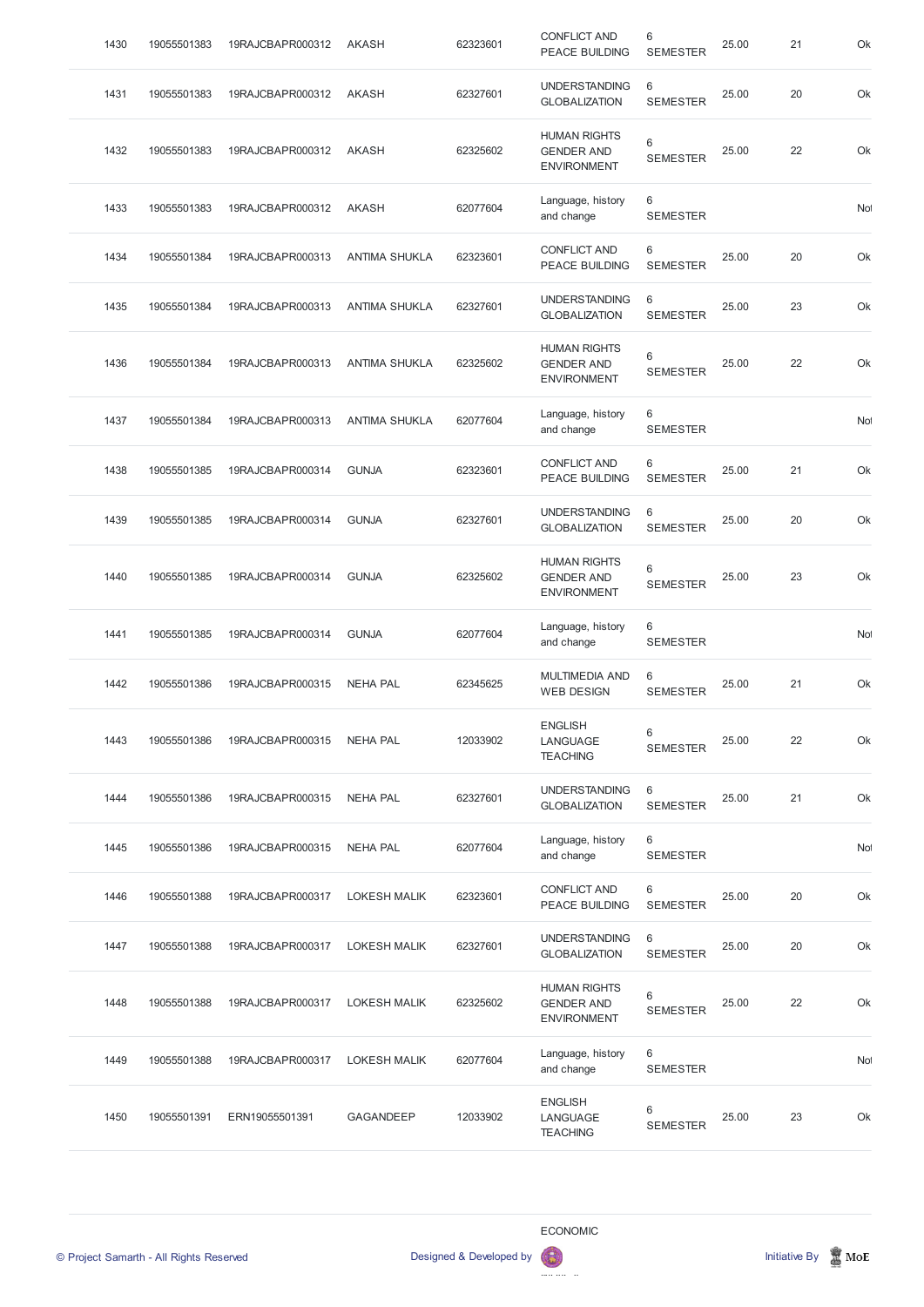| | | | | | | | | | |
|---|---|---|---|---|---|---|---|---|---|
| 1430 | 19055501383 | 19RAJCBAPR000312 | AKASH | 62323601 | CONFLICT AND PEACE BUILDING | 6 SEMESTER | 25.00 | 21 | Ok |
| 1431 | 19055501383 | 19RAJCBAPR000312 | AKASH | 62327601 | UNDERSTANDING GLOBALIZATION | 6 SEMESTER | 25.00 | 20 | Ok |
| 1432 | 19055501383 | 19RAJCBAPR000312 | AKASH | 62325602 | HUMAN RIGHTS GENDER AND ENVIRONMENT | 6 SEMESTER | 25.00 | 22 | Ok |
| 1433 | 19055501383 | 19RAJCBAPR000312 | AKASH | 62077604 | Language, history and change | 6 SEMESTER | | | Not |
| 1434 | 19055501384 | 19RAJCBAPR000313 | ANTIMA SHUKLA | 62323601 | CONFLICT AND PEACE BUILDING | 6 SEMESTER | 25.00 | 20 | Ok |
| 1435 | 19055501384 | 19RAJCBAPR000313 | ANTIMA SHUKLA | 62327601 | UNDERSTANDING GLOBALIZATION | 6 SEMESTER | 25.00 | 23 | Ok |
| 1436 | 19055501384 | 19RAJCBAPR000313 | ANTIMA SHUKLA | 62325602 | HUMAN RIGHTS GENDER AND ENVIRONMENT | 6 SEMESTER | 25.00 | 22 | Ok |
| 1437 | 19055501384 | 19RAJCBAPR000313 | ANTIMA SHUKLA | 62077604 | Language, history and change | 6 SEMESTER | | | Not |
| 1438 | 19055501385 | 19RAJCBAPR000314 | GUNJA | 62323601 | CONFLICT AND PEACE BUILDING | 6 SEMESTER | 25.00 | 21 | Ok |
| 1439 | 19055501385 | 19RAJCBAPR000314 | GUNJA | 62327601 | UNDERSTANDING GLOBALIZATION | 6 SEMESTER | 25.00 | 20 | Ok |
| 1440 | 19055501385 | 19RAJCBAPR000314 | GUNJA | 62325602 | HUMAN RIGHTS GENDER AND ENVIRONMENT | 6 SEMESTER | 25.00 | 23 | Ok |
| 1441 | 19055501385 | 19RAJCBAPR000314 | GUNJA | 62077604 | Language, history and change | 6 SEMESTER | | | Not |
| 1442 | 19055501386 | 19RAJCBAPR000315 | NEHA PAL | 62345625 | MULTIMEDIA AND WEB DESIGN | 6 SEMESTER | 25.00 | 21 | Ok |
| 1443 | 19055501386 | 19RAJCBAPR000315 | NEHA PAL | 12033902 | ENGLISH LANGUAGE TEACHING | 6 SEMESTER | 25.00 | 22 | Ok |
| 1444 | 19055501386 | 19RAJCBAPR000315 | NEHA PAL | 62327601 | UNDERSTANDING GLOBALIZATION | 6 SEMESTER | 25.00 | 21 | Ok |
| 1445 | 19055501386 | 19RAJCBAPR000315 | NEHA PAL | 62077604 | Language, history and change | 6 SEMESTER | | | Not |
| 1446 | 19055501388 | 19RAJCBAPR000317 | LOKESH MALIK | 62323601 | CONFLICT AND PEACE BUILDING | 6 SEMESTER | 25.00 | 20 | Ok |
| 1447 | 19055501388 | 19RAJCBAPR000317 | LOKESH MALIK | 62327601 | UNDERSTANDING GLOBALIZATION | 6 SEMESTER | 25.00 | 20 | Ok |
| 1448 | 19055501388 | 19RAJCBAPR000317 | LOKESH MALIK | 62325602 | HUMAN RIGHTS GENDER AND ENVIRONMENT | 6 SEMESTER | 25.00 | 22 | Ok |
| 1449 | 19055501388 | 19RAJCBAPR000317 | LOKESH MALIK | 62077604 | Language, history and change | 6 SEMESTER | | | Not |
| 1450 | 19055501391 | ERN19055501391 | GAGANDEEP | 12033902 | ENGLISH LANGUAGE TEACHING | 6 SEMESTER | 25.00 | 23 | Ok |

ECONOMIC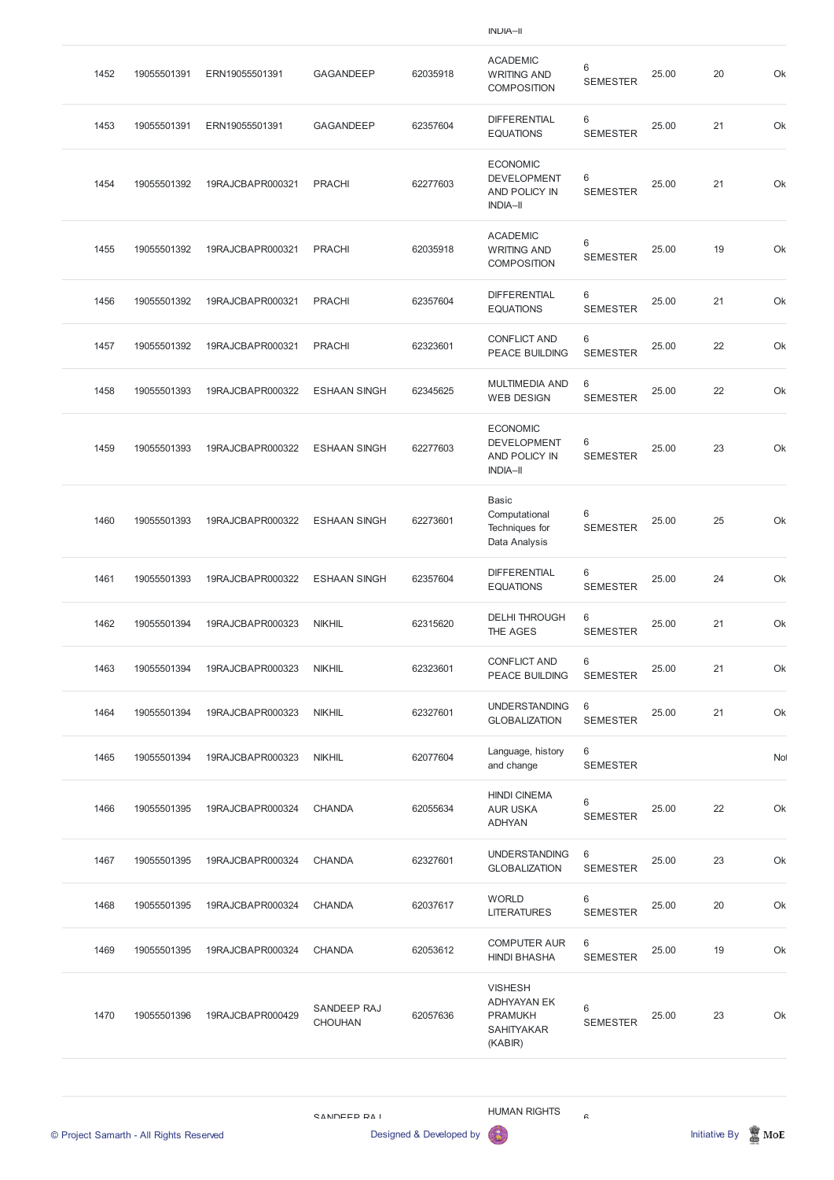| | | | | | | | | | |
|---|---|---|---|---|---|---|---|---|---|
| 1452 | 19055501391 | ERN19055501391 | GAGANDEEP | 62035918 | ACADEMIC WRITING AND COMPOSITION | 6 SEMESTER | 25.00 | 20 | Ok |
| 1453 | 19055501391 | ERN19055501391 | GAGANDEEP | 62357604 | DIFFERENTIAL EQUATIONS | 6 SEMESTER | 25.00 | 21 | Ok |
| 1454 | 19055501392 | 19RAJCBAPR000321 | PRACHI | 62277603 | ECONOMIC DEVELOPMENT AND POLICY IN INDIA–II | 6 SEMESTER | 25.00 | 21 | Ok |
| 1455 | 19055501392 | 19RAJCBAPR000321 | PRACHI | 62035918 | ACADEMIC WRITING AND COMPOSITION | 6 SEMESTER | 25.00 | 19 | Ok |
| 1456 | 19055501392 | 19RAJCBAPR000321 | PRACHI | 62357604 | DIFFERENTIAL EQUATIONS | 6 SEMESTER | 25.00 | 21 | Ok |
| 1457 | 19055501392 | 19RAJCBAPR000321 | PRACHI | 62323601 | CONFLICT AND PEACE BUILDING | 6 SEMESTER | 25.00 | 22 | Ok |
| 1458 | 19055501393 | 19RAJCBAPR000322 | ESHAAN SINGH | 62345625 | MULTIMEDIA AND WEB DESIGN | 6 SEMESTER | 25.00 | 22 | Ok |
| 1459 | 19055501393 | 19RAJCBAPR000322 | ESHAAN SINGH | 62277603 | ECONOMIC DEVELOPMENT AND POLICY IN INDIA–II | 6 SEMESTER | 25.00 | 23 | Ok |
| 1460 | 19055501393 | 19RAJCBAPR000322 | ESHAAN SINGH | 62273601 | Basic Computational Techniques for Data Analysis | 6 SEMESTER | 25.00 | 25 | Ok |
| 1461 | 19055501393 | 19RAJCBAPR000322 | ESHAAN SINGH | 62357604 | DIFFERENTIAL EQUATIONS | 6 SEMESTER | 25.00 | 24 | Ok |
| 1462 | 19055501394 | 19RAJCBAPR000323 | NIKHIL | 62315620 | DELHI THROUGH THE AGES | 6 SEMESTER | 25.00 | 21 | Ok |
| 1463 | 19055501394 | 19RAJCBAPR000323 | NIKHIL | 62323601 | CONFLICT AND PEACE BUILDING | 6 SEMESTER | 25.00 | 21 | Ok |
| 1464 | 19055501394 | 19RAJCBAPR000323 | NIKHIL | 62327601 | UNDERSTANDING GLOBALIZATION | 6 SEMESTER | 25.00 | 21 | Ok |
| 1465 | 19055501394 | 19RAJCBAPR000323 | NIKHIL | 62077604 | Language, history and change | 6 SEMESTER | | | Not |
| 1466 | 19055501395 | 19RAJCBAPR000324 | CHANDA | 62055634 | HINDI CINEMA AUR USKA ADHYAN | 6 SEMESTER | 25.00 | 22 | Ok |
| 1467 | 19055501395 | 19RAJCBAPR000324 | CHANDA | 62327601 | UNDERSTANDING GLOBALIZATION | 6 SEMESTER | 25.00 | 23 | Ok |
| 1468 | 19055501395 | 19RAJCBAPR000324 | CHANDA | 62037617 | WORLD LITERATURES | 6 SEMESTER | 25.00 | 20 | Ok |
| 1469 | 19055501395 | 19RAJCBAPR000324 | CHANDA | 62053612 | COMPUTER AUR HINDI BHASHA | 6 SEMESTER | 25.00 | 19 | Ok |
| 1470 | 19055501396 | 19RAJCBAPR000429 | SANDEEP RAJ CHOUHAN | 62057636 | VISHESH ADHYAYAN EK PRAMUKH SAHITYAKAR (KABIR) | 6 SEMESTER | 25.00 | 23 | Ok |
| | | | SANDEEP RAJ | | HUMAN RIGHTS | 6 | | | |

© Project Samarth - All Rights Reserved | Designed & Developed by | Initiative By MoE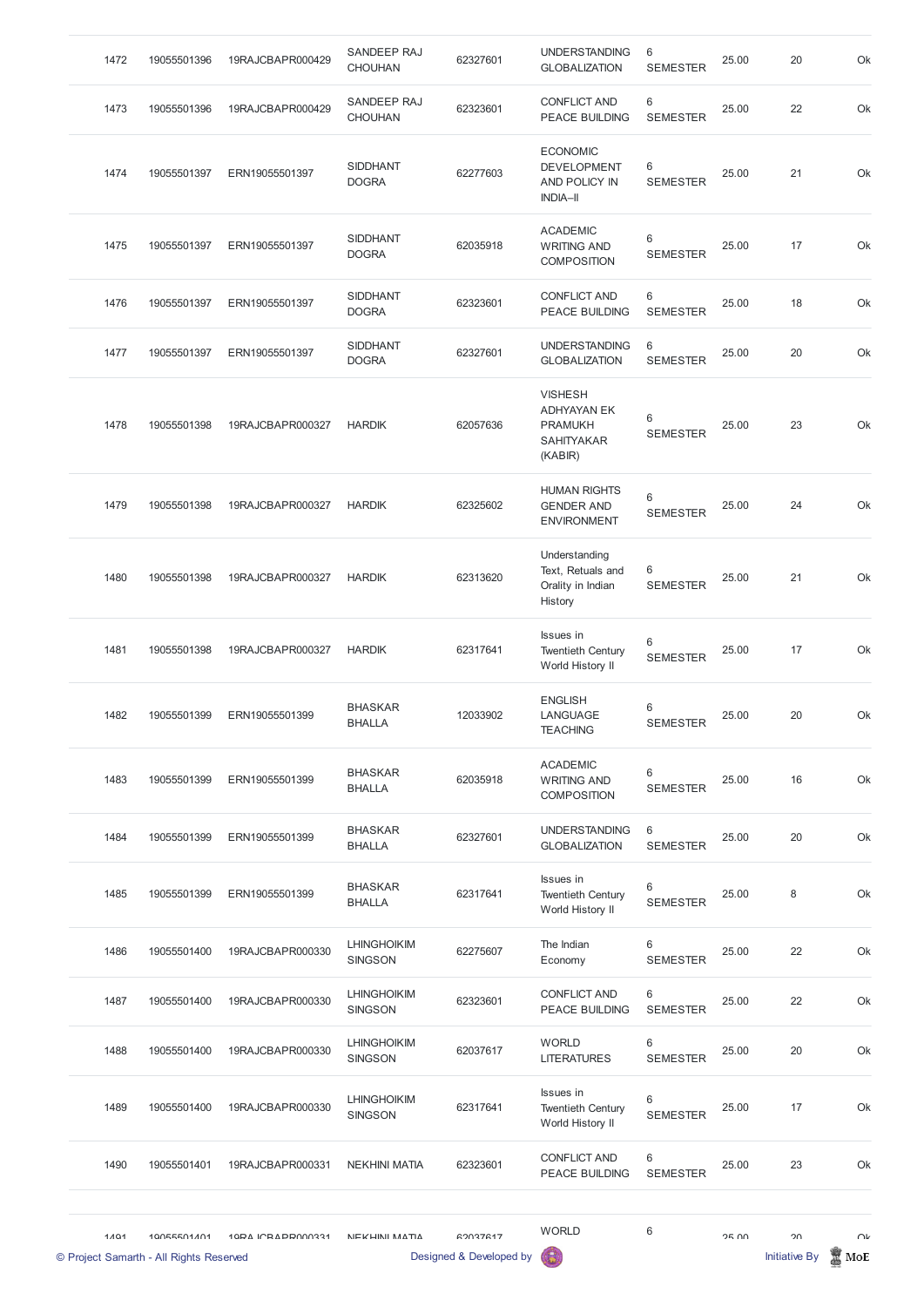| 1472 | 19055501396 | 19RAJCBAPR000429 | SANDEEP RAJ CHOUHAN | 62327601 | UNDERSTANDING GLOBALIZATION | 6 SEMESTER | 25.00 | 20 | Ok |
|---|---|---|---|---|---|---|---|---|---|
| 1473 | 19055501396 | 19RAJCBAPR000429 | SANDEEP RAJ CHOUHAN | 62323601 | CONFLICT AND PEACE BUILDING | 6 SEMESTER | 25.00 | 22 | Ok |
| 1474 | 19055501397 | ERN19055501397 | SIDDHANT DOGRA | 62277603 | ECONOMIC DEVELOPMENT AND POLICY IN INDIA–II | 6 SEMESTER | 25.00 | 21 | Ok |
| 1475 | 19055501397 | ERN19055501397 | SIDDHANT DOGRA | 62035918 | ACADEMIC WRITING AND COMPOSITION | 6 SEMESTER | 25.00 | 17 | Ok |
| 1476 | 19055501397 | ERN19055501397 | SIDDHANT DOGRA | 62323601 | CONFLICT AND PEACE BUILDING | 6 SEMESTER | 25.00 | 18 | Ok |
| 1477 | 19055501397 | ERN19055501397 | SIDDHANT DOGRA | 62327601 | UNDERSTANDING GLOBALIZATION | 6 SEMESTER | 25.00 | 20 | Ok |
| 1478 | 19055501398 | 19RAJCBAPR000327 | HARDIK | 62057636 | VISHESH ADHYAYAN EK PRAMUKH SAHITYAKAR (KABIR) | 6 SEMESTER | 25.00 | 23 | Ok |
| 1479 | 19055501398 | 19RAJCBAPR000327 | HARDIK | 62325602 | HUMAN RIGHTS GENDER AND ENVIRONMENT | 6 SEMESTER | 25.00 | 24 | Ok |
| 1480 | 19055501398 | 19RAJCBAPR000327 | HARDIK | 62313620 | Understanding Text, Retuals and Orality in Indian History | 6 SEMESTER | 25.00 | 21 | Ok |
| 1481 | 19055501398 | 19RAJCBAPR000327 | HARDIK | 62317641 | Issues in Twentieth Century World History II | 6 SEMESTER | 25.00 | 17 | Ok |
| 1482 | 19055501399 | ERN19055501399 | BHASKAR BHALLA | 12033902 | ENGLISH LANGUAGE TEACHING | 6 SEMESTER | 25.00 | 20 | Ok |
| 1483 | 19055501399 | ERN19055501399 | BHASKAR BHALLA | 62035918 | ACADEMIC WRITING AND COMPOSITION | 6 SEMESTER | 25.00 | 16 | Ok |
| 1484 | 19055501399 | ERN19055501399 | BHASKAR BHALLA | 62327601 | UNDERSTANDING GLOBALIZATION | 6 SEMESTER | 25.00 | 20 | Ok |
| 1485 | 19055501399 | ERN19055501399 | BHASKAR BHALLA | 62317641 | Issues in Twentieth Century World History II | 6 SEMESTER | 25.00 | 8 | Ok |
| 1486 | 19055501400 | 19RAJCBAPR000330 | LHINGHOIKIM SINGSON | 62275607 | The Indian Economy | 6 SEMESTER | 25.00 | 22 | Ok |
| 1487 | 19055501400 | 19RAJCBAPR000330 | LHINGHOIKIM SINGSON | 62323601 | CONFLICT AND PEACE BUILDING | 6 SEMESTER | 25.00 | 22 | Ok |
| 1488 | 19055501400 | 19RAJCBAPR000330 | LHINGHOIKIM SINGSON | 62037617 | WORLD LITERATURES | 6 SEMESTER | 25.00 | 20 | Ok |
| 1489 | 19055501400 | 19RAJCBAPR000330 | LHINGHOIKIM SINGSON | 62317641 | Issues in Twentieth Century World History II | 6 SEMESTER | 25.00 | 17 | Ok |
| 1490 | 19055501401 | 19RAJCBAPR000331 | NEKHINI MATIA | 62323601 | CONFLICT AND PEACE BUILDING | 6 SEMESTER | 25.00 | 23 | Ok |
| 1491 | 19055501401 | 19RAJCBAPR000331 | NEKHINI MATIA | 62037617 | WORLD | 6 | 25.00 | 20 | Ok |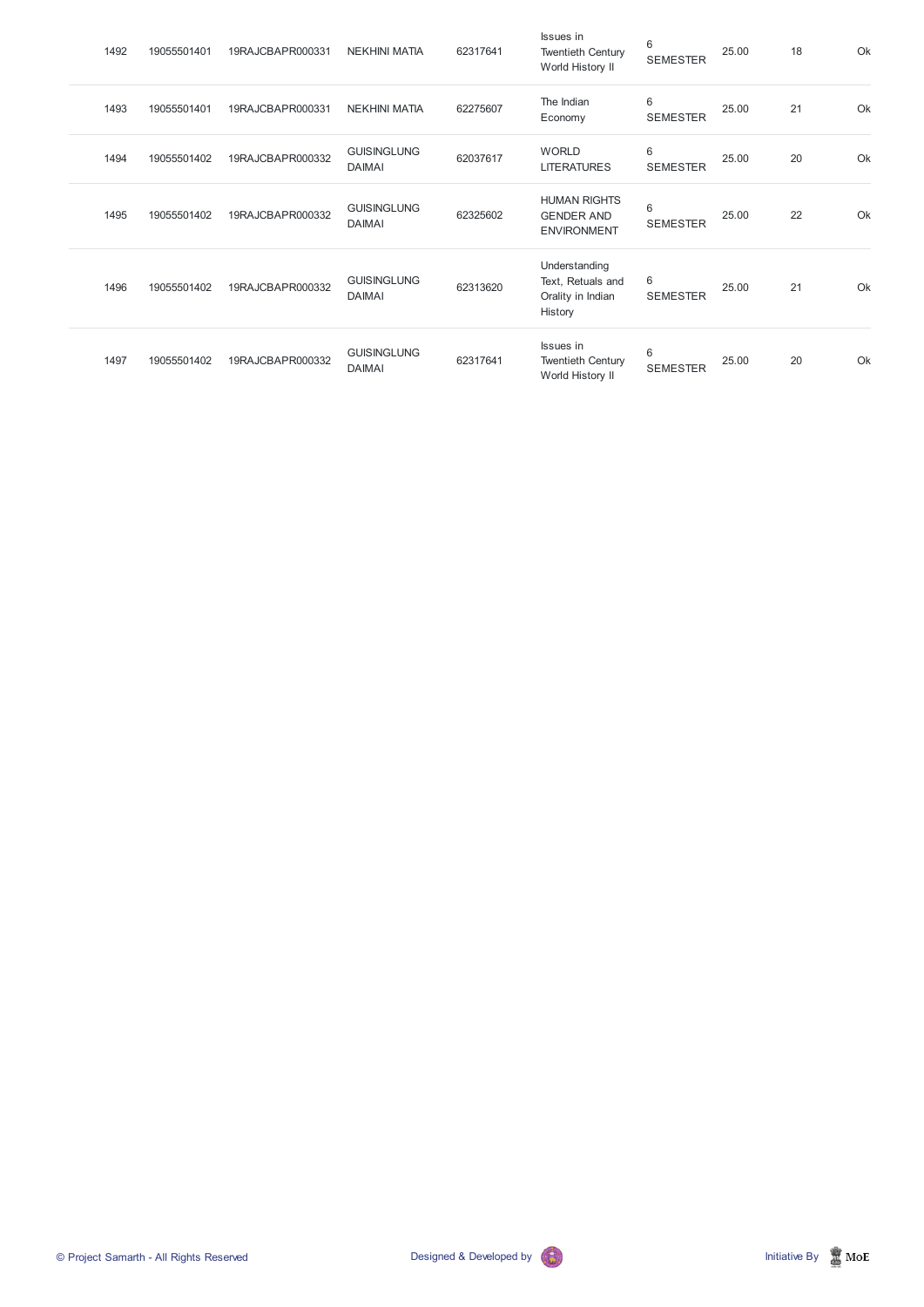| | | | | | | | | | |
|---|---|---|---|---|---|---|---|---|---|
| 1492 | 19055501401 | 19RAJCBAPR000331 | NEKHINI MATIA | 62317641 | Issues in Twentieth Century World History II | 6 SEMESTER | 25.00 | 18 | Ok |
| 1493 | 19055501401 | 19RAJCBAPR000331 | NEKHINI MATIA | 62275607 | The Indian Economy | 6 SEMESTER | 25.00 | 21 | Ok |
| 1494 | 19055501402 | 19RAJCBAPR000332 | GUISINGLUNG DAIMAI | 62037617 | WORLD LITERATURES | 6 SEMESTER | 25.00 | 20 | Ok |
| 1495 | 19055501402 | 19RAJCBAPR000332 | GUISINGLUNG DAIMAI | 62325602 | HUMAN RIGHTS GENDER AND ENVIRONMENT | 6 SEMESTER | 25.00 | 22 | Ok |
| 1496 | 19055501402 | 19RAJCBAPR000332 | GUISINGLUNG DAIMAI | 62313620 | Understanding Text, Retuals and Orality in Indian History | 6 SEMESTER | 25.00 | 21 | Ok |
| 1497 | 19055501402 | 19RAJCBAPR000332 | GUISINGLUNG DAIMAI | 62317641 | Issues in Twentieth Century World History II | 6 SEMESTER | 25.00 | 20 | Ok |